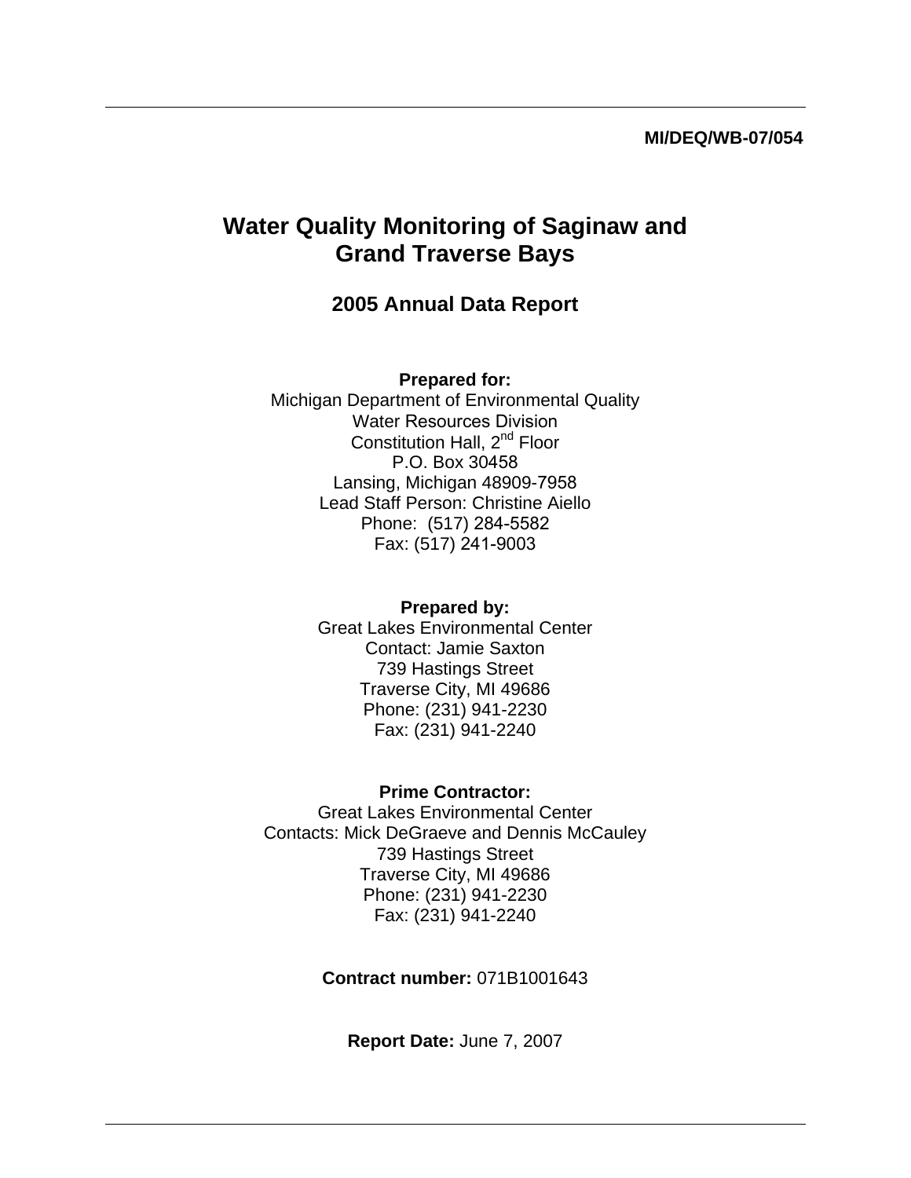**MI/DEQ/WB-07/054**

# Water Quality Monitoring of Saginaw and Grand Traverse Bays

## 2005 Annual Data Report

**Prepared for:**
Michigan Department of Environmental Quality
Water Resources Division
Constitution Hall, 2nd Floor
P.O. Box 30458
Lansing, Michigan 48909-7958
Lead Staff Person: Christine Aiello
Phone: (517) 284-5582
Fax: (517) 241-9003

**Prepared by:**
Great Lakes Environmental Center
Contact: Jamie Saxton
739 Hastings Street
Traverse City, MI 49686
Phone: (231) 941-2230
Fax: (231) 941-2240

**Prime Contractor:**
Great Lakes Environmental Center
Contacts: Mick DeGraeve and Dennis McCauley
739 Hastings Street
Traverse City, MI 49686
Phone: (231) 941-2230
Fax: (231) 941-2240

**Contract number:** 071B1001643

**Report Date:** June 7, 2007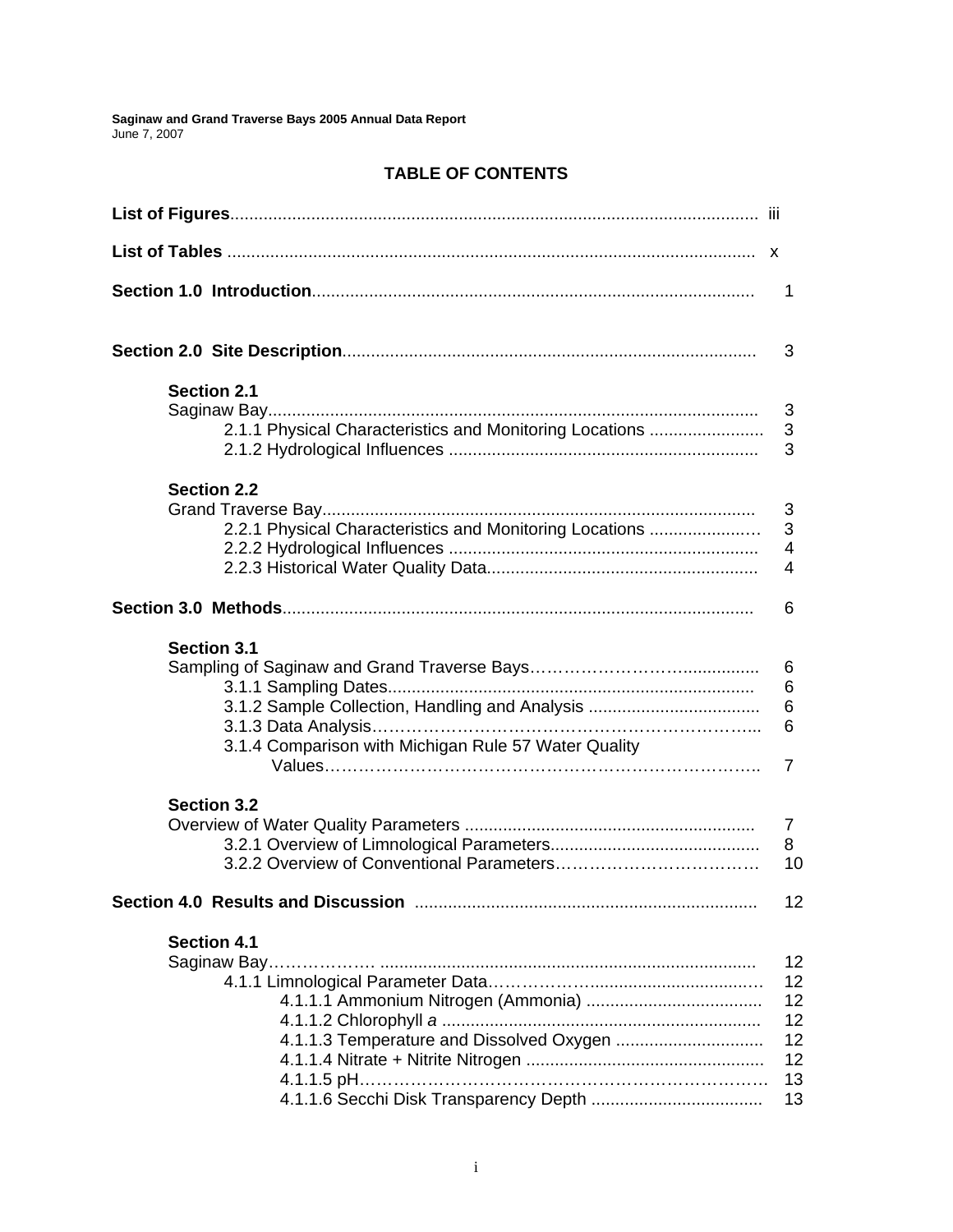**Saginaw and Grand Traverse Bays 2005 Annual Data Report**
June 7, 2007

# TABLE OF CONTENTS

**List of Figures** ..... iii

**List of Tables** ..... x

**Section 1.0 Introduction** ..... 1

**Section 2.0 Site Description** ..... 3

**Section 2.1**
Saginaw Bay ..... 3
- 2.1.1 Physical Characteristics and Monitoring Locations ..... 3
- 2.1.2 Hydrological Influences ..... 3

**Section 2.2**
Grand Traverse Bay ..... 3
- 2.2.1 Physical Characteristics and Monitoring Locations ..... 3
- 2.2.2 Hydrological Influences ..... 4
- 2.2.3 Historical Water Quality Data ..... 4

**Section 3.0 Methods** ..... 6

**Section 3.1**
Sampling of Saginaw and Grand Traverse Bays ..... 6
- 3.1.1 Sampling Dates ..... 6
- 3.1.2 Sample Collection, Handling and Analysis ..... 6
- 3.1.3 Data Analysis ..... 6
- 3.1.4 Comparison with Michigan Rule 57 Water Quality Values ..... 7

**Section 3.2**
Overview of Water Quality Parameters ..... 7
- 3.2.1 Overview of Limnological Parameters ..... 8
- 3.2.2 Overview of Conventional Parameters ..... 10

**Section 4.0 Results and Discussion** ..... 12

**Section 4.1**
Saginaw Bay ..... 12
- 4.1.1 Limnological Parameter Data ..... 12
  - 4.1.1.1 Ammonium Nitrogen (Ammonia) ..... 12
  - 4.1.1.2 Chlorophyll *a* ..... 12
  - 4.1.1.3 Temperature and Dissolved Oxygen ..... 12
  - 4.1.1.4 Nitrate + Nitrite Nitrogen ..... 12
  - 4.1.1.5 pH ..... 13
  - 4.1.1.6 Secchi Disk Transparency Depth ..... 13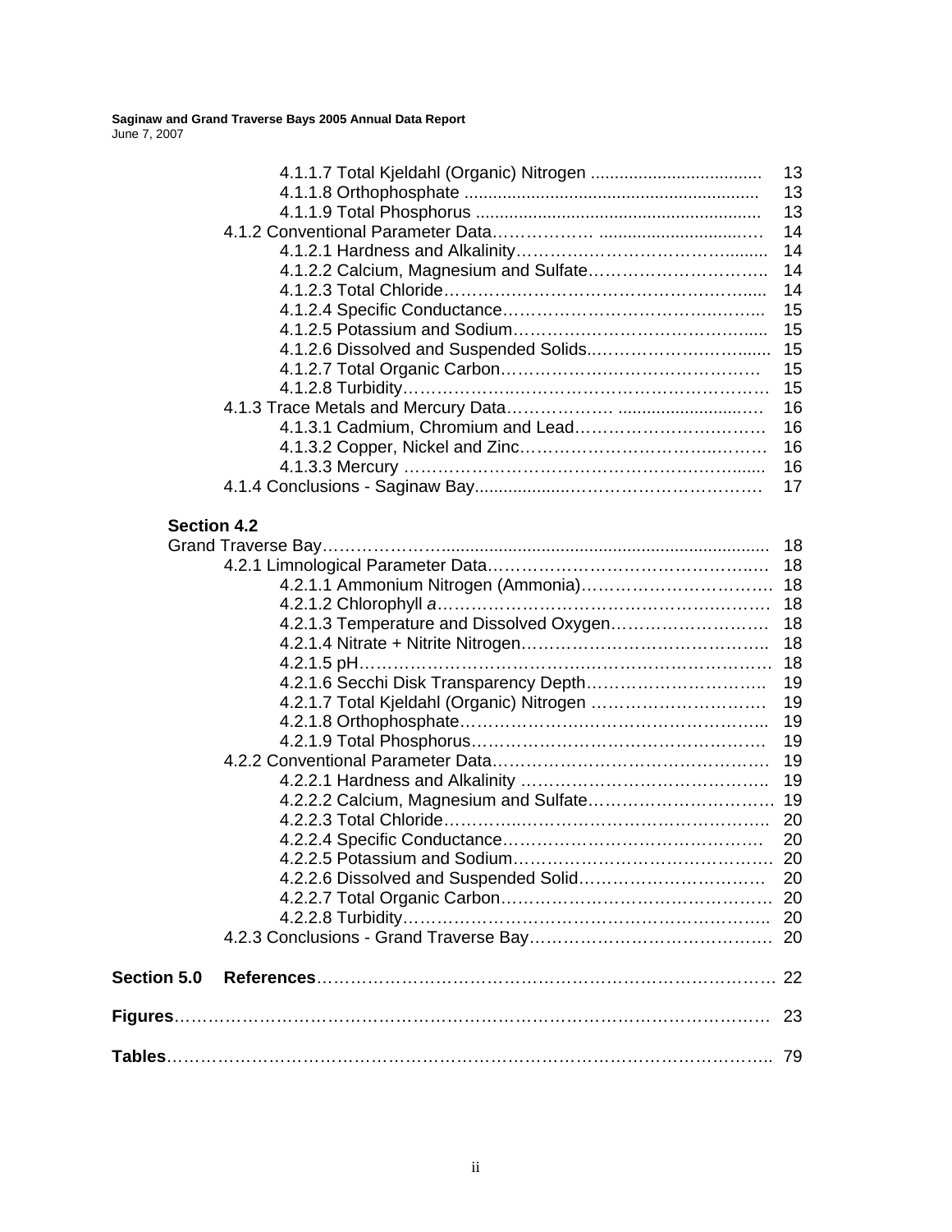4.1.1.7 Total Kjeldahl (Organic) Nitrogen .................................... 13
4.1.1.8 Orthophosphate ............................................................. 13
4.1.1.9 Total Phosphorus ........................................................... 13

4.1.2 Conventional Parameter Data.................................................. 14
4.1.2.1 Hardness and Alkalinity....................................................... 14
4.1.2.2 Calcium, Magnesium and Sulfate.......................................... 14
4.1.2.3 Total Chloride...................................................................... 14
4.1.2.4 Specific Conductance........................................................... 15
4.1.2.5 Potassium and Sodium......................................................... 15
4.1.2.6 Dissolved and Suspended Solids........................................... 15
4.1.2.7 Total Organic Carbon........................................................... 15
4.1.2.8 Turbidity............................................................................. 15

4.1.3 Trace Metals and Mercury Data............................................... 16
4.1.3.1 Cadmium, Chromium and Lead............................................. 16
4.1.3.2 Copper, Nickel and Zinc....................................................... 16
4.1.3.3 Mercury ............................................................................. 16

4.1.4 Conclusions - Saginaw Bay......................................................... 17

**Section 4.2**

Grand Traverse Bay........................................................................... 18

4.2.1 Limnological Parameter Data..................................................... 18
4.2.1.1 Ammonium Nitrogen (Ammonia)........................................... 18
4.2.1.2 Chlorophyll *a*...................................................................... 18
4.2.1.3 Temperature and Dissolved Oxygen...................................... 18
4.2.1.4 Nitrate + Nitrite Nitrogen..................................................... 18
4.2.1.5 pH........................................................................................ 18
4.2.1.6 Secchi Disk Transparency Depth........................................... 19
4.2.1.7 Total Kjeldahl (Organic) Nitrogen .......................................... 19
4.2.1.8 Orthophosphate................................................................... 19
4.2.1.9 Total Phosphorus................................................................. 19

4.2.2 Conventional Parameter Data..................................................... 19
4.2.2.1 Hardness and Alkalinity ....................................................... 19
4.2.2.2 Calcium, Magnesium and Sulfate.......................................... 19
4.2.2.3 Total Chloride...................................................................... 20
4.2.2.4 Specific Conductance........................................................... 20
4.2.2.5 Potassium and Sodium......................................................... 20
4.2.2.6 Dissolved and Suspended Solid............................................ 20
4.2.2.7 Total Organic Carbon........................................................... 20
4.2.2.8 Turbidity.............................................................................. 20

4.2.3 Conclusions - Grand Traverse Bay............................................... 20

**Section 5.0 References**.................................................................... 22

**Figures**........................................................................................... 23

**Tables**............................................................................................ 79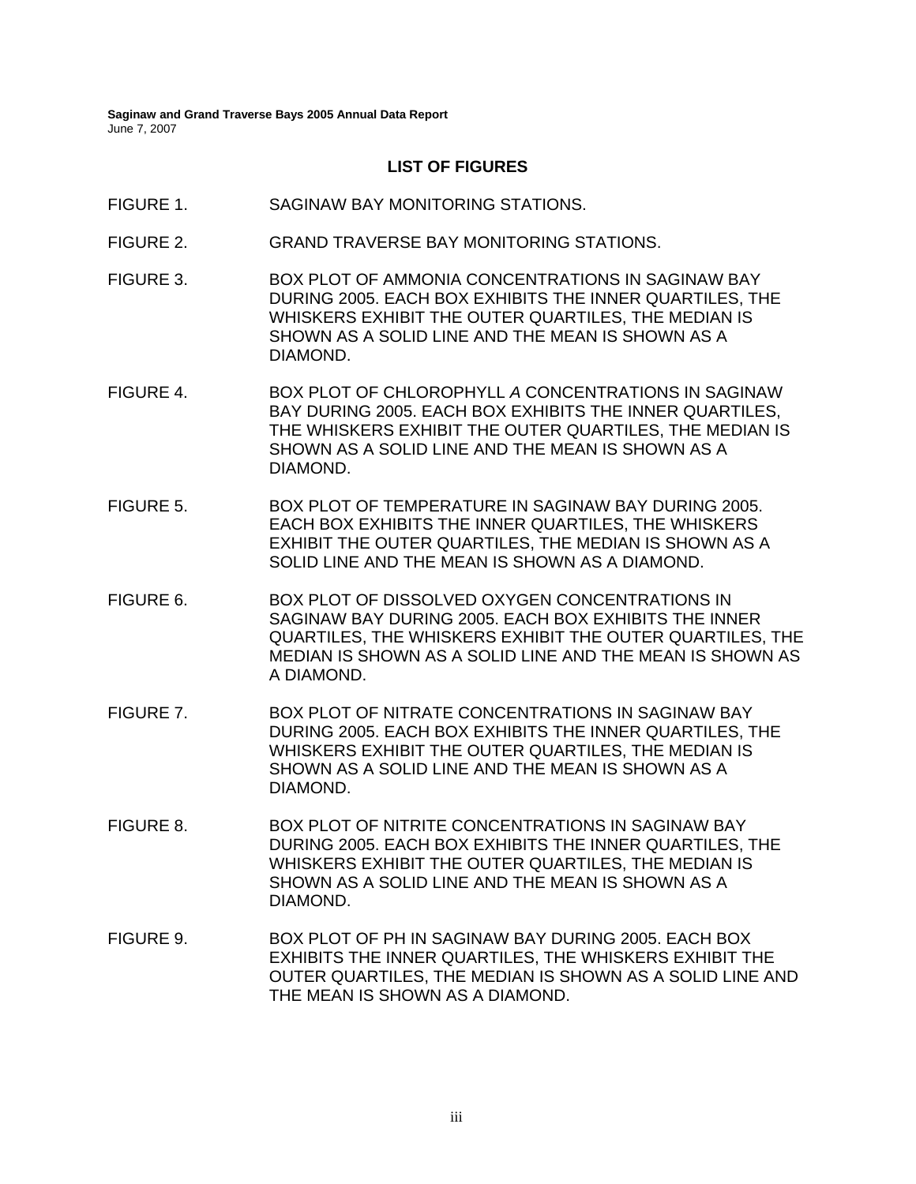## LIST OF FIGURES

FIGURE 1. SAGINAW BAY MONITORING STATIONS.

FIGURE 2. GRAND TRAVERSE BAY MONITORING STATIONS.

FIGURE 3. BOX PLOT OF AMMONIA CONCENTRATIONS IN SAGINAW BAY DURING 2005. EACH BOX EXHIBITS THE INNER QUARTILES, THE WHISKERS EXHIBIT THE OUTER QUARTILES, THE MEDIAN IS SHOWN AS A SOLID LINE AND THE MEAN IS SHOWN AS A DIAMOND.

FIGURE 4. BOX PLOT OF CHLOROPHYLL *A* CONCENTRATIONS IN SAGINAW BAY DURING 2005. EACH BOX EXHIBITS THE INNER QUARTILES, THE WHISKERS EXHIBIT THE OUTER QUARTILES, THE MEDIAN IS SHOWN AS A SOLID LINE AND THE MEAN IS SHOWN AS A DIAMOND.

FIGURE 5. BOX PLOT OF TEMPERATURE IN SAGINAW BAY DURING 2005. EACH BOX EXHIBITS THE INNER QUARTILES, THE WHISKERS EXHIBIT THE OUTER QUARTILES, THE MEDIAN IS SHOWN AS A SOLID LINE AND THE MEAN IS SHOWN AS A DIAMOND.

FIGURE 6. BOX PLOT OF DISSOLVED OXYGEN CONCENTRATIONS IN SAGINAW BAY DURING 2005. EACH BOX EXHIBITS THE INNER QUARTILES, THE WHISKERS EXHIBIT THE OUTER QUARTILES, THE MEDIAN IS SHOWN AS A SOLID LINE AND THE MEAN IS SHOWN AS A DIAMOND.

FIGURE 7. BOX PLOT OF NITRATE CONCENTRATIONS IN SAGINAW BAY DURING 2005. EACH BOX EXHIBITS THE INNER QUARTILES, THE WHISKERS EXHIBIT THE OUTER QUARTILES, THE MEDIAN IS SHOWN AS A SOLID LINE AND THE MEAN IS SHOWN AS A DIAMOND.

FIGURE 8. BOX PLOT OF NITRITE CONCENTRATIONS IN SAGINAW BAY DURING 2005. EACH BOX EXHIBITS THE INNER QUARTILES, THE WHISKERS EXHIBIT THE OUTER QUARTILES, THE MEDIAN IS SHOWN AS A SOLID LINE AND THE MEAN IS SHOWN AS A DIAMOND.

FIGURE 9. BOX PLOT OF PH IN SAGINAW BAY DURING 2005. EACH BOX EXHIBITS THE INNER QUARTILES, THE WHISKERS EXHIBIT THE OUTER QUARTILES, THE MEDIAN IS SHOWN AS A SOLID LINE AND THE MEAN IS SHOWN AS A DIAMOND.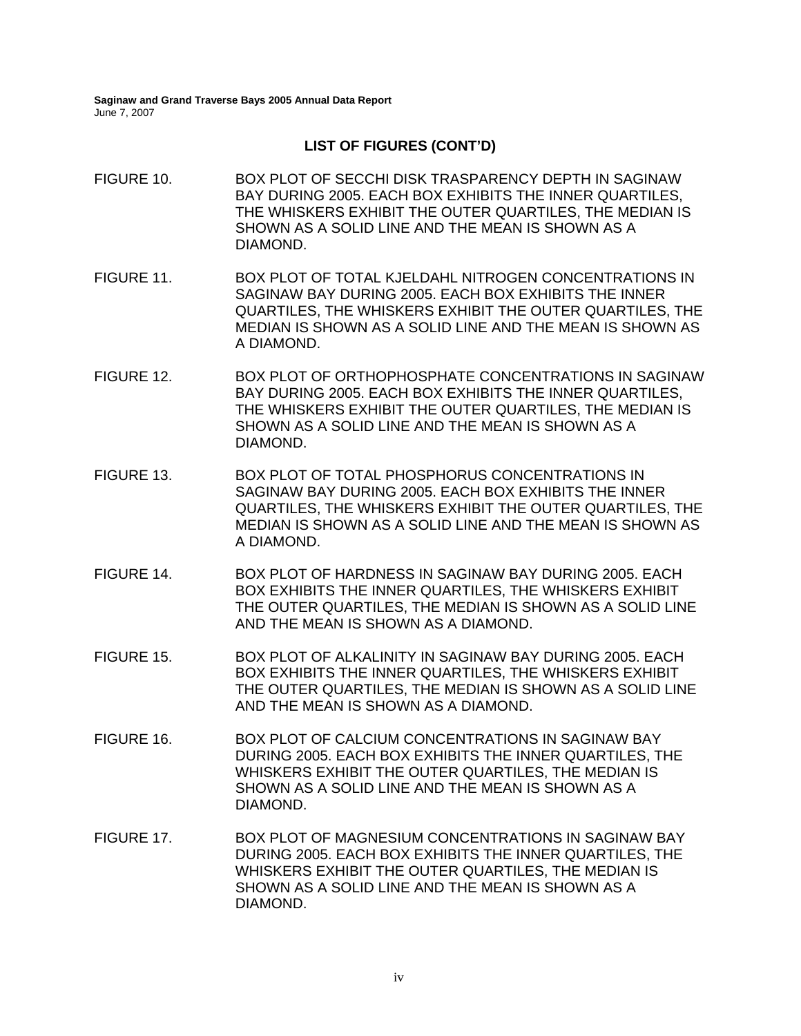## LIST OF FIGURES (CONT'D)

FIGURE 10. BOX PLOT OF SECCHI DISK TRASPARENCY DEPTH IN SAGINAW BAY DURING 2005. EACH BOX EXHIBITS THE INNER QUARTILES, THE WHISKERS EXHIBIT THE OUTER QUARTILES, THE MEDIAN IS SHOWN AS A SOLID LINE AND THE MEAN IS SHOWN AS A DIAMOND.

FIGURE 11. BOX PLOT OF TOTAL KJELDAHL NITROGEN CONCENTRATIONS IN SAGINAW BAY DURING 2005. EACH BOX EXHIBITS THE INNER QUARTILES, THE WHISKERS EXHIBIT THE OUTER QUARTILES, THE MEDIAN IS SHOWN AS A SOLID LINE AND THE MEAN IS SHOWN AS A DIAMOND.

FIGURE 12. BOX PLOT OF ORTHOPHOSPHATE CONCENTRATIONS IN SAGINAW BAY DURING 2005. EACH BOX EXHIBITS THE INNER QUARTILES, THE WHISKERS EXHIBIT THE OUTER QUARTILES, THE MEDIAN IS SHOWN AS A SOLID LINE AND THE MEAN IS SHOWN AS A DIAMOND.

FIGURE 13. BOX PLOT OF TOTAL PHOSPHORUS CONCENTRATIONS IN SAGINAW BAY DURING 2005. EACH BOX EXHIBITS THE INNER QUARTILES, THE WHISKERS EXHIBIT THE OUTER QUARTILES, THE MEDIAN IS SHOWN AS A SOLID LINE AND THE MEAN IS SHOWN AS A DIAMOND.

FIGURE 14. BOX PLOT OF HARDNESS IN SAGINAW BAY DURING 2005. EACH BOX EXHIBITS THE INNER QUARTILES, THE WHISKERS EXHIBIT THE OUTER QUARTILES, THE MEDIAN IS SHOWN AS A SOLID LINE AND THE MEAN IS SHOWN AS A DIAMOND.

FIGURE 15. BOX PLOT OF ALKALINITY IN SAGINAW BAY DURING 2005. EACH BOX EXHIBITS THE INNER QUARTILES, THE WHISKERS EXHIBIT THE OUTER QUARTILES, THE MEDIAN IS SHOWN AS A SOLID LINE AND THE MEAN IS SHOWN AS A DIAMOND.

FIGURE 16. BOX PLOT OF CALCIUM CONCENTRATIONS IN SAGINAW BAY DURING 2005. EACH BOX EXHIBITS THE INNER QUARTILES, THE WHISKERS EXHIBIT THE OUTER QUARTILES, THE MEDIAN IS SHOWN AS A SOLID LINE AND THE MEAN IS SHOWN AS A DIAMOND.

FIGURE 17. BOX PLOT OF MAGNESIUM CONCENTRATIONS IN SAGINAW BAY DURING 2005. EACH BOX EXHIBITS THE INNER QUARTILES, THE WHISKERS EXHIBIT THE OUTER QUARTILES, THE MEDIAN IS SHOWN AS A SOLID LINE AND THE MEAN IS SHOWN AS A DIAMOND.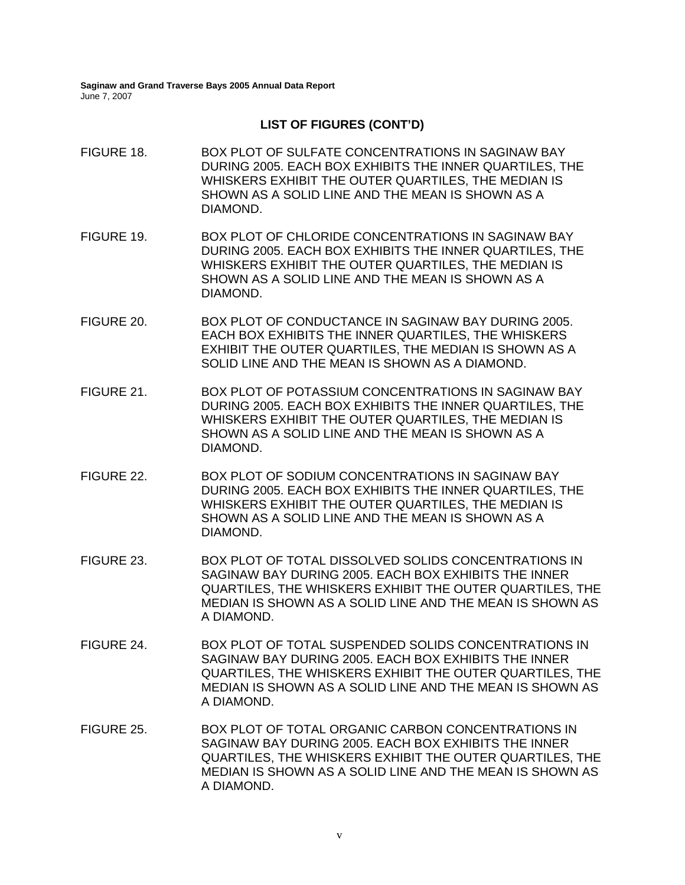## LIST OF FIGURES (CONT'D)

FIGURE 18. BOX PLOT OF SULFATE CONCENTRATIONS IN SAGINAW BAY DURING 2005. EACH BOX EXHIBITS THE INNER QUARTILES, THE WHISKERS EXHIBIT THE OUTER QUARTILES, THE MEDIAN IS SHOWN AS A SOLID LINE AND THE MEAN IS SHOWN AS A DIAMOND.

FIGURE 19. BOX PLOT OF CHLORIDE CONCENTRATIONS IN SAGINAW BAY DURING 2005. EACH BOX EXHIBITS THE INNER QUARTILES, THE WHISKERS EXHIBIT THE OUTER QUARTILES, THE MEDIAN IS SHOWN AS A SOLID LINE AND THE MEAN IS SHOWN AS A DIAMOND.

FIGURE 20. BOX PLOT OF CONDUCTANCE IN SAGINAW BAY DURING 2005. EACH BOX EXHIBITS THE INNER QUARTILES, THE WHISKERS EXHIBIT THE OUTER QUARTILES, THE MEDIAN IS SHOWN AS A SOLID LINE AND THE MEAN IS SHOWN AS A DIAMOND.

FIGURE 21. BOX PLOT OF POTASSIUM CONCENTRATIONS IN SAGINAW BAY DURING 2005. EACH BOX EXHIBITS THE INNER QUARTILES, THE WHISKERS EXHIBIT THE OUTER QUARTILES, THE MEDIAN IS SHOWN AS A SOLID LINE AND THE MEAN IS SHOWN AS A DIAMOND.

FIGURE 22. BOX PLOT OF SODIUM CONCENTRATIONS IN SAGINAW BAY DURING 2005. EACH BOX EXHIBITS THE INNER QUARTILES, THE WHISKERS EXHIBIT THE OUTER QUARTILES, THE MEDIAN IS SHOWN AS A SOLID LINE AND THE MEAN IS SHOWN AS A DIAMOND.

FIGURE 23. BOX PLOT OF TOTAL DISSOLVED SOLIDS CONCENTRATIONS IN SAGINAW BAY DURING 2005. EACH BOX EXHIBITS THE INNER QUARTILES, THE WHISKERS EXHIBIT THE OUTER QUARTILES, THE MEDIAN IS SHOWN AS A SOLID LINE AND THE MEAN IS SHOWN AS A DIAMOND.

FIGURE 24. BOX PLOT OF TOTAL SUSPENDED SOLIDS CONCENTRATIONS IN SAGINAW BAY DURING 2005. EACH BOX EXHIBITS THE INNER QUARTILES, THE WHISKERS EXHIBIT THE OUTER QUARTILES, THE MEDIAN IS SHOWN AS A SOLID LINE AND THE MEAN IS SHOWN AS A DIAMOND.

FIGURE 25. BOX PLOT OF TOTAL ORGANIC CARBON CONCENTRATIONS IN SAGINAW BAY DURING 2005. EACH BOX EXHIBITS THE INNER QUARTILES, THE WHISKERS EXHIBIT THE OUTER QUARTILES, THE MEDIAN IS SHOWN AS A SOLID LINE AND THE MEAN IS SHOWN AS A DIAMOND.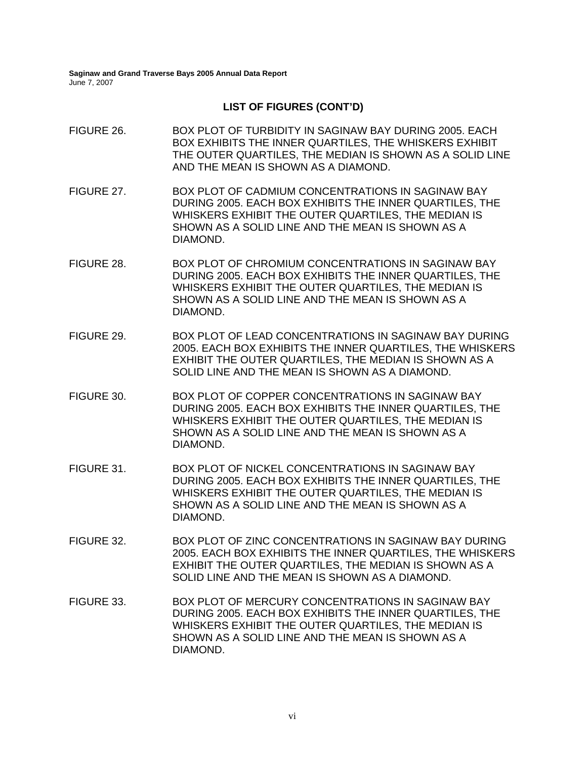## LIST OF FIGURES (CONT'D)

FIGURE 26. BOX PLOT OF TURBIDITY IN SAGINAW BAY DURING 2005. EACH BOX EXHIBITS THE INNER QUARTILES, THE WHISKERS EXHIBIT THE OUTER QUARTILES, THE MEDIAN IS SHOWN AS A SOLID LINE AND THE MEAN IS SHOWN AS A DIAMOND.

FIGURE 27. BOX PLOT OF CADMIUM CONCENTRATIONS IN SAGINAW BAY DURING 2005. EACH BOX EXHIBITS THE INNER QUARTILES, THE WHISKERS EXHIBIT THE OUTER QUARTILES, THE MEDIAN IS SHOWN AS A SOLID LINE AND THE MEAN IS SHOWN AS A DIAMOND.

FIGURE 28. BOX PLOT OF CHROMIUM CONCENTRATIONS IN SAGINAW BAY DURING 2005. EACH BOX EXHIBITS THE INNER QUARTILES, THE WHISKERS EXHIBIT THE OUTER QUARTILES, THE MEDIAN IS SHOWN AS A SOLID LINE AND THE MEAN IS SHOWN AS A DIAMOND.

FIGURE 29. BOX PLOT OF LEAD CONCENTRATIONS IN SAGINAW BAY DURING 2005. EACH BOX EXHIBITS THE INNER QUARTILES, THE WHISKERS EXHIBIT THE OUTER QUARTILES, THE MEDIAN IS SHOWN AS A SOLID LINE AND THE MEAN IS SHOWN AS A DIAMOND.

FIGURE 30. BOX PLOT OF COPPER CONCENTRATIONS IN SAGINAW BAY DURING 2005. EACH BOX EXHIBITS THE INNER QUARTILES, THE WHISKERS EXHIBIT THE OUTER QUARTILES, THE MEDIAN IS SHOWN AS A SOLID LINE AND THE MEAN IS SHOWN AS A DIAMOND.

FIGURE 31. BOX PLOT OF NICKEL CONCENTRATIONS IN SAGINAW BAY DURING 2005. EACH BOX EXHIBITS THE INNER QUARTILES, THE WHISKERS EXHIBIT THE OUTER QUARTILES, THE MEDIAN IS SHOWN AS A SOLID LINE AND THE MEAN IS SHOWN AS A DIAMOND.

FIGURE 32. BOX PLOT OF ZINC CONCENTRATIONS IN SAGINAW BAY DURING 2005. EACH BOX EXHIBITS THE INNER QUARTILES, THE WHISKERS EXHIBIT THE OUTER QUARTILES, THE MEDIAN IS SHOWN AS A SOLID LINE AND THE MEAN IS SHOWN AS A DIAMOND.

FIGURE 33. BOX PLOT OF MERCURY CONCENTRATIONS IN SAGINAW BAY DURING 2005. EACH BOX EXHIBITS THE INNER QUARTILES, THE WHISKERS EXHIBIT THE OUTER QUARTILES, THE MEDIAN IS SHOWN AS A SOLID LINE AND THE MEAN IS SHOWN AS A DIAMOND.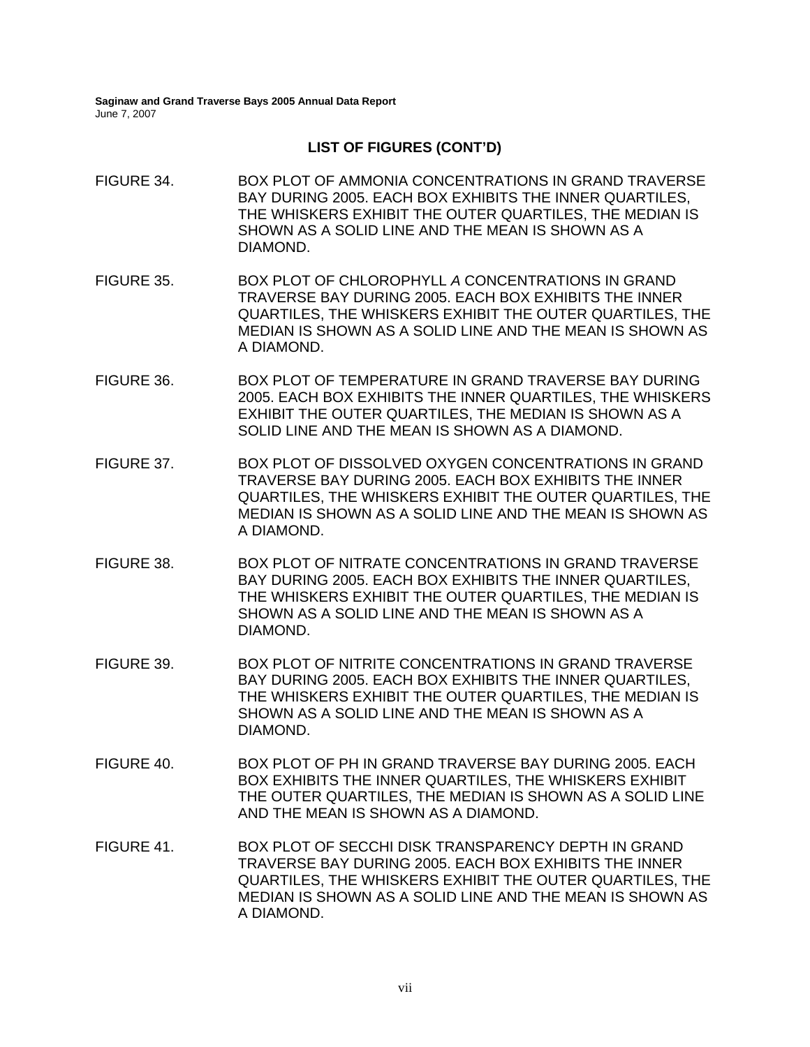## LIST OF FIGURES (CONT'D)

FIGURE 34. BOX PLOT OF AMMONIA CONCENTRATIONS IN GRAND TRAVERSE BAY DURING 2005. EACH BOX EXHIBITS THE INNER QUARTILES, THE WHISKERS EXHIBIT THE OUTER QUARTILES, THE MEDIAN IS SHOWN AS A SOLID LINE AND THE MEAN IS SHOWN AS A DIAMOND.

FIGURE 35. BOX PLOT OF CHLOROPHYLL *A* CONCENTRATIONS IN GRAND TRAVERSE BAY DURING 2005. EACH BOX EXHIBITS THE INNER QUARTILES, THE WHISKERS EXHIBIT THE OUTER QUARTILES, THE MEDIAN IS SHOWN AS A SOLID LINE AND THE MEAN IS SHOWN AS A DIAMOND.

FIGURE 36. BOX PLOT OF TEMPERATURE IN GRAND TRAVERSE BAY DURING 2005. EACH BOX EXHIBITS THE INNER QUARTILES, THE WHISKERS EXHIBIT THE OUTER QUARTILES, THE MEDIAN IS SHOWN AS A SOLID LINE AND THE MEAN IS SHOWN AS A DIAMOND.

FIGURE 37. BOX PLOT OF DISSOLVED OXYGEN CONCENTRATIONS IN GRAND TRAVERSE BAY DURING 2005. EACH BOX EXHIBITS THE INNER QUARTILES, THE WHISKERS EXHIBIT THE OUTER QUARTILES, THE MEDIAN IS SHOWN AS A SOLID LINE AND THE MEAN IS SHOWN AS A DIAMOND.

FIGURE 38. BOX PLOT OF NITRATE CONCENTRATIONS IN GRAND TRAVERSE BAY DURING 2005. EACH BOX EXHIBITS THE INNER QUARTILES, THE WHISKERS EXHIBIT THE OUTER QUARTILES, THE MEDIAN IS SHOWN AS A SOLID LINE AND THE MEAN IS SHOWN AS A DIAMOND.

FIGURE 39. BOX PLOT OF NITRITE CONCENTRATIONS IN GRAND TRAVERSE BAY DURING 2005. EACH BOX EXHIBITS THE INNER QUARTILES, THE WHISKERS EXHIBIT THE OUTER QUARTILES, THE MEDIAN IS SHOWN AS A SOLID LINE AND THE MEAN IS SHOWN AS A DIAMOND.

FIGURE 40. BOX PLOT OF PH IN GRAND TRAVERSE BAY DURING 2005. EACH BOX EXHIBITS THE INNER QUARTILES, THE WHISKERS EXHIBIT THE OUTER QUARTILES, THE MEDIAN IS SHOWN AS A SOLID LINE AND THE MEAN IS SHOWN AS A DIAMOND.

FIGURE 41. BOX PLOT OF SECCHI DISK TRANSPARENCY DEPTH IN GRAND TRAVERSE BAY DURING 2005. EACH BOX EXHIBITS THE INNER QUARTILES, THE WHISKERS EXHIBIT THE OUTER QUARTILES, THE MEDIAN IS SHOWN AS A SOLID LINE AND THE MEAN IS SHOWN AS A DIAMOND.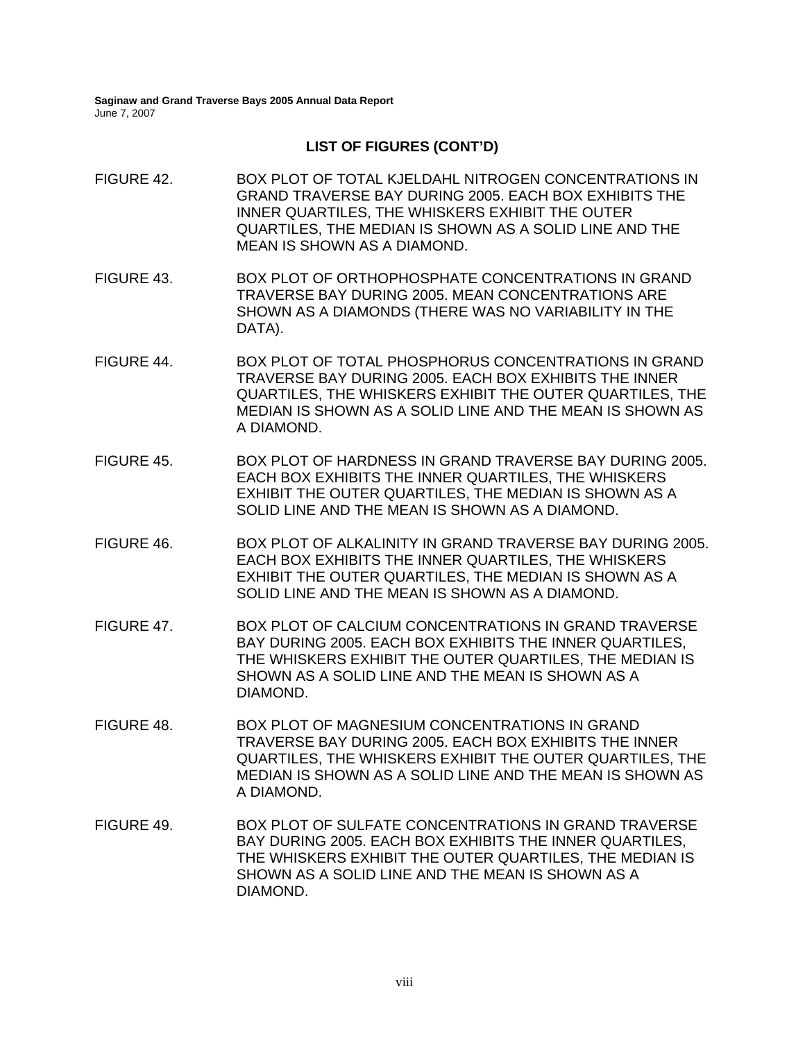## LIST OF FIGURES (CONT'D)

FIGURE 42. BOX PLOT OF TOTAL KJELDAHL NITROGEN CONCENTRATIONS IN GRAND TRAVERSE BAY DURING 2005. EACH BOX EXHIBITS THE INNER QUARTILES, THE WHISKERS EXHIBIT THE OUTER QUARTILES, THE MEDIAN IS SHOWN AS A SOLID LINE AND THE MEAN IS SHOWN AS A DIAMOND.

FIGURE 43. BOX PLOT OF ORTHOPHOSPHATE CONCENTRATIONS IN GRAND TRAVERSE BAY DURING 2005. MEAN CONCENTRATIONS ARE SHOWN AS A DIAMONDS (THERE WAS NO VARIABILITY IN THE DATA).

FIGURE 44. BOX PLOT OF TOTAL PHOSPHORUS CONCENTRATIONS IN GRAND TRAVERSE BAY DURING 2005. EACH BOX EXHIBITS THE INNER QUARTILES, THE WHISKERS EXHIBIT THE OUTER QUARTILES, THE MEDIAN IS SHOWN AS A SOLID LINE AND THE MEAN IS SHOWN AS A DIAMOND.

FIGURE 45. BOX PLOT OF HARDNESS IN GRAND TRAVERSE BAY DURING 2005. EACH BOX EXHIBITS THE INNER QUARTILES, THE WHISKERS EXHIBIT THE OUTER QUARTILES, THE MEDIAN IS SHOWN AS A SOLID LINE AND THE MEAN IS SHOWN AS A DIAMOND.

FIGURE 46. BOX PLOT OF ALKALINITY IN GRAND TRAVERSE BAY DURING 2005. EACH BOX EXHIBITS THE INNER QUARTILES, THE WHISKERS EXHIBIT THE OUTER QUARTILES, THE MEDIAN IS SHOWN AS A SOLID LINE AND THE MEAN IS SHOWN AS A DIAMOND.

FIGURE 47. BOX PLOT OF CALCIUM CONCENTRATIONS IN GRAND TRAVERSE BAY DURING 2005. EACH BOX EXHIBITS THE INNER QUARTILES, THE WHISKERS EXHIBIT THE OUTER QUARTILES, THE MEDIAN IS SHOWN AS A SOLID LINE AND THE MEAN IS SHOWN AS A DIAMOND.

FIGURE 48. BOX PLOT OF MAGNESIUM CONCENTRATIONS IN GRAND TRAVERSE BAY DURING 2005. EACH BOX EXHIBITS THE INNER QUARTILES, THE WHISKERS EXHIBIT THE OUTER QUARTILES, THE MEDIAN IS SHOWN AS A SOLID LINE AND THE MEAN IS SHOWN AS A DIAMOND.

FIGURE 49. BOX PLOT OF SULFATE CONCENTRATIONS IN GRAND TRAVERSE BAY DURING 2005. EACH BOX EXHIBITS THE INNER QUARTILES, THE WHISKERS EXHIBIT THE OUTER QUARTILES, THE MEDIAN IS SHOWN AS A SOLID LINE AND THE MEAN IS SHOWN AS A DIAMOND.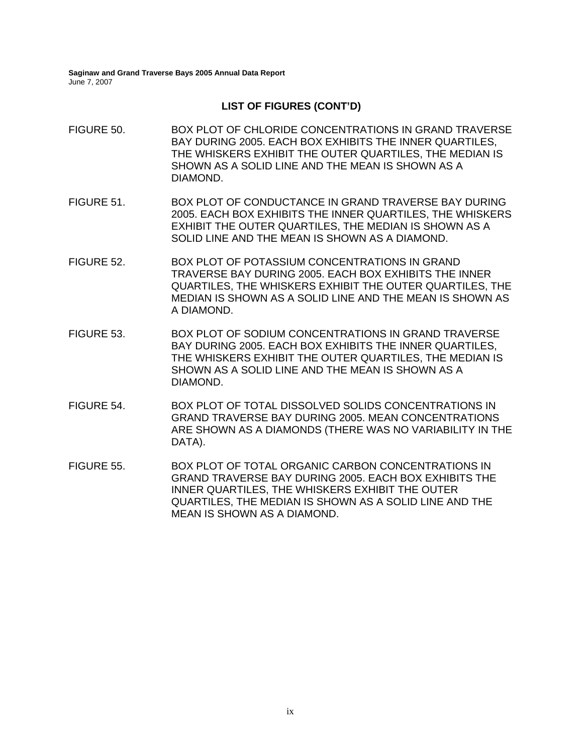## LIST OF FIGURES (CONT'D)

FIGURE 50. BOX PLOT OF CHLORIDE CONCENTRATIONS IN GRAND TRAVERSE BAY DURING 2005. EACH BOX EXHIBITS THE INNER QUARTILES, THE WHISKERS EXHIBIT THE OUTER QUARTILES, THE MEDIAN IS SHOWN AS A SOLID LINE AND THE MEAN IS SHOWN AS A DIAMOND.

FIGURE 51. BOX PLOT OF CONDUCTANCE IN GRAND TRAVERSE BAY DURING 2005. EACH BOX EXHIBITS THE INNER QUARTILES, THE WHISKERS EXHIBIT THE OUTER QUARTILES, THE MEDIAN IS SHOWN AS A SOLID LINE AND THE MEAN IS SHOWN AS A DIAMOND.

FIGURE 52. BOX PLOT OF POTASSIUM CONCENTRATIONS IN GRAND TRAVERSE BAY DURING 2005. EACH BOX EXHIBITS THE INNER QUARTILES, THE WHISKERS EXHIBIT THE OUTER QUARTILES, THE MEDIAN IS SHOWN AS A SOLID LINE AND THE MEAN IS SHOWN AS A DIAMOND.

FIGURE 53. BOX PLOT OF SODIUM CONCENTRATIONS IN GRAND TRAVERSE BAY DURING 2005. EACH BOX EXHIBITS THE INNER QUARTILES, THE WHISKERS EXHIBIT THE OUTER QUARTILES, THE MEDIAN IS SHOWN AS A SOLID LINE AND THE MEAN IS SHOWN AS A DIAMOND.

FIGURE 54. BOX PLOT OF TOTAL DISSOLVED SOLIDS CONCENTRATIONS IN GRAND TRAVERSE BAY DURING 2005. MEAN CONCENTRATIONS ARE SHOWN AS A DIAMONDS (THERE WAS NO VARIABILITY IN THE DATA).

FIGURE 55. BOX PLOT OF TOTAL ORGANIC CARBON CONCENTRATIONS IN GRAND TRAVERSE BAY DURING 2005. EACH BOX EXHIBITS THE INNER QUARTILES, THE WHISKERS EXHIBIT THE OUTER QUARTILES, THE MEDIAN IS SHOWN AS A SOLID LINE AND THE MEAN IS SHOWN AS A DIAMOND.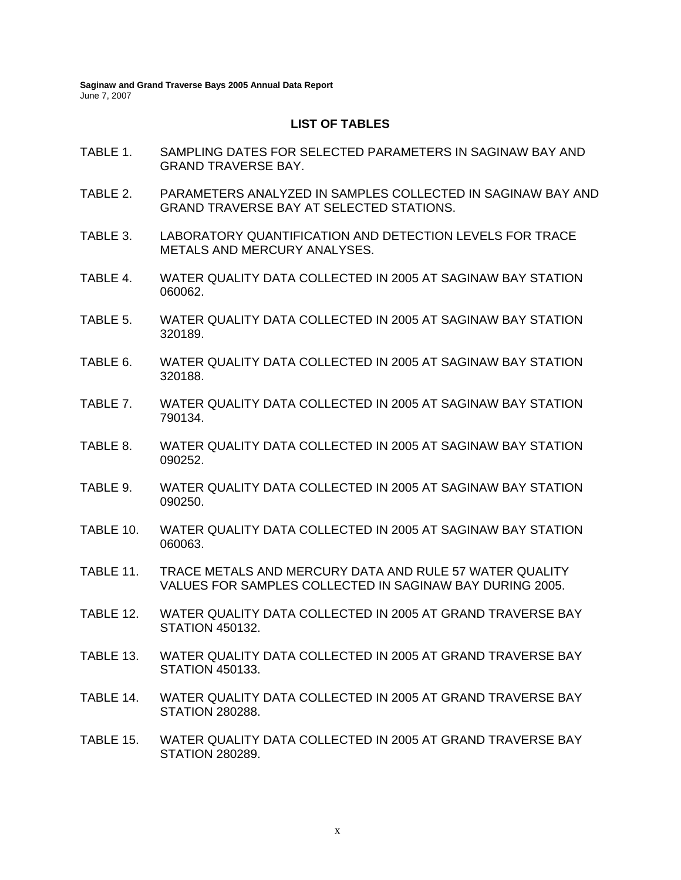## LIST OF TABLES

TABLE 1. SAMPLING DATES FOR SELECTED PARAMETERS IN SAGINAW BAY AND GRAND TRAVERSE BAY.

TABLE 2. PARAMETERS ANALYZED IN SAMPLES COLLECTED IN SAGINAW BAY AND GRAND TRAVERSE BAY AT SELECTED STATIONS.

TABLE 3. LABORATORY QUANTIFICATION AND DETECTION LEVELS FOR TRACE METALS AND MERCURY ANALYSES.

TABLE 4. WATER QUALITY DATA COLLECTED IN 2005 AT SAGINAW BAY STATION 060062.

TABLE 5. WATER QUALITY DATA COLLECTED IN 2005 AT SAGINAW BAY STATION 320189.

TABLE 6. WATER QUALITY DATA COLLECTED IN 2005 AT SAGINAW BAY STATION 320188.

TABLE 7. WATER QUALITY DATA COLLECTED IN 2005 AT SAGINAW BAY STATION 790134.

TABLE 8. WATER QUALITY DATA COLLECTED IN 2005 AT SAGINAW BAY STATION 090252.

TABLE 9. WATER QUALITY DATA COLLECTED IN 2005 AT SAGINAW BAY STATION 090250.

TABLE 10. WATER QUALITY DATA COLLECTED IN 2005 AT SAGINAW BAY STATION 060063.

TABLE 11. TRACE METALS AND MERCURY DATA AND RULE 57 WATER QUALITY VALUES FOR SAMPLES COLLECTED IN SAGINAW BAY DURING 2005.

TABLE 12. WATER QUALITY DATA COLLECTED IN 2005 AT GRAND TRAVERSE BAY STATION 450132.

TABLE 13. WATER QUALITY DATA COLLECTED IN 2005 AT GRAND TRAVERSE BAY STATION 450133.

TABLE 14. WATER QUALITY DATA COLLECTED IN 2005 AT GRAND TRAVERSE BAY STATION 280288.

TABLE 15. WATER QUALITY DATA COLLECTED IN 2005 AT GRAND TRAVERSE BAY STATION 280289.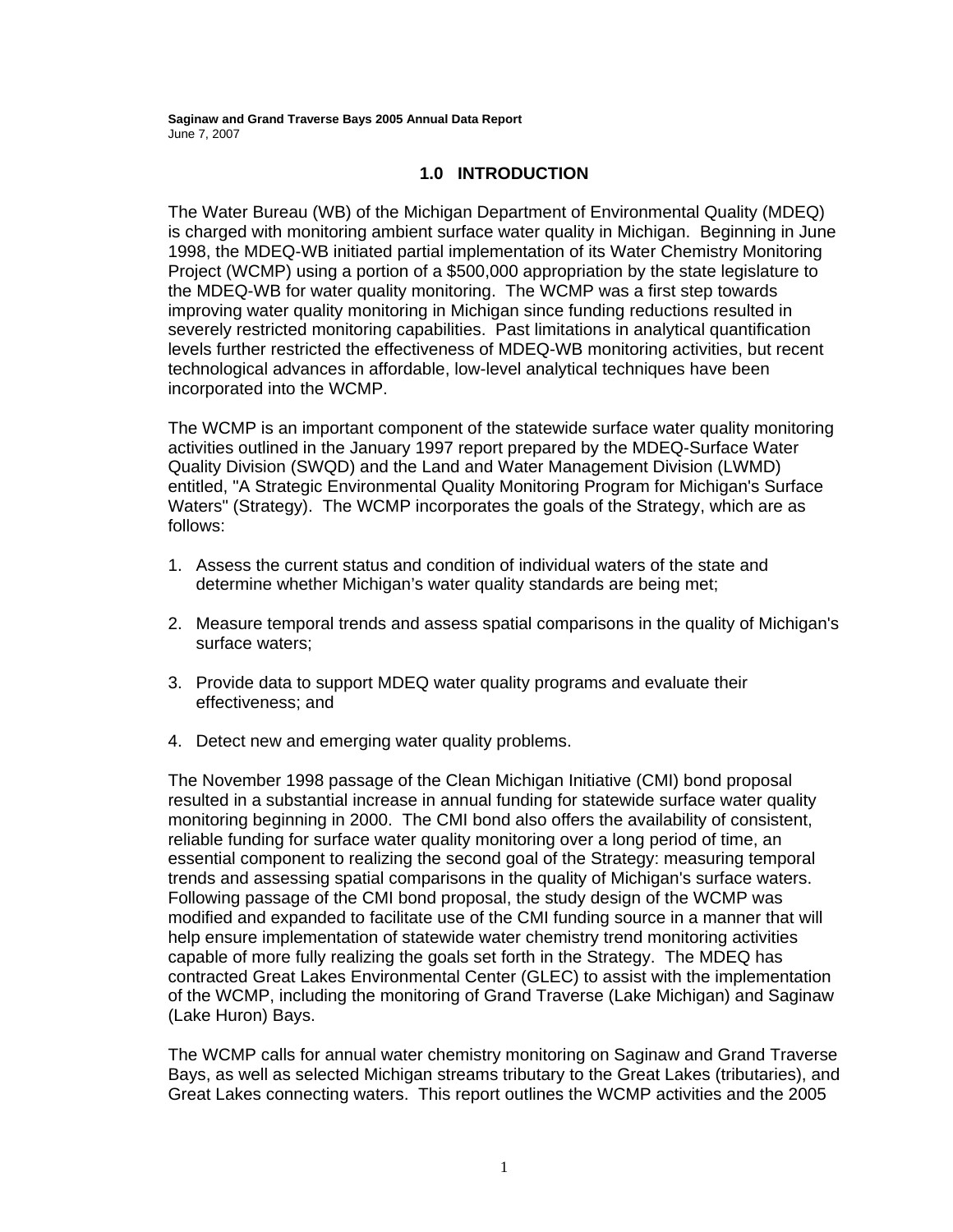## 1.0 INTRODUCTION

The Water Bureau (WB) of the Michigan Department of Environmental Quality (MDEQ) is charged with monitoring ambient surface water quality in Michigan. Beginning in June 1998, the MDEQ-WB initiated partial implementation of its Water Chemistry Monitoring Project (WCMP) using a portion of a $500,000 appropriation by the state legislature to the MDEQ-WB for water quality monitoring. The WCMP was a first step towards improving water quality monitoring in Michigan since funding reductions resulted in severely restricted monitoring capabilities. Past limitations in analytical quantification levels further restricted the effectiveness of MDEQ-WB monitoring activities, but recent technological advances in affordable, low-level analytical techniques have been incorporated into the WCMP.

The WCMP is an important component of the statewide surface water quality monitoring activities outlined in the January 1997 report prepared by the MDEQ-Surface Water Quality Division (SWQD) and the Land and Water Management Division (LWMD) entitled, "A Strategic Environmental Quality Monitoring Program for Michigan's Surface Waters" (Strategy). The WCMP incorporates the goals of the Strategy, which are as follows:

1. Assess the current status and condition of individual waters of the state and determine whether Michigan's water quality standards are being met;

2. Measure temporal trends and assess spatial comparisons in the quality of Michigan's surface waters;

3. Provide data to support MDEQ water quality programs and evaluate their effectiveness; and

4. Detect new and emerging water quality problems.

The November 1998 passage of the Clean Michigan Initiative (CMI) bond proposal resulted in a substantial increase in annual funding for statewide surface water quality monitoring beginning in 2000. The CMI bond also offers the availability of consistent, reliable funding for surface water quality monitoring over a long period of time, an essential component to realizing the second goal of the Strategy: measuring temporal trends and assessing spatial comparisons in the quality of Michigan's surface waters. Following passage of the CMI bond proposal, the study design of the WCMP was modified and expanded to facilitate use of the CMI funding source in a manner that will help ensure implementation of statewide water chemistry trend monitoring activities capable of more fully realizing the goals set forth in the Strategy. The MDEQ has contracted Great Lakes Environmental Center (GLEC) to assist with the implementation of the WCMP, including the monitoring of Grand Traverse (Lake Michigan) and Saginaw (Lake Huron) Bays.

The WCMP calls for annual water chemistry monitoring on Saginaw and Grand Traverse Bays, as well as selected Michigan streams tributary to the Great Lakes (tributaries), and Great Lakes connecting waters. This report outlines the WCMP activities and the 2005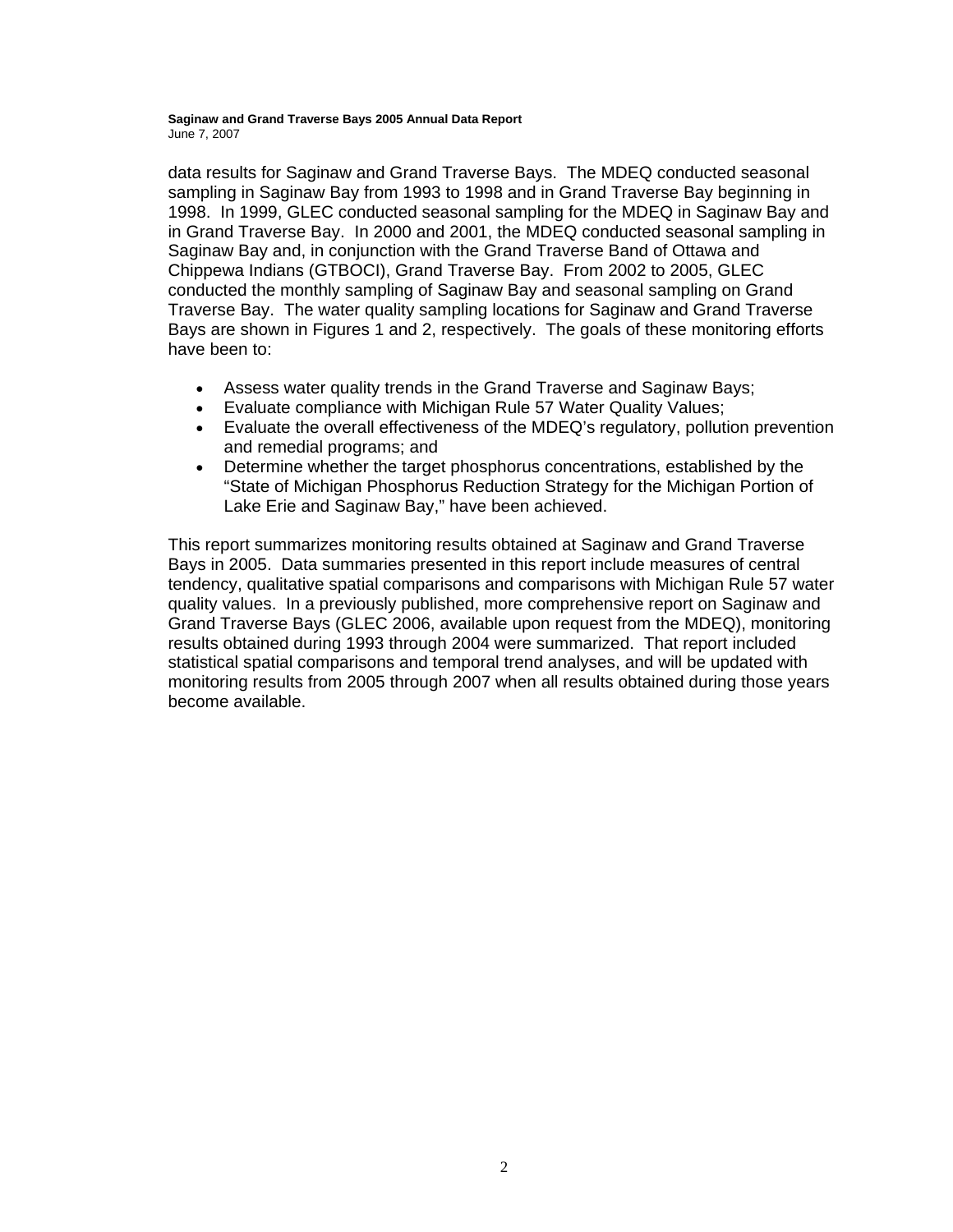data results for Saginaw and Grand Traverse Bays. The MDEQ conducted seasonal sampling in Saginaw Bay from 1993 to 1998 and in Grand Traverse Bay beginning in 1998. In 1999, GLEC conducted seasonal sampling for the MDEQ in Saginaw Bay and in Grand Traverse Bay. In 2000 and 2001, the MDEQ conducted seasonal sampling in Saginaw Bay and, in conjunction with the Grand Traverse Band of Ottawa and Chippewa Indians (GTBOCI), Grand Traverse Bay. From 2002 to 2005, GLEC conducted the monthly sampling of Saginaw Bay and seasonal sampling on Grand Traverse Bay. The water quality sampling locations for Saginaw and Grand Traverse Bays are shown in Figures 1 and 2, respectively. The goals of these monitoring efforts have been to:

- Assess water quality trends in the Grand Traverse and Saginaw Bays;
- Evaluate compliance with Michigan Rule 57 Water Quality Values;
- Evaluate the overall effectiveness of the MDEQ's regulatory, pollution prevention and remedial programs; and
- Determine whether the target phosphorus concentrations, established by the "State of Michigan Phosphorus Reduction Strategy for the Michigan Portion of Lake Erie and Saginaw Bay," have been achieved.

This report summarizes monitoring results obtained at Saginaw and Grand Traverse Bays in 2005. Data summaries presented in this report include measures of central tendency, qualitative spatial comparisons and comparisons with Michigan Rule 57 water quality values. In a previously published, more comprehensive report on Saginaw and Grand Traverse Bays (GLEC 2006, available upon request from the MDEQ), monitoring results obtained during 1993 through 2004 were summarized. That report included statistical spatial comparisons and temporal trend analyses, and will be updated with monitoring results from 2005 through 2007 when all results obtained during those years become available.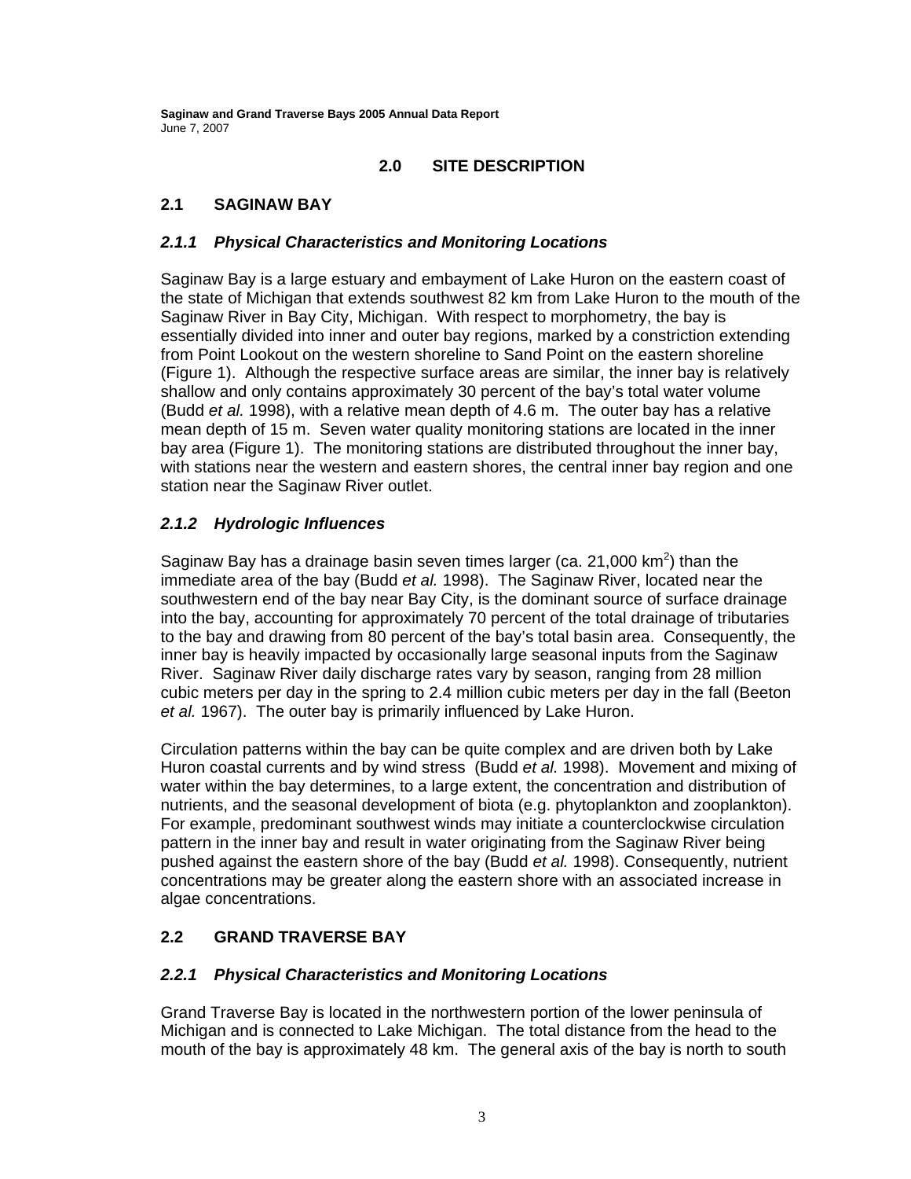## 2.0 SITE DESCRIPTION

### 2.1 SAGINAW BAY

#### *2.1.1 Physical Characteristics and Monitoring Locations*

Saginaw Bay is a large estuary and embayment of Lake Huron on the eastern coast of the state of Michigan that extends southwest 82 km from Lake Huron to the mouth of the Saginaw River in Bay City, Michigan. With respect to morphometry, the bay is essentially divided into inner and outer bay regions, marked by a constriction extending from Point Lookout on the western shoreline to Sand Point on the eastern shoreline (Figure 1). Although the respective surface areas are similar, the inner bay is relatively shallow and only contains approximately 30 percent of the bay's total water volume (Budd *et al.* 1998), with a relative mean depth of 4.6 m. The outer bay has a relative mean depth of 15 m. Seven water quality monitoring stations are located in the inner bay area (Figure 1). The monitoring stations are distributed throughout the inner bay, with stations near the western and eastern shores, the central inner bay region and one station near the Saginaw River outlet.

#### *2.1.2 Hydrologic Influences*

Saginaw Bay has a drainage basin seven times larger (ca. 21,000 km$^2$) than the immediate area of the bay (Budd *et al.* 1998). The Saginaw River, located near the southwestern end of the bay near Bay City, is the dominant source of surface drainage into the bay, accounting for approximately 70 percent of the total drainage of tributaries to the bay and drawing from 80 percent of the bay's total basin area. Consequently, the inner bay is heavily impacted by occasionally large seasonal inputs from the Saginaw River. Saginaw River daily discharge rates vary by season, ranging from 28 million cubic meters per day in the spring to 2.4 million cubic meters per day in the fall (Beeton *et al.* 1967). The outer bay is primarily influenced by Lake Huron.

Circulation patterns within the bay can be quite complex and are driven both by Lake Huron coastal currents and by wind stress (Budd *et al.* 1998). Movement and mixing of water within the bay determines, to a large extent, the concentration and distribution of nutrients, and the seasonal development of biota (e.g. phytoplankton and zooplankton). For example, predominant southwest winds may initiate a counterclockwise circulation pattern in the inner bay and result in water originating from the Saginaw River being pushed against the eastern shore of the bay (Budd *et al.* 1998). Consequently, nutrient concentrations may be greater along the eastern shore with an associated increase in algae concentrations.

### 2.2 GRAND TRAVERSE BAY

#### *2.2.1 Physical Characteristics and Monitoring Locations*

Grand Traverse Bay is located in the northwestern portion of the lower peninsula of Michigan and is connected to Lake Michigan. The total distance from the head to the mouth of the bay is approximately 48 km. The general axis of the bay is north to south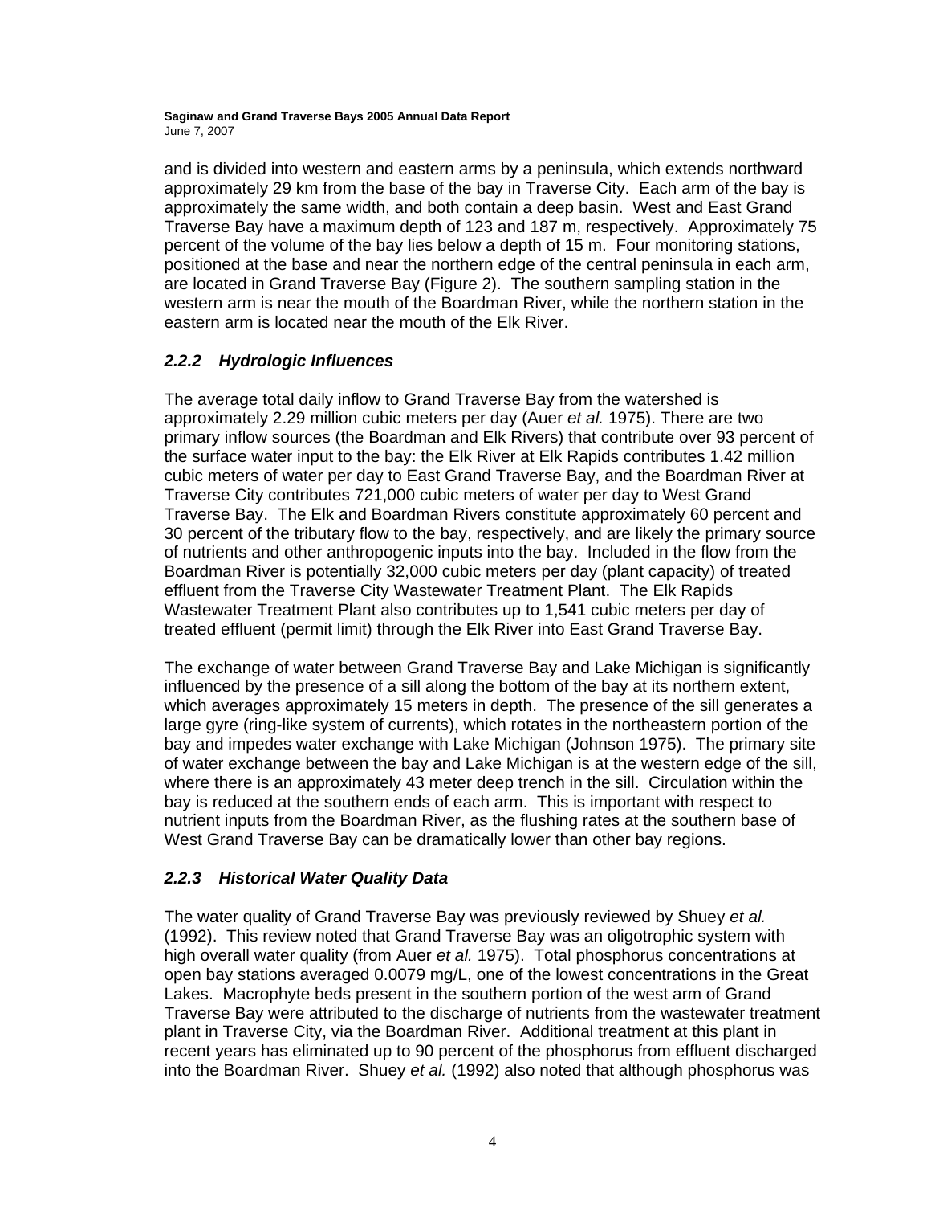and is divided into western and eastern arms by a peninsula, which extends northward approximately 29 km from the base of the bay in Traverse City. Each arm of the bay is approximately the same width, and both contain a deep basin. West and East Grand Traverse Bay have a maximum depth of 123 and 187 m, respectively. Approximately 75 percent of the volume of the bay lies below a depth of 15 m. Four monitoring stations, positioned at the base and near the northern edge of the central peninsula in each arm, are located in Grand Traverse Bay (Figure 2). The southern sampling station in the western arm is near the mouth of the Boardman River, while the northern station in the eastern arm is located near the mouth of the Elk River.

### *2.2.2 Hydrologic Influences*

The average total daily inflow to Grand Traverse Bay from the watershed is approximately 2.29 million cubic meters per day (Auer *et al.* 1975). There are two primary inflow sources (the Boardman and Elk Rivers) that contribute over 93 percent of the surface water input to the bay: the Elk River at Elk Rapids contributes 1.42 million cubic meters of water per day to East Grand Traverse Bay, and the Boardman River at Traverse City contributes 721,000 cubic meters of water per day to West Grand Traverse Bay. The Elk and Boardman Rivers constitute approximately 60 percent and 30 percent of the tributary flow to the bay, respectively, and are likely the primary source of nutrients and other anthropogenic inputs into the bay. Included in the flow from the Boardman River is potentially 32,000 cubic meters per day (plant capacity) of treated effluent from the Traverse City Wastewater Treatment Plant. The Elk Rapids Wastewater Treatment Plant also contributes up to 1,541 cubic meters per day of treated effluent (permit limit) through the Elk River into East Grand Traverse Bay.

The exchange of water between Grand Traverse Bay and Lake Michigan is significantly influenced by the presence of a sill along the bottom of the bay at its northern extent, which averages approximately 15 meters in depth. The presence of the sill generates a large gyre (ring-like system of currents), which rotates in the northeastern portion of the bay and impedes water exchange with Lake Michigan (Johnson 1975). The primary site of water exchange between the bay and Lake Michigan is at the western edge of the sill, where there is an approximately 43 meter deep trench in the sill. Circulation within the bay is reduced at the southern ends of each arm. This is important with respect to nutrient inputs from the Boardman River, as the flushing rates at the southern base of West Grand Traverse Bay can be dramatically lower than other bay regions.

### *2.2.3 Historical Water Quality Data*

The water quality of Grand Traverse Bay was previously reviewed by Shuey *et al.* (1992). This review noted that Grand Traverse Bay was an oligotrophic system with high overall water quality (from Auer *et al.* 1975). Total phosphorus concentrations at open bay stations averaged 0.0079 mg/L, one of the lowest concentrations in the Great Lakes. Macrophyte beds present in the southern portion of the west arm of Grand Traverse Bay were attributed to the discharge of nutrients from the wastewater treatment plant in Traverse City, via the Boardman River. Additional treatment at this plant in recent years has eliminated up to 90 percent of the phosphorus from effluent discharged into the Boardman River. Shuey *et al.* (1992) also noted that although phosphorus was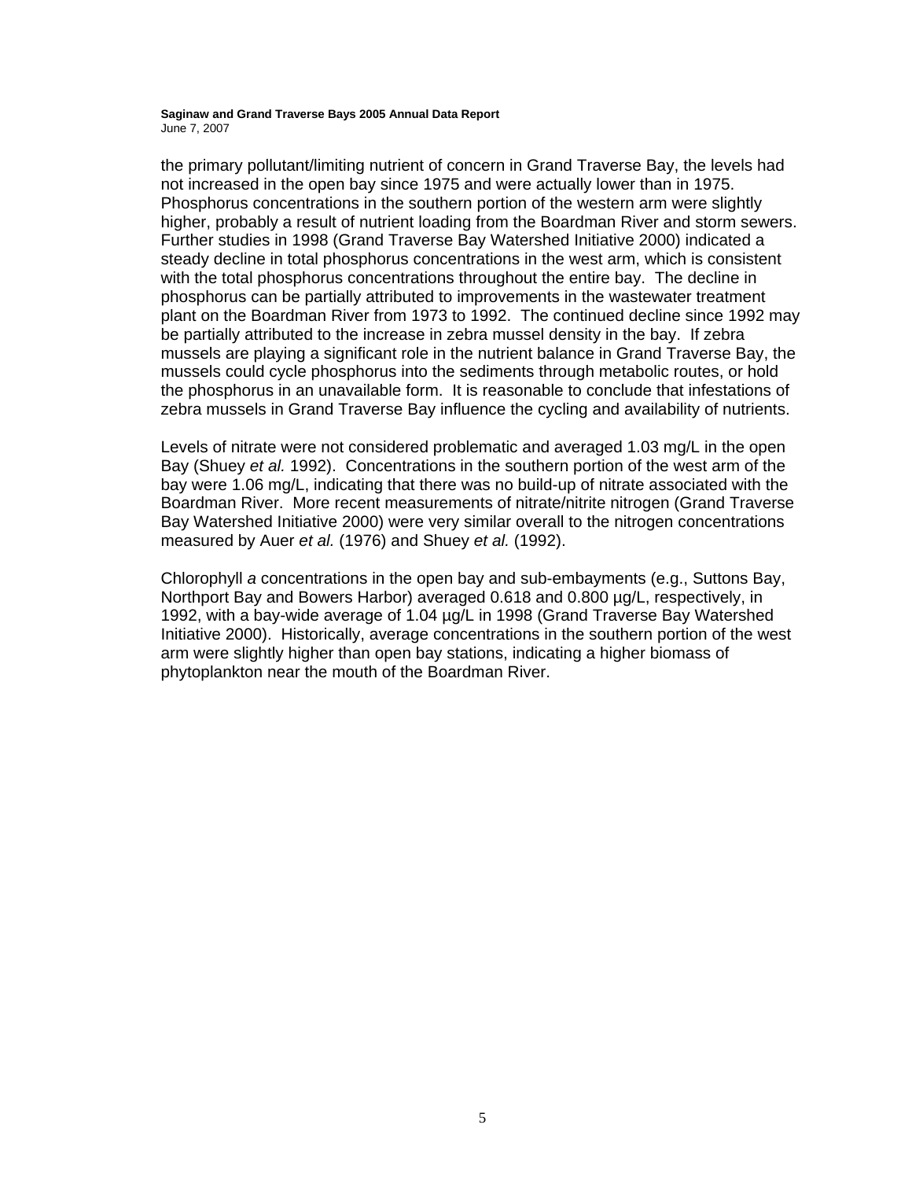the primary pollutant/limiting nutrient of concern in Grand Traverse Bay, the levels had not increased in the open bay since 1975 and were actually lower than in 1975. Phosphorus concentrations in the southern portion of the western arm were slightly higher, probably a result of nutrient loading from the Boardman River and storm sewers. Further studies in 1998 (Grand Traverse Bay Watershed Initiative 2000) indicated a steady decline in total phosphorus concentrations in the west arm, which is consistent with the total phosphorus concentrations throughout the entire bay. The decline in phosphorus can be partially attributed to improvements in the wastewater treatment plant on the Boardman River from 1973 to 1992. The continued decline since 1992 may be partially attributed to the increase in zebra mussel density in the bay. If zebra mussels are playing a significant role in the nutrient balance in Grand Traverse Bay, the mussels could cycle phosphorus into the sediments through metabolic routes, or hold the phosphorus in an unavailable form. It is reasonable to conclude that infestations of zebra mussels in Grand Traverse Bay influence the cycling and availability of nutrients.

Levels of nitrate were not considered problematic and averaged 1.03 mg/L in the open Bay (Shuey *et al.* 1992). Concentrations in the southern portion of the west arm of the bay were 1.06 mg/L, indicating that there was no build-up of nitrate associated with the Boardman River. More recent measurements of nitrate/nitrite nitrogen (Grand Traverse Bay Watershed Initiative 2000) were very similar overall to the nitrogen concentrations measured by Auer *et al.* (1976) and Shuey *et al.* (1992).

Chlorophyll *a* concentrations in the open bay and sub-embayments (e.g., Suttons Bay, Northport Bay and Bowers Harbor) averaged 0.618 and 0.800 µg/L, respectively, in 1992, with a bay-wide average of 1.04 µg/L in 1998 (Grand Traverse Bay Watershed Initiative 2000). Historically, average concentrations in the southern portion of the west arm were slightly higher than open bay stations, indicating a higher biomass of phytoplankton near the mouth of the Boardman River.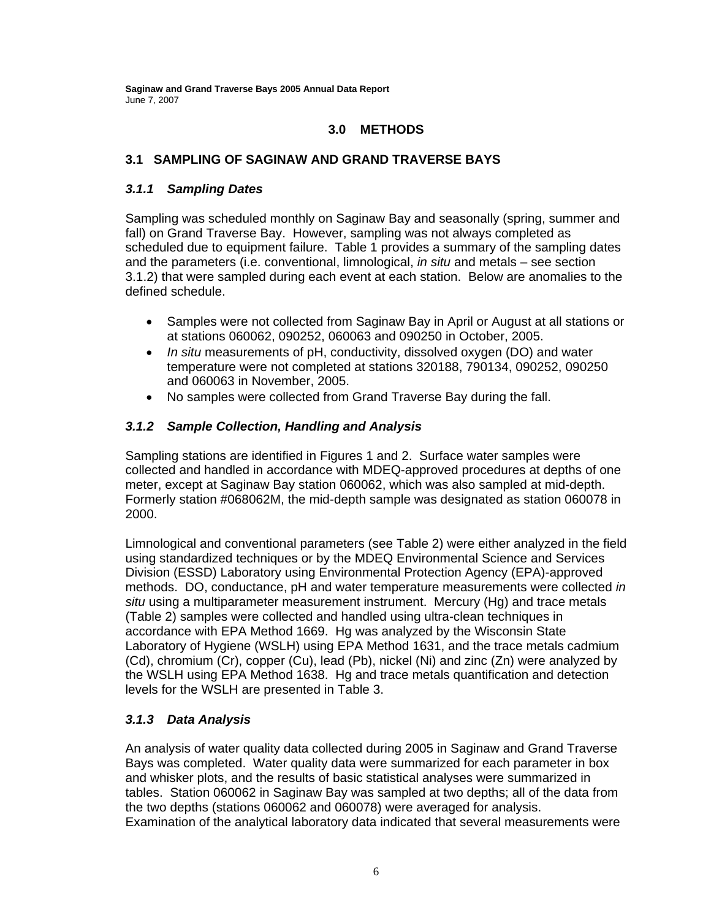# 3.0 METHODS

## 3.1 SAMPLING OF SAGINAW AND GRAND TRAVERSE BAYS

### *3.1.1 Sampling Dates*

Sampling was scheduled monthly on Saginaw Bay and seasonally (spring, summer and fall) on Grand Traverse Bay. However, sampling was not always completed as scheduled due to equipment failure. Table 1 provides a summary of the sampling dates and the parameters (i.e. conventional, limnological, *in situ* and metals – see section 3.1.2) that were sampled during each event at each station. Below are anomalies to the defined schedule.

- Samples were not collected from Saginaw Bay in April or August at all stations or at stations 060062, 090252, 060063 and 090250 in October, 2005.
- *In situ* measurements of pH, conductivity, dissolved oxygen (DO) and water temperature were not completed at stations 320188, 790134, 090252, 090250 and 060063 in November, 2005.
- No samples were collected from Grand Traverse Bay during the fall.

### *3.1.2 Sample Collection, Handling and Analysis*

Sampling stations are identified in Figures 1 and 2. Surface water samples were collected and handled in accordance with MDEQ-approved procedures at depths of one meter, except at Saginaw Bay station 060062, which was also sampled at mid-depth. Formerly station #068062M, the mid-depth sample was designated as station 060078 in 2000.

Limnological and conventional parameters (see Table 2) were either analyzed in the field using standardized techniques or by the MDEQ Environmental Science and Services Division (ESSD) Laboratory using Environmental Protection Agency (EPA)-approved methods. DO, conductance, pH and water temperature measurements were collected *in situ* using a multiparameter measurement instrument. Mercury (Hg) and trace metals (Table 2) samples were collected and handled using ultra-clean techniques in accordance with EPA Method 1669. Hg was analyzed by the Wisconsin State Laboratory of Hygiene (WSLH) using EPA Method 1631, and the trace metals cadmium (Cd), chromium (Cr), copper (Cu), lead (Pb), nickel (Ni) and zinc (Zn) were analyzed by the WSLH using EPA Method 1638. Hg and trace metals quantification and detection levels for the WSLH are presented in Table 3.

### *3.1.3 Data Analysis*

An analysis of water quality data collected during 2005 in Saginaw and Grand Traverse Bays was completed. Water quality data were summarized for each parameter in box and whisker plots, and the results of basic statistical analyses were summarized in tables. Station 060062 in Saginaw Bay was sampled at two depths; all of the data from the two depths (stations 060062 and 060078) were averaged for analysis. Examination of the analytical laboratory data indicated that several measurements were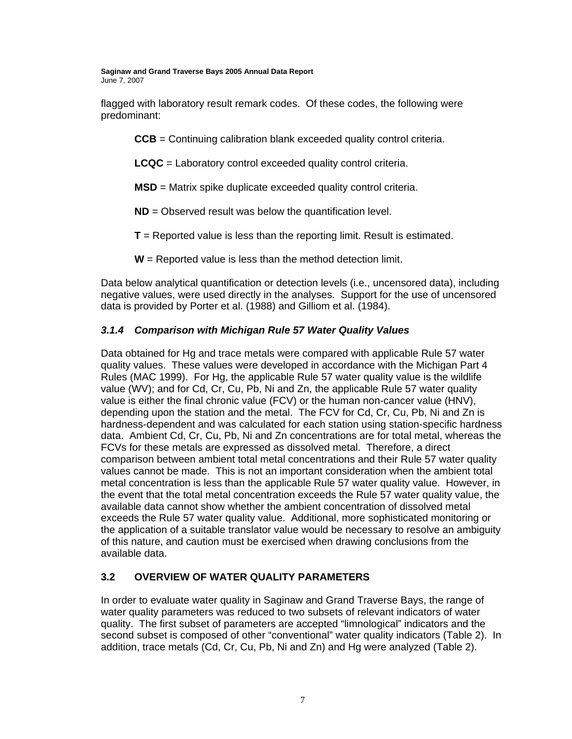flagged with laboratory result remark codes. Of these codes, the following were predominant:

**CCB** = Continuing calibration blank exceeded quality control criteria.

**LCQC** = Laboratory control exceeded quality control criteria.

**MSD** = Matrix spike duplicate exceeded quality control criteria.

**ND** = Observed result was below the quantification level.

**T** = Reported value is less than the reporting limit. Result is estimated.

**W** = Reported value is less than the method detection limit.

Data below analytical quantification or detection levels (i.e., uncensored data), including negative values, were used directly in the analyses. Support for the use of uncensored data is provided by Porter et al. (1988) and Gilliom et al. (1984).

### *3.1.4 Comparison with Michigan Rule 57 Water Quality Values*

Data obtained for Hg and trace metals were compared with applicable Rule 57 water quality values. These values were developed in accordance with the Michigan Part 4 Rules (MAC 1999). For Hg, the applicable Rule 57 water quality value is the wildlife value (WV); and for Cd, Cr, Cu, Pb, Ni and Zn, the applicable Rule 57 water quality value is either the final chronic value (FCV) or the human non-cancer value (HNV), depending upon the station and the metal. The FCV for Cd, Cr, Cu, Pb, Ni and Zn is hardness-dependent and was calculated for each station using station-specific hardness data. Ambient Cd, Cr, Cu, Pb, Ni and Zn concentrations are for total metal, whereas the FCVs for these metals are expressed as dissolved metal. Therefore, a direct comparison between ambient total metal concentrations and their Rule 57 water quality values cannot be made. This is not an important consideration when the ambient total metal concentration is less than the applicable Rule 57 water quality value. However, in the event that the total metal concentration exceeds the Rule 57 water quality value, the available data cannot show whether the ambient concentration of dissolved metal exceeds the Rule 57 water quality value. Additional, more sophisticated monitoring or the application of a suitable translator value would be necessary to resolve an ambiguity of this nature, and caution must be exercised when drawing conclusions from the available data.

## 3.2 OVERVIEW OF WATER QUALITY PARAMETERS

In order to evaluate water quality in Saginaw and Grand Traverse Bays, the range of water quality parameters was reduced to two subsets of relevant indicators of water quality. The first subset of parameters are accepted "limnological" indicators and the second subset is composed of other "conventional" water quality indicators (Table 2). In addition, trace metals (Cd, Cr, Cu, Pb, Ni and Zn) and Hg were analyzed (Table 2).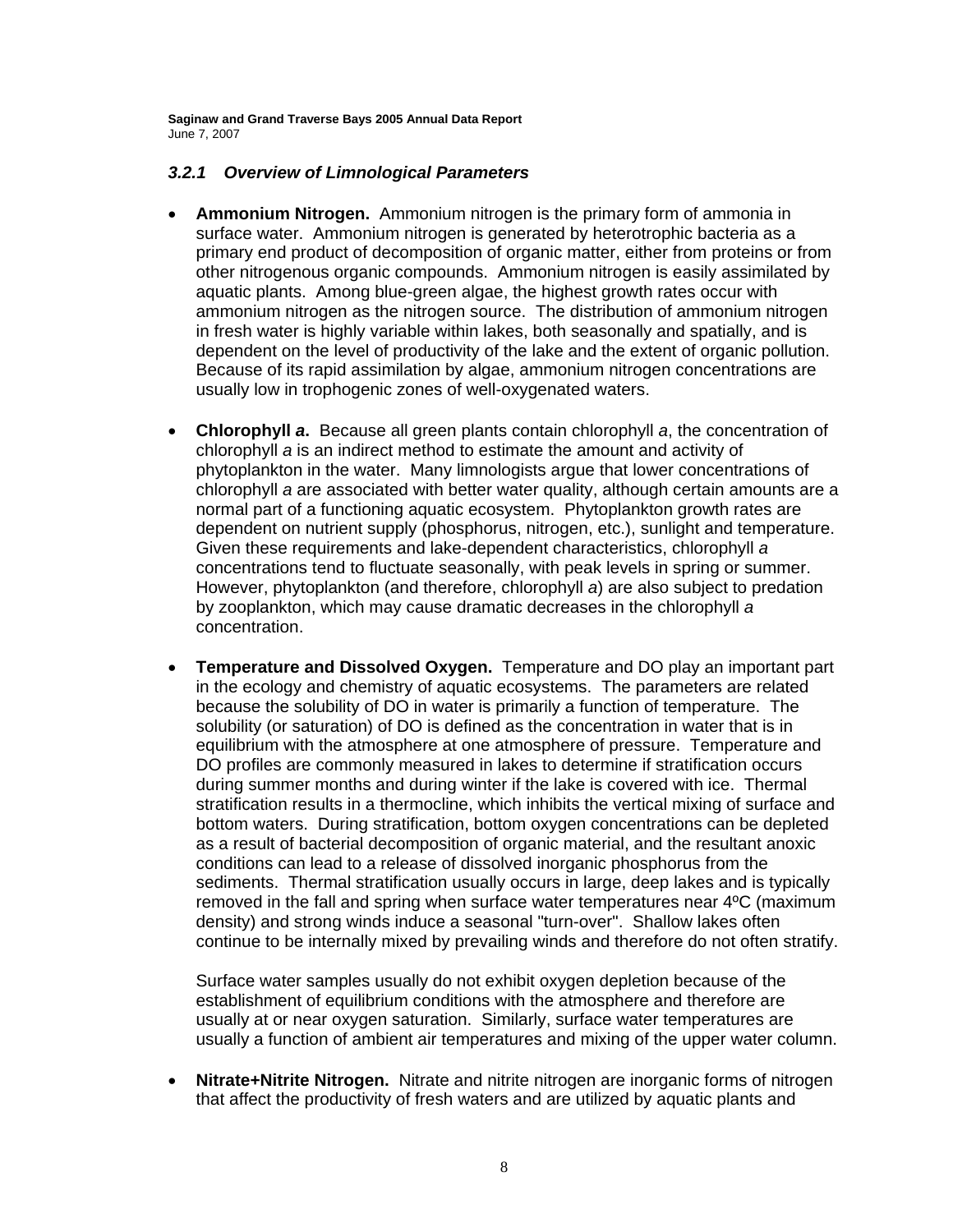### *3.2.1 Overview of Limnological Parameters*

- **Ammonium Nitrogen.** Ammonium nitrogen is the primary form of ammonia in surface water. Ammonium nitrogen is generated by heterotrophic bacteria as a primary end product of decomposition of organic matter, either from proteins or from other nitrogenous organic compounds. Ammonium nitrogen is easily assimilated by aquatic plants. Among blue-green algae, the highest growth rates occur with ammonium nitrogen as the nitrogen source. The distribution of ammonium nitrogen in fresh water is highly variable within lakes, both seasonally and spatially, and is dependent on the level of productivity of the lake and the extent of organic pollution. Because of its rapid assimilation by algae, ammonium nitrogen concentrations are usually low in trophogenic zones of well-oxygenated waters.

- **Chlorophyll *a*.** Because all green plants contain chlorophyll *a*, the concentration of chlorophyll *a* is an indirect method to estimate the amount and activity of phytoplankton in the water. Many limnologists argue that lower concentrations of chlorophyll *a* are associated with better water quality, although certain amounts are a normal part of a functioning aquatic ecosystem. Phytoplankton growth rates are dependent on nutrient supply (phosphorus, nitrogen, etc.), sunlight and temperature. Given these requirements and lake-dependent characteristics, chlorophyll *a* concentrations tend to fluctuate seasonally, with peak levels in spring or summer. However, phytoplankton (and therefore, chlorophyll *a*) are also subject to predation by zooplankton, which may cause dramatic decreases in the chlorophyll *a* concentration.

- **Temperature and Dissolved Oxygen.** Temperature and DO play an important part in the ecology and chemistry of aquatic ecosystems. The parameters are related because the solubility of DO in water is primarily a function of temperature. The solubility (or saturation) of DO is defined as the concentration in water that is in equilibrium with the atmosphere at one atmosphere of pressure. Temperature and DO profiles are commonly measured in lakes to determine if stratification occurs during summer months and during winter if the lake is covered with ice. Thermal stratification results in a thermocline, which inhibits the vertical mixing of surface and bottom waters. During stratification, bottom oxygen concentrations can be depleted as a result of bacterial decomposition of organic material, and the resultant anoxic conditions can lead to a release of dissolved inorganic phosphorus from the sediments. Thermal stratification usually occurs in large, deep lakes and is typically removed in the fall and spring when surface water temperatures near 4ºC (maximum density) and strong winds induce a seasonal "turn-over". Shallow lakes often continue to be internally mixed by prevailing winds and therefore do not often stratify.

  Surface water samples usually do not exhibit oxygen depletion because of the establishment of equilibrium conditions with the atmosphere and therefore are usually at or near oxygen saturation. Similarly, surface water temperatures are usually a function of ambient air temperatures and mixing of the upper water column.

- **Nitrate+Nitrite Nitrogen.** Nitrate and nitrite nitrogen are inorganic forms of nitrogen that affect the productivity of fresh waters and are utilized by aquatic plants and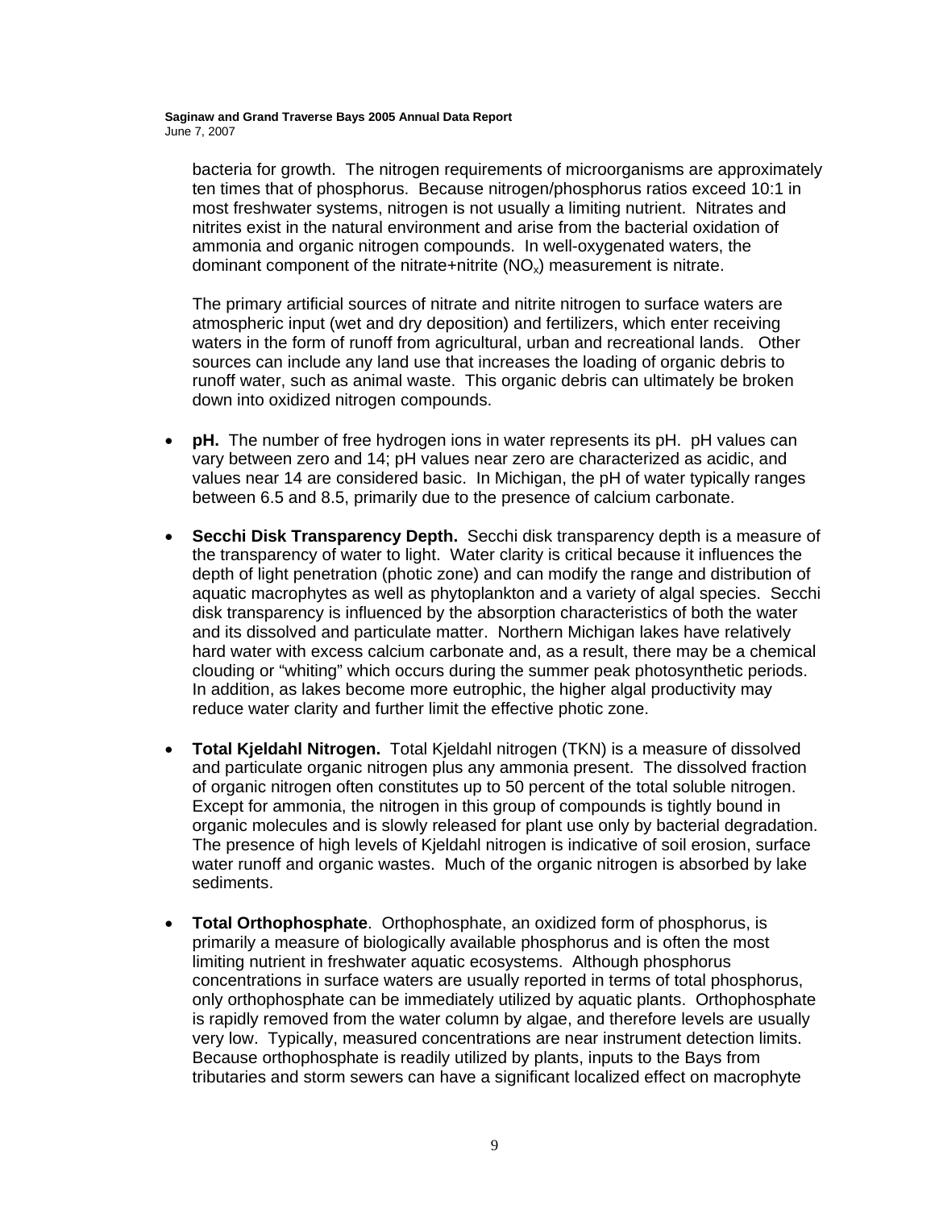bacteria for growth. The nitrogen requirements of microorganisms are approximately ten times that of phosphorus. Because nitrogen/phosphorus ratios exceed 10:1 in most freshwater systems, nitrogen is not usually a limiting nutrient. Nitrates and nitrites exist in the natural environment and arise from the bacterial oxidation of ammonia and organic nitrogen compounds. In well-oxygenated waters, the dominant component of the nitrate+nitrite ($NO_x$) measurement is nitrate.

The primary artificial sources of nitrate and nitrite nitrogen to surface waters are atmospheric input (wet and dry deposition) and fertilizers, which enter receiving waters in the form of runoff from agricultural, urban and recreational lands. Other sources can include any land use that increases the loading of organic debris to runoff water, such as animal waste. This organic debris can ultimately be broken down into oxidized nitrogen compounds.

- **pH.** The number of free hydrogen ions in water represents its pH. pH values can vary between zero and 14; pH values near zero are characterized as acidic, and values near 14 are considered basic. In Michigan, the pH of water typically ranges between 6.5 and 8.5, primarily due to the presence of calcium carbonate.

- **Secchi Disk Transparency Depth.** Secchi disk transparency depth is a measure of the transparency of water to light. Water clarity is critical because it influences the depth of light penetration (photic zone) and can modify the range and distribution of aquatic macrophytes as well as phytoplankton and a variety of algal species. Secchi disk transparency is influenced by the absorption characteristics of both the water and its dissolved and particulate matter. Northern Michigan lakes have relatively hard water with excess calcium carbonate and, as a result, there may be a chemical clouding or "whiting" which occurs during the summer peak photosynthetic periods. In addition, as lakes become more eutrophic, the higher algal productivity may reduce water clarity and further limit the effective photic zone.

- **Total Kjeldahl Nitrogen.** Total Kjeldahl nitrogen (TKN) is a measure of dissolved and particulate organic nitrogen plus any ammonia present. The dissolved fraction of organic nitrogen often constitutes up to 50 percent of the total soluble nitrogen. Except for ammonia, the nitrogen in this group of compounds is tightly bound in organic molecules and is slowly released for plant use only by bacterial degradation. The presence of high levels of Kjeldahl nitrogen is indicative of soil erosion, surface water runoff and organic wastes. Much of the organic nitrogen is absorbed by lake sediments.

- **Total Orthophosphate**. Orthophosphate, an oxidized form of phosphorus, is primarily a measure of biologically available phosphorus and is often the most limiting nutrient in freshwater aquatic ecosystems. Although phosphorus concentrations in surface waters are usually reported in terms of total phosphorus, only orthophosphate can be immediately utilized by aquatic plants. Orthophosphate is rapidly removed from the water column by algae, and therefore levels are usually very low. Typically, measured concentrations are near instrument detection limits. Because orthophosphate is readily utilized by plants, inputs to the Bays from tributaries and storm sewers can have a significant localized effect on macrophyte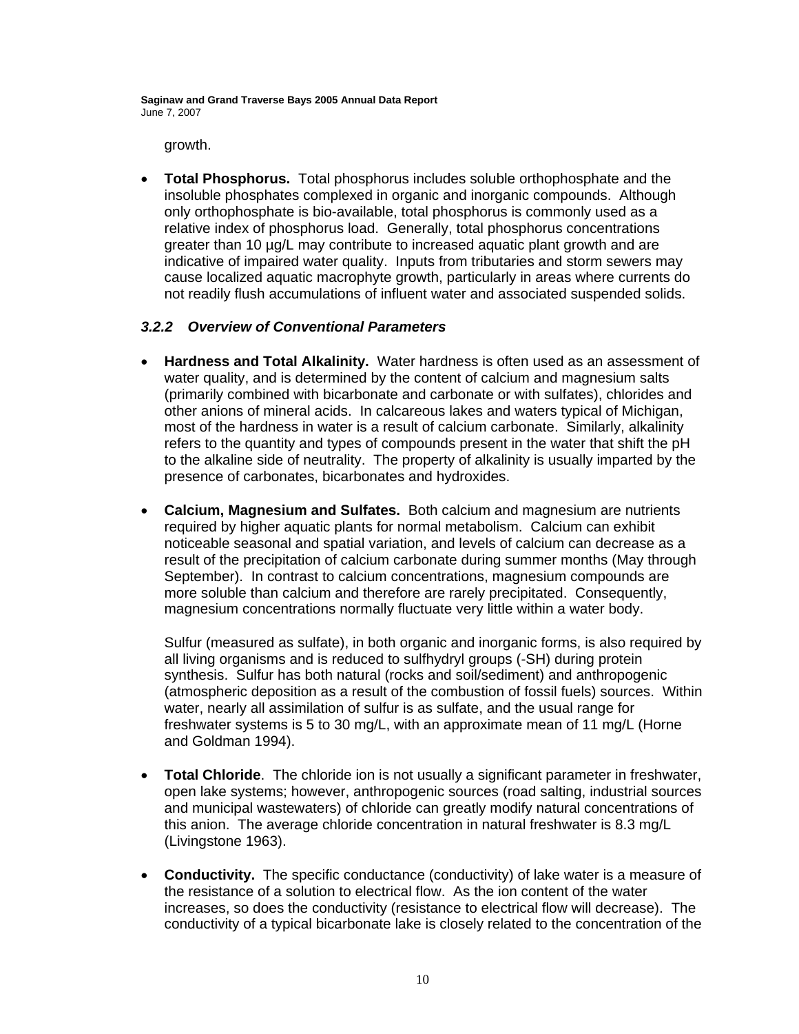growth.

- **Total Phosphorus.** Total phosphorus includes soluble orthophosphate and the insoluble phosphates complexed in organic and inorganic compounds. Although only orthophosphate is bio-available, total phosphorus is commonly used as a relative index of phosphorus load. Generally, total phosphorus concentrations greater than 10 µg/L may contribute to increased aquatic plant growth and are indicative of impaired water quality. Inputs from tributaries and storm sewers may cause localized aquatic macrophyte growth, particularly in areas where currents do not readily flush accumulations of influent water and associated suspended solids.

### *3.2.2 Overview of Conventional Parameters*

- **Hardness and Total Alkalinity.** Water hardness is often used as an assessment of water quality, and is determined by the content of calcium and magnesium salts (primarily combined with bicarbonate and carbonate or with sulfates), chlorides and other anions of mineral acids. In calcareous lakes and waters typical of Michigan, most of the hardness in water is a result of calcium carbonate. Similarly, alkalinity refers to the quantity and types of compounds present in the water that shift the pH to the alkaline side of neutrality. The property of alkalinity is usually imparted by the presence of carbonates, bicarbonates and hydroxides.

- **Calcium, Magnesium and Sulfates.** Both calcium and magnesium are nutrients required by higher aquatic plants for normal metabolism. Calcium can exhibit noticeable seasonal and spatial variation, and levels of calcium can decrease as a result of the precipitation of calcium carbonate during summer months (May through September). In contrast to calcium concentrations, magnesium compounds are more soluble than calcium and therefore are rarely precipitated. Consequently, magnesium concentrations normally fluctuate very little within a water body.

  Sulfur (measured as sulfate), in both organic and inorganic forms, is also required by all living organisms and is reduced to sulfhydryl groups (-SH) during protein synthesis. Sulfur has both natural (rocks and soil/sediment) and anthropogenic (atmospheric deposition as a result of the combustion of fossil fuels) sources. Within water, nearly all assimilation of sulfur is as sulfate, and the usual range for freshwater systems is 5 to 30 mg/L, with an approximate mean of 11 mg/L (Horne and Goldman 1994).

- **Total Chloride**. The chloride ion is not usually a significant parameter in freshwater, open lake systems; however, anthropogenic sources (road salting, industrial sources and municipal wastewaters) of chloride can greatly modify natural concentrations of this anion. The average chloride concentration in natural freshwater is 8.3 mg/L (Livingstone 1963).

- **Conductivity.** The specific conductance (conductivity) of lake water is a measure of the resistance of a solution to electrical flow. As the ion content of the water increases, so does the conductivity (resistance to electrical flow will decrease). The conductivity of a typical bicarbonate lake is closely related to the concentration of the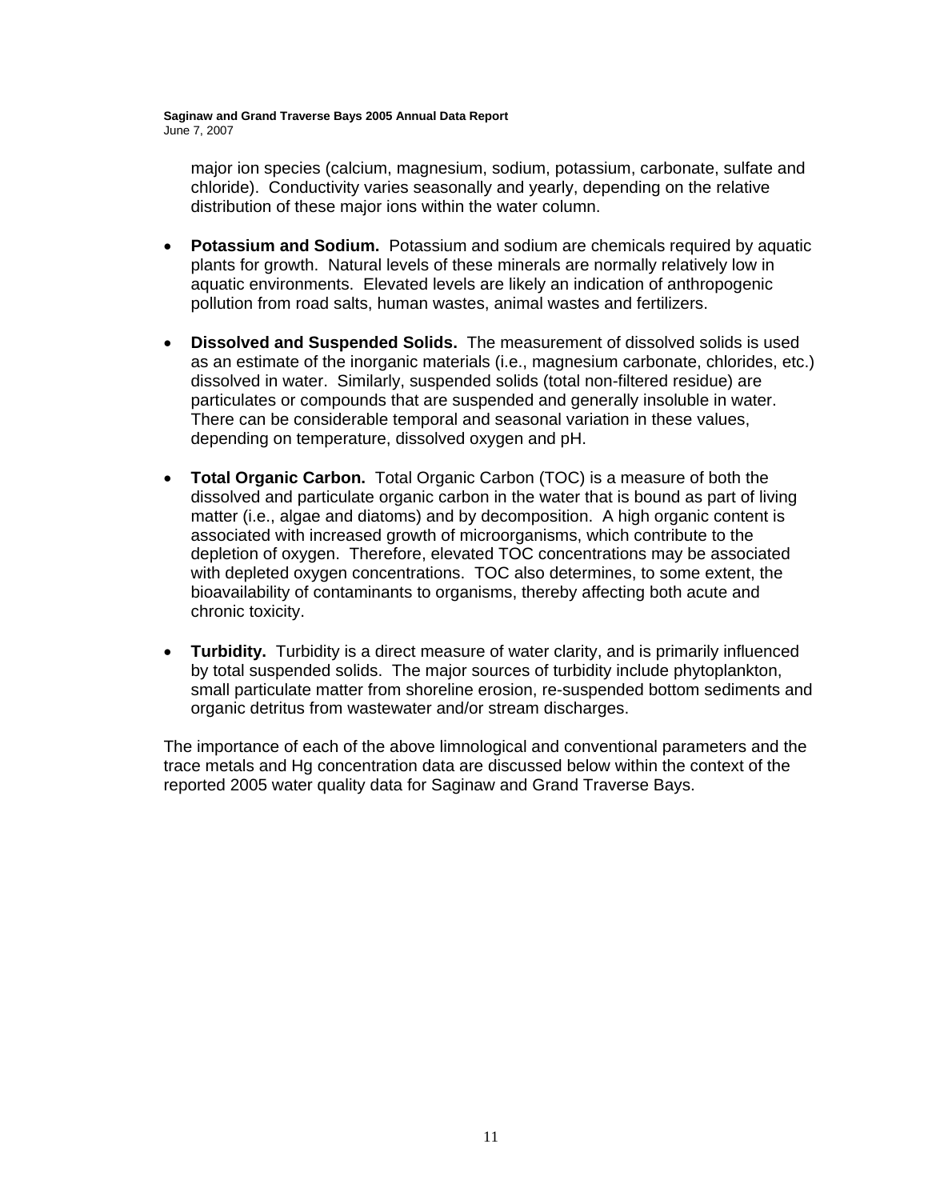major ion species (calcium, magnesium, sodium, potassium, carbonate, sulfate and chloride). Conductivity varies seasonally and yearly, depending on the relative distribution of these major ions within the water column.

- **Potassium and Sodium.** Potassium and sodium are chemicals required by aquatic plants for growth. Natural levels of these minerals are normally relatively low in aquatic environments. Elevated levels are likely an indication of anthropogenic pollution from road salts, human wastes, animal wastes and fertilizers.

- **Dissolved and Suspended Solids.** The measurement of dissolved solids is used as an estimate of the inorganic materials (i.e., magnesium carbonate, chlorides, etc.) dissolved in water. Similarly, suspended solids (total non-filtered residue) are particulates or compounds that are suspended and generally insoluble in water. There can be considerable temporal and seasonal variation in these values, depending on temperature, dissolved oxygen and pH.

- **Total Organic Carbon.** Total Organic Carbon (TOC) is a measure of both the dissolved and particulate organic carbon in the water that is bound as part of living matter (i.e., algae and diatoms) and by decomposition. A high organic content is associated with increased growth of microorganisms, which contribute to the depletion of oxygen. Therefore, elevated TOC concentrations may be associated with depleted oxygen concentrations. TOC also determines, to some extent, the bioavailability of contaminants to organisms, thereby affecting both acute and chronic toxicity.

- **Turbidity.** Turbidity is a direct measure of water clarity, and is primarily influenced by total suspended solids. The major sources of turbidity include phytoplankton, small particulate matter from shoreline erosion, re-suspended bottom sediments and organic detritus from wastewater and/or stream discharges.

The importance of each of the above limnological and conventional parameters and the trace metals and Hg concentration data are discussed below within the context of the reported 2005 water quality data for Saginaw and Grand Traverse Bays.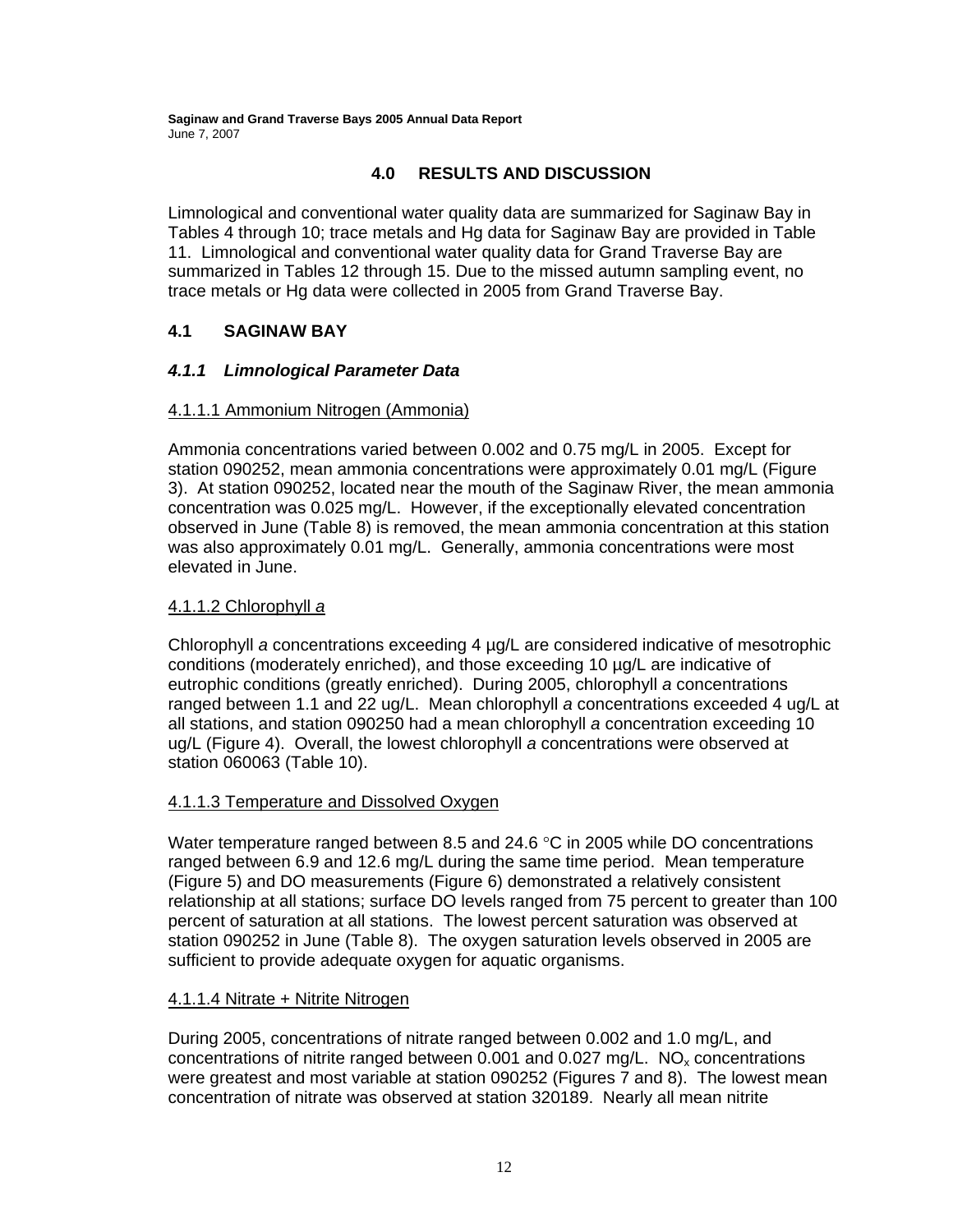# 4.0 RESULTS AND DISCUSSION

Limnological and conventional water quality data are summarized for Saginaw Bay in Tables 4 through 10; trace metals and Hg data for Saginaw Bay are provided in Table 11. Limnological and conventional water quality data for Grand Traverse Bay are summarized in Tables 12 through 15. Due to the missed autumn sampling event, no trace metals or Hg data were collected in 2005 from Grand Traverse Bay.

## 4.1 SAGINAW BAY

### *4.1.1 Limnological Parameter Data*

4.1.1.1 Ammonium Nitrogen (Ammonia)

Ammonia concentrations varied between 0.002 and 0.75 mg/L in 2005. Except for station 090252, mean ammonia concentrations were approximately 0.01 mg/L (Figure 3). At station 090252, located near the mouth of the Saginaw River, the mean ammonia concentration was 0.025 mg/L. However, if the exceptionally elevated concentration observed in June (Table 8) is removed, the mean ammonia concentration at this station was also approximately 0.01 mg/L. Generally, ammonia concentrations were most elevated in June.

4.1.1.2 Chlorophyll *a*

Chlorophyll *a* concentrations exceeding 4 µg/L are considered indicative of mesotrophic conditions (moderately enriched), and those exceeding 10 µg/L are indicative of eutrophic conditions (greatly enriched). During 2005, chlorophyll *a* concentrations ranged between 1.1 and 22 ug/L. Mean chlorophyll *a* concentrations exceeded 4 ug/L at all stations, and station 090250 had a mean chlorophyll *a* concentration exceeding 10 ug/L (Figure 4). Overall, the lowest chlorophyll *a* concentrations were observed at station 060063 (Table 10).

4.1.1.3 Temperature and Dissolved Oxygen

Water temperature ranged between 8.5 and 24.6 °C in 2005 while DO concentrations ranged between 6.9 and 12.6 mg/L during the same time period. Mean temperature (Figure 5) and DO measurements (Figure 6) demonstrated a relatively consistent relationship at all stations; surface DO levels ranged from 75 percent to greater than 100 percent of saturation at all stations. The lowest percent saturation was observed at station 090252 in June (Table 8). The oxygen saturation levels observed in 2005 are sufficient to provide adequate oxygen for aquatic organisms.

4.1.1.4 Nitrate + Nitrite Nitrogen

During 2005, concentrations of nitrate ranged between 0.002 and 1.0 mg/L, and concentrations of nitrite ranged between 0.001 and 0.027 mg/L. $NO_x$ concentrations were greatest and most variable at station 090252 (Figures 7 and 8). The lowest mean concentration of nitrate was observed at station 320189. Nearly all mean nitrite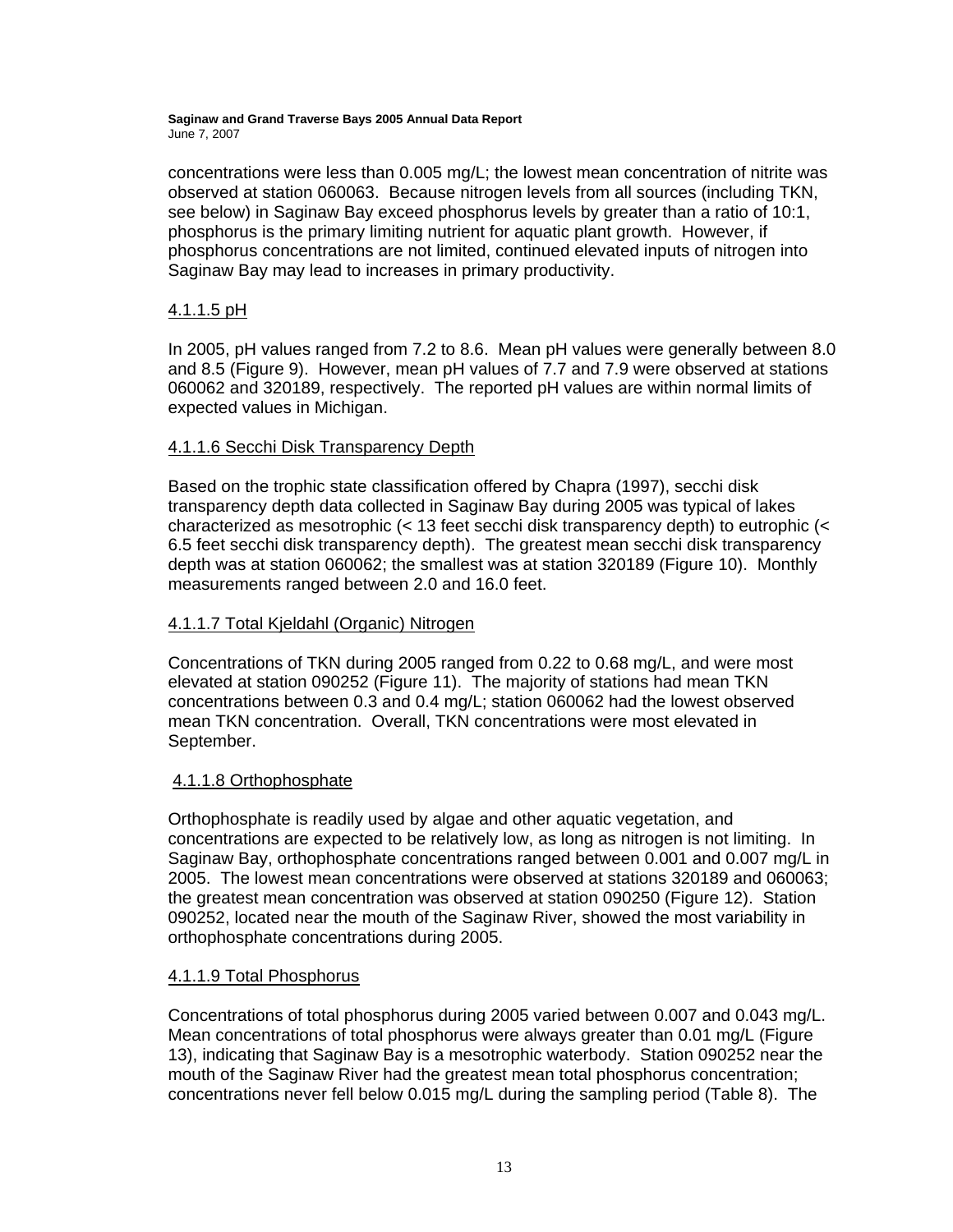concentrations were less than 0.005 mg/L; the lowest mean concentration of nitrite was observed at station 060063. Because nitrogen levels from all sources (including TKN, see below) in Saginaw Bay exceed phosphorus levels by greater than a ratio of 10:1, phosphorus is the primary limiting nutrient for aquatic plant growth. However, if phosphorus concentrations are not limited, continued elevated inputs of nitrogen into Saginaw Bay may lead to increases in primary productivity.

#### 4.1.1.5 pH

In 2005, pH values ranged from 7.2 to 8.6. Mean pH values were generally between 8.0 and 8.5 (Figure 9). However, mean pH values of 7.7 and 7.9 were observed at stations 060062 and 320189, respectively. The reported pH values are within normal limits of expected values in Michigan.

#### 4.1.1.6 Secchi Disk Transparency Depth

Based on the trophic state classification offered by Chapra (1997), secchi disk transparency depth data collected in Saginaw Bay during 2005 was typical of lakes characterized as mesotrophic (< 13 feet secchi disk transparency depth) to eutrophic (< 6.5 feet secchi disk transparency depth). The greatest mean secchi disk transparency depth was at station 060062; the smallest was at station 320189 (Figure 10). Monthly measurements ranged between 2.0 and 16.0 feet.

#### 4.1.1.7 Total Kjeldahl (Organic) Nitrogen

Concentrations of TKN during 2005 ranged from 0.22 to 0.68 mg/L, and were most elevated at station 090252 (Figure 11). The majority of stations had mean TKN concentrations between 0.3 and 0.4 mg/L; station 060062 had the lowest observed mean TKN concentration. Overall, TKN concentrations were most elevated in September.

#### 4.1.1.8 Orthophosphate

Orthophosphate is readily used by algae and other aquatic vegetation, and concentrations are expected to be relatively low, as long as nitrogen is not limiting. In Saginaw Bay, orthophosphate concentrations ranged between 0.001 and 0.007 mg/L in 2005. The lowest mean concentrations were observed at stations 320189 and 060063; the greatest mean concentration was observed at station 090250 (Figure 12). Station 090252, located near the mouth of the Saginaw River, showed the most variability in orthophosphate concentrations during 2005.

#### 4.1.1.9 Total Phosphorus

Concentrations of total phosphorus during 2005 varied between 0.007 and 0.043 mg/L. Mean concentrations of total phosphorus were always greater than 0.01 mg/L (Figure 13), indicating that Saginaw Bay is a mesotrophic waterbody. Station 090252 near the mouth of the Saginaw River had the greatest mean total phosphorus concentration; concentrations never fell below 0.015 mg/L during the sampling period (Table 8). The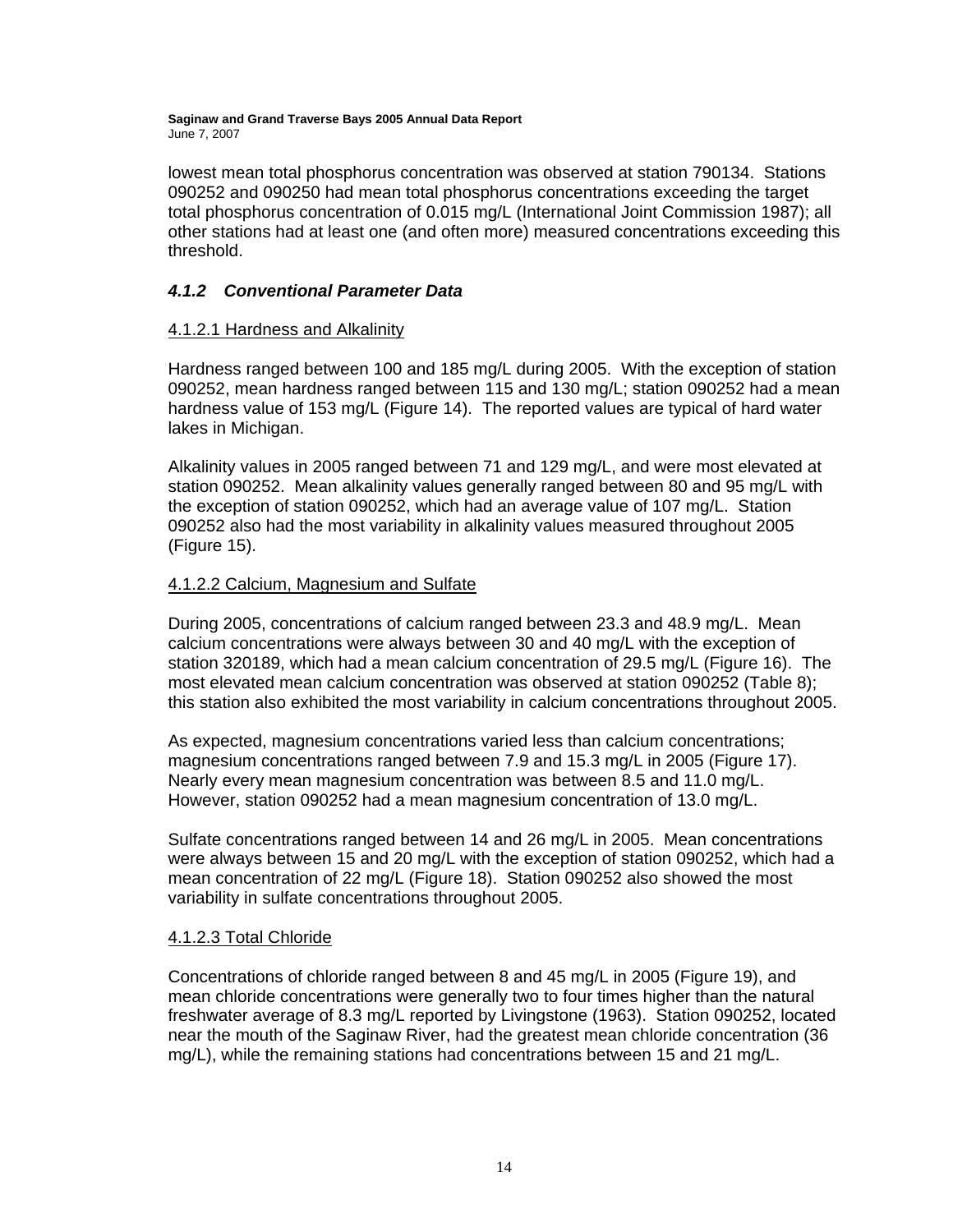lowest mean total phosphorus concentration was observed at station 790134. Stations 090252 and 090250 had mean total phosphorus concentrations exceeding the target total phosphorus concentration of 0.015 mg/L (International Joint Commission 1987); all other stations had at least one (and often more) measured concentrations exceeding this threshold.

### *4.1.2 Conventional Parameter Data*

#### 4.1.2.1 Hardness and Alkalinity

Hardness ranged between 100 and 185 mg/L during 2005. With the exception of station 090252, mean hardness ranged between 115 and 130 mg/L; station 090252 had a mean hardness value of 153 mg/L (Figure 14). The reported values are typical of hard water lakes in Michigan.

Alkalinity values in 2005 ranged between 71 and 129 mg/L, and were most elevated at station 090252. Mean alkalinity values generally ranged between 80 and 95 mg/L with the exception of station 090252, which had an average value of 107 mg/L. Station 090252 also had the most variability in alkalinity values measured throughout 2005 (Figure 15).

#### 4.1.2.2 Calcium, Magnesium and Sulfate

During 2005, concentrations of calcium ranged between 23.3 and 48.9 mg/L. Mean calcium concentrations were always between 30 and 40 mg/L with the exception of station 320189, which had a mean calcium concentration of 29.5 mg/L (Figure 16). The most elevated mean calcium concentration was observed at station 090252 (Table 8); this station also exhibited the most variability in calcium concentrations throughout 2005.

As expected, magnesium concentrations varied less than calcium concentrations; magnesium concentrations ranged between 7.9 and 15.3 mg/L in 2005 (Figure 17). Nearly every mean magnesium concentration was between 8.5 and 11.0 mg/L. However, station 090252 had a mean magnesium concentration of 13.0 mg/L.

Sulfate concentrations ranged between 14 and 26 mg/L in 2005. Mean concentrations were always between 15 and 20 mg/L with the exception of station 090252, which had a mean concentration of 22 mg/L (Figure 18). Station 090252 also showed the most variability in sulfate concentrations throughout 2005.

#### 4.1.2.3 Total Chloride

Concentrations of chloride ranged between 8 and 45 mg/L in 2005 (Figure 19), and mean chloride concentrations were generally two to four times higher than the natural freshwater average of 8.3 mg/L reported by Livingstone (1963). Station 090252, located near the mouth of the Saginaw River, had the greatest mean chloride concentration (36 mg/L), while the remaining stations had concentrations between 15 and 21 mg/L.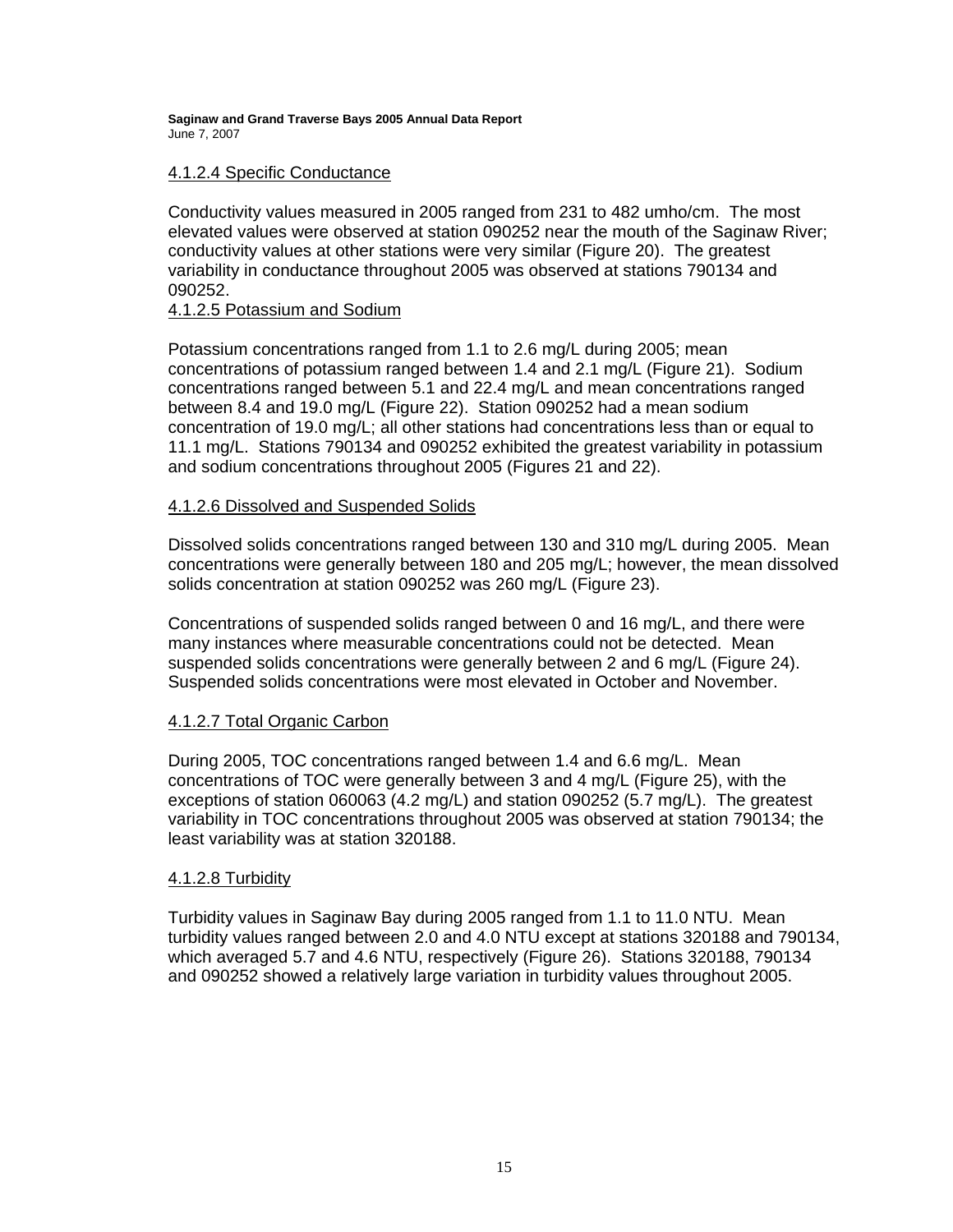#### 4.1.2.4 Specific Conductance

Conductivity values measured in 2005 ranged from 231 to 482 umho/cm. The most elevated values were observed at station 090252 near the mouth of the Saginaw River; conductivity values at other stations were very similar (Figure 20). The greatest variability in conductance throughout 2005 was observed at stations 790134 and 090252.

#### 4.1.2.5 Potassium and Sodium

Potassium concentrations ranged from 1.1 to 2.6 mg/L during 2005; mean concentrations of potassium ranged between 1.4 and 2.1 mg/L (Figure 21). Sodium concentrations ranged between 5.1 and 22.4 mg/L and mean concentrations ranged between 8.4 and 19.0 mg/L (Figure 22). Station 090252 had a mean sodium concentration of 19.0 mg/L; all other stations had concentrations less than or equal to 11.1 mg/L. Stations 790134 and 090252 exhibited the greatest variability in potassium and sodium concentrations throughout 2005 (Figures 21 and 22).

#### 4.1.2.6 Dissolved and Suspended Solids

Dissolved solids concentrations ranged between 130 and 310 mg/L during 2005. Mean concentrations were generally between 180 and 205 mg/L; however, the mean dissolved solids concentration at station 090252 was 260 mg/L (Figure 23).

Concentrations of suspended solids ranged between 0 and 16 mg/L, and there were many instances where measurable concentrations could not be detected. Mean suspended solids concentrations were generally between 2 and 6 mg/L (Figure 24). Suspended solids concentrations were most elevated in October and November.

#### 4.1.2.7 Total Organic Carbon

During 2005, TOC concentrations ranged between 1.4 and 6.6 mg/L. Mean concentrations of TOC were generally between 3 and 4 mg/L (Figure 25), with the exceptions of station 060063 (4.2 mg/L) and station 090252 (5.7 mg/L). The greatest variability in TOC concentrations throughout 2005 was observed at station 790134; the least variability was at station 320188.

#### 4.1.2.8 Turbidity

Turbidity values in Saginaw Bay during 2005 ranged from 1.1 to 11.0 NTU. Mean turbidity values ranged between 2.0 and 4.0 NTU except at stations 320188 and 790134, which averaged 5.7 and 4.6 NTU, respectively (Figure 26). Stations 320188, 790134 and 090252 showed a relatively large variation in turbidity values throughout 2005.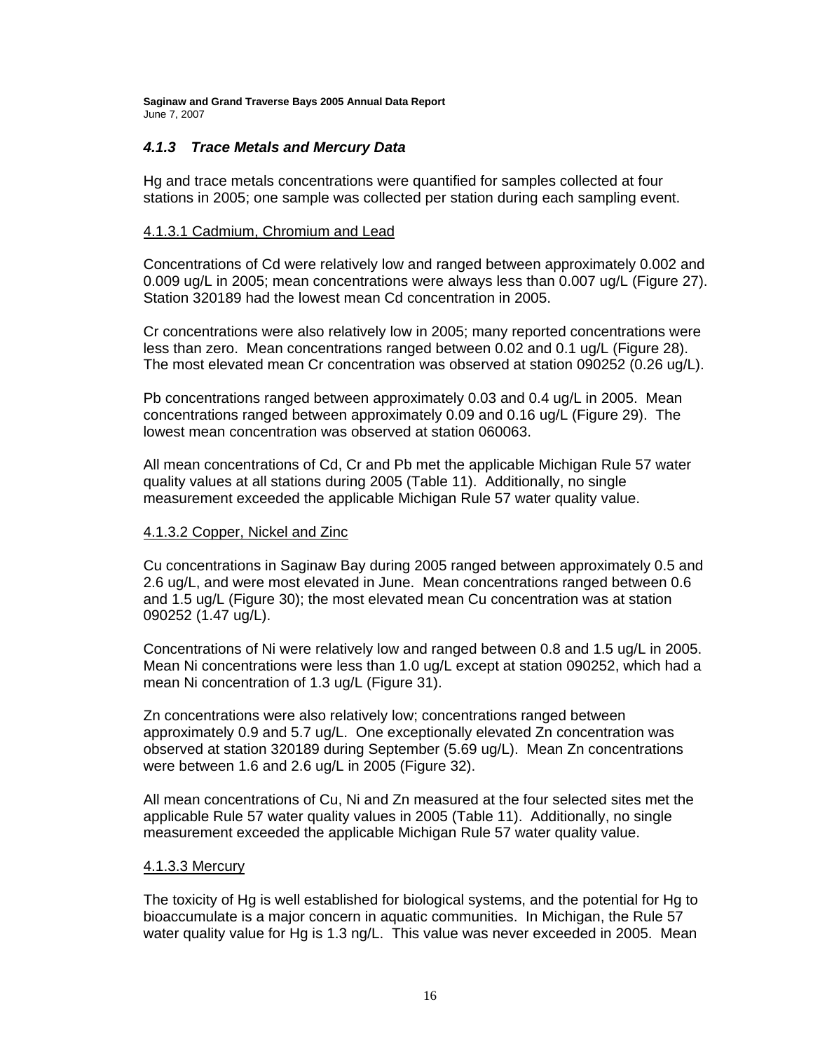### *4.1.3 Trace Metals and Mercury Data*

Hg and trace metals concentrations were quantified for samples collected at four stations in 2005; one sample was collected per station during each sampling event.

#### 4.1.3.1 Cadmium, Chromium and Lead

Concentrations of Cd were relatively low and ranged between approximately 0.002 and 0.009 ug/L in 2005; mean concentrations were always less than 0.007 ug/L (Figure 27). Station 320189 had the lowest mean Cd concentration in 2005.

Cr concentrations were also relatively low in 2005; many reported concentrations were less than zero. Mean concentrations ranged between 0.02 and 0.1 ug/L (Figure 28). The most elevated mean Cr concentration was observed at station 090252 (0.26 ug/L).

Pb concentrations ranged between approximately 0.03 and 0.4 ug/L in 2005. Mean concentrations ranged between approximately 0.09 and 0.16 ug/L (Figure 29). The lowest mean concentration was observed at station 060063.

All mean concentrations of Cd, Cr and Pb met the applicable Michigan Rule 57 water quality values at all stations during 2005 (Table 11). Additionally, no single measurement exceeded the applicable Michigan Rule 57 water quality value.

#### 4.1.3.2 Copper, Nickel and Zinc

Cu concentrations in Saginaw Bay during 2005 ranged between approximately 0.5 and 2.6 ug/L, and were most elevated in June. Mean concentrations ranged between 0.6 and 1.5 ug/L (Figure 30); the most elevated mean Cu concentration was at station 090252 (1.47 ug/L).

Concentrations of Ni were relatively low and ranged between 0.8 and 1.5 ug/L in 2005. Mean Ni concentrations were less than 1.0 ug/L except at station 090252, which had a mean Ni concentration of 1.3 ug/L (Figure 31).

Zn concentrations were also relatively low; concentrations ranged between approximately 0.9 and 5.7 ug/L. One exceptionally elevated Zn concentration was observed at station 320189 during September (5.69 ug/L). Mean Zn concentrations were between 1.6 and 2.6 ug/L in 2005 (Figure 32).

All mean concentrations of Cu, Ni and Zn measured at the four selected sites met the applicable Rule 57 water quality values in 2005 (Table 11). Additionally, no single measurement exceeded the applicable Michigan Rule 57 water quality value.

#### 4.1.3.3 Mercury

The toxicity of Hg is well established for biological systems, and the potential for Hg to bioaccumulate is a major concern in aquatic communities. In Michigan, the Rule 57 water quality value for Hg is 1.3 ng/L. This value was never exceeded in 2005. Mean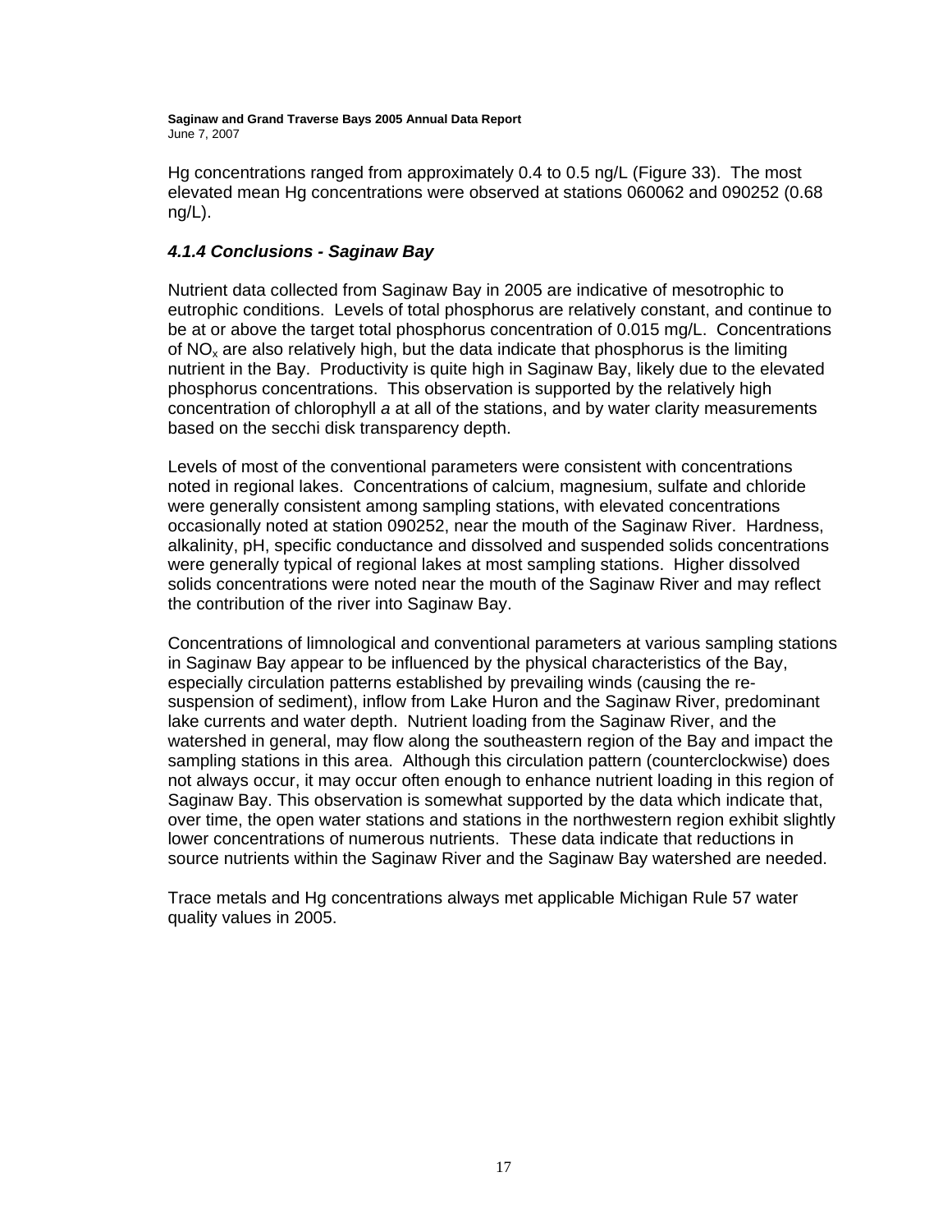Hg concentrations ranged from approximately 0.4 to 0.5 ng/L (Figure 33). The most elevated mean Hg concentrations were observed at stations 060062 and 090252 (0.68 ng/L).

### *4.1.4 Conclusions - Saginaw Bay*

Nutrient data collected from Saginaw Bay in 2005 are indicative of mesotrophic to eutrophic conditions. Levels of total phosphorus are relatively constant, and continue to be at or above the target total phosphorus concentration of 0.015 mg/L. Concentrations of $NO_x$ are also relatively high, but the data indicate that phosphorus is the limiting nutrient in the Bay. Productivity is quite high in Saginaw Bay, likely due to the elevated phosphorus concentrations. This observation is supported by the relatively high concentration of chlorophyll *a* at all of the stations, and by water clarity measurements based on the secchi disk transparency depth.

Levels of most of the conventional parameters were consistent with concentrations noted in regional lakes. Concentrations of calcium, magnesium, sulfate and chloride were generally consistent among sampling stations, with elevated concentrations occasionally noted at station 090252, near the mouth of the Saginaw River. Hardness, alkalinity, pH, specific conductance and dissolved and suspended solids concentrations were generally typical of regional lakes at most sampling stations. Higher dissolved solids concentrations were noted near the mouth of the Saginaw River and may reflect the contribution of the river into Saginaw Bay.

Concentrations of limnological and conventional parameters at various sampling stations in Saginaw Bay appear to be influenced by the physical characteristics of the Bay, especially circulation patterns established by prevailing winds (causing the re-suspension of sediment), inflow from Lake Huron and the Saginaw River, predominant lake currents and water depth. Nutrient loading from the Saginaw River, and the watershed in general, may flow along the southeastern region of the Bay and impact the sampling stations in this area. Although this circulation pattern (counterclockwise) does not always occur, it may occur often enough to enhance nutrient loading in this region of Saginaw Bay. This observation is somewhat supported by the data which indicate that, over time, the open water stations and stations in the northwestern region exhibit slightly lower concentrations of numerous nutrients. These data indicate that reductions in source nutrients within the Saginaw River and the Saginaw Bay watershed are needed.

Trace metals and Hg concentrations always met applicable Michigan Rule 57 water quality values in 2005.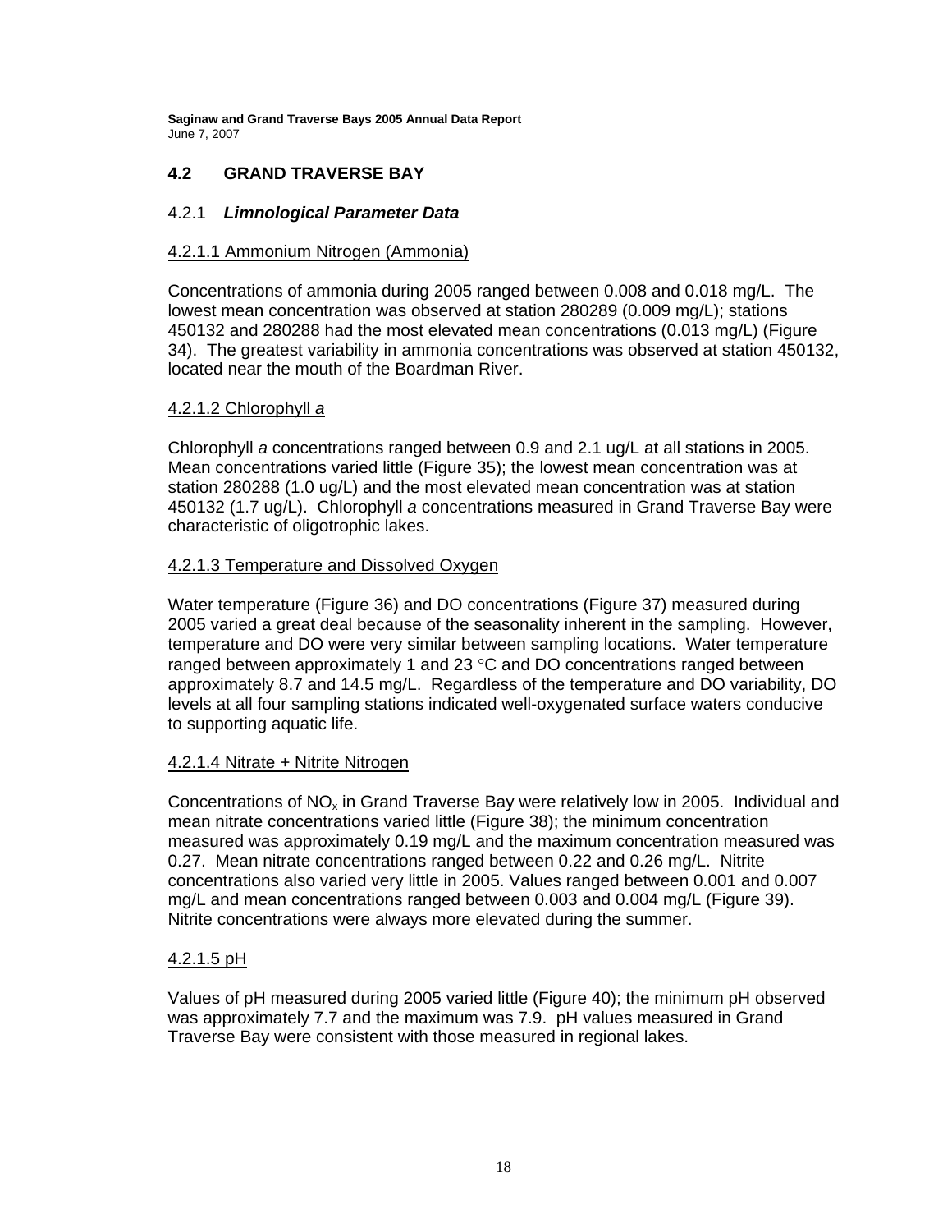## 4.2 GRAND TRAVERSE BAY

### 4.2.1 *Limnological Parameter Data*

#### 4.2.1.1 Ammonium Nitrogen (Ammonia)

Concentrations of ammonia during 2005 ranged between 0.008 and 0.018 mg/L. The lowest mean concentration was observed at station 280289 (0.009 mg/L); stations 450132 and 280288 had the most elevated mean concentrations (0.013 mg/L) (Figure 34). The greatest variability in ammonia concentrations was observed at station 450132, located near the mouth of the Boardman River.

#### 4.2.1.2 Chlorophyll *a*

Chlorophyll *a* concentrations ranged between 0.9 and 2.1 ug/L at all stations in 2005. Mean concentrations varied little (Figure 35); the lowest mean concentration was at station 280288 (1.0 ug/L) and the most elevated mean concentration was at station 450132 (1.7 ug/L). Chlorophyll *a* concentrations measured in Grand Traverse Bay were characteristic of oligotrophic lakes.

#### 4.2.1.3 Temperature and Dissolved Oxygen

Water temperature (Figure 36) and DO concentrations (Figure 37) measured during 2005 varied a great deal because of the seasonality inherent in the sampling. However, temperature and DO were very similar between sampling locations. Water temperature ranged between approximately 1 and 23 °C and DO concentrations ranged between approximately 8.7 and 14.5 mg/L. Regardless of the temperature and DO variability, DO levels at all four sampling stations indicated well-oxygenated surface waters conducive to supporting aquatic life.

#### 4.2.1.4 Nitrate + Nitrite Nitrogen

Concentrations of $NO_x$ in Grand Traverse Bay were relatively low in 2005. Individual and mean nitrate concentrations varied little (Figure 38); the minimum concentration measured was approximately 0.19 mg/L and the maximum concentration measured was 0.27. Mean nitrate concentrations ranged between 0.22 and 0.26 mg/L. Nitrite concentrations also varied very little in 2005. Values ranged between 0.001 and 0.007 mg/L and mean concentrations ranged between 0.003 and 0.004 mg/L (Figure 39). Nitrite concentrations were always more elevated during the summer.

#### 4.2.1.5 pH

Values of pH measured during 2005 varied little (Figure 40); the minimum pH observed was approximately 7.7 and the maximum was 7.9. pH values measured in Grand Traverse Bay were consistent with those measured in regional lakes.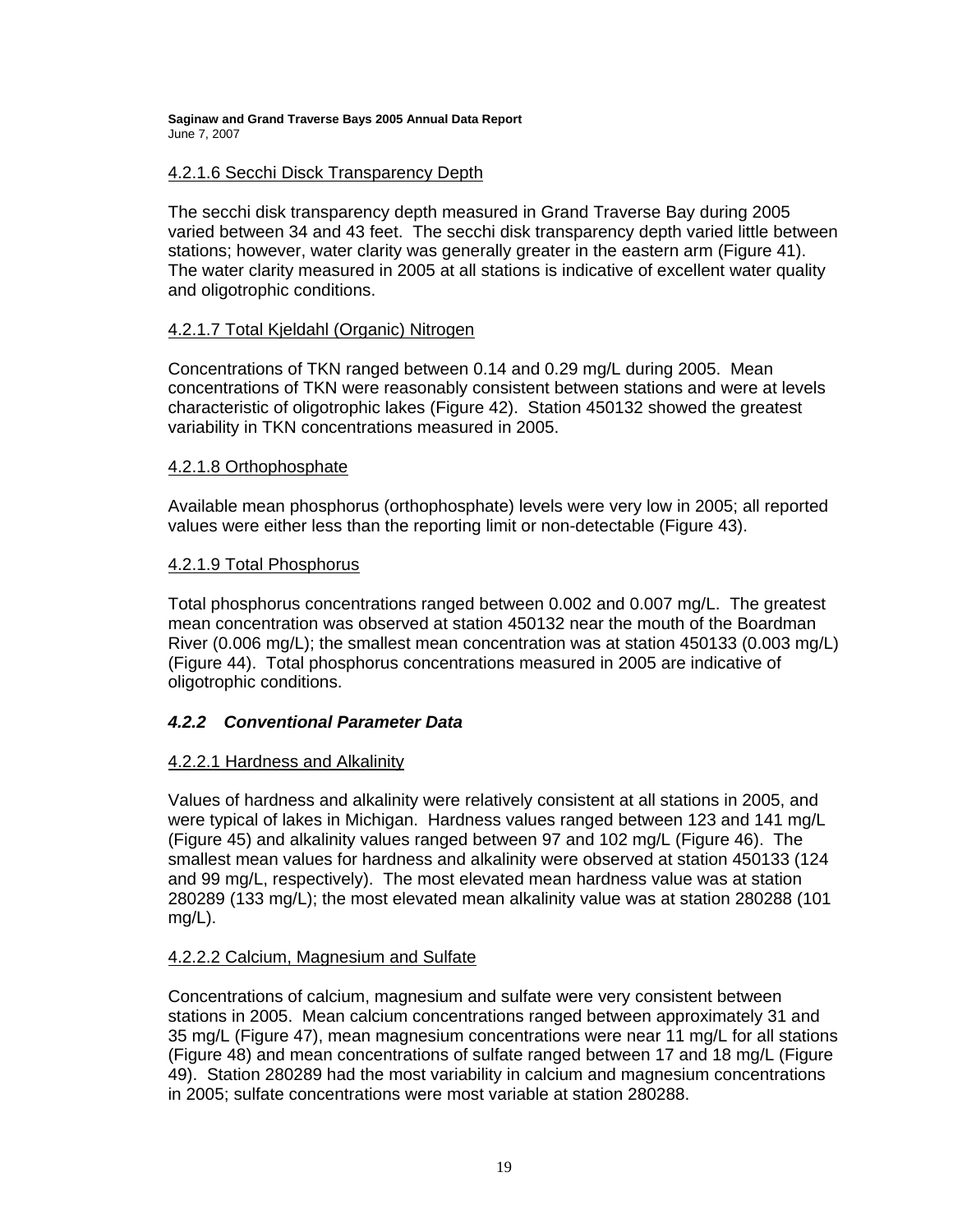#### 4.2.1.6 Secchi Disck Transparency Depth

The secchi disk transparency depth measured in Grand Traverse Bay during 2005 varied between 34 and 43 feet. The secchi disk transparency depth varied little between stations; however, water clarity was generally greater in the eastern arm (Figure 41). The water clarity measured in 2005 at all stations is indicative of excellent water quality and oligotrophic conditions.

#### 4.2.1.7 Total Kjeldahl (Organic) Nitrogen

Concentrations of TKN ranged between 0.14 and 0.29 mg/L during 2005. Mean concentrations of TKN were reasonably consistent between stations and were at levels characteristic of oligotrophic lakes (Figure 42). Station 450132 showed the greatest variability in TKN concentrations measured in 2005.

#### 4.2.1.8 Orthophosphate

Available mean phosphorus (orthophosphate) levels were very low in 2005; all reported values were either less than the reporting limit or non-detectable (Figure 43).

#### 4.2.1.9 Total Phosphorus

Total phosphorus concentrations ranged between 0.002 and 0.007 mg/L. The greatest mean concentration was observed at station 450132 near the mouth of the Boardman River (0.006 mg/L); the smallest mean concentration was at station 450133 (0.003 mg/L) (Figure 44). Total phosphorus concentrations measured in 2005 are indicative of oligotrophic conditions.

### *4.2.2 Conventional Parameter Data*

#### 4.2.2.1 Hardness and Alkalinity

Values of hardness and alkalinity were relatively consistent at all stations in 2005, and were typical of lakes in Michigan. Hardness values ranged between 123 and 141 mg/L (Figure 45) and alkalinity values ranged between 97 and 102 mg/L (Figure 46). The smallest mean values for hardness and alkalinity were observed at station 450133 (124 and 99 mg/L, respectively). The most elevated mean hardness value was at station 280289 (133 mg/L); the most elevated mean alkalinity value was at station 280288 (101 mg/L).

#### 4.2.2.2 Calcium, Magnesium and Sulfate

Concentrations of calcium, magnesium and sulfate were very consistent between stations in 2005. Mean calcium concentrations ranged between approximately 31 and 35 mg/L (Figure 47), mean magnesium concentrations were near 11 mg/L for all stations (Figure 48) and mean concentrations of sulfate ranged between 17 and 18 mg/L (Figure 49). Station 280289 had the most variability in calcium and magnesium concentrations in 2005; sulfate concentrations were most variable at station 280288.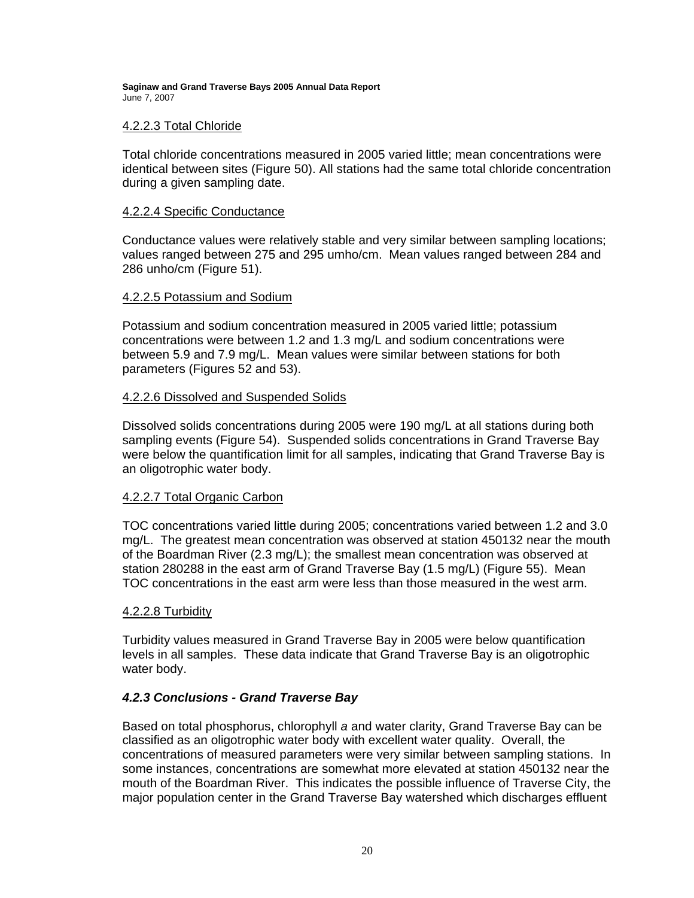4.2.2.3 Total Chloride

Total chloride concentrations measured in 2005 varied little; mean concentrations were identical between sites (Figure 50). All stations had the same total chloride concentration during a given sampling date.

4.2.2.4 Specific Conductance

Conductance values were relatively stable and very similar between sampling locations; values ranged between 275 and 295 umho/cm. Mean values ranged between 284 and 286 unho/cm (Figure 51).

4.2.2.5 Potassium and Sodium

Potassium and sodium concentration measured in 2005 varied little; potassium concentrations were between 1.2 and 1.3 mg/L and sodium concentrations were between 5.9 and 7.9 mg/L. Mean values were similar between stations for both parameters (Figures 52 and 53).

4.2.2.6 Dissolved and Suspended Solids

Dissolved solids concentrations during 2005 were 190 mg/L at all stations during both sampling events (Figure 54). Suspended solids concentrations in Grand Traverse Bay were below the quantification limit for all samples, indicating that Grand Traverse Bay is an oligotrophic water body.

4.2.2.7 Total Organic Carbon

TOC concentrations varied little during 2005; concentrations varied between 1.2 and 3.0 mg/L. The greatest mean concentration was observed at station 450132 near the mouth of the Boardman River (2.3 mg/L); the smallest mean concentration was observed at station 280288 in the east arm of Grand Traverse Bay (1.5 mg/L) (Figure 55). Mean TOC concentrations in the east arm were less than those measured in the west arm.

4.2.2.8 Turbidity

Turbidity values measured in Grand Traverse Bay in 2005 were below quantification levels in all samples. These data indicate that Grand Traverse Bay is an oligotrophic water body.

### *4.2.3 Conclusions - Grand Traverse Bay*

Based on total phosphorus, chlorophyll *a* and water clarity, Grand Traverse Bay can be classified as an oligotrophic water body with excellent water quality. Overall, the concentrations of measured parameters were very similar between sampling stations. In some instances, concentrations are somewhat more elevated at station 450132 near the mouth of the Boardman River. This indicates the possible influence of Traverse City, the major population center in the Grand Traverse Bay watershed which discharges effluent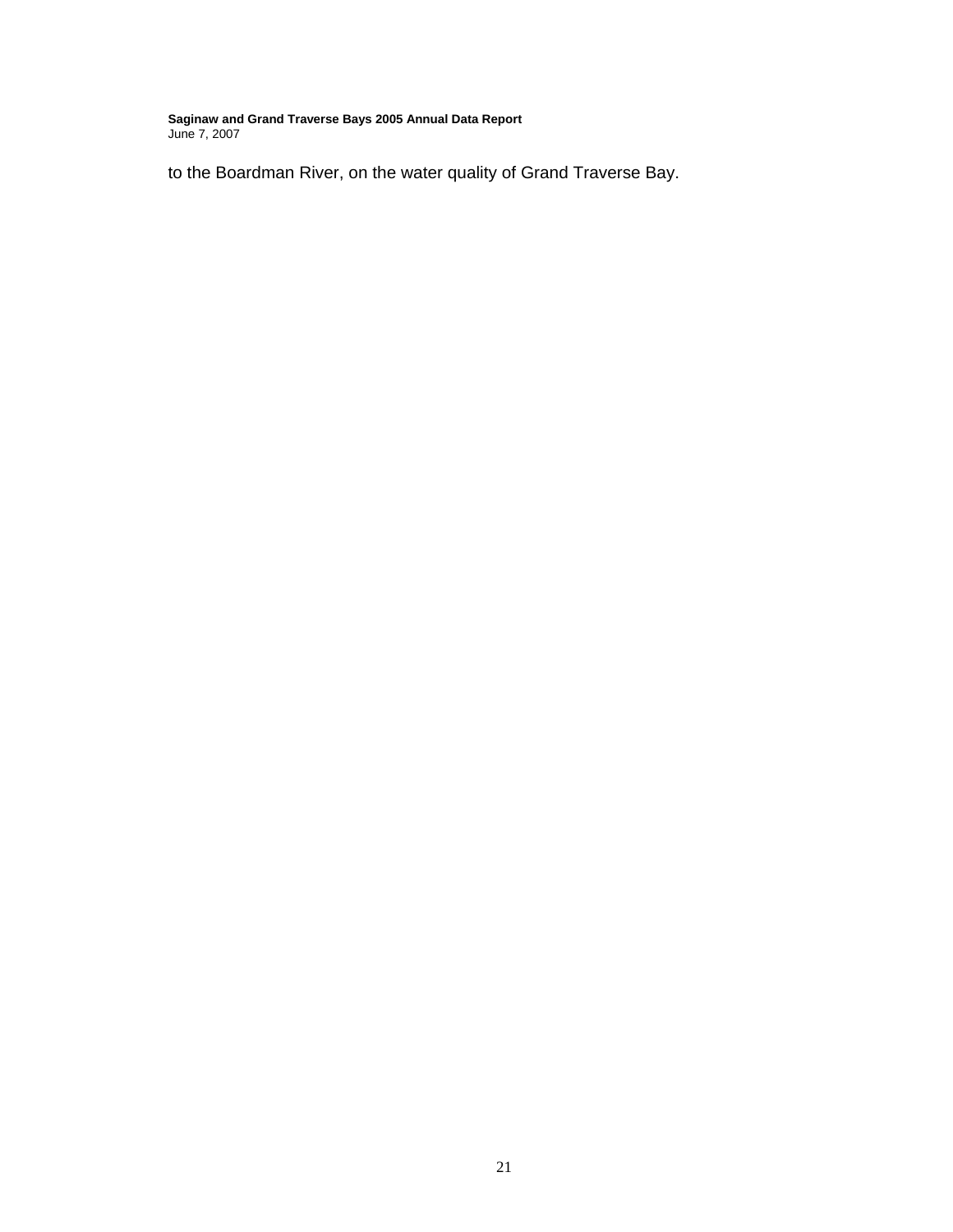to the Boardman River, on the water quality of Grand Traverse Bay.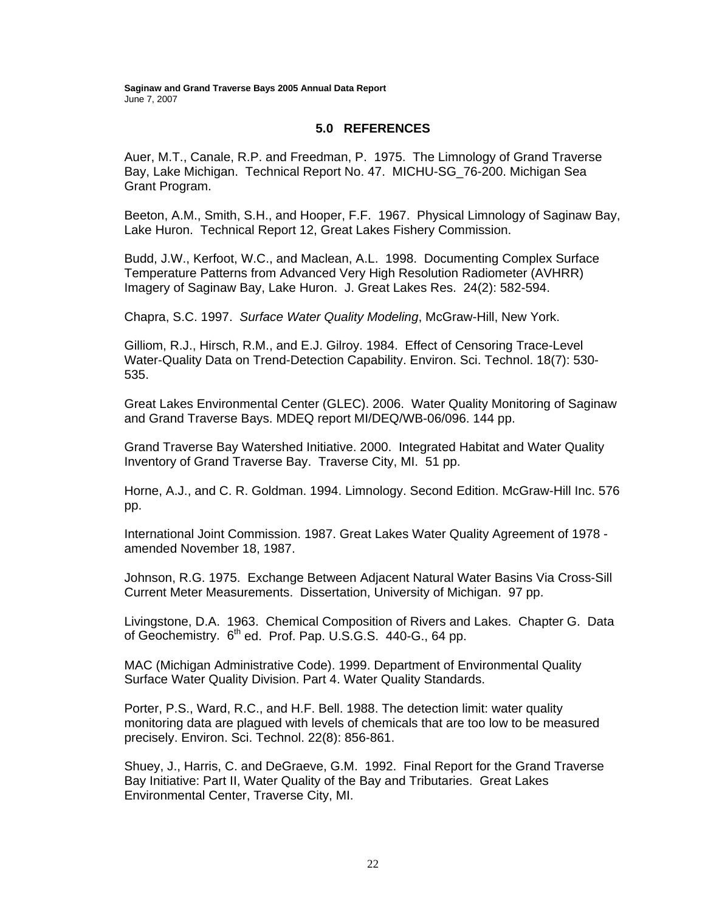## 5.0 REFERENCES

Auer, M.T., Canale, R.P. and Freedman, P. 1975. The Limnology of Grand Traverse Bay, Lake Michigan. Technical Report No. 47. MICHU-SG_76-200. Michigan Sea Grant Program.

Beeton, A.M., Smith, S.H., and Hooper, F.F. 1967. Physical Limnology of Saginaw Bay, Lake Huron. Technical Report 12, Great Lakes Fishery Commission.

Budd, J.W., Kerfoot, W.C., and Maclean, A.L. 1998. Documenting Complex Surface Temperature Patterns from Advanced Very High Resolution Radiometer (AVHRR) Imagery of Saginaw Bay, Lake Huron. J. Great Lakes Res. 24(2): 582-594.

Chapra, S.C. 1997. *Surface Water Quality Modeling*, McGraw-Hill, New York.

Gilliom, R.J., Hirsch, R.M., and E.J. Gilroy. 1984. Effect of Censoring Trace-Level Water-Quality Data on Trend-Detection Capability. Environ. Sci. Technol. 18(7): 530-535.

Great Lakes Environmental Center (GLEC). 2006. Water Quality Monitoring of Saginaw and Grand Traverse Bays. MDEQ report MI/DEQ/WB-06/096. 144 pp.

Grand Traverse Bay Watershed Initiative. 2000. Integrated Habitat and Water Quality Inventory of Grand Traverse Bay. Traverse City, MI. 51 pp.

Horne, A.J., and C. R. Goldman. 1994. Limnology. Second Edition. McGraw-Hill Inc. 576 pp.

International Joint Commission. 1987. Great Lakes Water Quality Agreement of 1978 - amended November 18, 1987.

Johnson, R.G. 1975. Exchange Between Adjacent Natural Water Basins Via Cross-Sill Current Meter Measurements. Dissertation, University of Michigan. 97 pp.

Livingstone, D.A. 1963. Chemical Composition of Rivers and Lakes. Chapter G. Data of Geochemistry. 6th ed. Prof. Pap. U.S.G.S. 440-G., 64 pp.

MAC (Michigan Administrative Code). 1999. Department of Environmental Quality Surface Water Quality Division. Part 4. Water Quality Standards.

Porter, P.S., Ward, R.C., and H.F. Bell. 1988. The detection limit: water quality monitoring data are plagued with levels of chemicals that are too low to be measured precisely. Environ. Sci. Technol. 22(8): 856-861.

Shuey, J., Harris, C. and DeGraeve, G.M. 1992. Final Report for the Grand Traverse Bay Initiative: Part II, Water Quality of the Bay and Tributaries. Great Lakes Environmental Center, Traverse City, MI.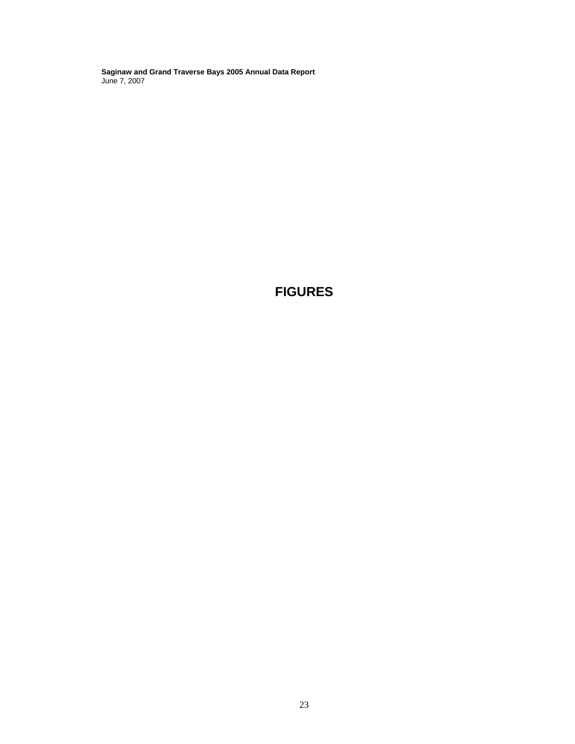# FIGURES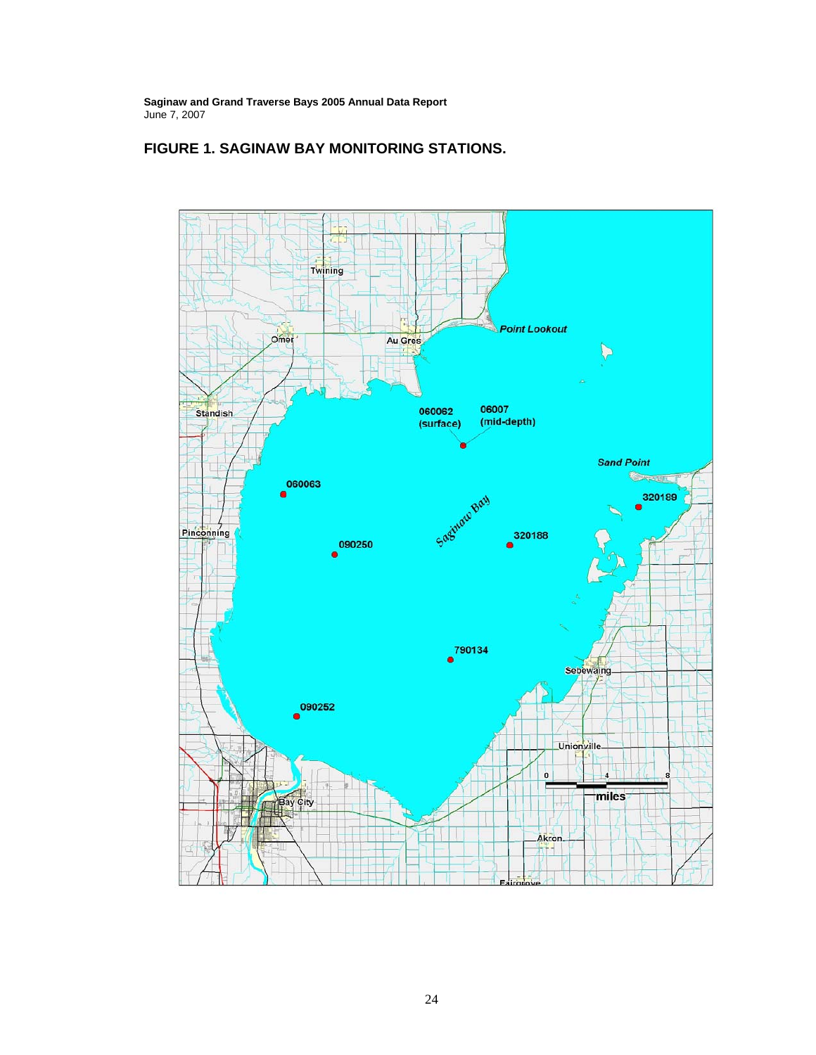## FIGURE 1. SAGINAW BAY MONITORING STATIONS.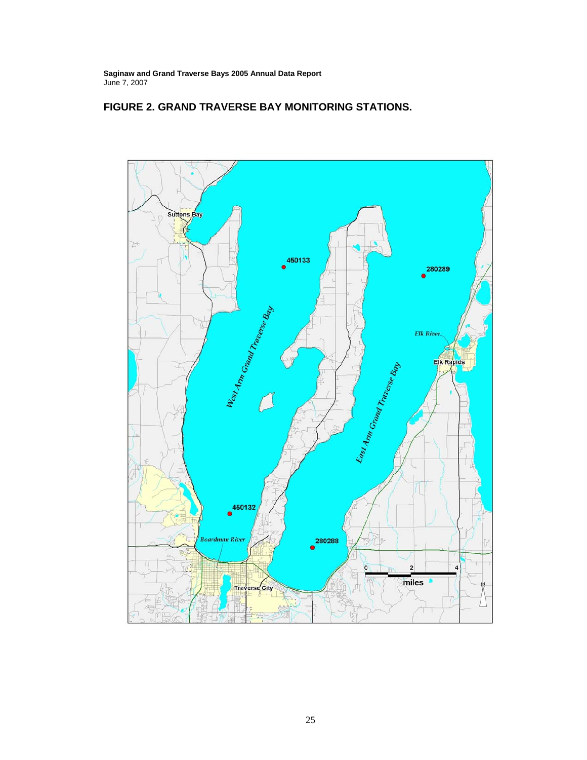## FIGURE 2. GRAND TRAVERSE BAY MONITORING STATIONS.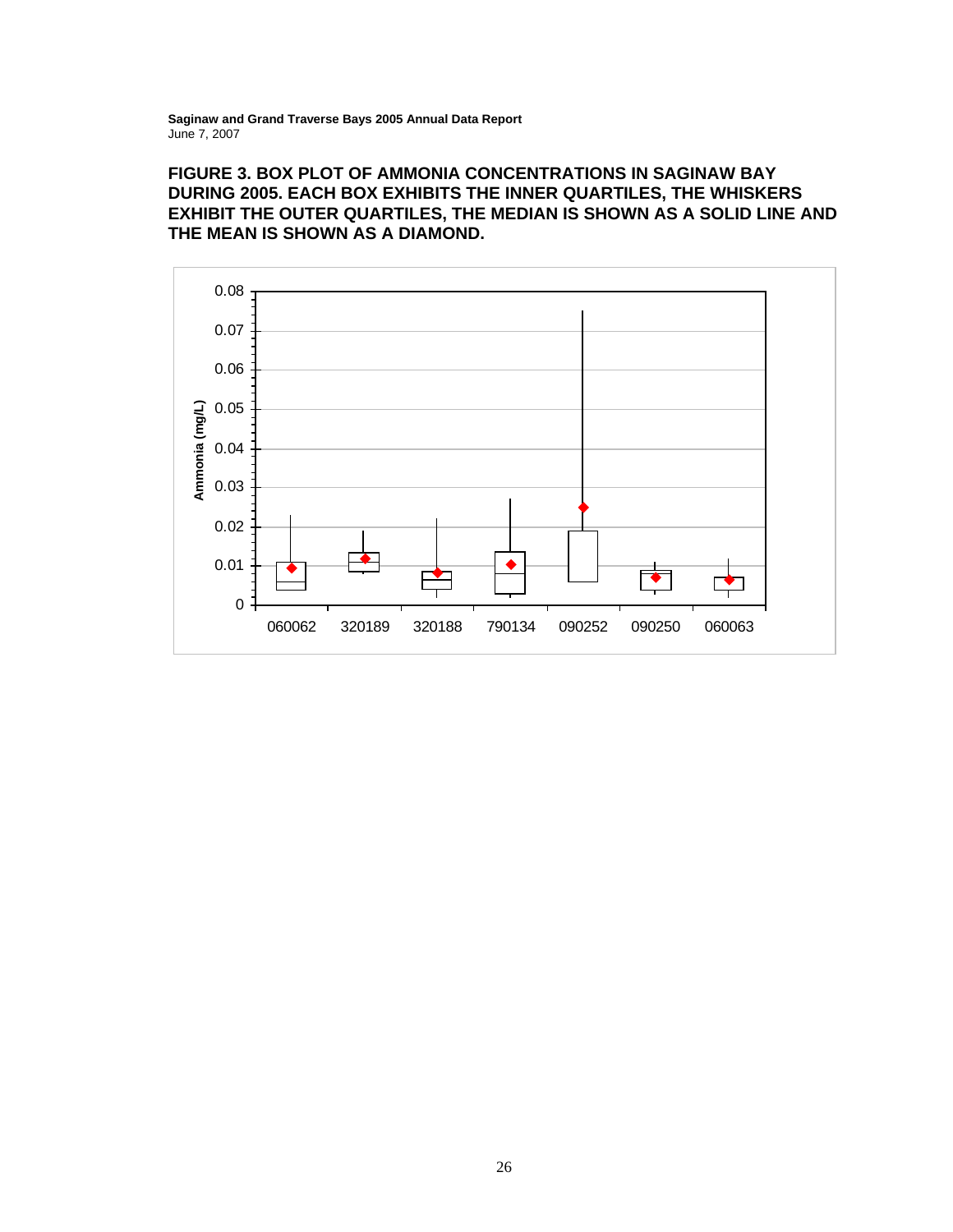**FIGURE 3. BOX PLOT OF AMMONIA CONCENTRATIONS IN SAGINAW BAY DURING 2005. EACH BOX EXHIBITS THE INNER QUARTILES, THE WHISKERS EXHIBIT THE OUTER QUARTILES, THE MEDIAN IS SHOWN AS A SOLID LINE AND THE MEAN IS SHOWN AS A DIAMOND.**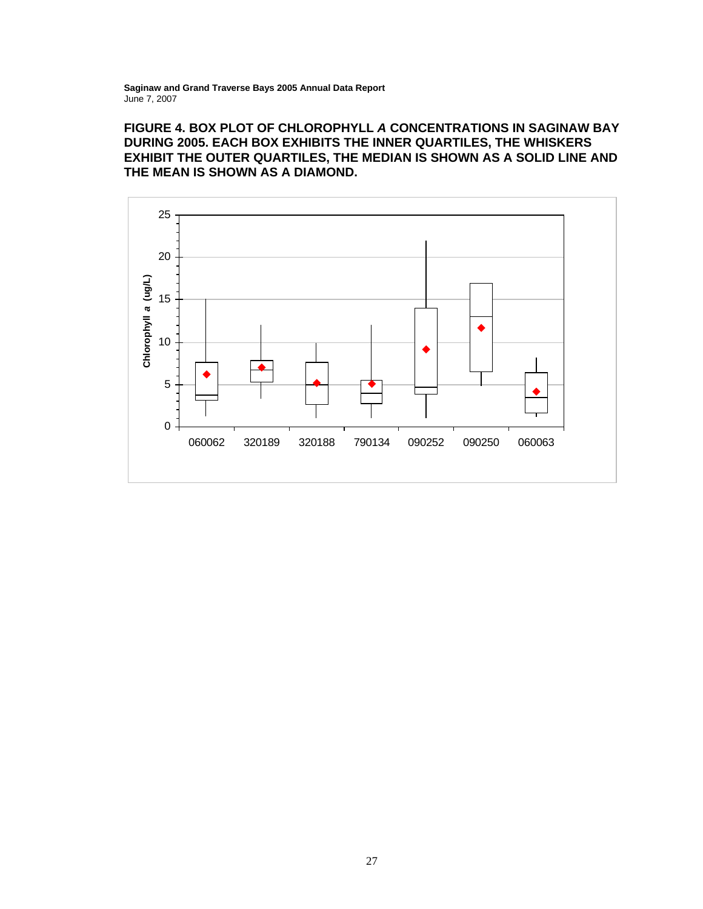**FIGURE 4. BOX PLOT OF CHLOROPHYLL *A* CONCENTRATIONS IN SAGINAW BAY DURING 2005. EACH BOX EXHIBITS THE INNER QUARTILES, THE WHISKERS EXHIBIT THE OUTER QUARTILES, THE MEDIAN IS SHOWN AS A SOLID LINE AND THE MEAN IS SHOWN AS A DIAMOND.**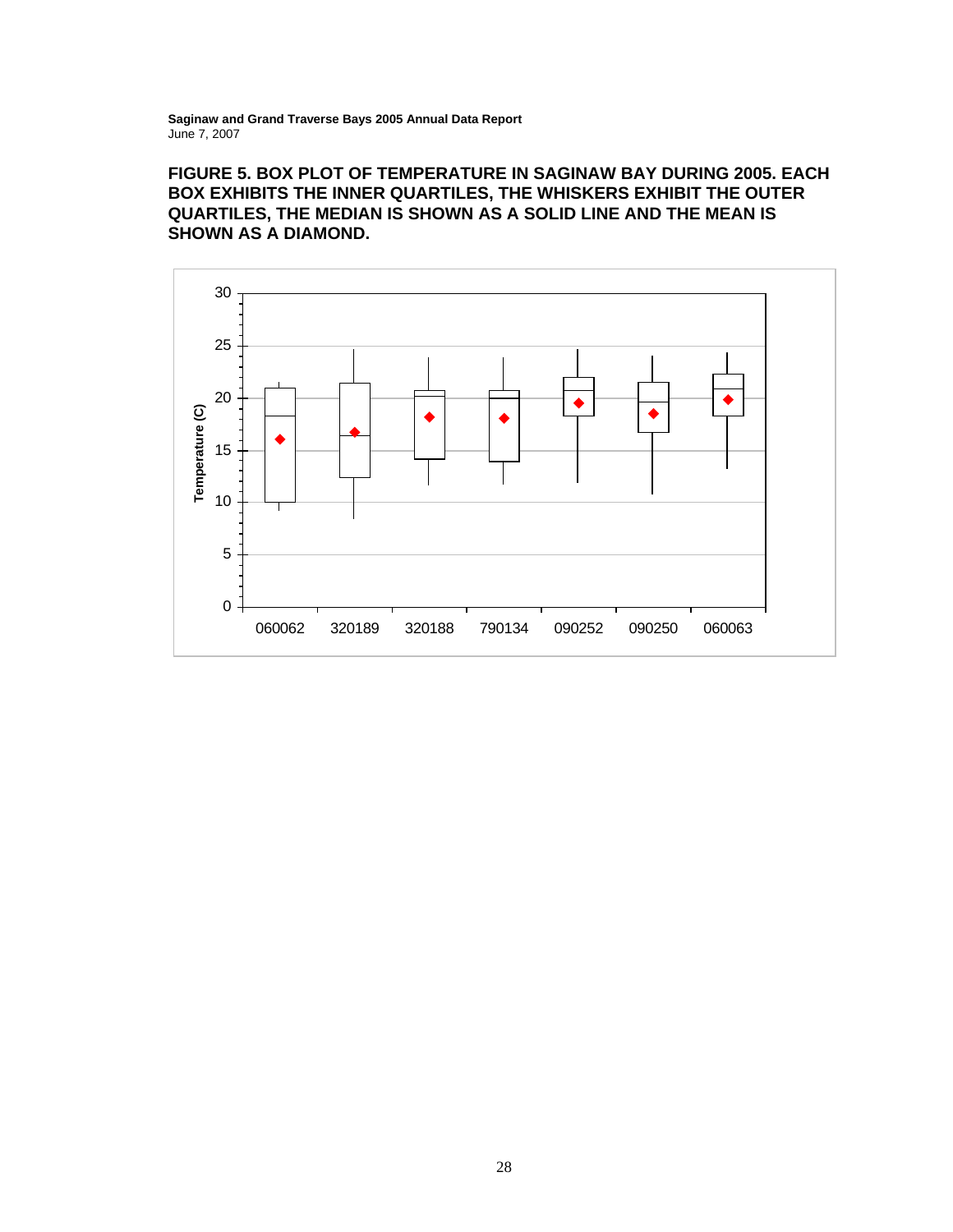**FIGURE 5. BOX PLOT OF TEMPERATURE IN SAGINAW BAY DURING 2005. EACH BOX EXHIBITS THE INNER QUARTILES, THE WHISKERS EXHIBIT THE OUTER QUARTILES, THE MEDIAN IS SHOWN AS A SOLID LINE AND THE MEAN IS SHOWN AS A DIAMOND.**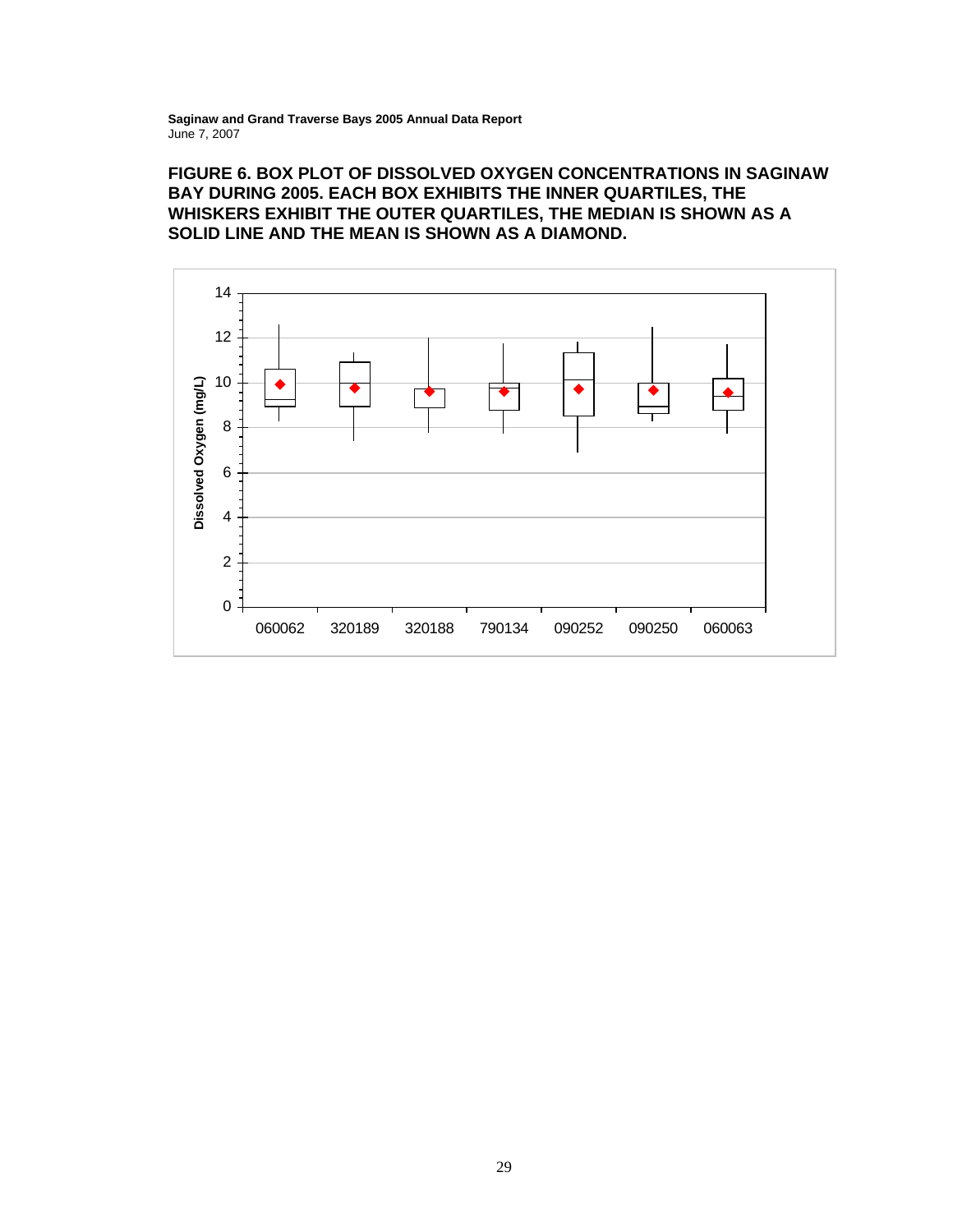**FIGURE 6. BOX PLOT OF DISSOLVED OXYGEN CONCENTRATIONS IN SAGINAW BAY DURING 2005. EACH BOX EXHIBITS THE INNER QUARTILES, THE WHISKERS EXHIBIT THE OUTER QUARTILES, THE MEDIAN IS SHOWN AS A SOLID LINE AND THE MEAN IS SHOWN AS A DIAMOND.**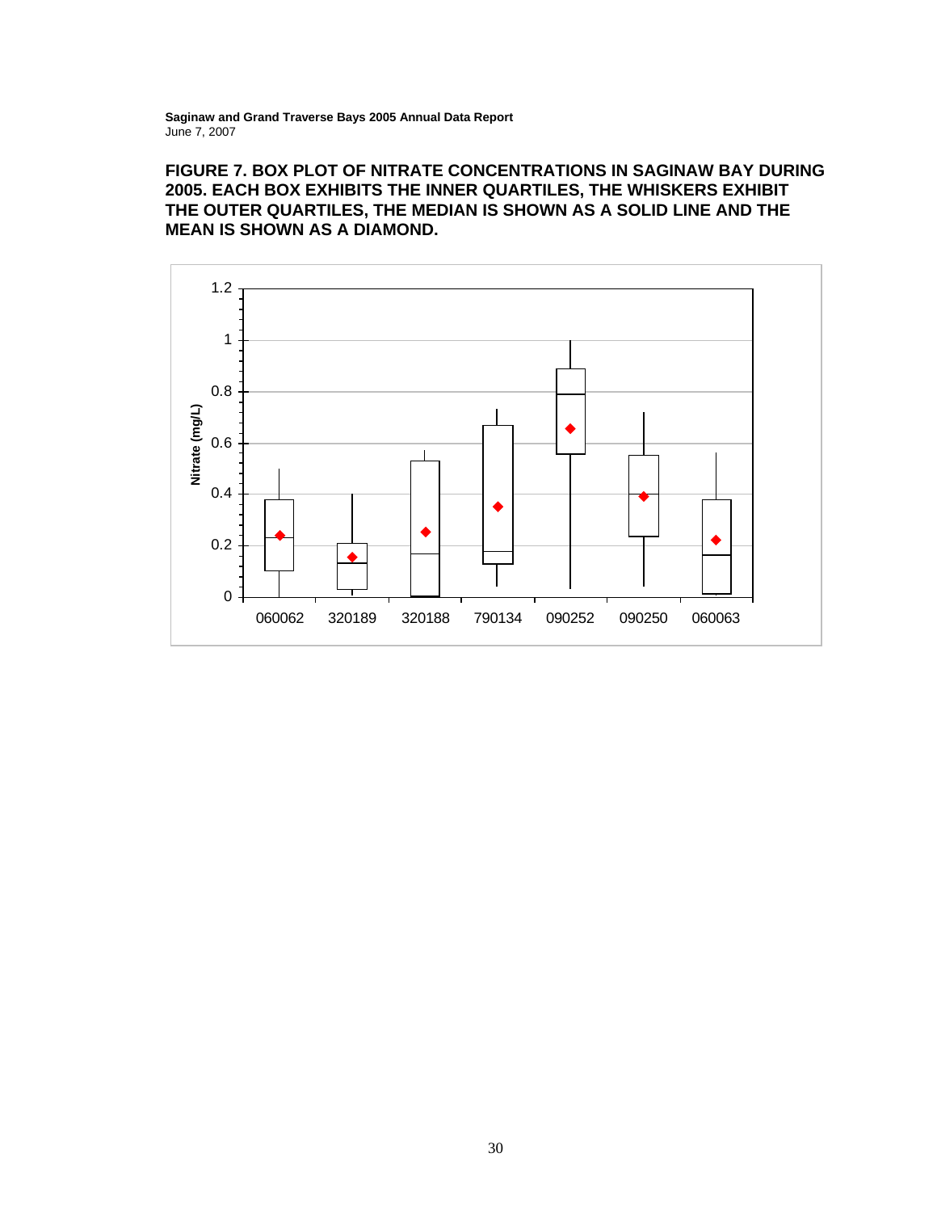**FIGURE 7. BOX PLOT OF NITRATE CONCENTRATIONS IN SAGINAW BAY DURING 2005. EACH BOX EXHIBITS THE INNER QUARTILES, THE WHISKERS EXHIBIT THE OUTER QUARTILES, THE MEDIAN IS SHOWN AS A SOLID LINE AND THE MEAN IS SHOWN AS A DIAMOND.**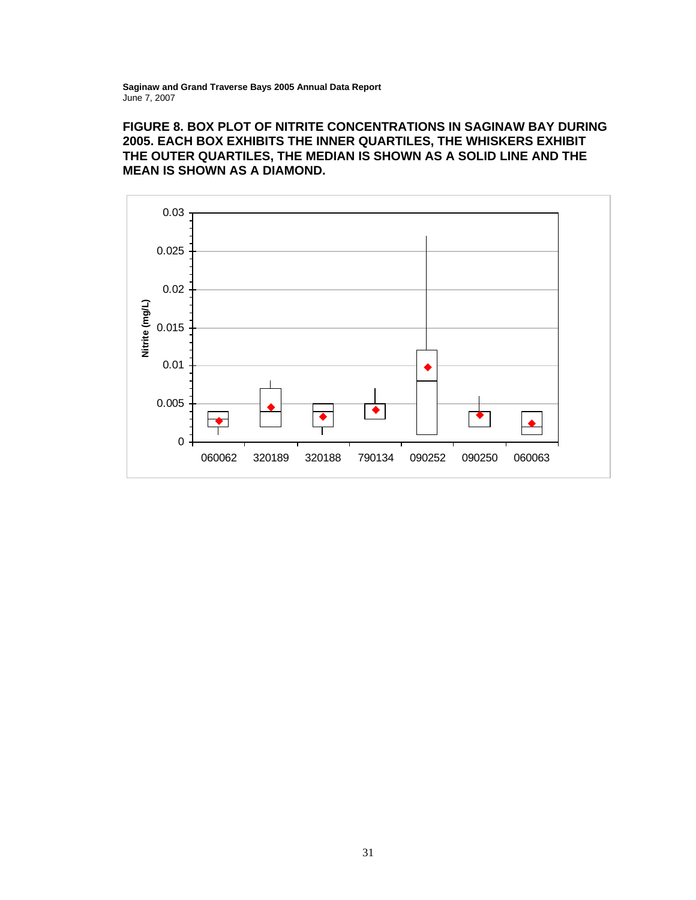**FIGURE 8. BOX PLOT OF NITRITE CONCENTRATIONS IN SAGINAW BAY DURING 2005. EACH BOX EXHIBITS THE INNER QUARTILES, THE WHISKERS EXHIBIT THE OUTER QUARTILES, THE MEDIAN IS SHOWN AS A SOLID LINE AND THE MEAN IS SHOWN AS A DIAMOND.**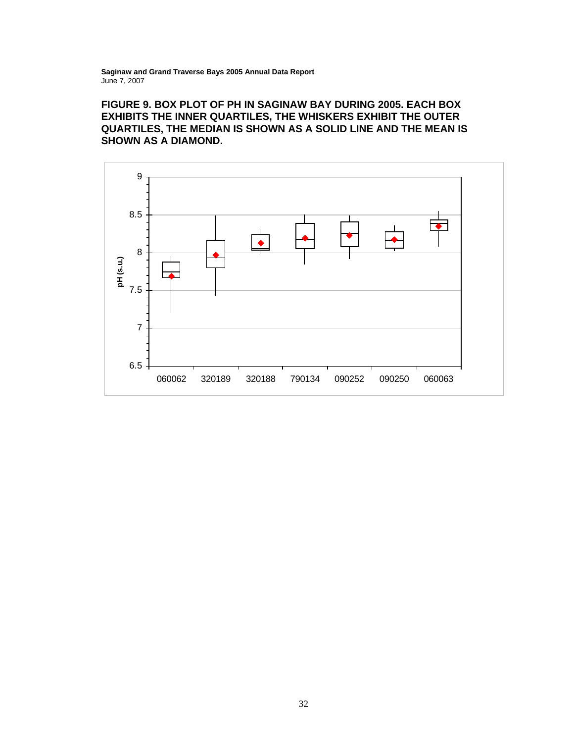**FIGURE 9. BOX PLOT OF PH IN SAGINAW BAY DURING 2005. EACH BOX EXHIBITS THE INNER QUARTILES, THE WHISKERS EXHIBIT THE OUTER QUARTILES, THE MEDIAN IS SHOWN AS A SOLID LINE AND THE MEAN IS SHOWN AS A DIAMOND.**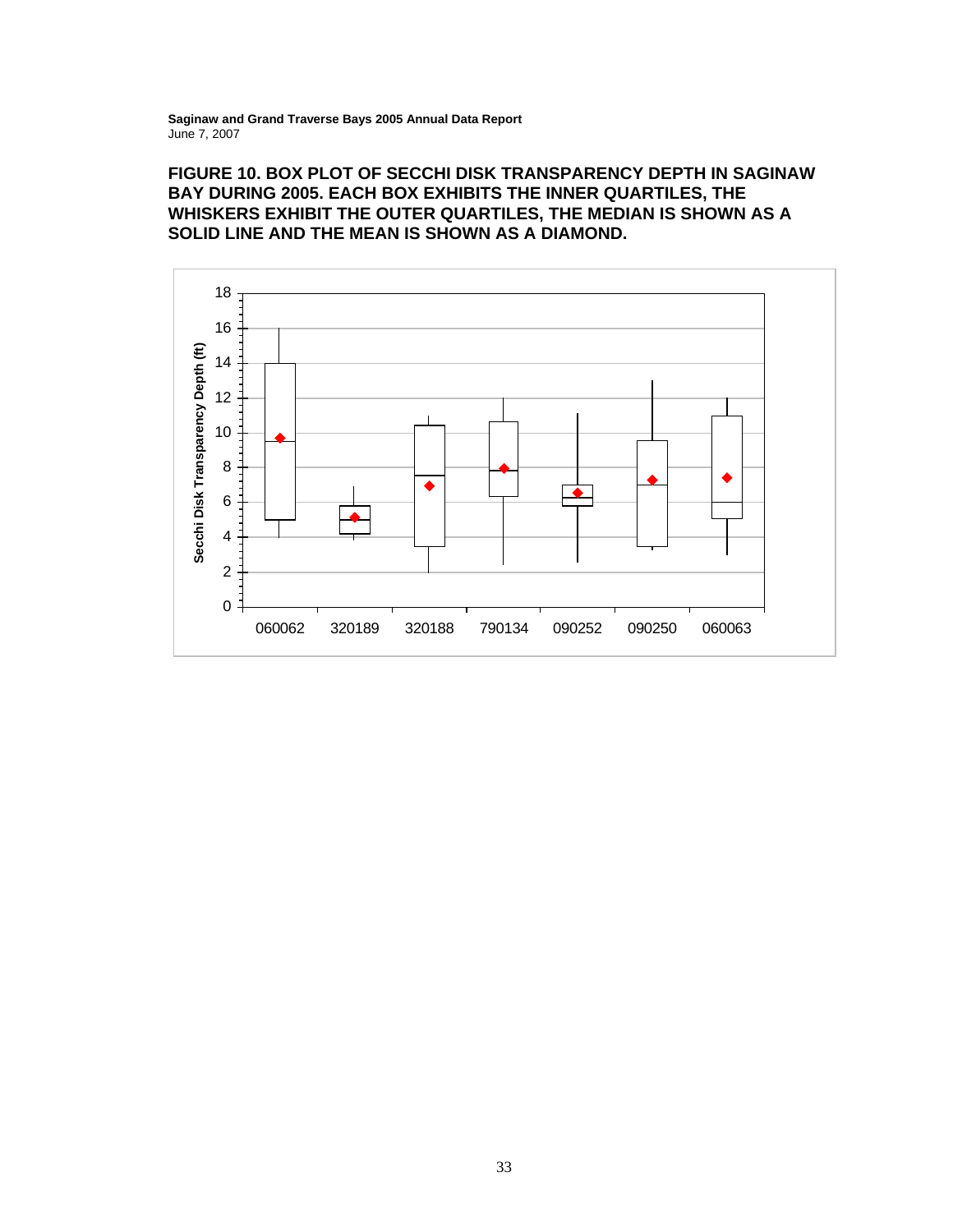**FIGURE 10. BOX PLOT OF SECCHI DISK TRANSPARENCY DEPTH IN SAGINAW BAY DURING 2005. EACH BOX EXHIBITS THE INNER QUARTILES, THE WHISKERS EXHIBIT THE OUTER QUARTILES, THE MEDIAN IS SHOWN AS A SOLID LINE AND THE MEAN IS SHOWN AS A DIAMOND.**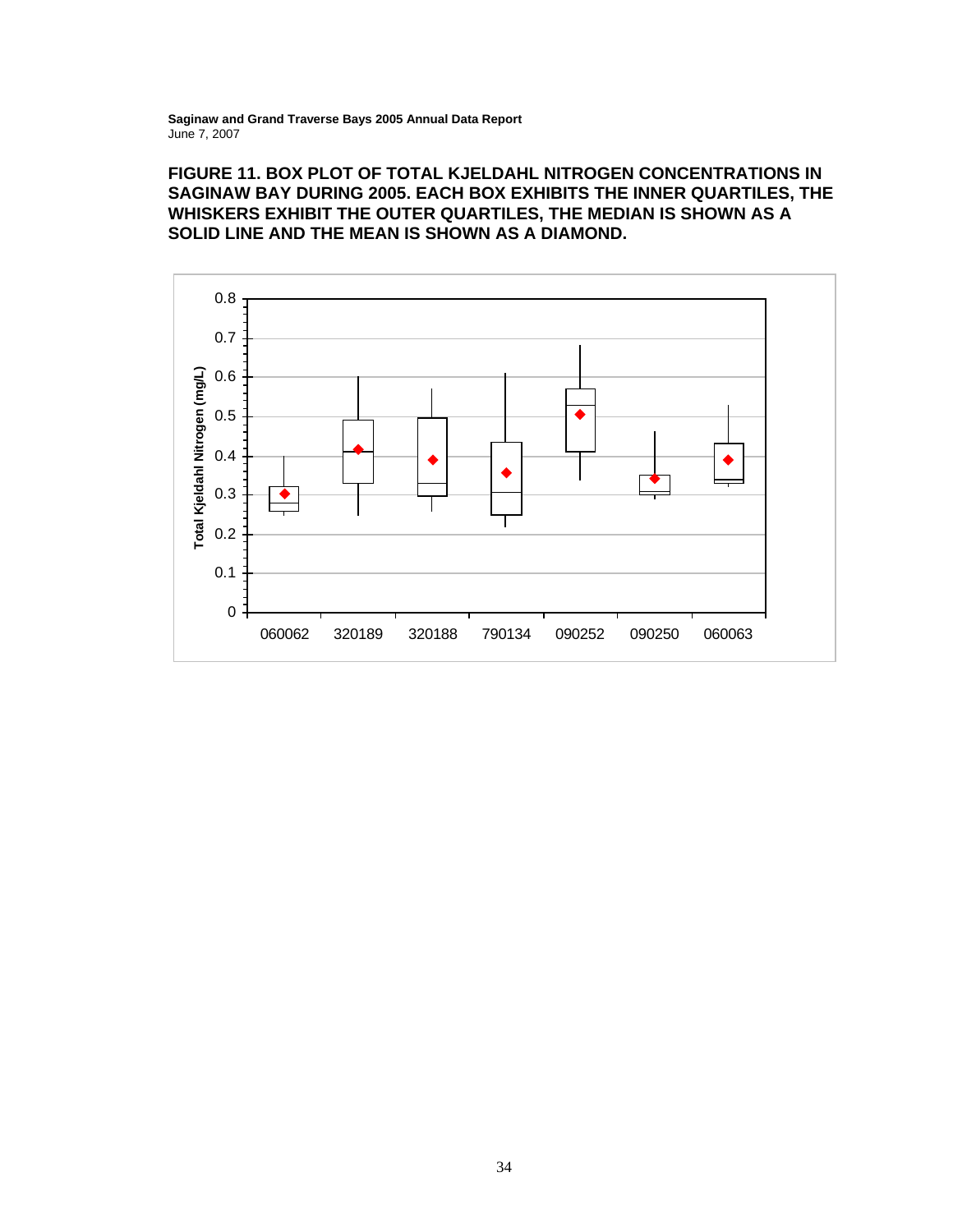**FIGURE 11. BOX PLOT OF TOTAL KJELDAHL NITROGEN CONCENTRATIONS IN SAGINAW BAY DURING 2005. EACH BOX EXHIBITS THE INNER QUARTILES, THE WHISKERS EXHIBIT THE OUTER QUARTILES, THE MEDIAN IS SHOWN AS A SOLID LINE AND THE MEAN IS SHOWN AS A DIAMOND.**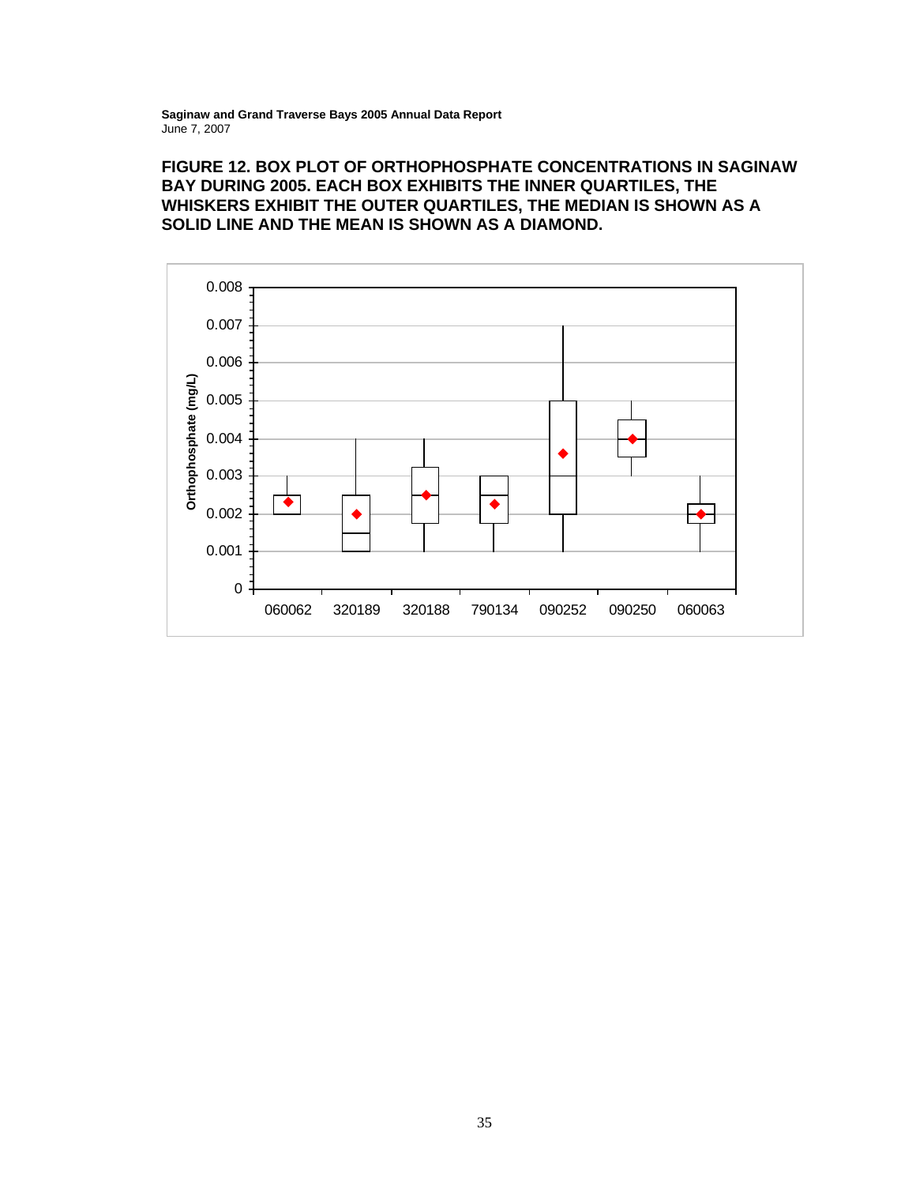**FIGURE 12. BOX PLOT OF ORTHOPHOSPHATE CONCENTRATIONS IN SAGINAW BAY DURING 2005. EACH BOX EXHIBITS THE INNER QUARTILES, THE WHISKERS EXHIBIT THE OUTER QUARTILES, THE MEDIAN IS SHOWN AS A SOLID LINE AND THE MEAN IS SHOWN AS A DIAMOND.**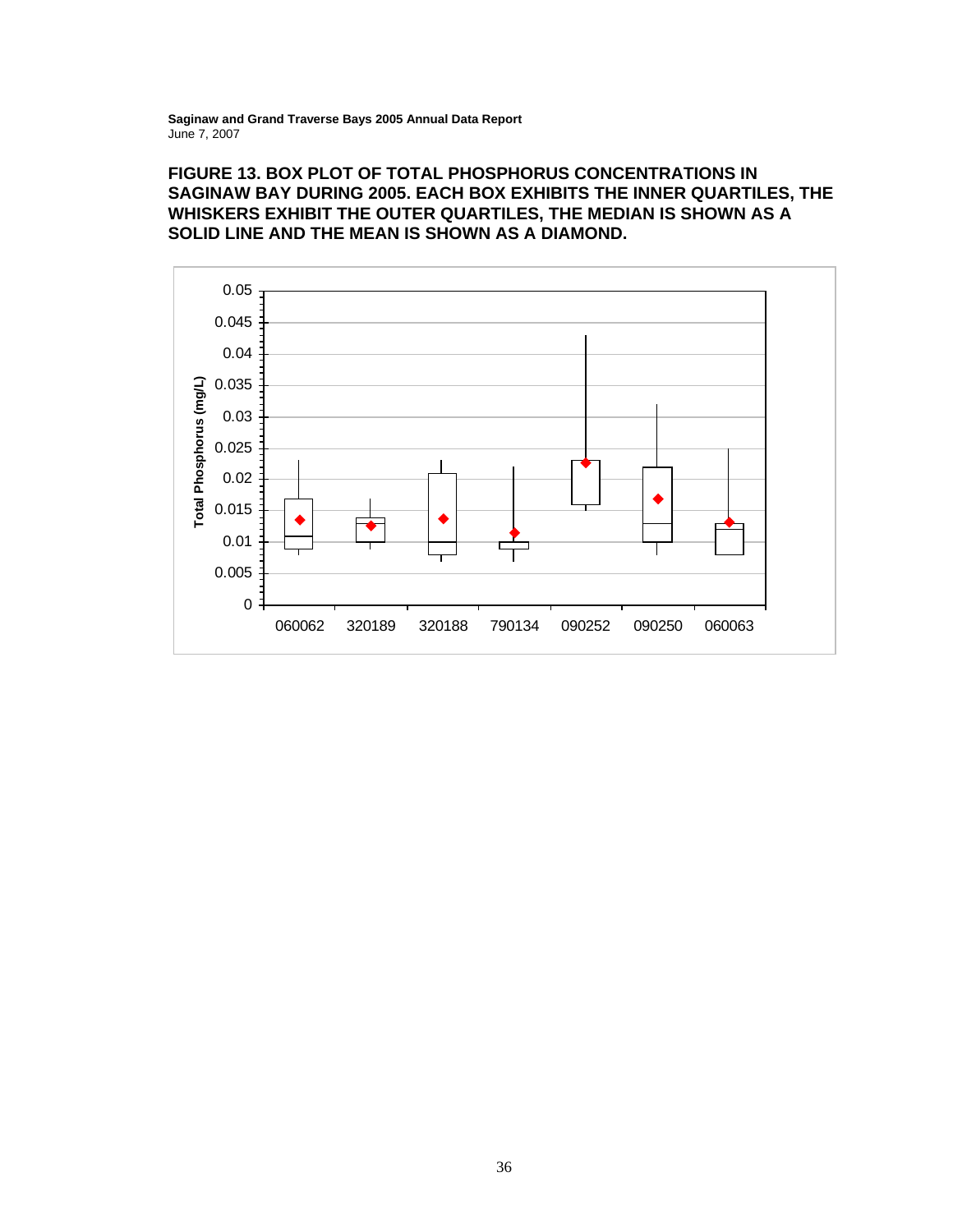**FIGURE 13. BOX PLOT OF TOTAL PHOSPHORUS CONCENTRATIONS IN SAGINAW BAY DURING 2005. EACH BOX EXHIBITS THE INNER QUARTILES, THE WHISKERS EXHIBIT THE OUTER QUARTILES, THE MEDIAN IS SHOWN AS A SOLID LINE AND THE MEAN IS SHOWN AS A DIAMOND.**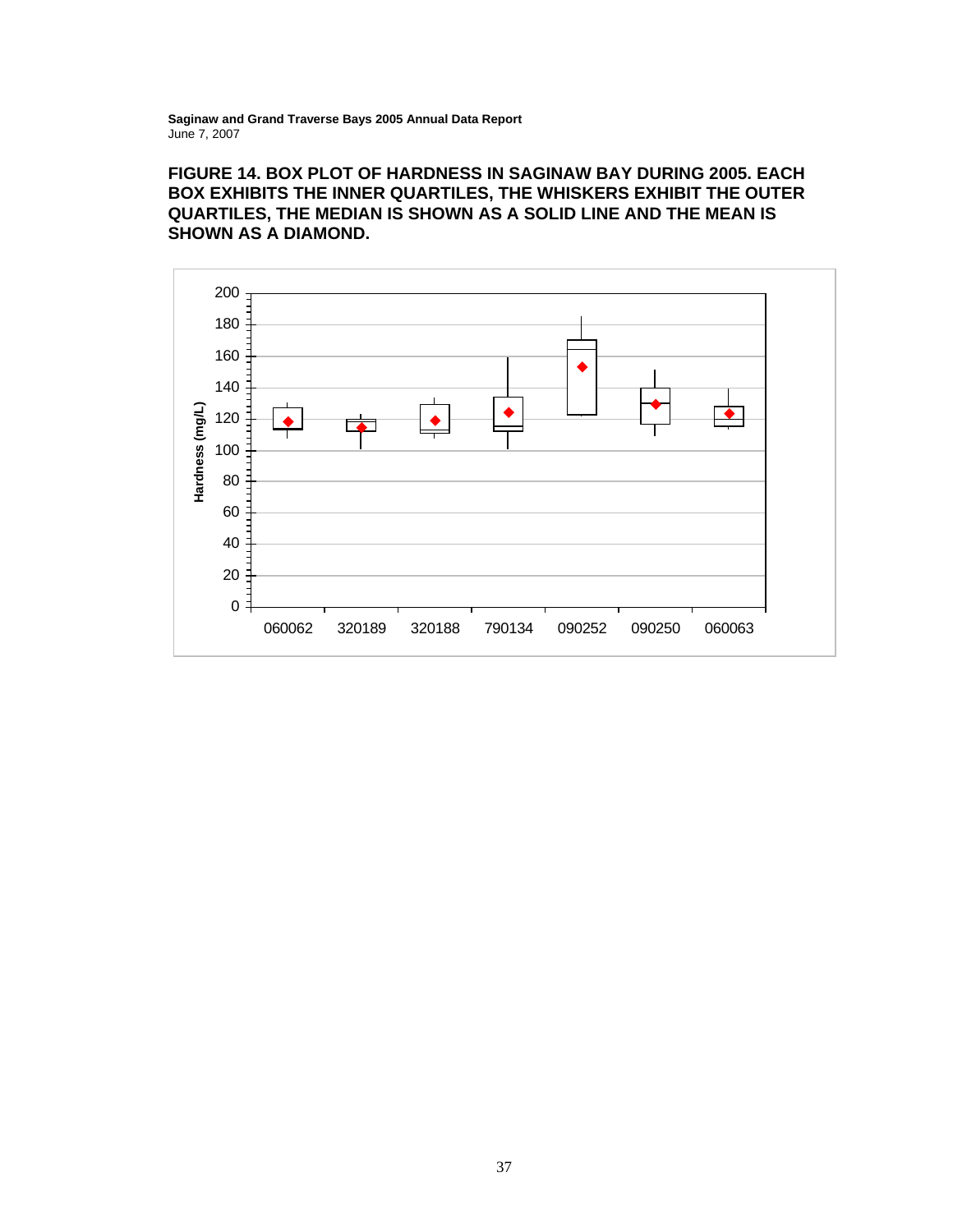**FIGURE 14. BOX PLOT OF HARDNESS IN SAGINAW BAY DURING 2005. EACH BOX EXHIBITS THE INNER QUARTILES, THE WHISKERS EXHIBIT THE OUTER QUARTILES, THE MEDIAN IS SHOWN AS A SOLID LINE AND THE MEAN IS SHOWN AS A DIAMOND.**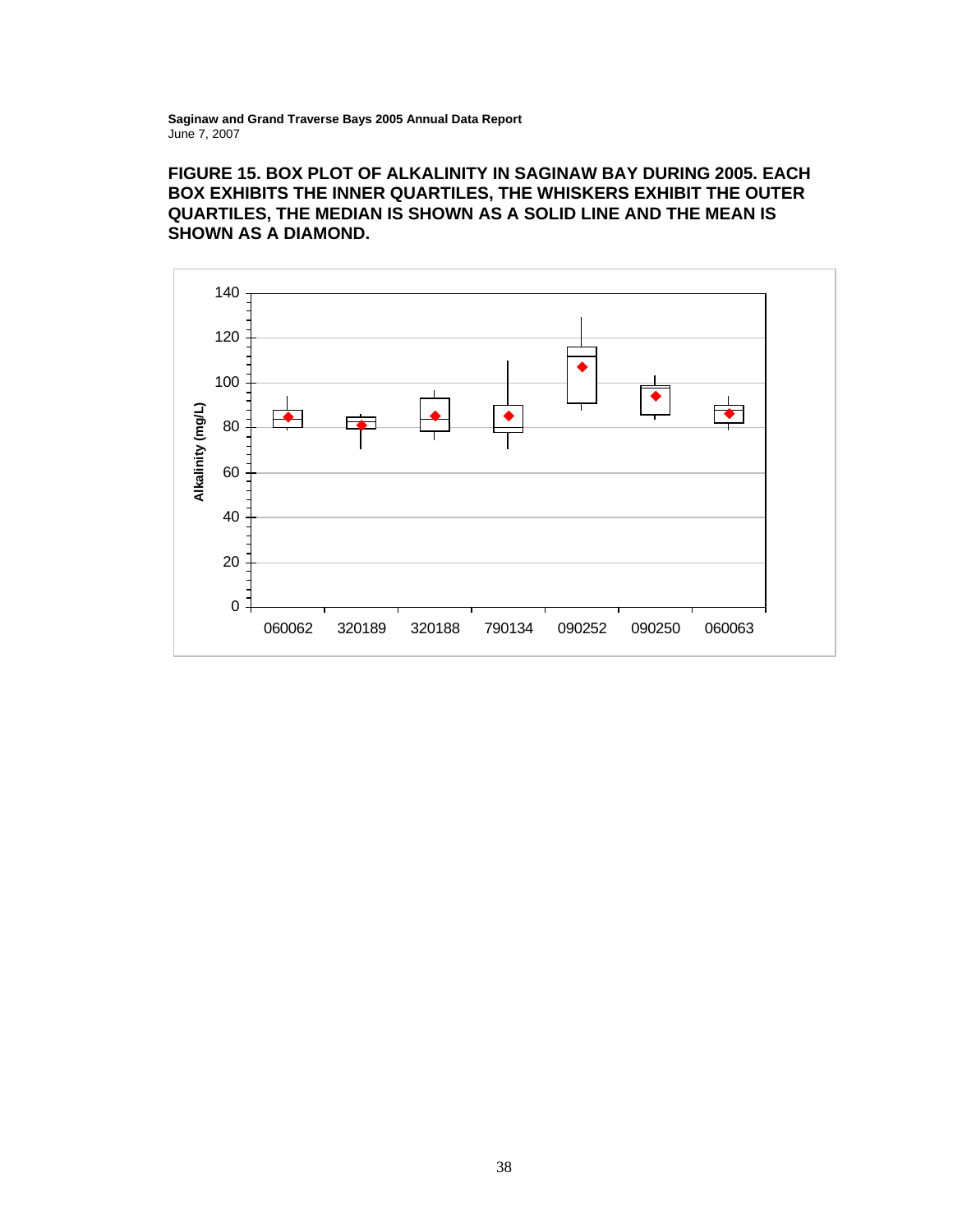**FIGURE 15. BOX PLOT OF ALKALINITY IN SAGINAW BAY DURING 2005. EACH BOX EXHIBITS THE INNER QUARTILES, THE WHISKERS EXHIBIT THE OUTER QUARTILES, THE MEDIAN IS SHOWN AS A SOLID LINE AND THE MEAN IS SHOWN AS A DIAMOND.**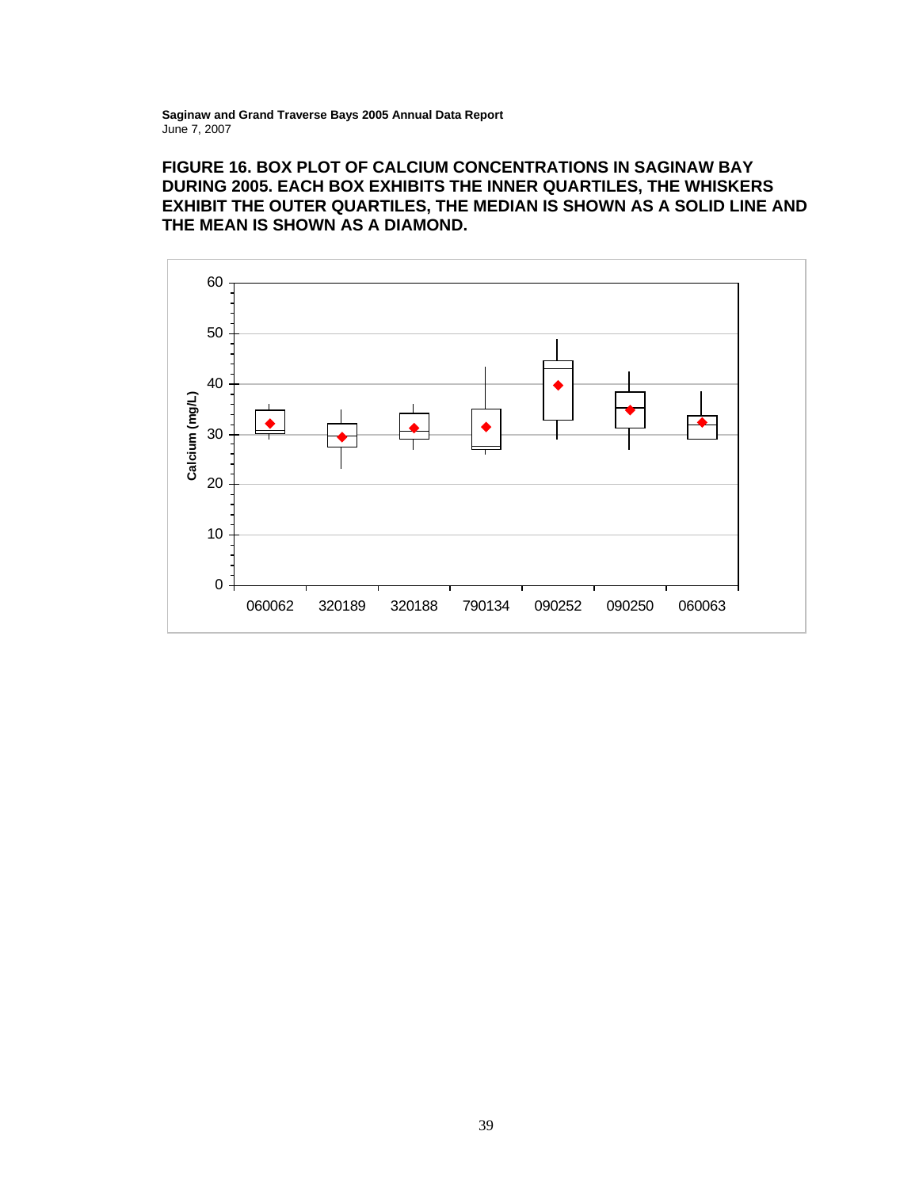**FIGURE 16. BOX PLOT OF CALCIUM CONCENTRATIONS IN SAGINAW BAY DURING 2005. EACH BOX EXHIBITS THE INNER QUARTILES, THE WHISKERS EXHIBIT THE OUTER QUARTILES, THE MEDIAN IS SHOWN AS A SOLID LINE AND THE MEAN IS SHOWN AS A DIAMOND.**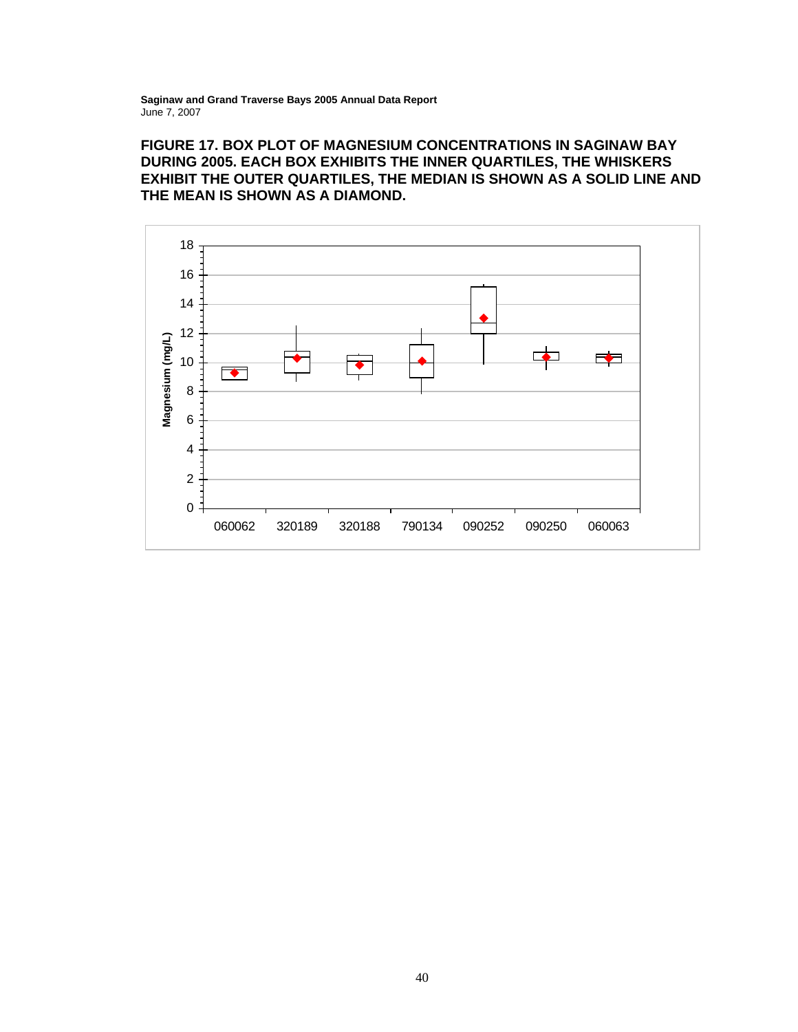**FIGURE 17. BOX PLOT OF MAGNESIUM CONCENTRATIONS IN SAGINAW BAY DURING 2005. EACH BOX EXHIBITS THE INNER QUARTILES, THE WHISKERS EXHIBIT THE OUTER QUARTILES, THE MEDIAN IS SHOWN AS A SOLID LINE AND THE MEAN IS SHOWN AS A DIAMOND.**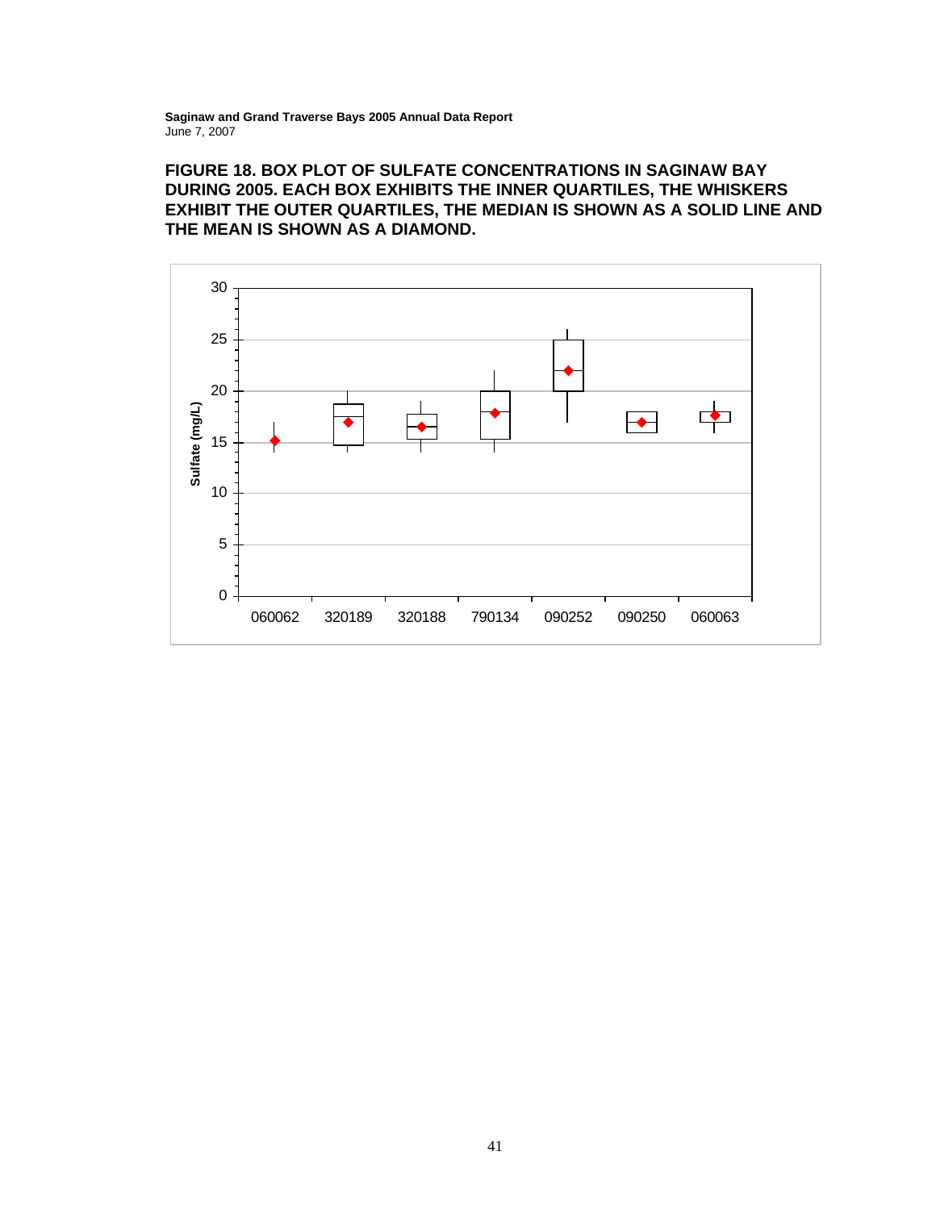**FIGURE 18. BOX PLOT OF SULFATE CONCENTRATIONS IN SAGINAW BAY DURING 2005. EACH BOX EXHIBITS THE INNER QUARTILES, THE WHISKERS EXHIBIT THE OUTER QUARTILES, THE MEDIAN IS SHOWN AS A SOLID LINE AND THE MEAN IS SHOWN AS A DIAMOND.**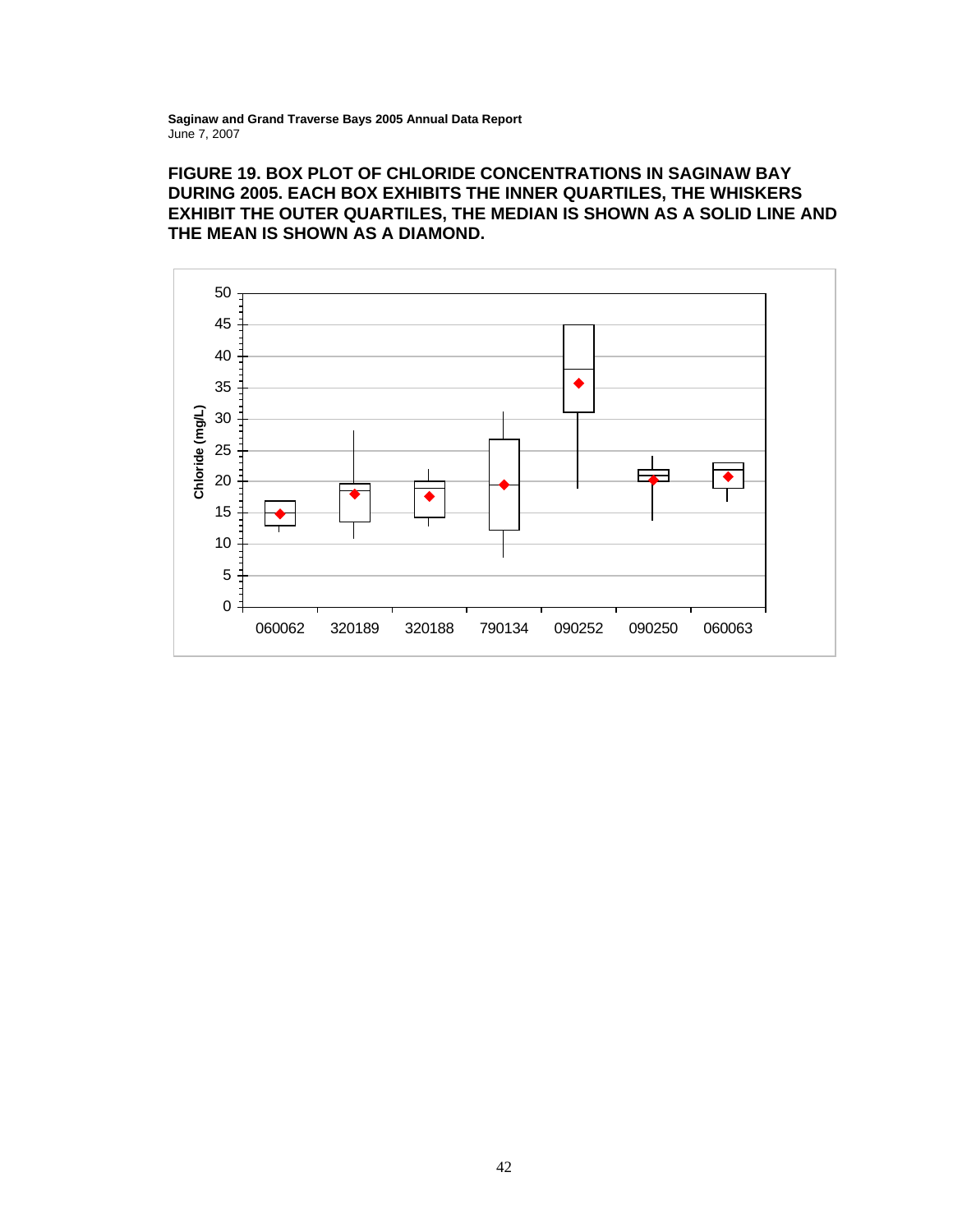**FIGURE 19. BOX PLOT OF CHLORIDE CONCENTRATIONS IN SAGINAW BAY DURING 2005. EACH BOX EXHIBITS THE INNER QUARTILES, THE WHISKERS EXHIBIT THE OUTER QUARTILES, THE MEDIAN IS SHOWN AS A SOLID LINE AND THE MEAN IS SHOWN AS A DIAMOND.**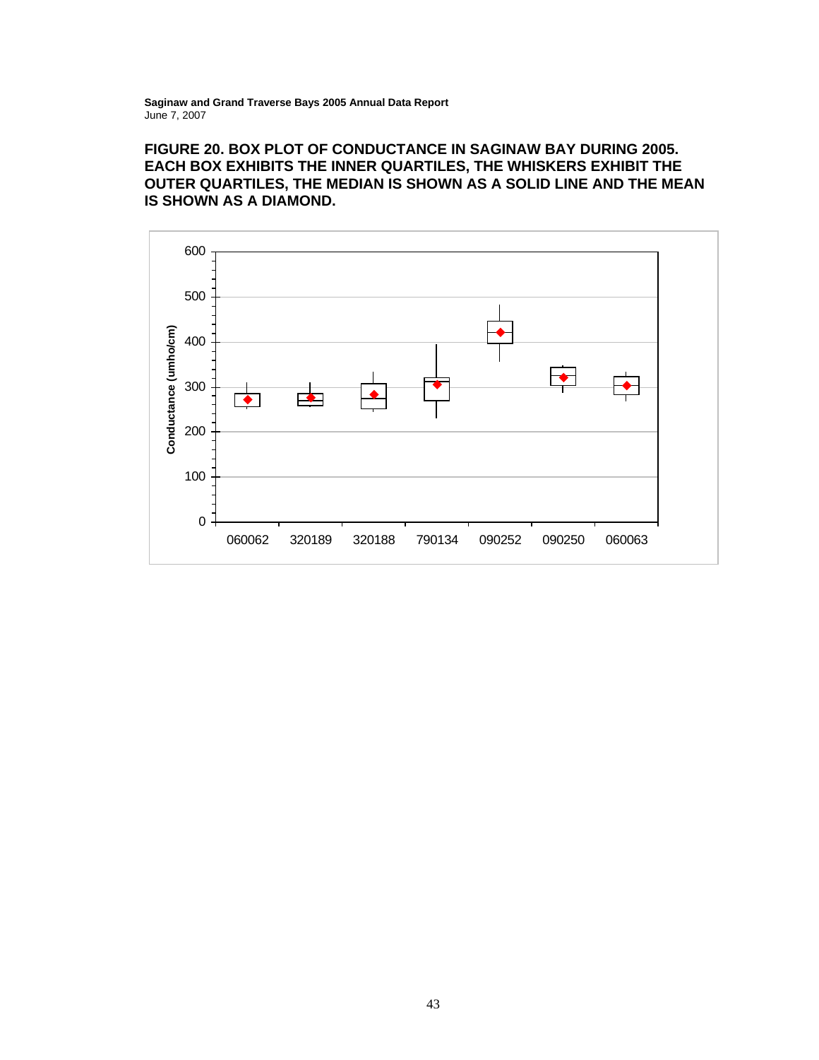**FIGURE 20. BOX PLOT OF CONDUCTANCE IN SAGINAW BAY DURING 2005. EACH BOX EXHIBITS THE INNER QUARTILES, THE WHISKERS EXHIBIT THE OUTER QUARTILES, THE MEDIAN IS SHOWN AS A SOLID LINE AND THE MEAN IS SHOWN AS A DIAMOND.**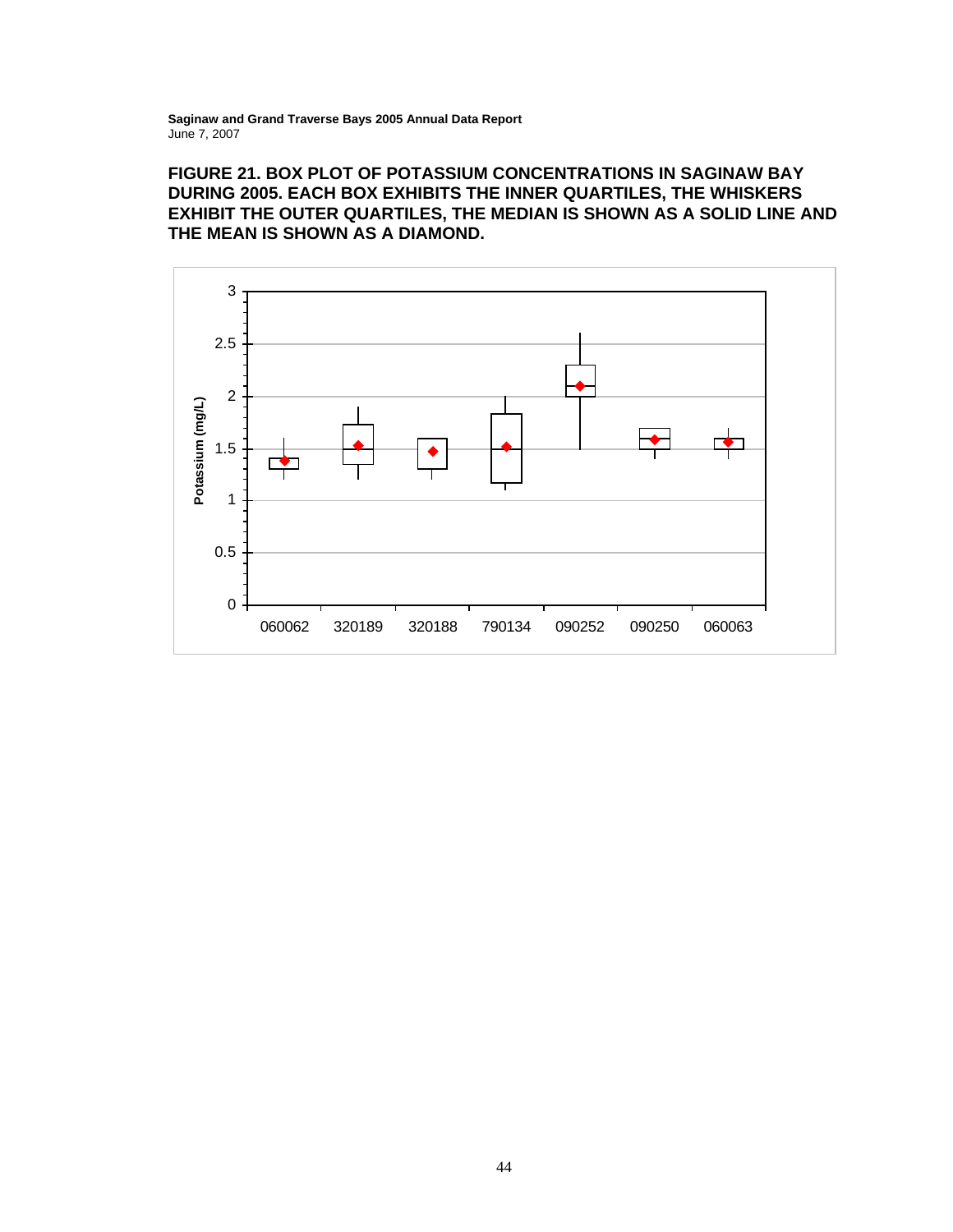**FIGURE 21. BOX PLOT OF POTASSIUM CONCENTRATIONS IN SAGINAW BAY DURING 2005. EACH BOX EXHIBITS THE INNER QUARTILES, THE WHISKERS EXHIBIT THE OUTER QUARTILES, THE MEDIAN IS SHOWN AS A SOLID LINE AND THE MEAN IS SHOWN AS A DIAMOND.**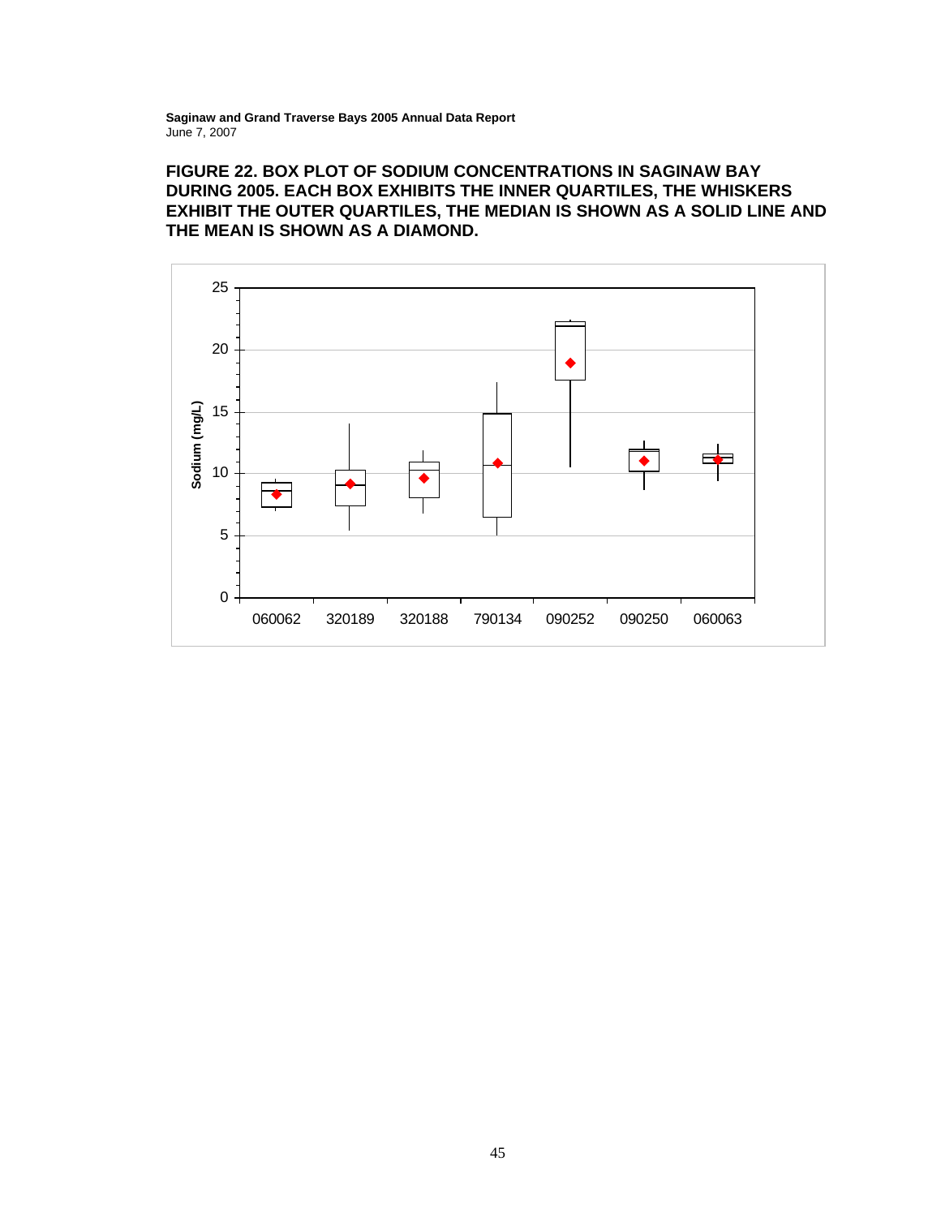**FIGURE 22. BOX PLOT OF SODIUM CONCENTRATIONS IN SAGINAW BAY DURING 2005. EACH BOX EXHIBITS THE INNER QUARTILES, THE WHISKERS EXHIBIT THE OUTER QUARTILES, THE MEDIAN IS SHOWN AS A SOLID LINE AND THE MEAN IS SHOWN AS A DIAMOND.**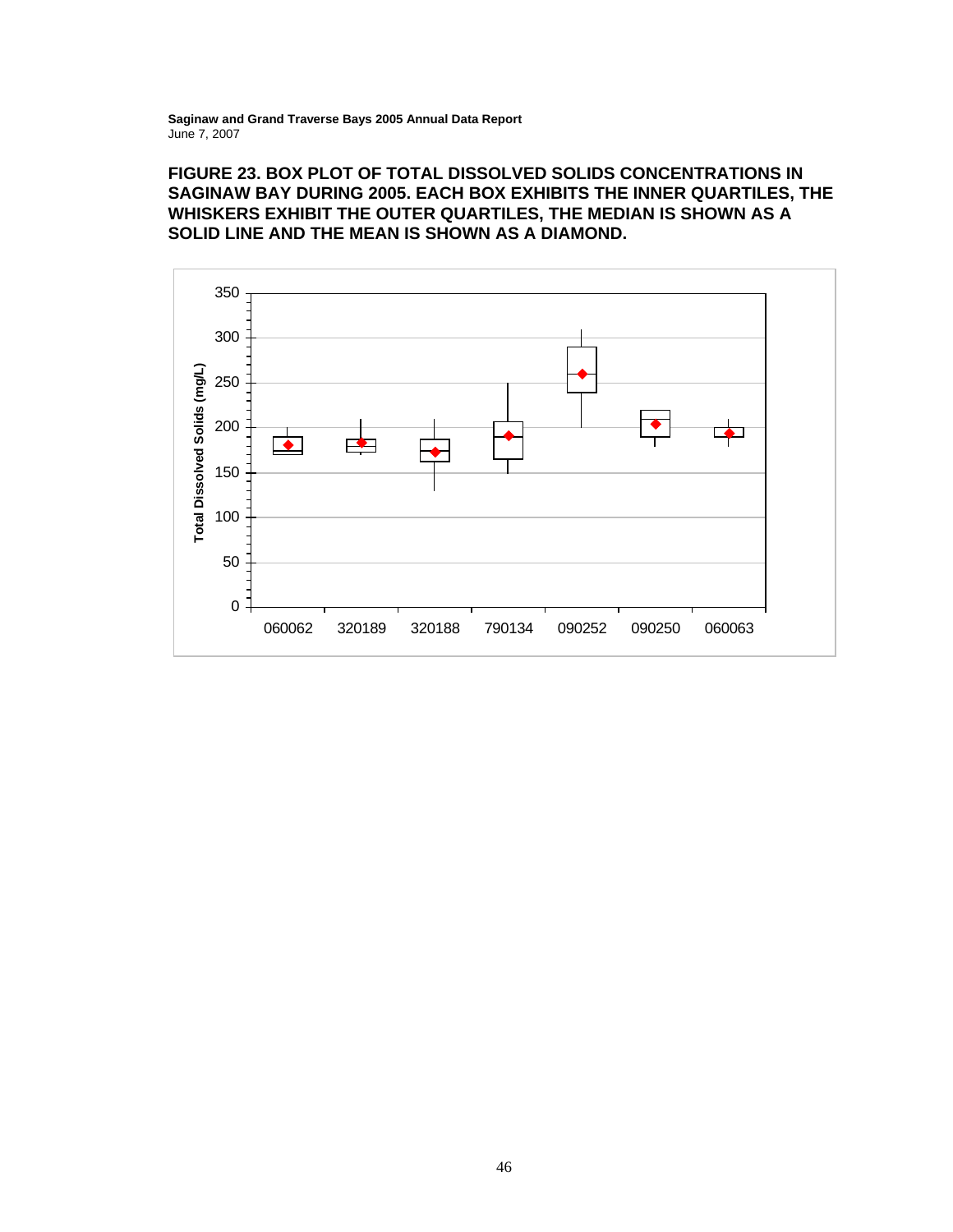**FIGURE 23. BOX PLOT OF TOTAL DISSOLVED SOLIDS CONCENTRATIONS IN SAGINAW BAY DURING 2005. EACH BOX EXHIBITS THE INNER QUARTILES, THE WHISKERS EXHIBIT THE OUTER QUARTILES, THE MEDIAN IS SHOWN AS A SOLID LINE AND THE MEAN IS SHOWN AS A DIAMOND.**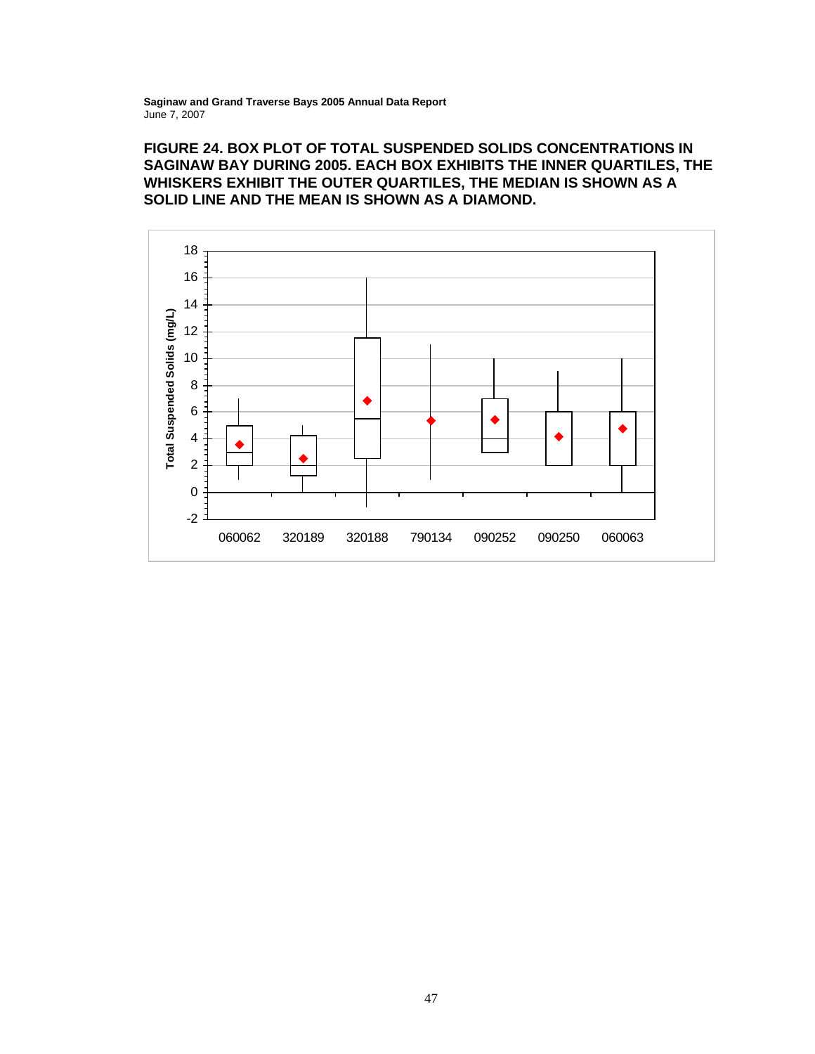**FIGURE 24. BOX PLOT OF TOTAL SUSPENDED SOLIDS CONCENTRATIONS IN SAGINAW BAY DURING 2005. EACH BOX EXHIBITS THE INNER QUARTILES, THE WHISKERS EXHIBIT THE OUTER QUARTILES, THE MEDIAN IS SHOWN AS A SOLID LINE AND THE MEAN IS SHOWN AS A DIAMOND.**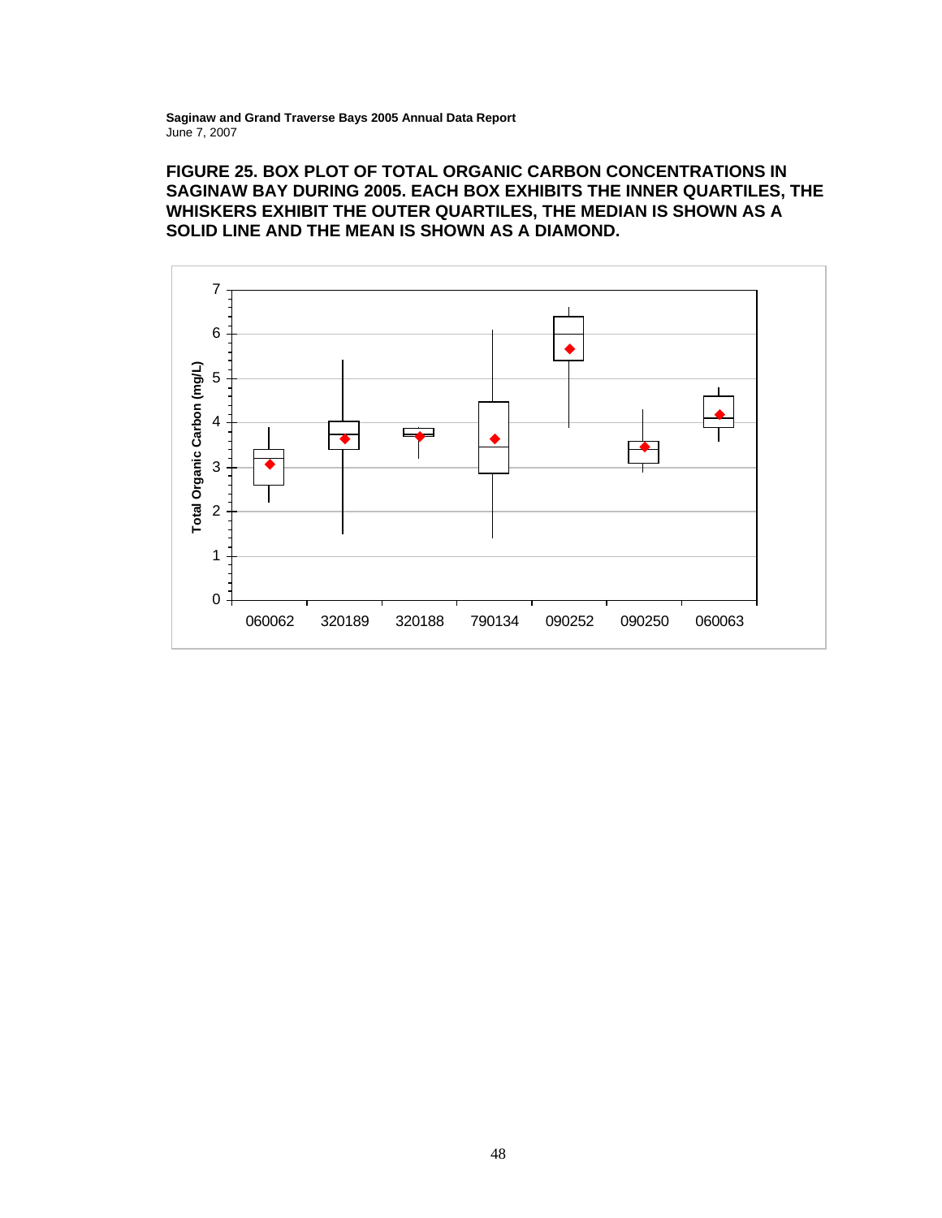**FIGURE 25. BOX PLOT OF TOTAL ORGANIC CARBON CONCENTRATIONS IN SAGINAW BAY DURING 2005. EACH BOX EXHIBITS THE INNER QUARTILES, THE WHISKERS EXHIBIT THE OUTER QUARTILES, THE MEDIAN IS SHOWN AS A SOLID LINE AND THE MEAN IS SHOWN AS A DIAMOND.**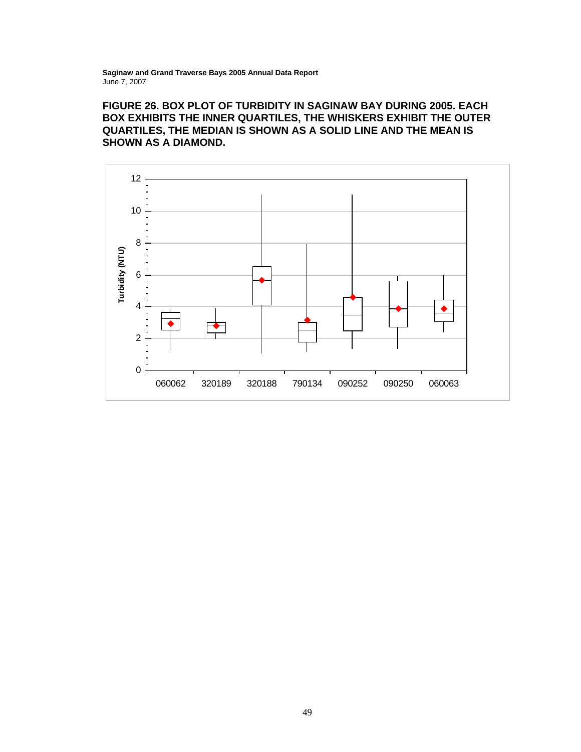**FIGURE 26. BOX PLOT OF TURBIDITY IN SAGINAW BAY DURING 2005. EACH BOX EXHIBITS THE INNER QUARTILES, THE WHISKERS EXHIBIT THE OUTER QUARTILES, THE MEDIAN IS SHOWN AS A SOLID LINE AND THE MEAN IS SHOWN AS A DIAMOND.**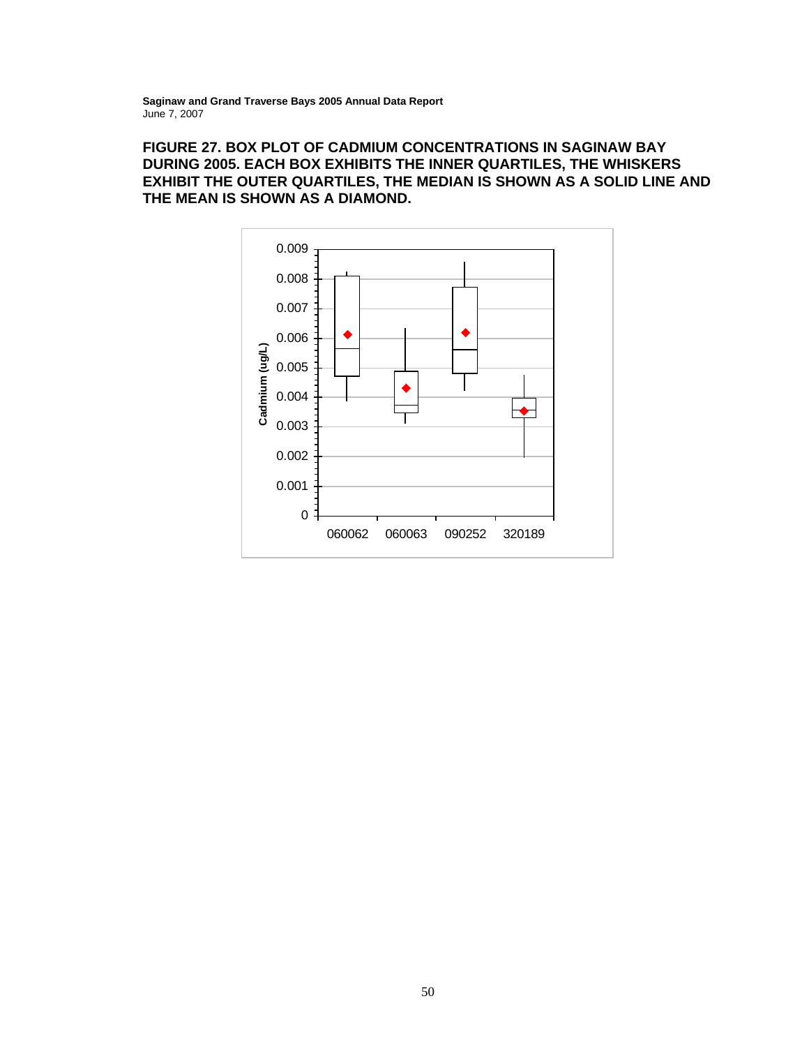**FIGURE 27. BOX PLOT OF CADMIUM CONCENTRATIONS IN SAGINAW BAY DURING 2005. EACH BOX EXHIBITS THE INNER QUARTILES, THE WHISKERS EXHIBIT THE OUTER QUARTILES, THE MEDIAN IS SHOWN AS A SOLID LINE AND THE MEAN IS SHOWN AS A DIAMOND.**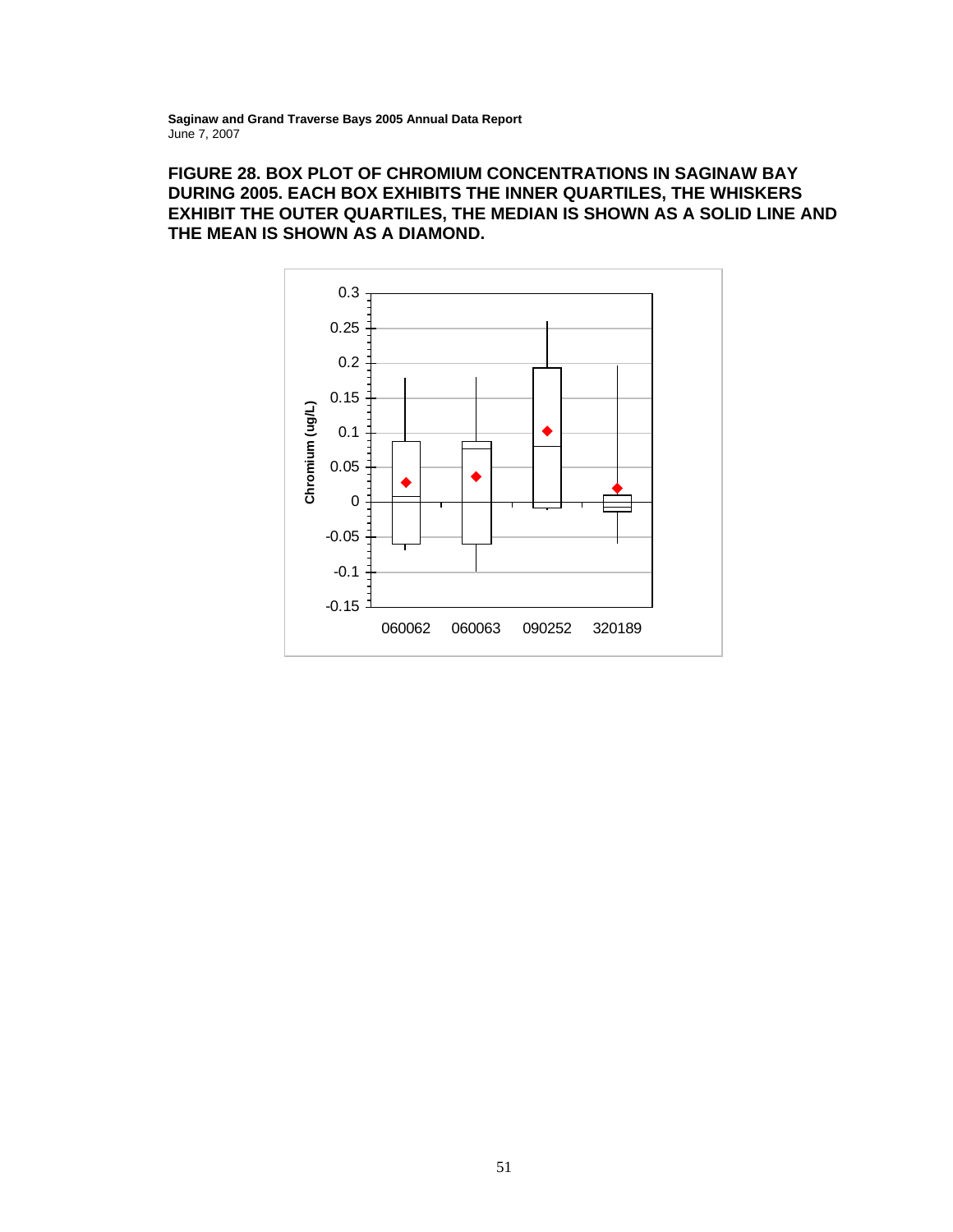**FIGURE 28. BOX PLOT OF CHROMIUM CONCENTRATIONS IN SAGINAW BAY DURING 2005. EACH BOX EXHIBITS THE INNER QUARTILES, THE WHISKERS EXHIBIT THE OUTER QUARTILES, THE MEDIAN IS SHOWN AS A SOLID LINE AND THE MEAN IS SHOWN AS A DIAMOND.**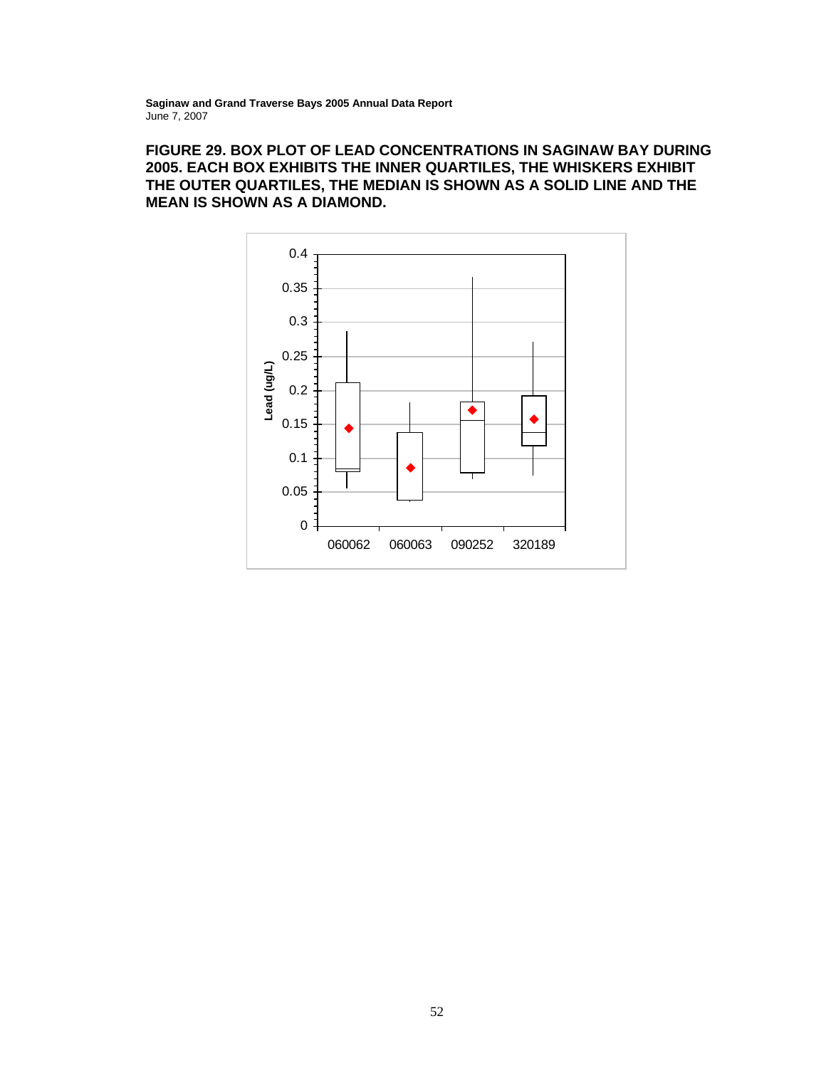**FIGURE 29. BOX PLOT OF LEAD CONCENTRATIONS IN SAGINAW BAY DURING 2005. EACH BOX EXHIBITS THE INNER QUARTILES, THE WHISKERS EXHIBIT THE OUTER QUARTILES, THE MEDIAN IS SHOWN AS A SOLID LINE AND THE MEAN IS SHOWN AS A DIAMOND.**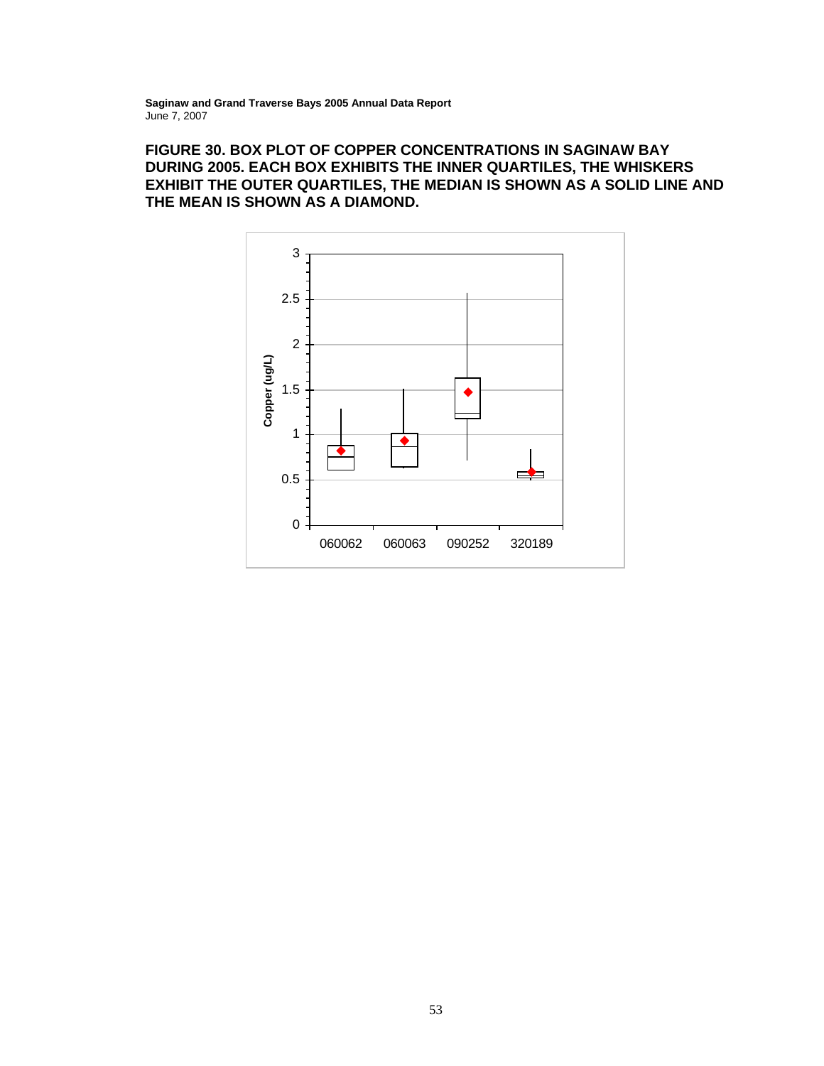**FIGURE 30. BOX PLOT OF COPPER CONCENTRATIONS IN SAGINAW BAY DURING 2005. EACH BOX EXHIBITS THE INNER QUARTILES, THE WHISKERS EXHIBIT THE OUTER QUARTILES, THE MEDIAN IS SHOWN AS A SOLID LINE AND THE MEAN IS SHOWN AS A DIAMOND.**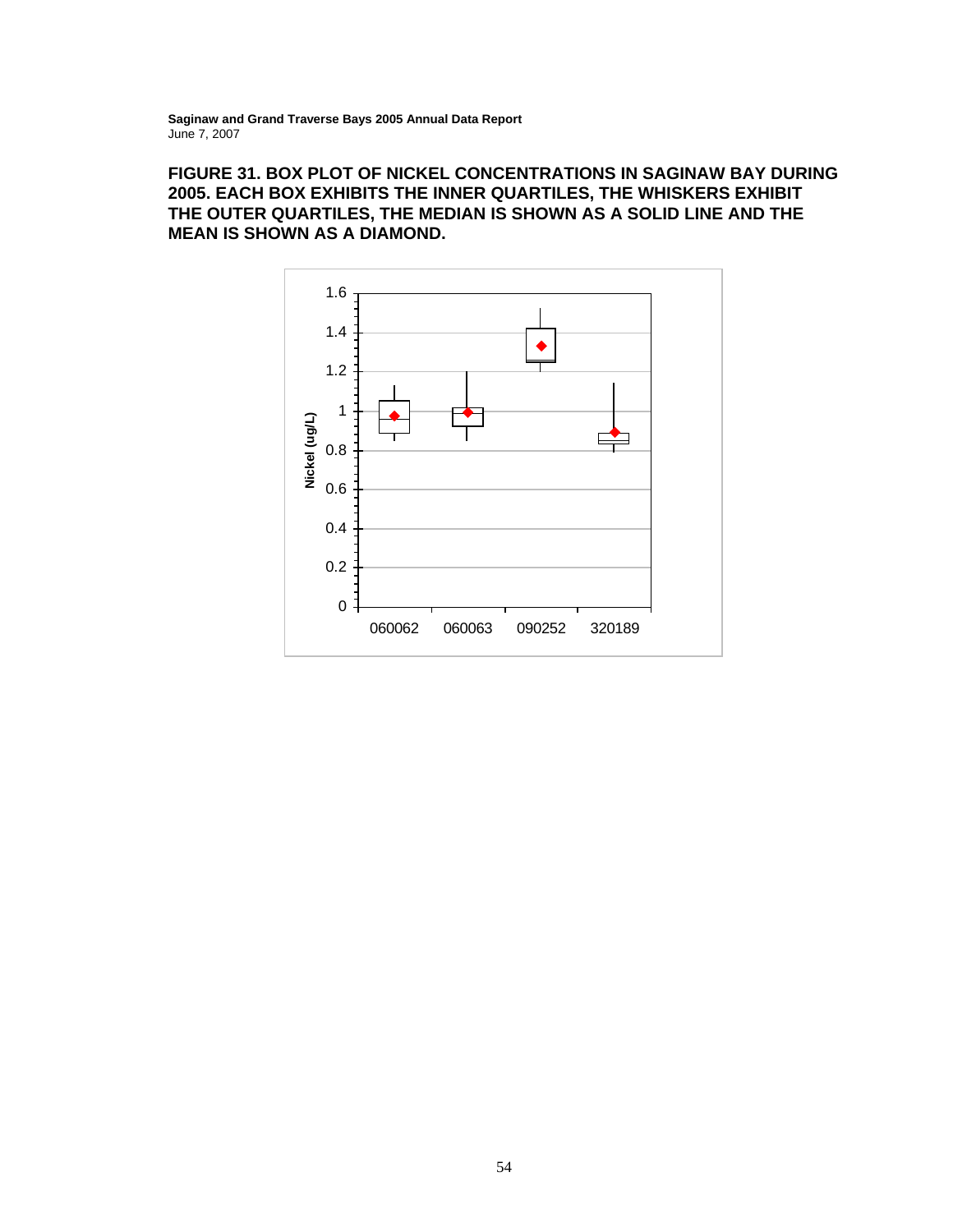**FIGURE 31. BOX PLOT OF NICKEL CONCENTRATIONS IN SAGINAW BAY DURING 2005. EACH BOX EXHIBITS THE INNER QUARTILES, THE WHISKERS EXHIBIT THE OUTER QUARTILES, THE MEDIAN IS SHOWN AS A SOLID LINE AND THE MEAN IS SHOWN AS A DIAMOND.**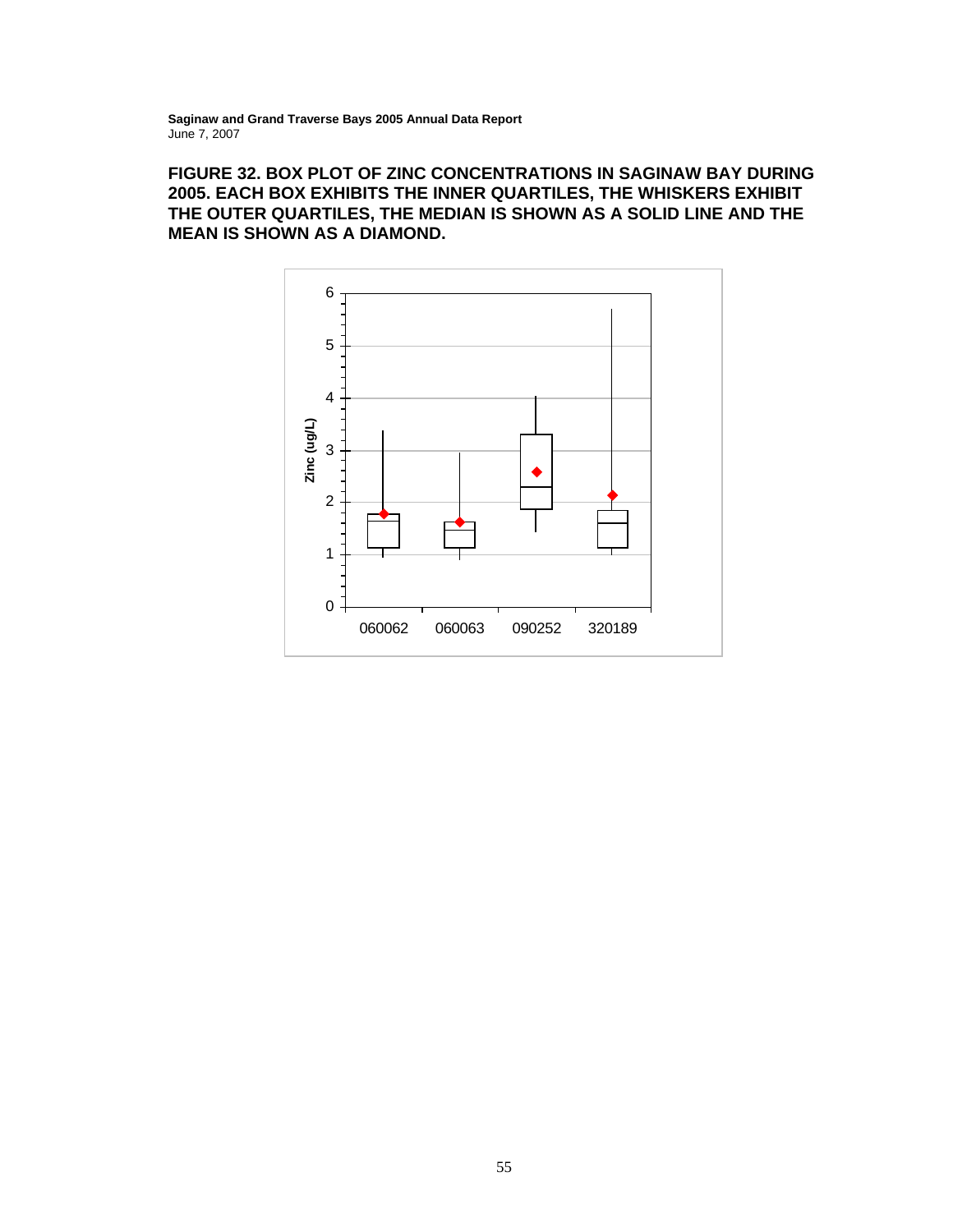**FIGURE 32. BOX PLOT OF ZINC CONCENTRATIONS IN SAGINAW BAY DURING 2005. EACH BOX EXHIBITS THE INNER QUARTILES, THE WHISKERS EXHIBIT THE OUTER QUARTILES, THE MEDIAN IS SHOWN AS A SOLID LINE AND THE MEAN IS SHOWN AS A DIAMOND.**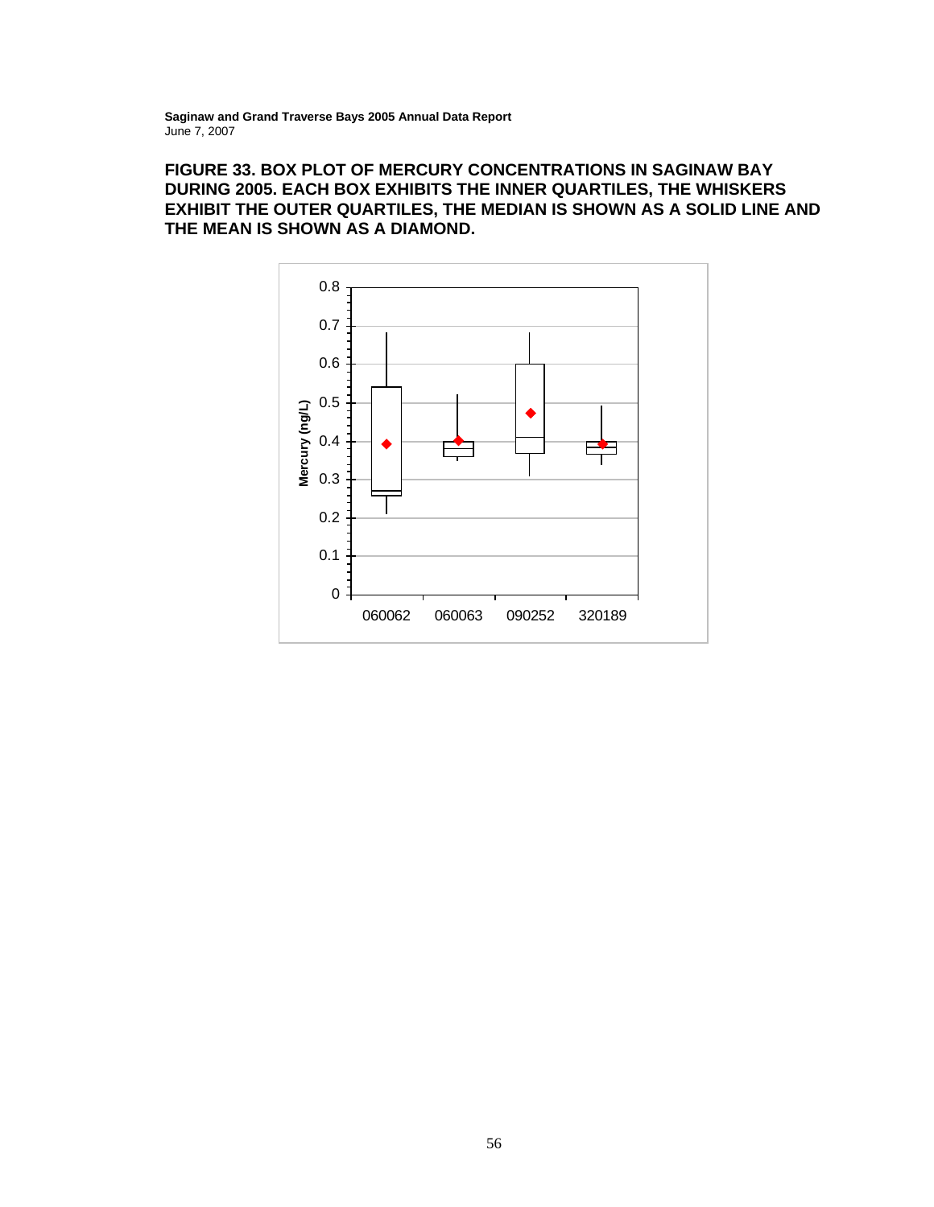**FIGURE 33. BOX PLOT OF MERCURY CONCENTRATIONS IN SAGINAW BAY DURING 2005. EACH BOX EXHIBITS THE INNER QUARTILES, THE WHISKERS EXHIBIT THE OUTER QUARTILES, THE MEDIAN IS SHOWN AS A SOLID LINE AND THE MEAN IS SHOWN AS A DIAMOND.**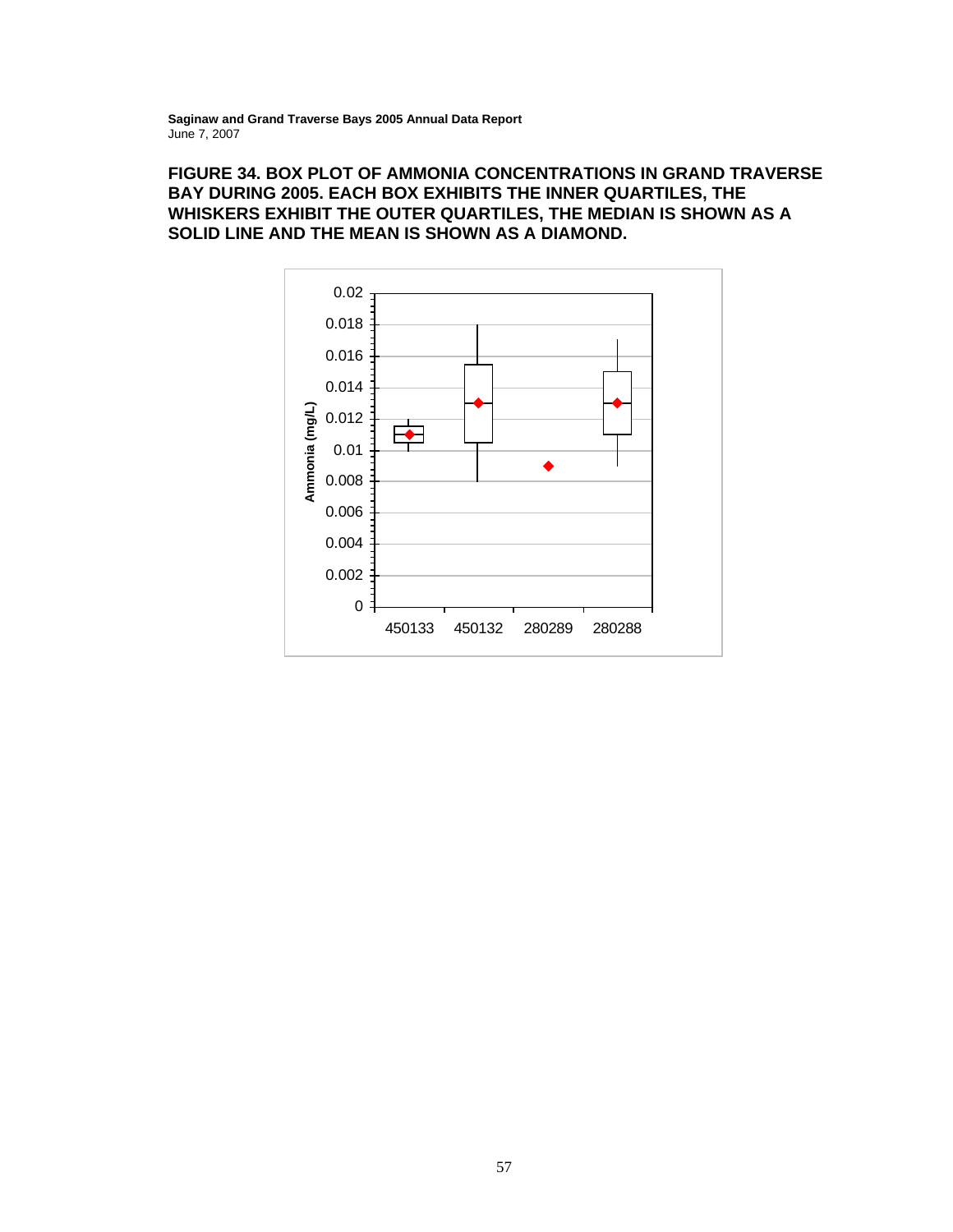**FIGURE 34. BOX PLOT OF AMMONIA CONCENTRATIONS IN GRAND TRAVERSE BAY DURING 2005. EACH BOX EXHIBITS THE INNER QUARTILES, THE WHISKERS EXHIBIT THE OUTER QUARTILES, THE MEDIAN IS SHOWN AS A SOLID LINE AND THE MEAN IS SHOWN AS A DIAMOND.**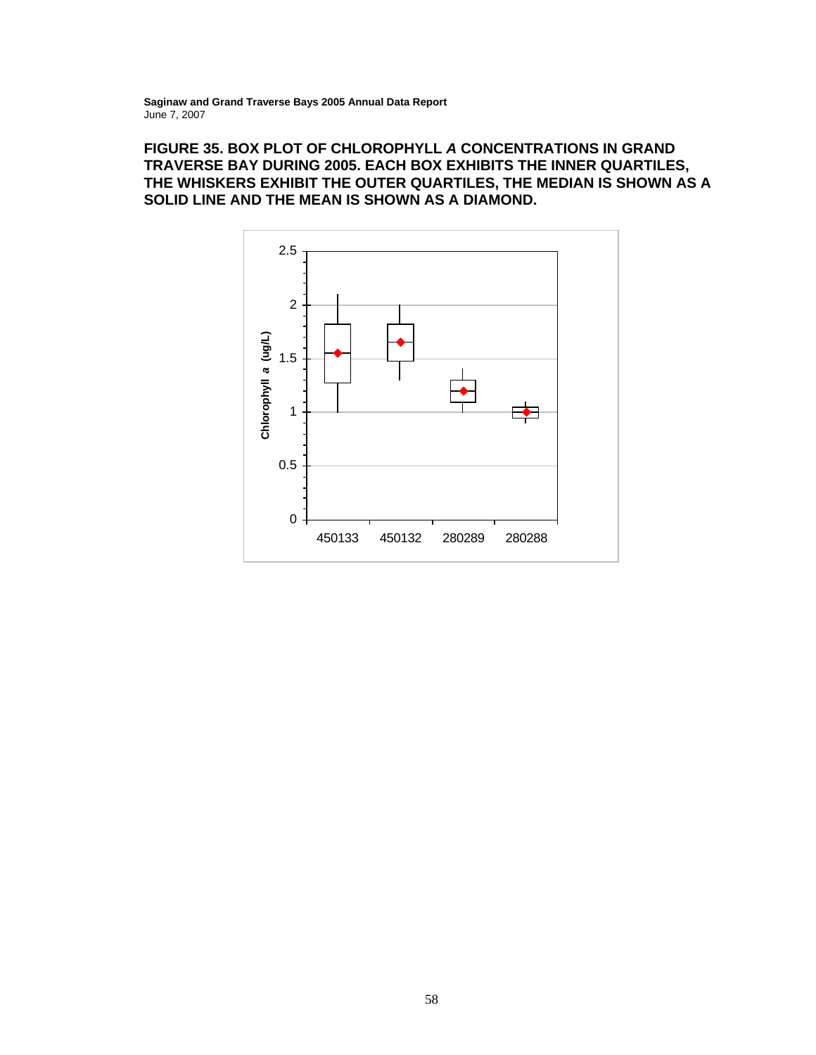**FIGURE 35. BOX PLOT OF CHLOROPHYLL *A* CONCENTRATIONS IN GRAND TRAVERSE BAY DURING 2005. EACH BOX EXHIBITS THE INNER QUARTILES, THE WHISKERS EXHIBIT THE OUTER QUARTILES, THE MEDIAN IS SHOWN AS A SOLID LINE AND THE MEAN IS SHOWN AS A DIAMOND.**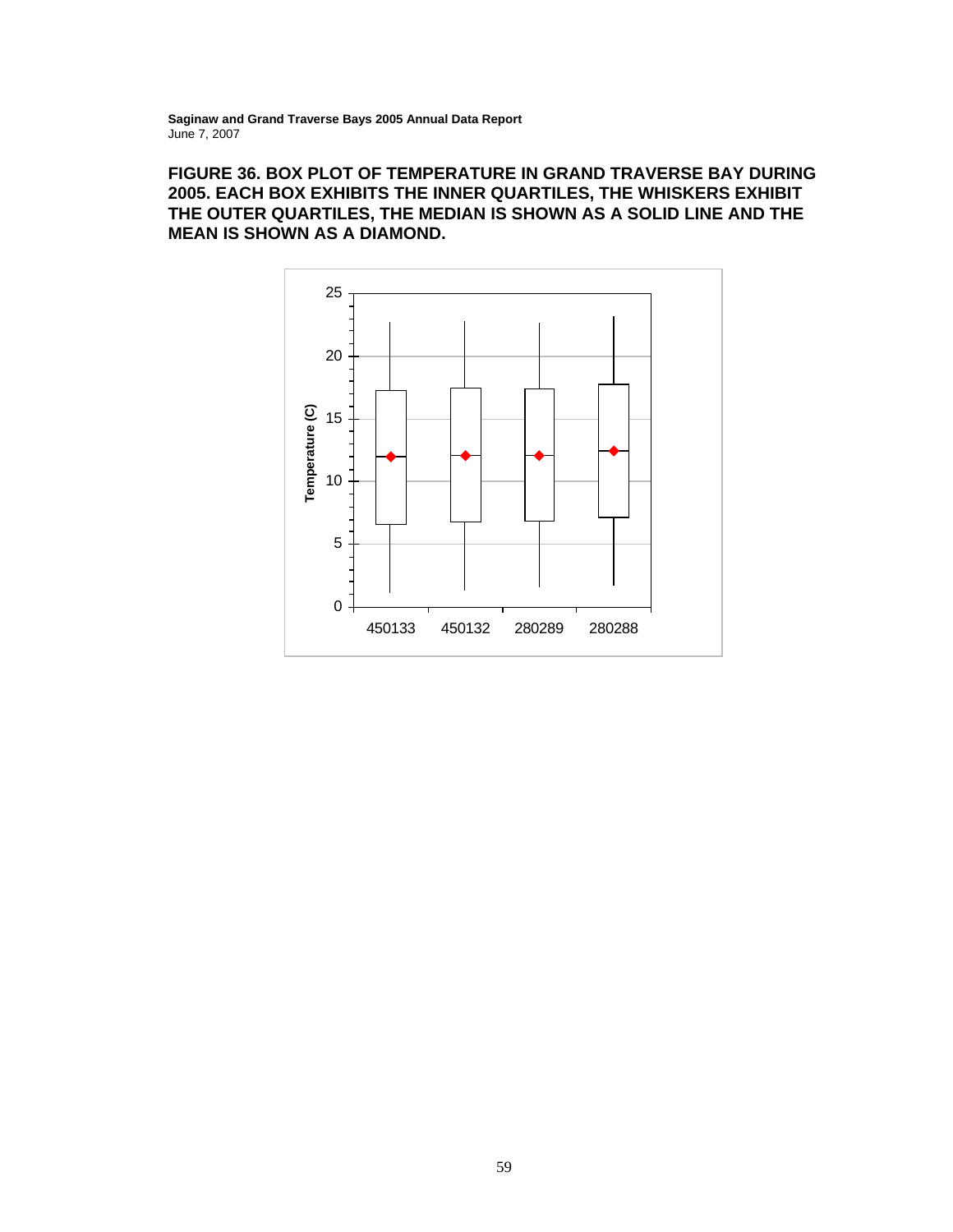**FIGURE 36. BOX PLOT OF TEMPERATURE IN GRAND TRAVERSE BAY DURING 2005. EACH BOX EXHIBITS THE INNER QUARTILES, THE WHISKERS EXHIBIT THE OUTER QUARTILES, THE MEDIAN IS SHOWN AS A SOLID LINE AND THE MEAN IS SHOWN AS A DIAMOND.**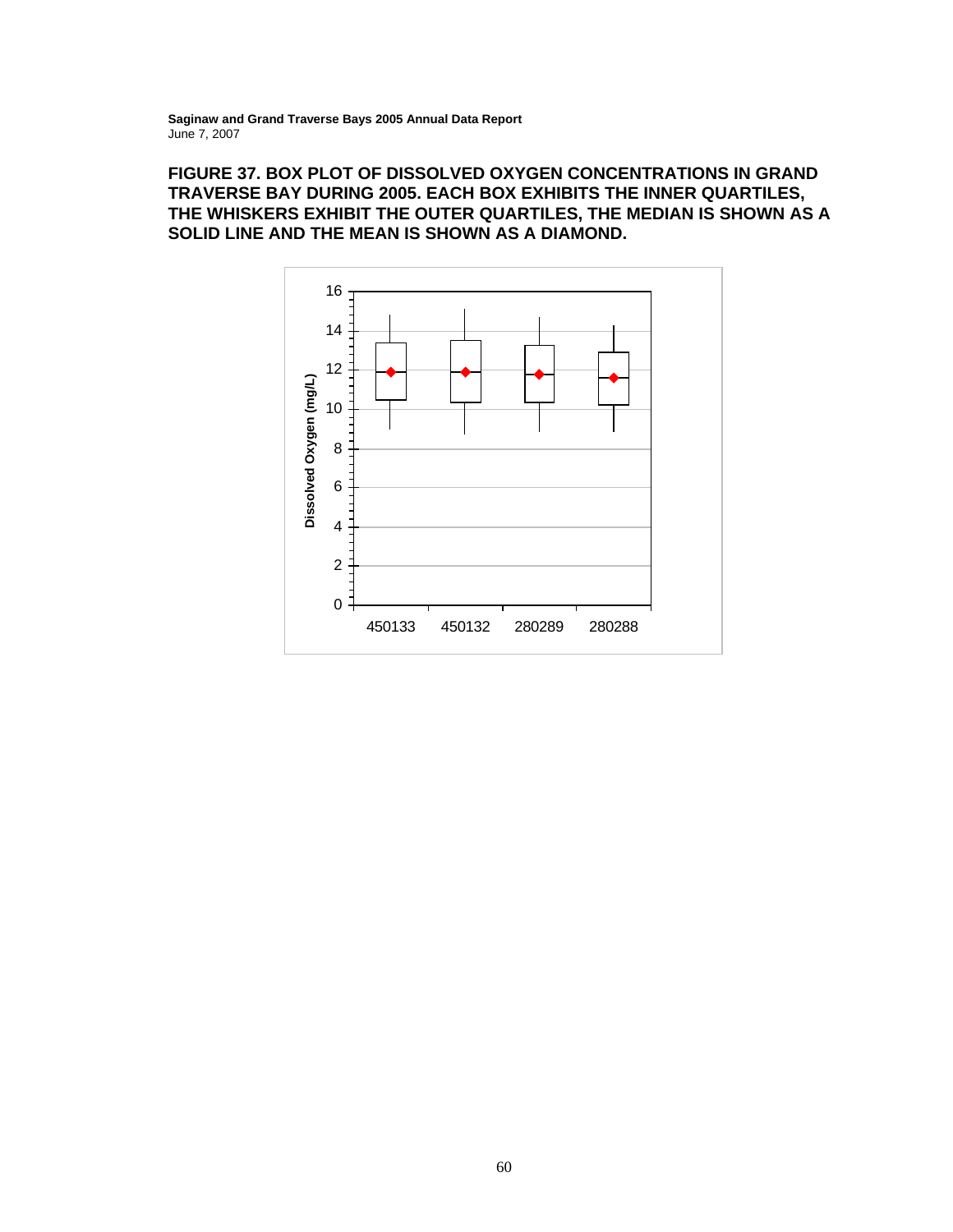**FIGURE 37. BOX PLOT OF DISSOLVED OXYGEN CONCENTRATIONS IN GRAND TRAVERSE BAY DURING 2005. EACH BOX EXHIBITS THE INNER QUARTILES, THE WHISKERS EXHIBIT THE OUTER QUARTILES, THE MEDIAN IS SHOWN AS A SOLID LINE AND THE MEAN IS SHOWN AS A DIAMOND.**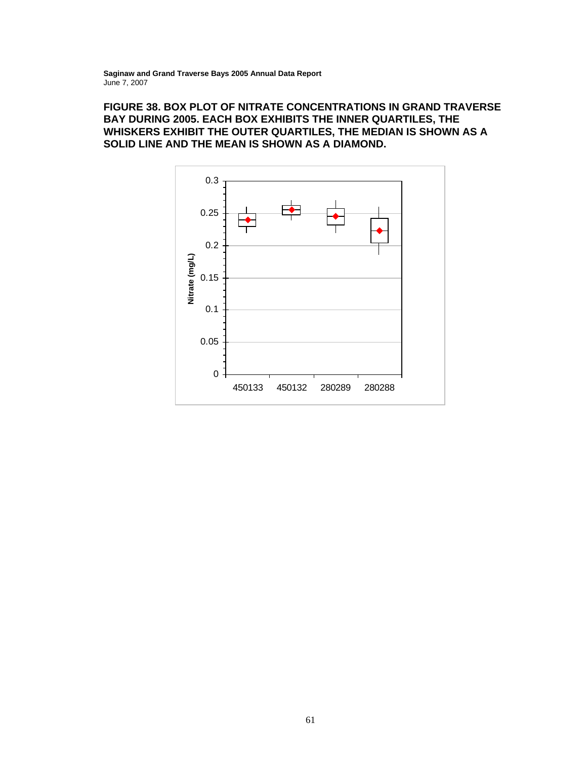**FIGURE 38. BOX PLOT OF NITRATE CONCENTRATIONS IN GRAND TRAVERSE BAY DURING 2005. EACH BOX EXHIBITS THE INNER QUARTILES, THE WHISKERS EXHIBIT THE OUTER QUARTILES, THE MEDIAN IS SHOWN AS A SOLID LINE AND THE MEAN IS SHOWN AS A DIAMOND.**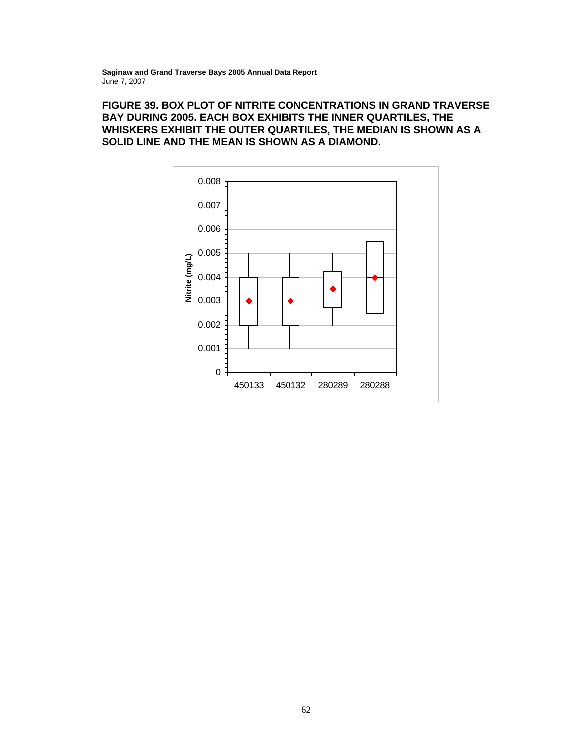**FIGURE 39. BOX PLOT OF NITRITE CONCENTRATIONS IN GRAND TRAVERSE BAY DURING 2005. EACH BOX EXHIBITS THE INNER QUARTILES, THE WHISKERS EXHIBIT THE OUTER QUARTILES, THE MEDIAN IS SHOWN AS A SOLID LINE AND THE MEAN IS SHOWN AS A DIAMOND.**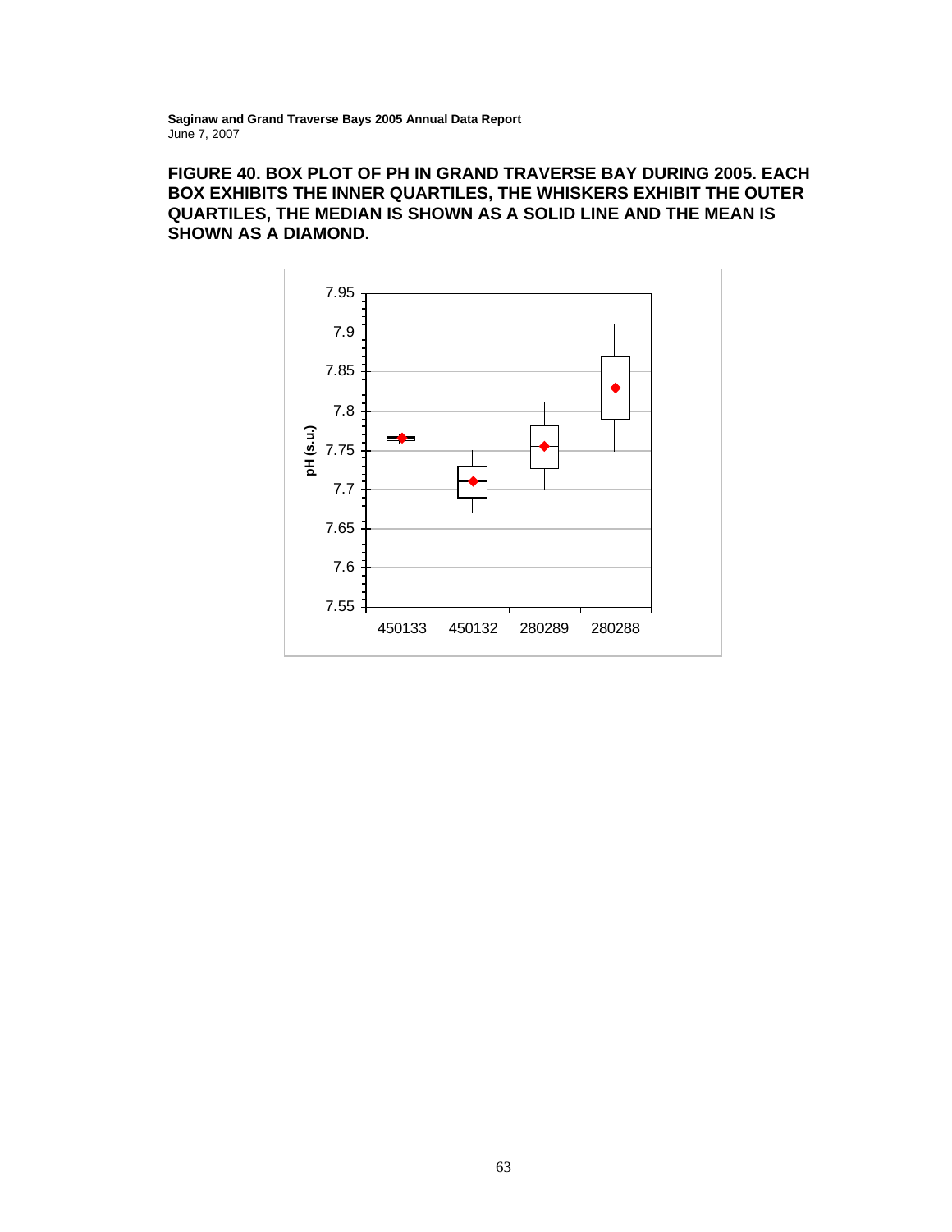**FIGURE 40. BOX PLOT OF PH IN GRAND TRAVERSE BAY DURING 2005. EACH BOX EXHIBITS THE INNER QUARTILES, THE WHISKERS EXHIBIT THE OUTER QUARTILES, THE MEDIAN IS SHOWN AS A SOLID LINE AND THE MEAN IS SHOWN AS A DIAMOND.**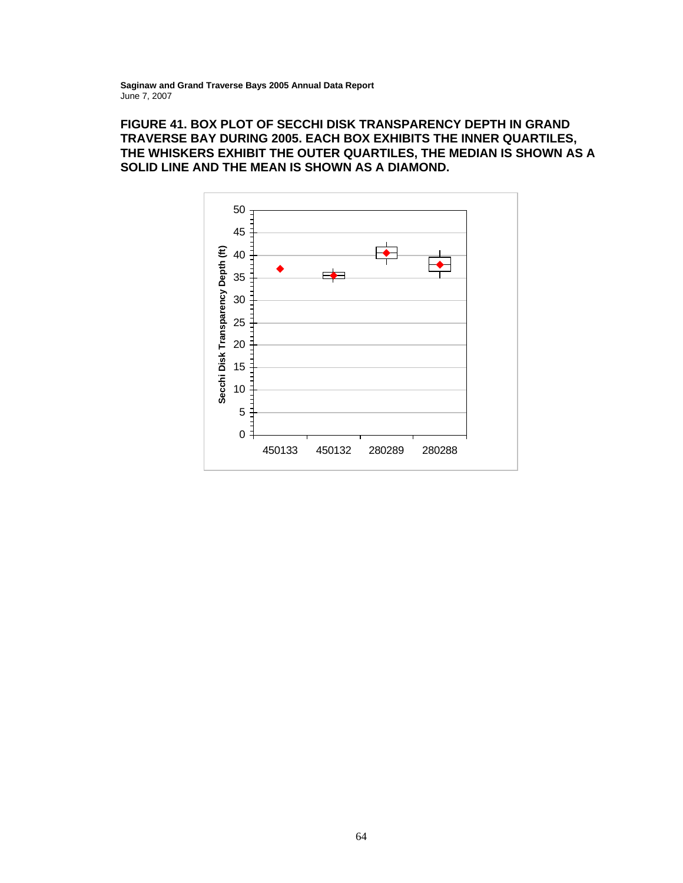**FIGURE 41. BOX PLOT OF SECCHI DISK TRANSPARENCY DEPTH IN GRAND TRAVERSE BAY DURING 2005. EACH BOX EXHIBITS THE INNER QUARTILES, THE WHISKERS EXHIBIT THE OUTER QUARTILES, THE MEDIAN IS SHOWN AS A SOLID LINE AND THE MEAN IS SHOWN AS A DIAMOND.**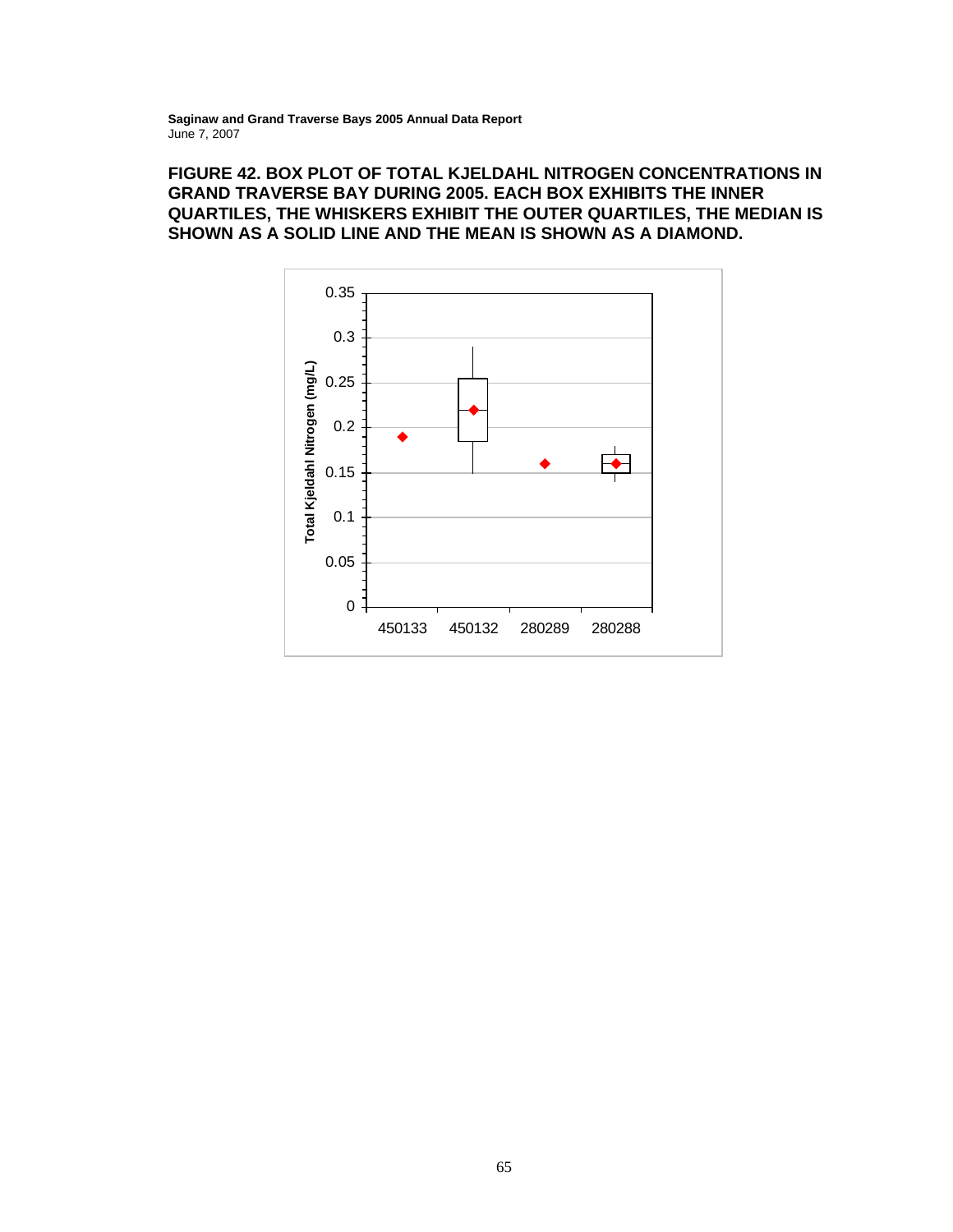**FIGURE 42. BOX PLOT OF TOTAL KJELDAHL NITROGEN CONCENTRATIONS IN GRAND TRAVERSE BAY DURING 2005. EACH BOX EXHIBITS THE INNER QUARTILES, THE WHISKERS EXHIBIT THE OUTER QUARTILES, THE MEDIAN IS SHOWN AS A SOLID LINE AND THE MEAN IS SHOWN AS A DIAMOND.**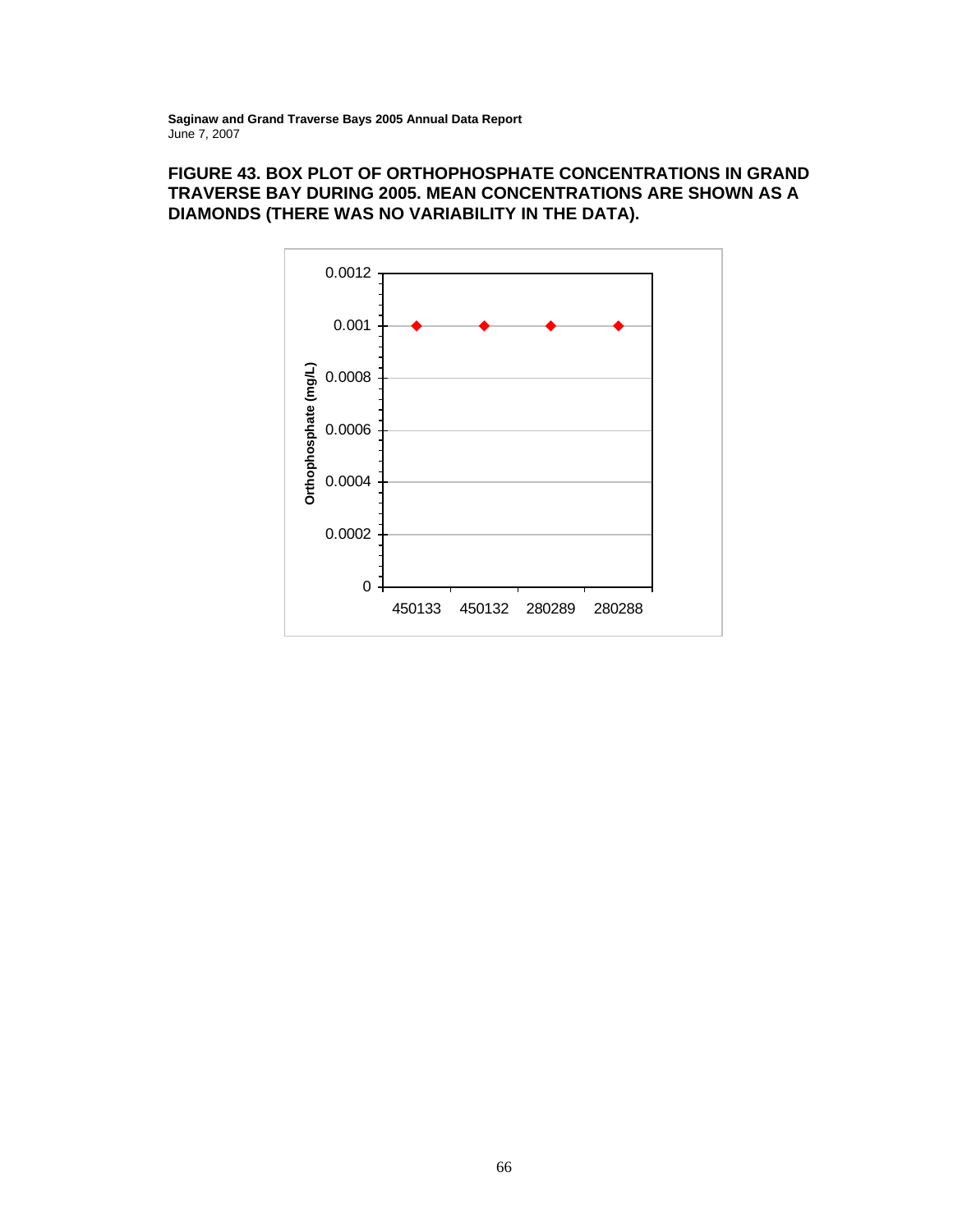## FIGURE 43. BOX PLOT OF ORTHOPHOSPHATE CONCENTRATIONS IN GRAND TRAVERSE BAY DURING 2005. MEAN CONCENTRATIONS ARE SHOWN AS A DIAMONDS (THERE WAS NO VARIABILITY IN THE DATA).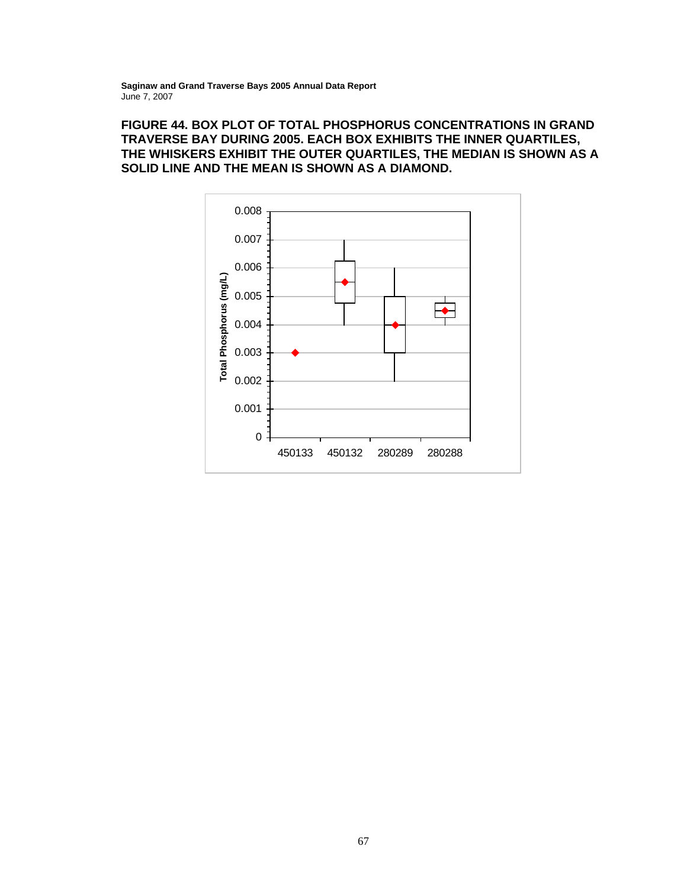**FIGURE 44. BOX PLOT OF TOTAL PHOSPHORUS CONCENTRATIONS IN GRAND TRAVERSE BAY DURING 2005. EACH BOX EXHIBITS THE INNER QUARTILES, THE WHISKERS EXHIBIT THE OUTER QUARTILES, THE MEDIAN IS SHOWN AS A SOLID LINE AND THE MEAN IS SHOWN AS A DIAMOND.**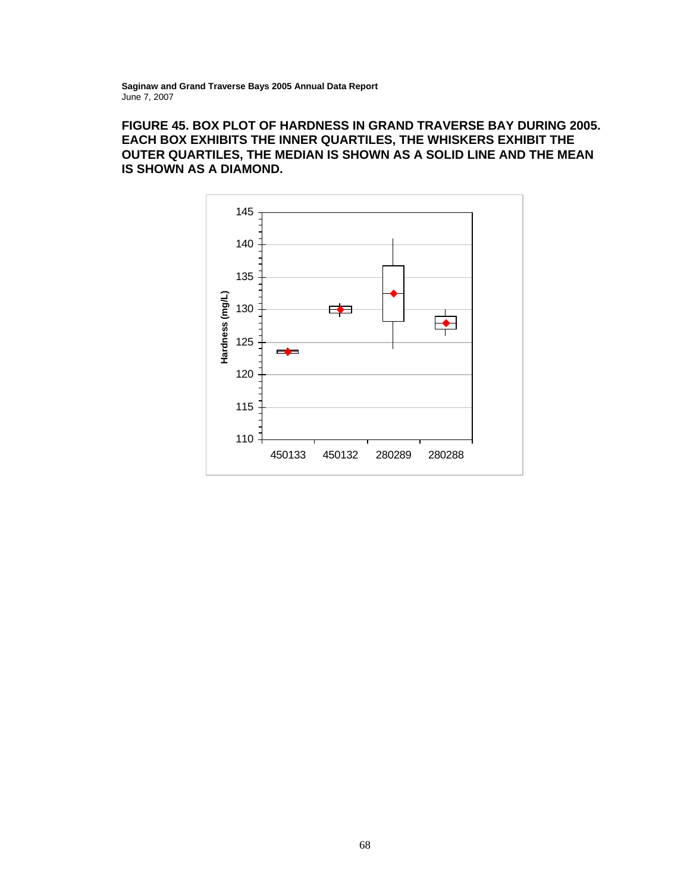**FIGURE 45. BOX PLOT OF HARDNESS IN GRAND TRAVERSE BAY DURING 2005. EACH BOX EXHIBITS THE INNER QUARTILES, THE WHISKERS EXHIBIT THE OUTER QUARTILES, THE MEDIAN IS SHOWN AS A SOLID LINE AND THE MEAN IS SHOWN AS A DIAMOND.**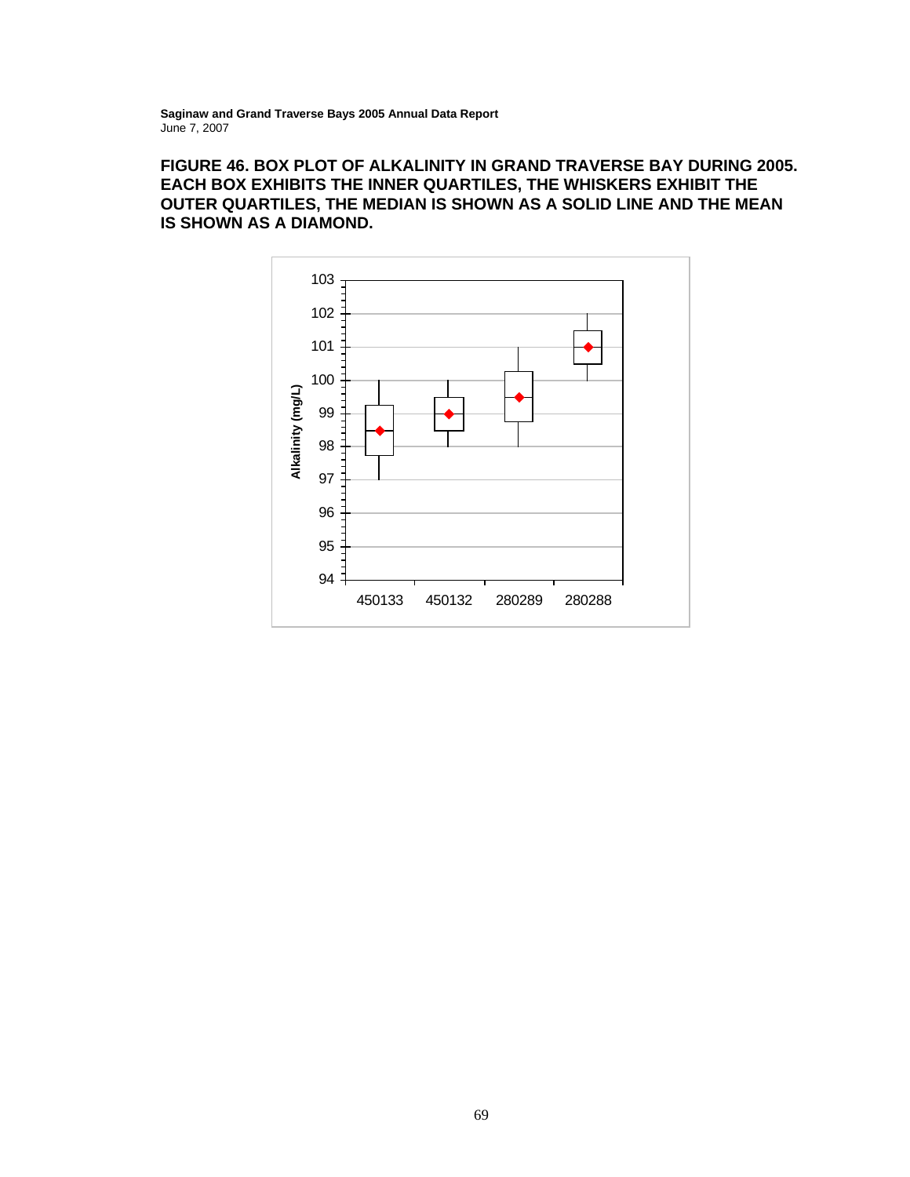**FIGURE 46. BOX PLOT OF ALKALINITY IN GRAND TRAVERSE BAY DURING 2005. EACH BOX EXHIBITS THE INNER QUARTILES, THE WHISKERS EXHIBIT THE OUTER QUARTILES, THE MEDIAN IS SHOWN AS A SOLID LINE AND THE MEAN IS SHOWN AS A DIAMOND.**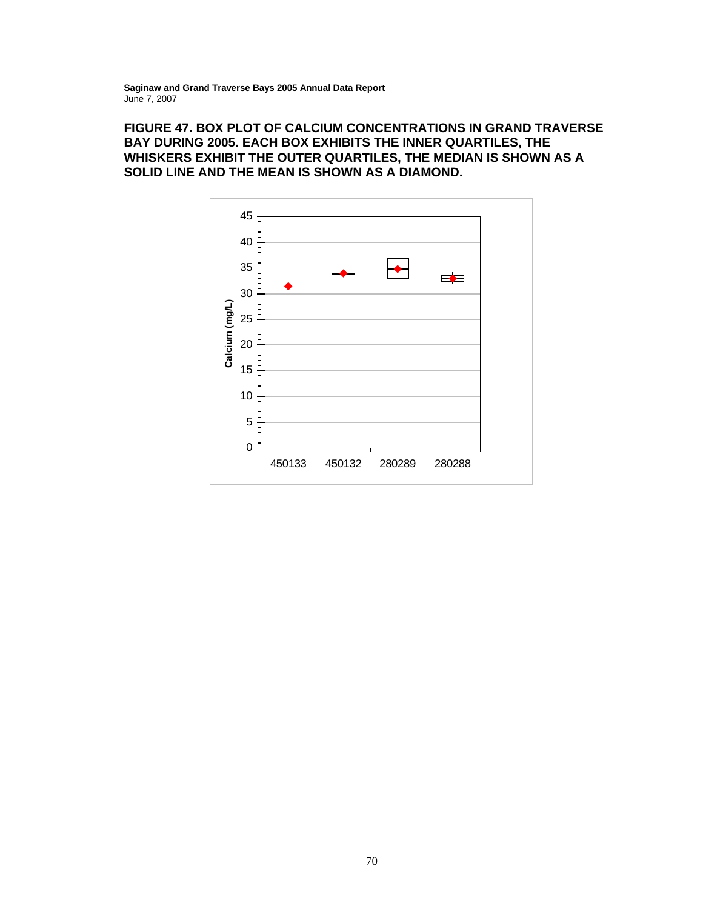**FIGURE 47. BOX PLOT OF CALCIUM CONCENTRATIONS IN GRAND TRAVERSE BAY DURING 2005. EACH BOX EXHIBITS THE INNER QUARTILES, THE WHISKERS EXHIBIT THE OUTER QUARTILES, THE MEDIAN IS SHOWN AS A SOLID LINE AND THE MEAN IS SHOWN AS A DIAMOND.**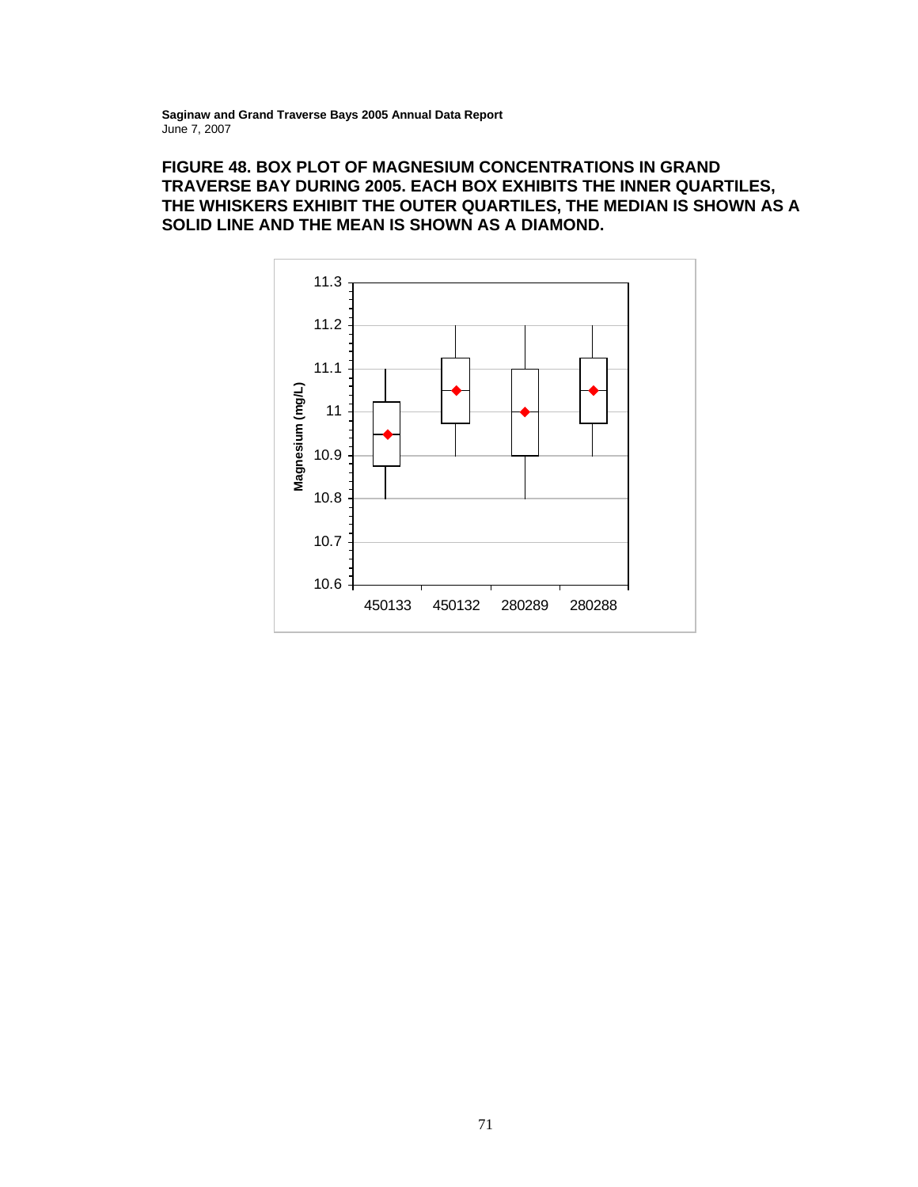**FIGURE 48. BOX PLOT OF MAGNESIUM CONCENTRATIONS IN GRAND TRAVERSE BAY DURING 2005. EACH BOX EXHIBITS THE INNER QUARTILES, THE WHISKERS EXHIBIT THE OUTER QUARTILES, THE MEDIAN IS SHOWN AS A SOLID LINE AND THE MEAN IS SHOWN AS A DIAMOND.**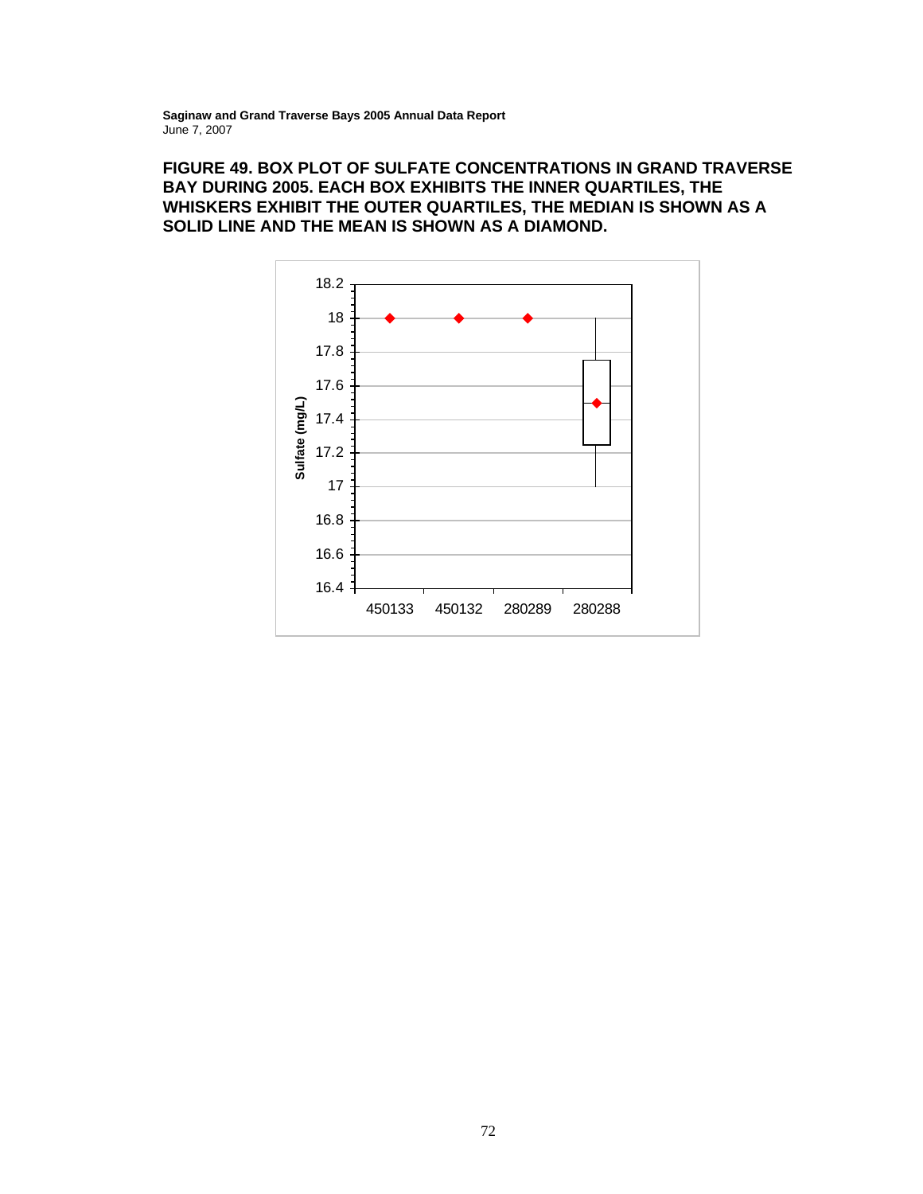**FIGURE 49. BOX PLOT OF SULFATE CONCENTRATIONS IN GRAND TRAVERSE BAY DURING 2005. EACH BOX EXHIBITS THE INNER QUARTILES, THE WHISKERS EXHIBIT THE OUTER QUARTILES, THE MEDIAN IS SHOWN AS A SOLID LINE AND THE MEAN IS SHOWN AS A DIAMOND.**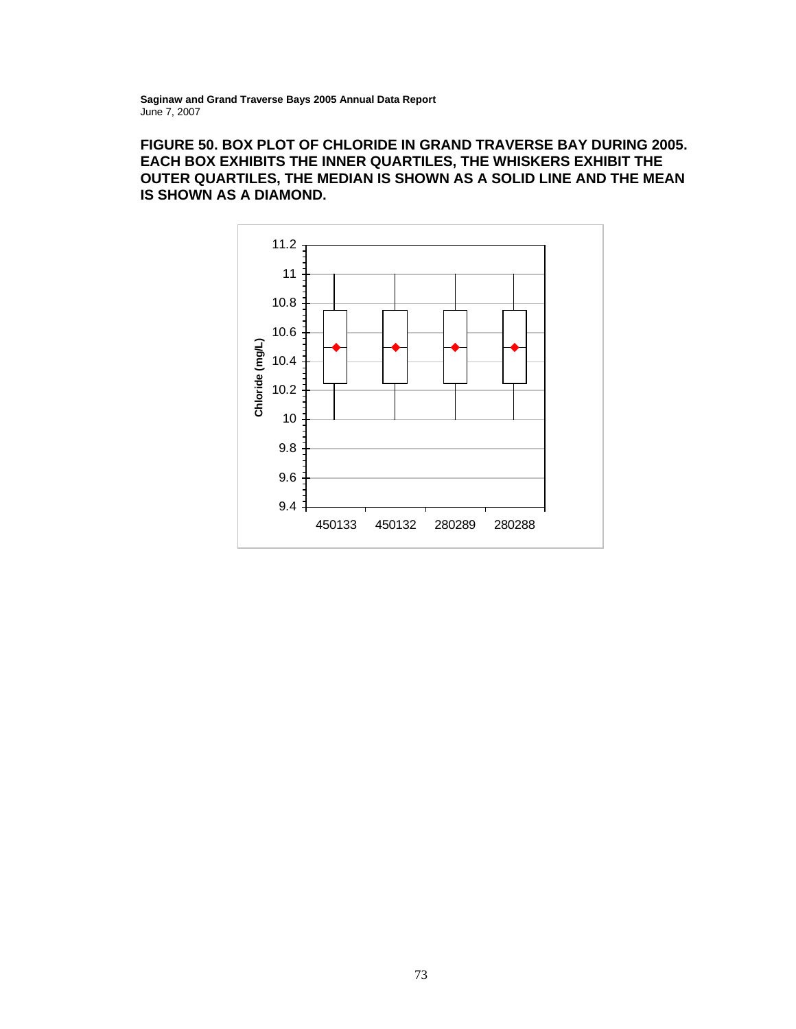**FIGURE 50. BOX PLOT OF CHLORIDE IN GRAND TRAVERSE BAY DURING 2005. EACH BOX EXHIBITS THE INNER QUARTILES, THE WHISKERS EXHIBIT THE OUTER QUARTILES, THE MEDIAN IS SHOWN AS A SOLID LINE AND THE MEAN IS SHOWN AS A DIAMOND.**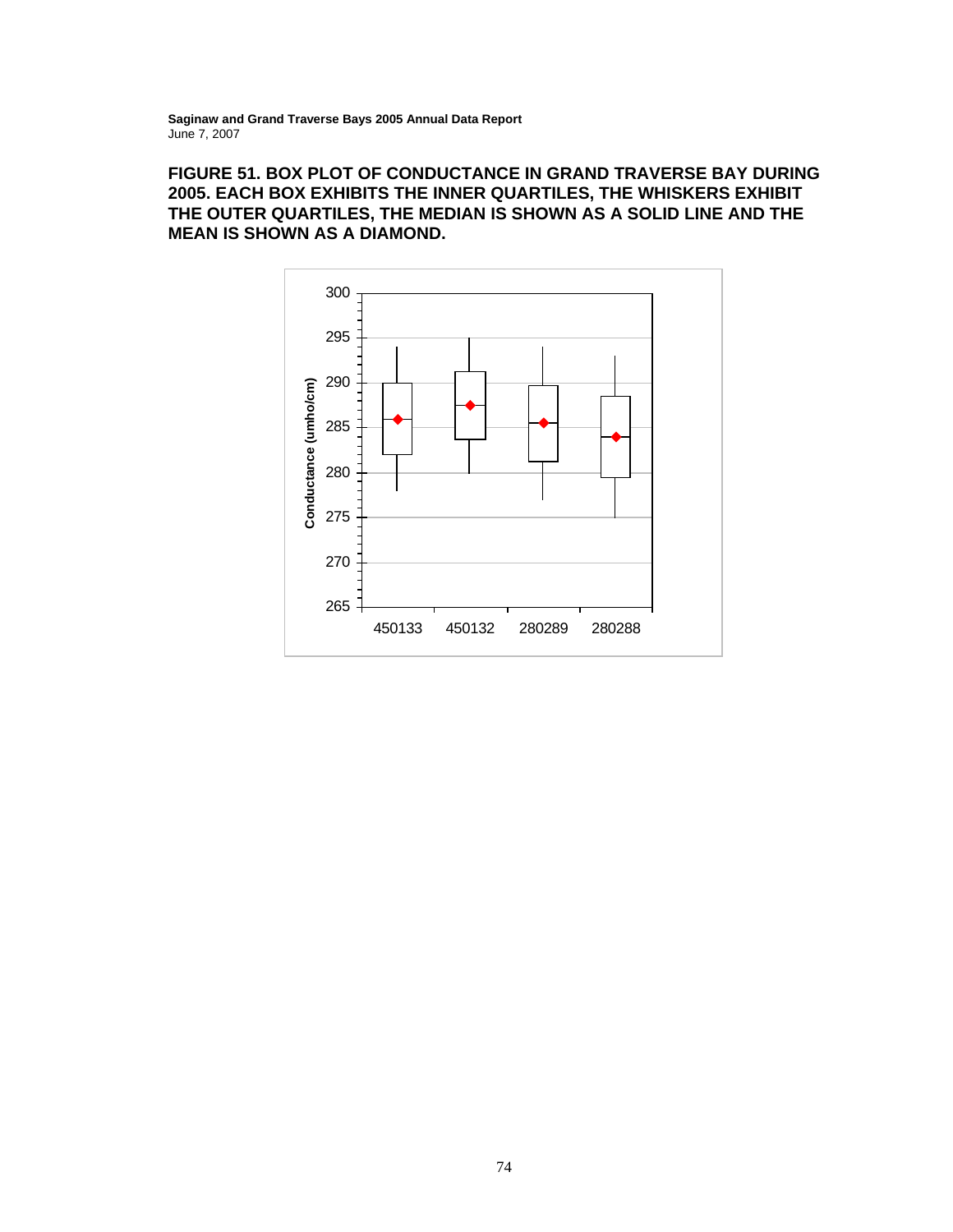**FIGURE 51. BOX PLOT OF CONDUCTANCE IN GRAND TRAVERSE BAY DURING 2005. EACH BOX EXHIBITS THE INNER QUARTILES, THE WHISKERS EXHIBIT THE OUTER QUARTILES, THE MEDIAN IS SHOWN AS A SOLID LINE AND THE MEAN IS SHOWN AS A DIAMOND.**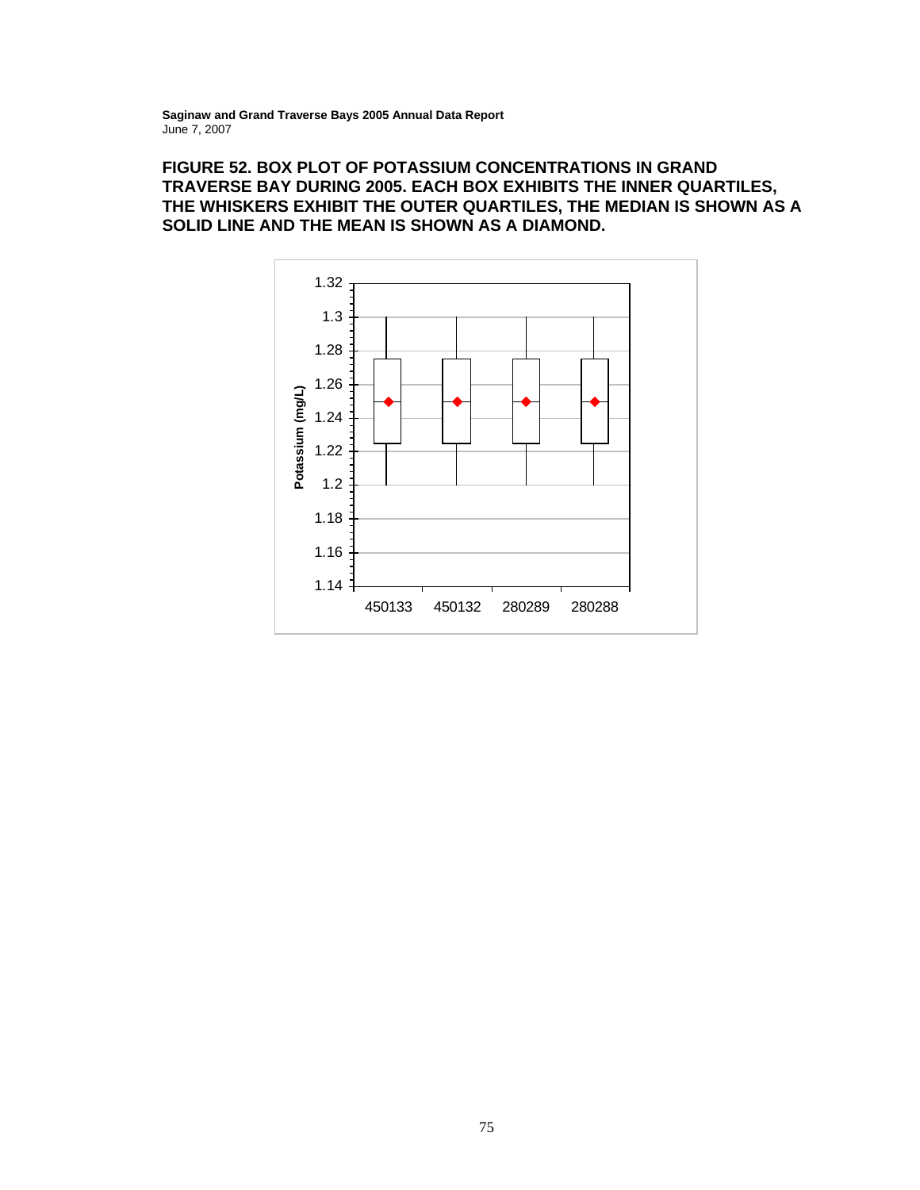**FIGURE 52. BOX PLOT OF POTASSIUM CONCENTRATIONS IN GRAND TRAVERSE BAY DURING 2005. EACH BOX EXHIBITS THE INNER QUARTILES, THE WHISKERS EXHIBIT THE OUTER QUARTILES, THE MEDIAN IS SHOWN AS A SOLID LINE AND THE MEAN IS SHOWN AS A DIAMOND.**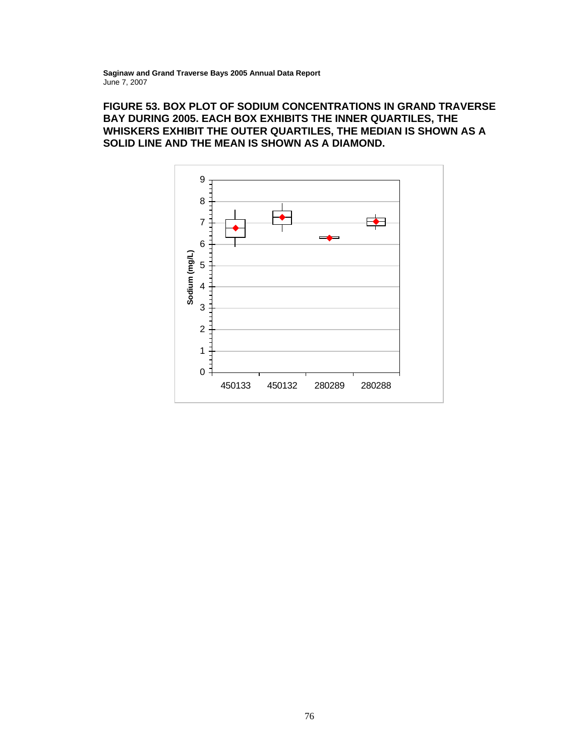**FIGURE 53. BOX PLOT OF SODIUM CONCENTRATIONS IN GRAND TRAVERSE BAY DURING 2005. EACH BOX EXHIBITS THE INNER QUARTILES, THE WHISKERS EXHIBIT THE OUTER QUARTILES, THE MEDIAN IS SHOWN AS A SOLID LINE AND THE MEAN IS SHOWN AS A DIAMOND.**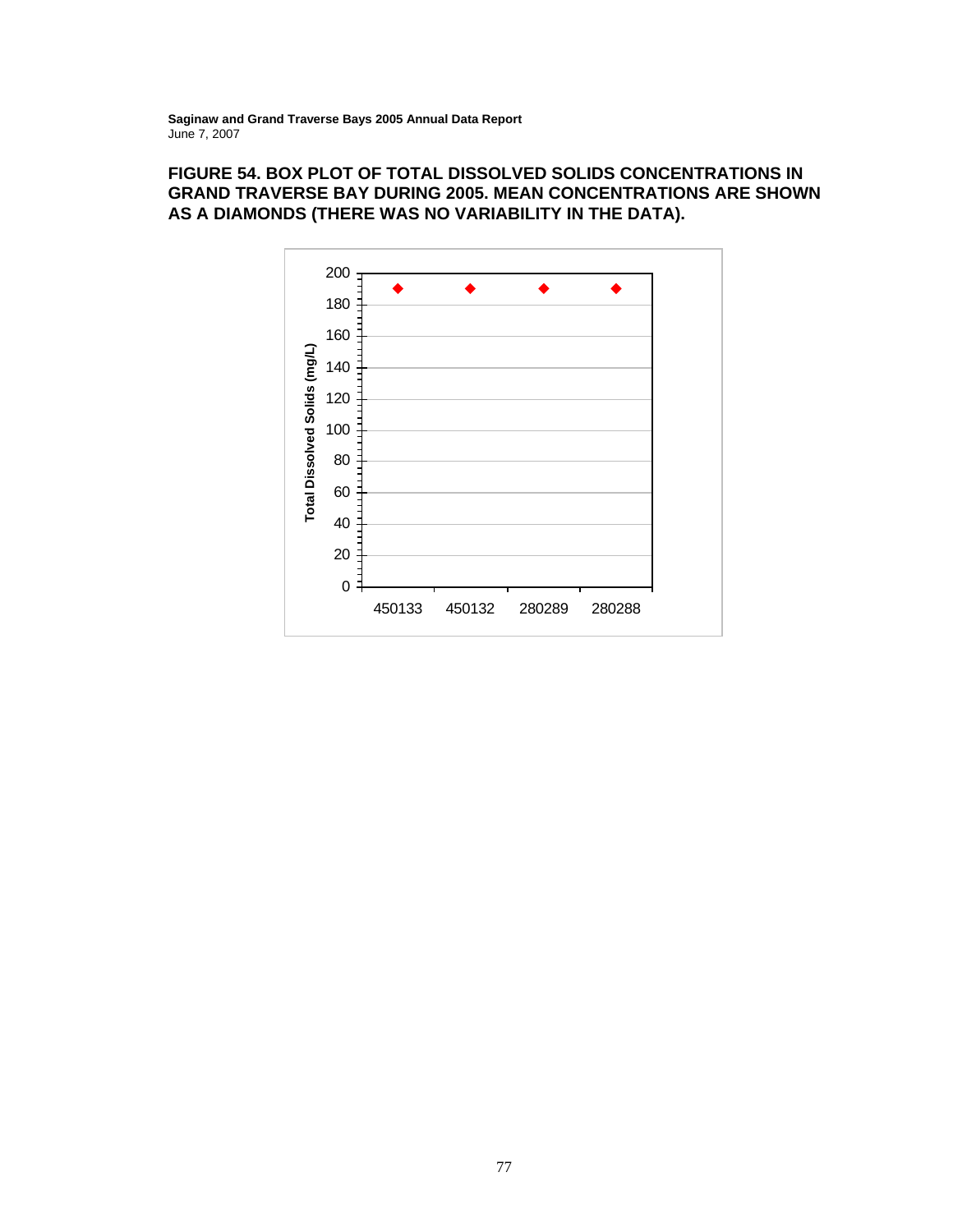**FIGURE 54. BOX PLOT OF TOTAL DISSOLVED SOLIDS CONCENTRATIONS IN GRAND TRAVERSE BAY DURING 2005. MEAN CONCENTRATIONS ARE SHOWN AS A DIAMONDS (THERE WAS NO VARIABILITY IN THE DATA).**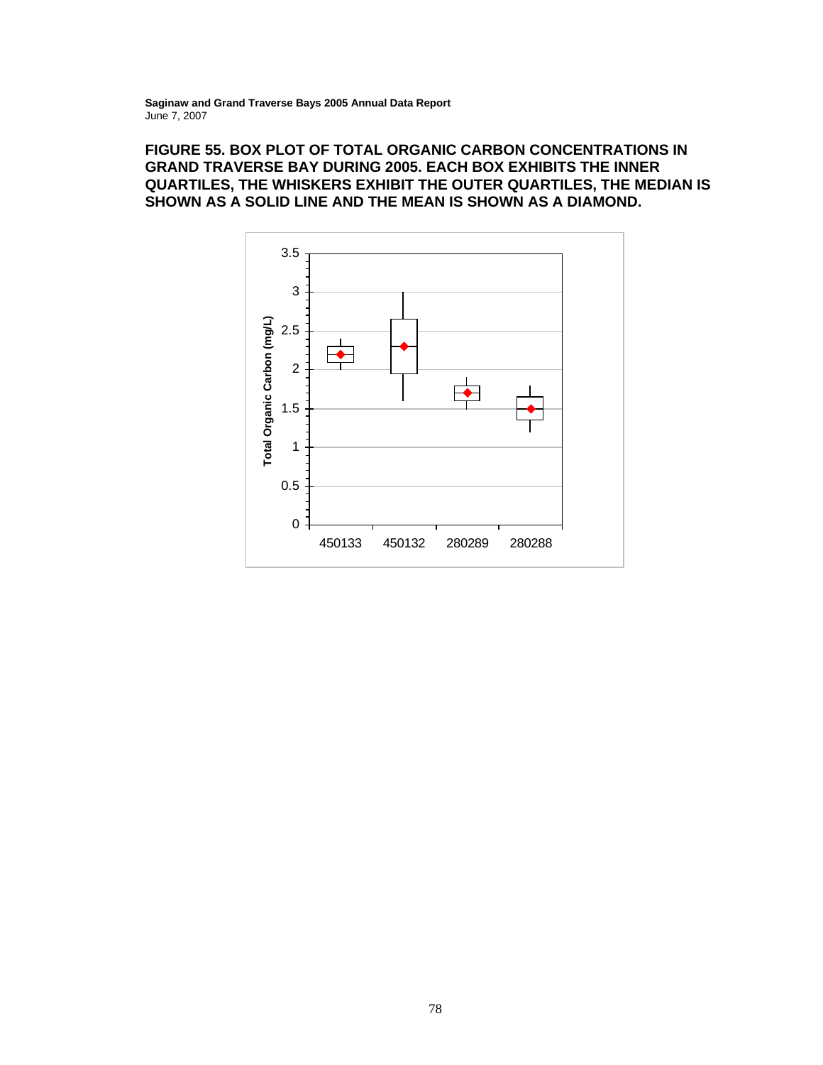**FIGURE 55. BOX PLOT OF TOTAL ORGANIC CARBON CONCENTRATIONS IN GRAND TRAVERSE BAY DURING 2005. EACH BOX EXHIBITS THE INNER QUARTILES, THE WHISKERS EXHIBIT THE OUTER QUARTILES, THE MEDIAN IS SHOWN AS A SOLID LINE AND THE MEAN IS SHOWN AS A DIAMOND.**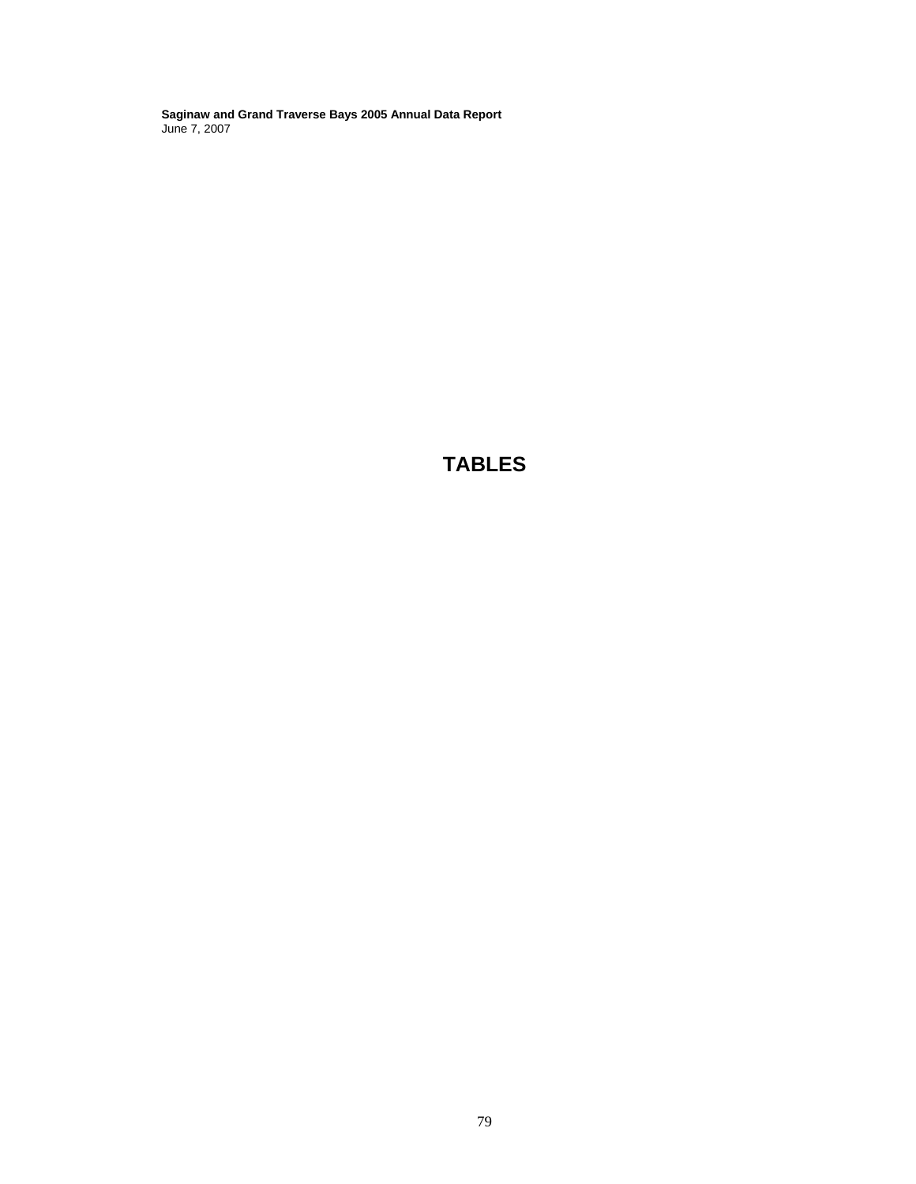# TABLES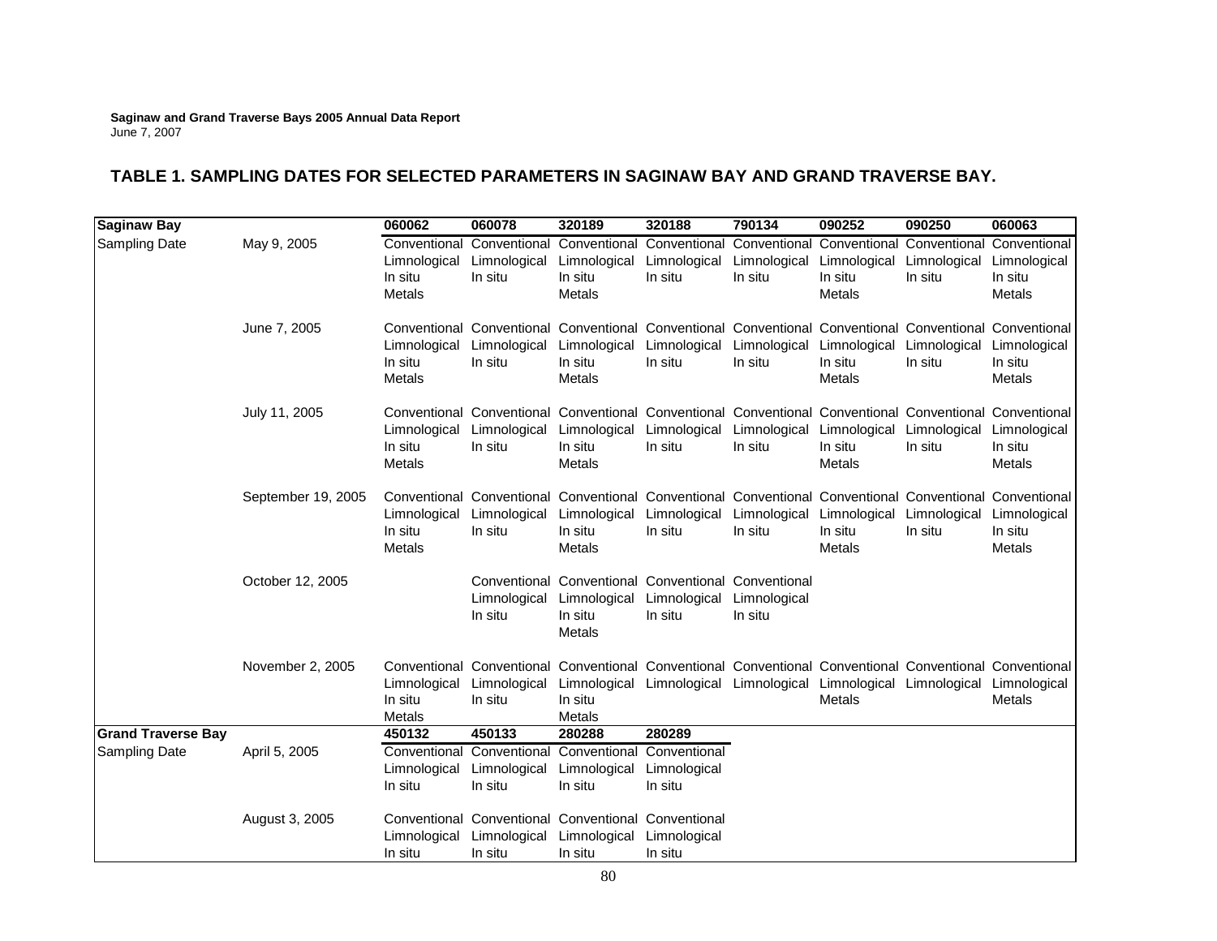**Saginaw and Grand Traverse Bays 2005 Annual Data Report**
June 7, 2007

## TABLE 1. SAMPLING DATES FOR SELECTED PARAMETERS IN SAGINAW BAY AND GRAND TRAVERSE BAY.

| **Saginaw Bay** | | **060062** | **060078** | **320189** | **320188** | **790134** | **090252** | **090250** | **060063** |
|---|---|---|---|---|---|---|---|---|---|
| Sampling Date | May 9, 2005 | Conventional Limnological In situ Metals | Conventional Limnological In situ | Conventional Limnological In situ Metals | Conventional Limnological In situ | Conventional Limnological In situ | Conventional Limnological In situ Metals | Conventional Limnological In situ | Conventional Limnological In situ Metals |
| | June 7, 2005 | Conventional Limnological In situ Metals | Conventional Limnological In situ | Conventional Limnological In situ Metals | Conventional Limnological In situ | Conventional Limnological In situ | Conventional Limnological In situ Metals | Conventional Limnological In situ | Conventional Limnological In situ Metals |
| | July 11, 2005 | Conventional Limnological In situ Metals | Conventional Limnological In situ | Conventional Limnological In situ Metals | Conventional Limnological In situ | Conventional Limnological In situ | Conventional Limnological In situ Metals | Conventional Limnological In situ | Conventional Limnological In situ Metals |
| | September 19, 2005 | Conventional Limnological In situ Metals | Conventional Limnological In situ | Conventional Limnological In situ Metals | Conventional Limnological In situ | Conventional Limnological In situ | Conventional Limnological In situ Metals | Conventional Limnological In situ | Conventional Limnological In situ Metals |
| | October 12, 2005 | | Conventional Limnological In situ | Conventional Limnological In situ Metals | Conventional Limnological In situ | Conventional Limnological In situ | | | |
| | November 2, 2005 | Conventional Limnological In situ Metals | Conventional Limnological In situ | Conventional Limnological In situ Metals | Conventional Limnological | Conventional Limnological | Conventional Limnological Metals | Conventional Limnological | Conventional Limnological Metals |
| **Grand Traverse Bay** | | **450132** | **450133** | **280288** | **280289** | | | | |
| Sampling Date | April 5, 2005 | Conventional Limnological In situ | Conventional Limnological In situ | Conventional Limnological In situ | Conventional Limnological In situ | | | | |
| | August 3, 2005 | Conventional Limnological In situ | Conventional Limnological In situ | Conventional Limnological In situ | Conventional Limnological In situ | | | | |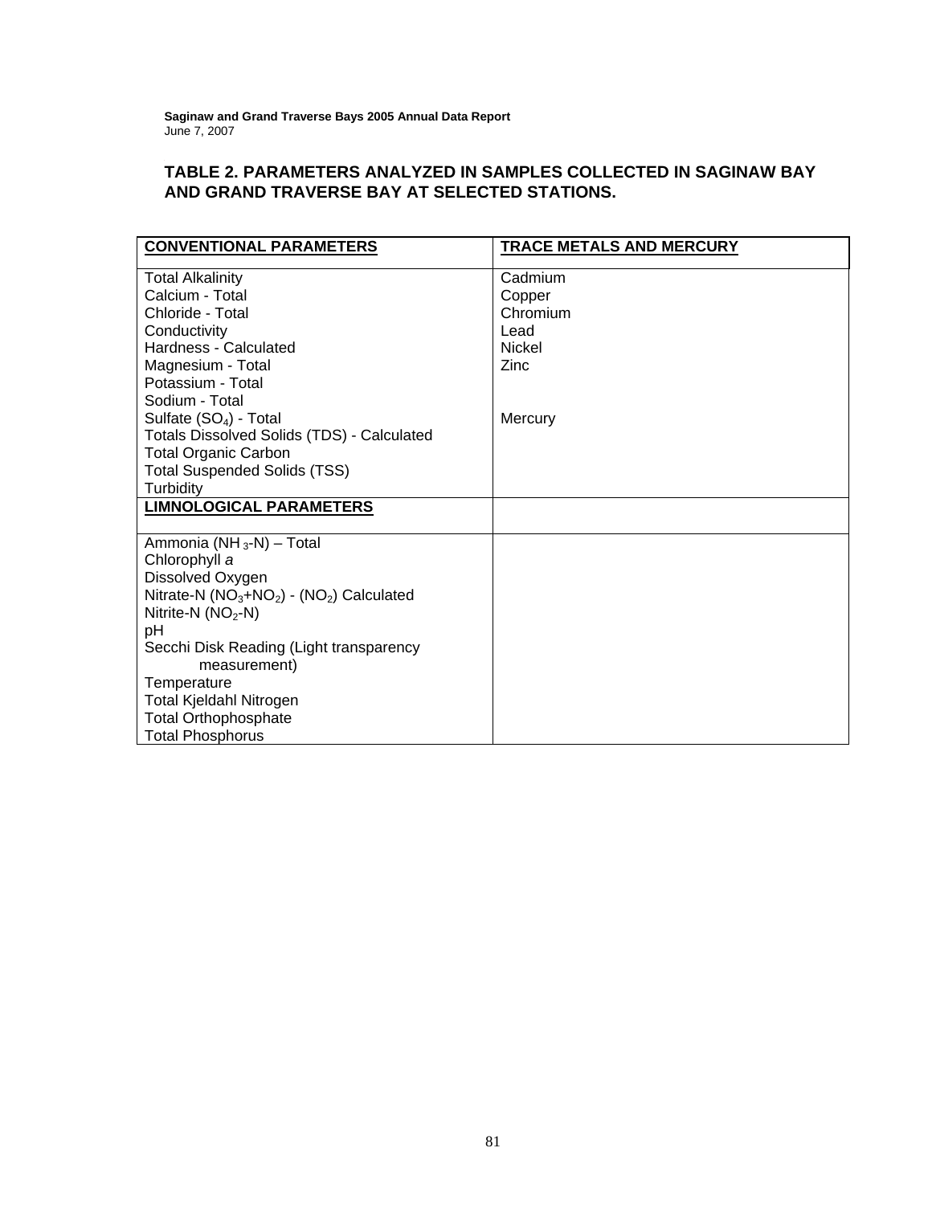## TABLE 2. PARAMETERS ANALYZED IN SAMPLES COLLECTED IN SAGINAW BAY AND GRAND TRAVERSE BAY AT SELECTED STATIONS.

| **CONVENTIONAL PARAMETERS** | **TRACE METALS AND MERCURY** |
|---|---|
| Total Alkalinity<br>Calcium - Total<br>Chloride - Total<br>Conductivity<br>Hardness - Calculated<br>Magnesium - Total<br>Potassium - Total<br>Sodium - Total<br>Sulfate ($SO_4$) - Total<br>Totals Dissolved Solids (TDS) - Calculated<br>Total Organic Carbon<br>Total Suspended Solids (TSS)<br>Turbidity | Cadmium<br>Copper<br>Chromium<br>Lead<br>Nickel<br>Zinc<br><br><br>Mercury |
| **LIMNOLOGICAL PARAMETERS** | |
| Ammonia ($NH_3$-N) – Total<br>Chlorophyll *a*<br>Dissolved Oxygen<br>Nitrate-N ($NO_3$+$NO_2$) - ($NO_2$) Calculated<br>Nitrite-N ($NO_2$-N)<br>pH<br>Secchi Disk Reading (Light transparency measurement)<br>Temperature<br>Total Kjeldahl Nitrogen<br>Total Orthophosphate<br>Total Phosphorus | |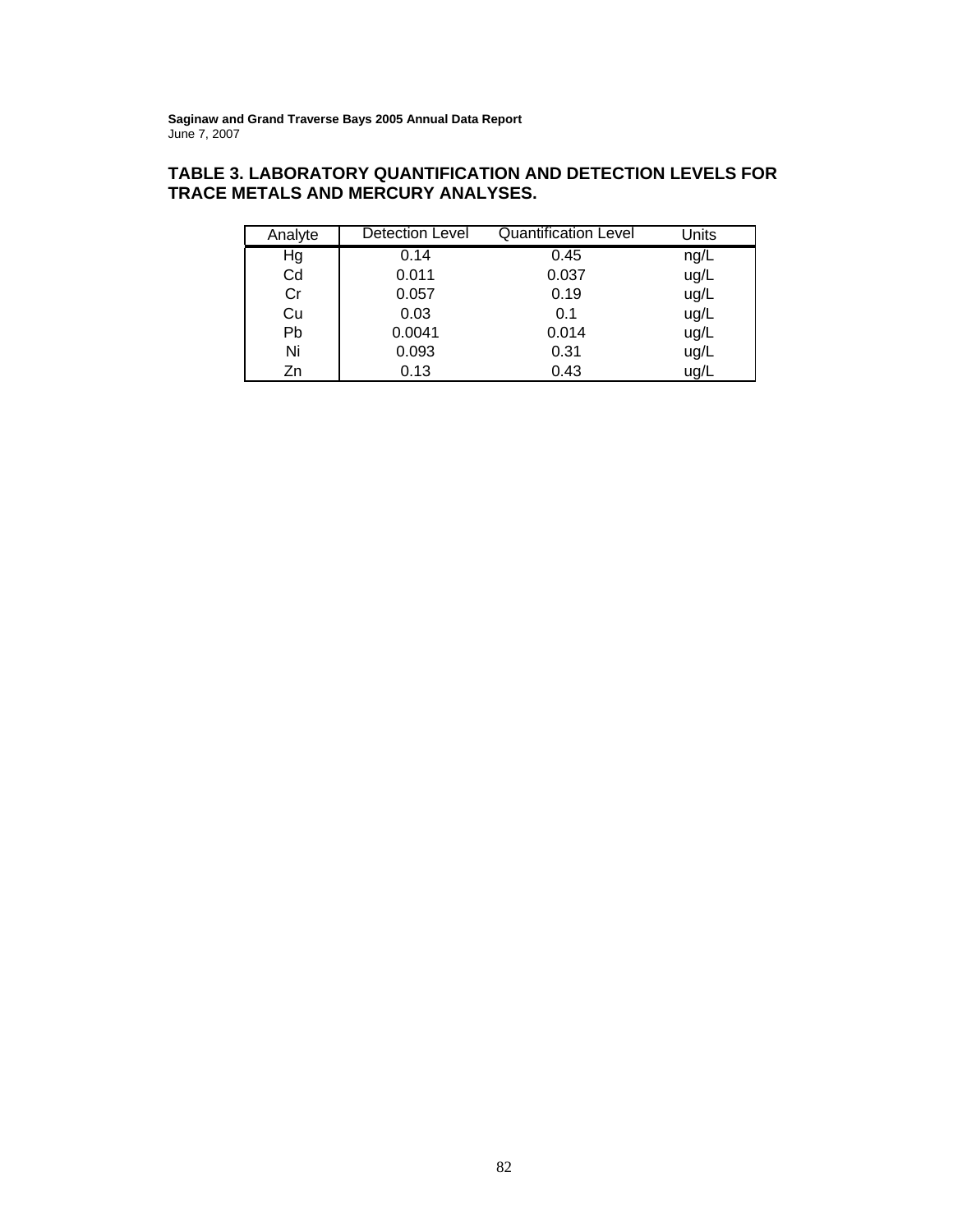## TABLE 3. LABORATORY QUANTIFICATION AND DETECTION LEVELS FOR TRACE METALS AND MERCURY ANALYSES.

| Analyte | Detection Level | Quantification Level | Units |
|---|---|---|---|
| Hg | 0.14 | 0.45 | ng/L |
| Cd | 0.011 | 0.037 | ug/L |
| Cr | 0.057 | 0.19 | ug/L |
| Cu | 0.03 | 0.1 | ug/L |
| Pb | 0.0041 | 0.014 | ug/L |
| Ni | 0.093 | 0.31 | ug/L |
| Zn | 0.13 | 0.43 | ug/L |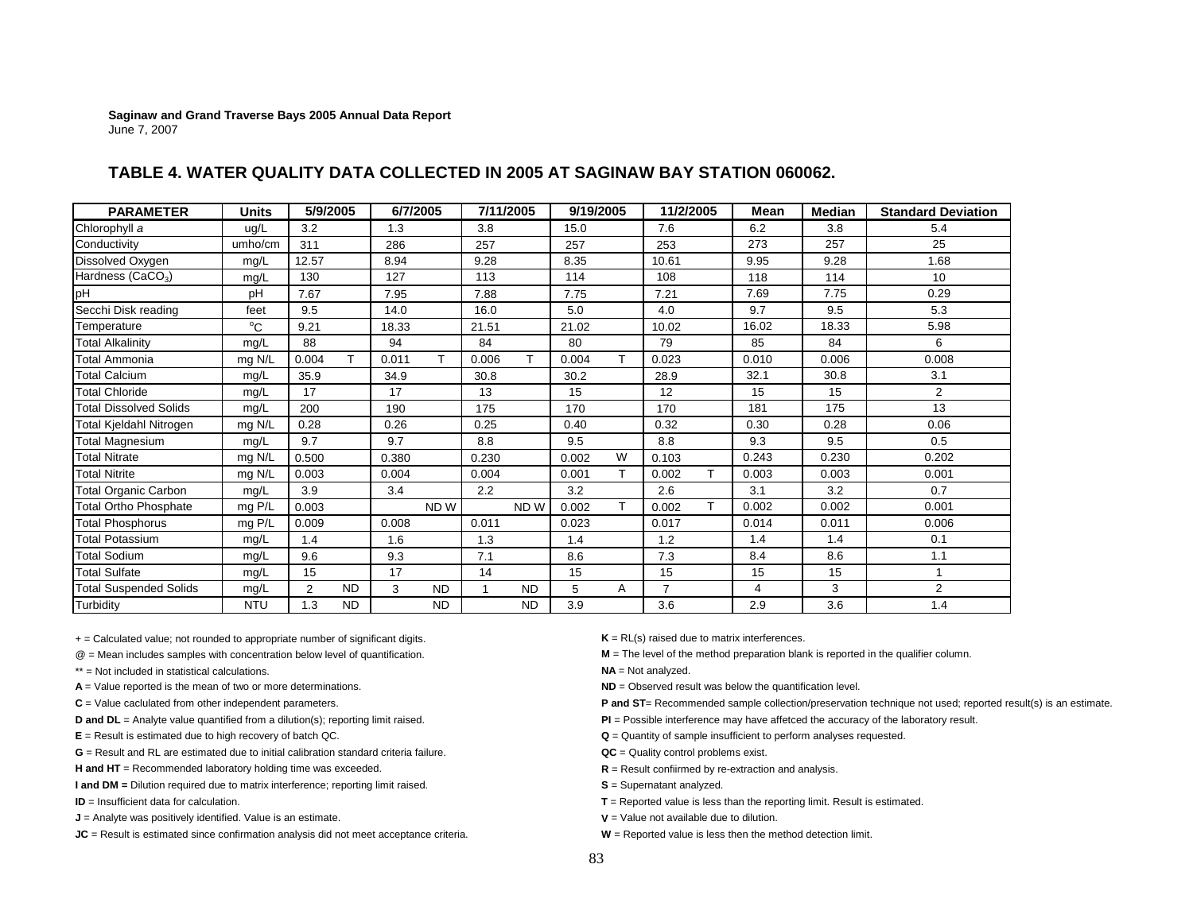Saginaw and Grand Traverse Bays 2005 Annual Data Report
June 7, 2007

## TABLE 4. WATER QUALITY DATA COLLECTED IN 2005 AT SAGINAW BAY STATION 060062.

| PARAMETER | Units | 5/9/2005 | | 6/7/2005 | | 7/11/2005 | | 9/19/2005 | | 11/2/2005 | | Mean | Median | Standard Deviation |
|---|---|---|---|---|---|---|---|---|---|---|---|---|---|---|
| Chlorophyll *a* | ug/L | 3.2 | | 1.3 | | 3.8 | | 15.0 | | 7.6 | | 6.2 | 3.8 | 5.4 |
| Conductivity | umho/cm | 311 | | 286 | | 257 | | 257 | | 253 | | 273 | 257 | 25 |
| Dissolved Oxygen | mg/L | 12.57 | | 8.94 | | 9.28 | | 8.35 | | 10.61 | | 9.95 | 9.28 | 1.68 |
| Hardness ($CaCO_3$) | mg/L | 130 | | 127 | | 113 | | 114 | | 108 | | 118 | 114 | 10 |
| pH | pH | 7.67 | | 7.95 | | 7.88 | | 7.75 | | 7.21 | | 7.69 | 7.75 | 0.29 |
| Secchi Disk reading | feet | 9.5 | | 14.0 | | 16.0 | | 5.0 | | 4.0 | | 9.7 | 9.5 | 5.3 |
| Temperature | °C | 9.21 | | 18.33 | | 21.51 | | 21.02 | | 10.02 | | 16.02 | 18.33 | 5.98 |
| Total Alkalinity | mg/L | 88 | | 94 | | 84 | | 80 | | 79 | | 85 | 84 | 6 |
| Total Ammonia | mg N/L | 0.004 | T | 0.011 | T | 0.006 | T | 0.004 | T | 0.023 | | 0.010 | 0.006 | 0.008 |
| Total Calcium | mg/L | 35.9 | | 34.9 | | 30.8 | | 30.2 | | 28.9 | | 32.1 | 30.8 | 3.1 |
| Total Chloride | mg/L | 17 | | 17 | | 13 | | 15 | | 12 | | 15 | 15 | 2 |
| Total Dissolved Solids | mg/L | 200 | | 190 | | 175 | | 170 | | 170 | | 181 | 175 | 13 |
| Total Kjeldahl Nitrogen | mg N/L | 0.28 | | 0.26 | | 0.25 | | 0.40 | | 0.32 | | 0.30 | 0.28 | 0.06 |
| Total Magnesium | mg/L | 9.7 | | 9.7 | | 8.8 | | 9.5 | | 8.8 | | 9.3 | 9.5 | 0.5 |
| Total Nitrate | mg N/L | 0.500 | | 0.380 | | 0.230 | | 0.002 | W | 0.103 | | 0.243 | 0.230 | 0.202 |
| Total Nitrite | mg N/L | 0.003 | | 0.004 | | 0.004 | | 0.001 | T | 0.002 | T | 0.003 | 0.003 | 0.001 |
| Total Organic Carbon | mg/L | 3.9 | | 3.4 | | 2.2 | | 3.2 | | 2.6 | | 3.1 | 3.2 | 0.7 |
| Total Ortho Phosphate | mg P/L | 0.003 | | | ND W | | ND W | 0.002 | T | 0.002 | T | 0.002 | 0.002 | 0.001 |
| Total Phosphorus | mg P/L | 0.009 | | 0.008 | | 0.011 | | 0.023 | | 0.017 | | 0.014 | 0.011 | 0.006 |
| Total Potassium | mg/L | 1.4 | | 1.6 | | 1.3 | | 1.4 | | 1.2 | | 1.4 | 1.4 | 0.1 |
| Total Sodium | mg/L | 9.6 | | 9.3 | | 7.1 | | 8.6 | | 7.3 | | 8.4 | 8.6 | 1.1 |
| Total Sulfate | mg/L | 15 | | 17 | | 14 | | 15 | | 15 | | 15 | 15 | 1 |
| Total Suspended Solids | mg/L | 2 | ND | 3 | ND | 1 | ND | 5 | A | 7 | | 4 | 3 | 2 |
| Turbidity | NTU | 1.3 | ND | | ND | | ND | 3.9 | | 3.6 | | 2.9 | 3.6 | 1.4 |

+ = Calculated value; not rounded to appropriate number of significant digits.

@ = Mean includes samples with concentration below level of quantification.

** = Not included in statistical calculations.

**A** = Value reported is the mean of two or more determinations.

**C** = Value caclulated from other independent parameters.

**D and DL** = Analyte value quantified from a dilution(s); reporting limit raised.

**E** = Result is estimated due to high recovery of batch QC.

**G** = Result and RL are estimated due to initial calibration standard criteria failure.

**H and HT** = Recommended laboratory holding time was exceeded.

**I and DM =** Dilution required due to matrix interference; reporting limit raised.

**ID** = Insufficient data for calculation.

**J** = Analyte was positively identified. Value is an estimate.

**JC** = Result is estimated since confirmation analysis did not meet acceptance criteria.

**K** = RL(s) raised due to matrix interferences.

**M** = The level of the method preparation blank is reported in the qualifier column.

**NA** = Not analyzed.

**ND** = Observed result was below the quantification level.

**P and ST**= Recommended sample collection/preservation technique not used; reported result(s) is an estimate.

**PI** = Possible interference may have affetced the accuracy of the laboratory result.

**Q** = Quantity of sample insufficient to perform analyses requested.

**QC** = Quality control problems exist.

**R** = Result confiirmed by re-extraction and analysis.

**S** = Supernatant analyzed.

**T** = Reported value is less than the reporting limit. Result is estimated.

**V** = Value not available due to dilution.

**W** = Reported value is less then the method detection limit.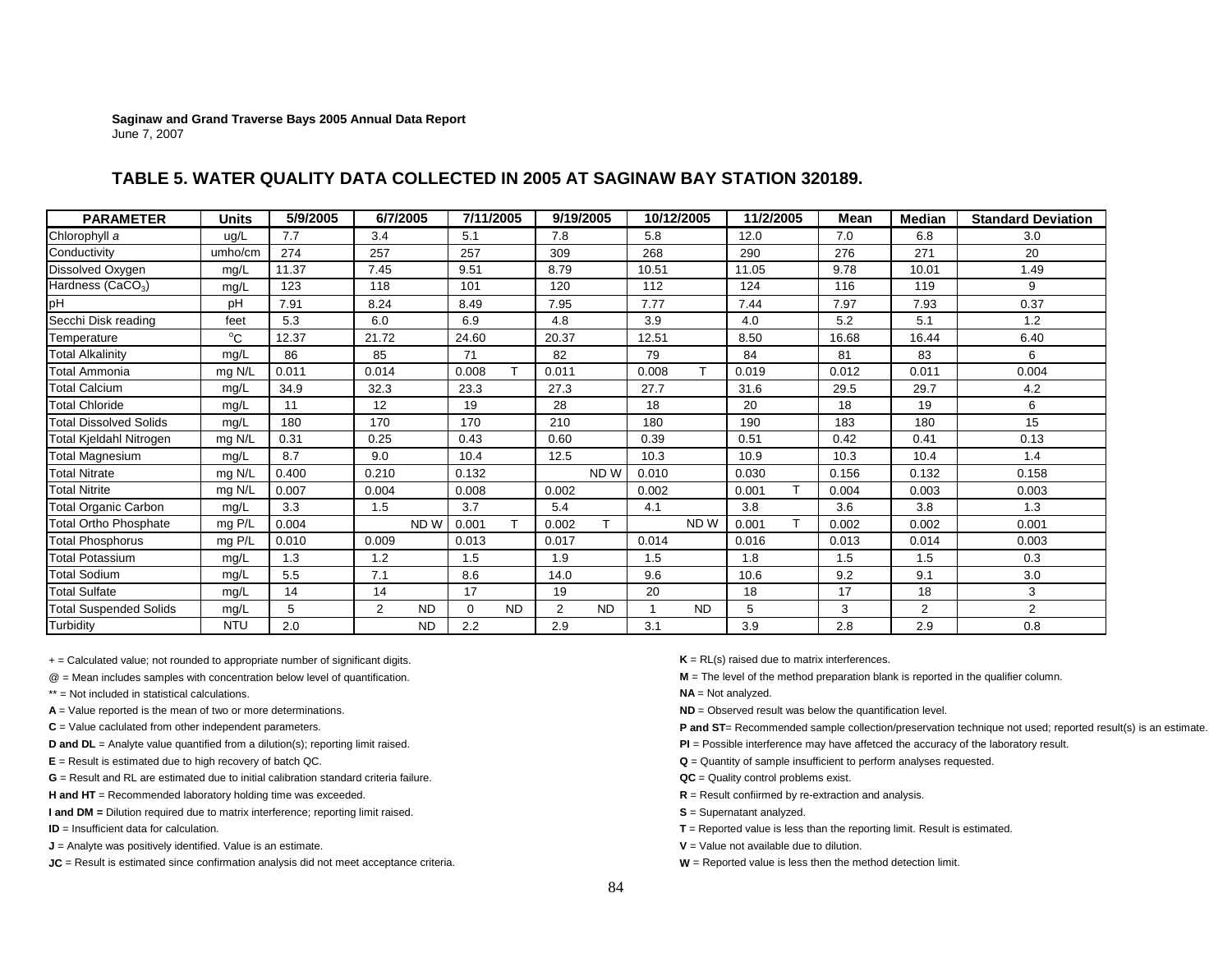**Saginaw and Grand Traverse Bays 2005 Annual Data Report**
June 7, 2007

## TABLE 5. WATER QUALITY DATA COLLECTED IN 2005 AT SAGINAW BAY STATION 320189.

| PARAMETER | Units | 5/9/2005 | | 6/7/2005 | | 7/11/2005 | | 9/19/2005 | | 10/12/2005 | | 11/2/2005 | | Mean | Median | Standard Deviation |
|---|---|---|---|---|---|---|---|---|---|---|---|---|---|---|---|---|
| Chlorophyll *a* | ug/L | 7.7 | | 3.4 | | 5.1 | | 7.8 | | 5.8 | | 12.0 | | 7.0 | 6.8 | 3.0 |
| Conductivity | umho/cm | 274 | | 257 | | 257 | | 309 | | 268 | | 290 | | 276 | 271 | 20 |
| Dissolved Oxygen | mg/L | 11.37 | | 7.45 | | 9.51 | | 8.79 | | 10.51 | | 11.05 | | 9.78 | 10.01 | 1.49 |
| Hardness ($CaCO_3$) | mg/L | 123 | | 118 | | 101 | | 120 | | 112 | | 124 | | 116 | 119 | 9 |
| pH | pH | 7.91 | | 8.24 | | 8.49 | | 7.95 | | 7.77 | | 7.44 | | 7.97 | 7.93 | 0.37 |
| Secchi Disk reading | feet | 5.3 | | 6.0 | | 6.9 | | 4.8 | | 3.9 | | 4.0 | | 5.2 | 5.1 | 1.2 |
| Temperature | °C | 12.37 | | 21.72 | | 24.60 | | 20.37 | | 12.51 | | 8.50 | | 16.68 | 16.44 | 6.40 |
| Total Alkalinity | mg/L | 86 | | 85 | | 71 | | 82 | | 79 | | 84 | | 81 | 83 | 6 |
| Total Ammonia | mg N/L | 0.011 | | 0.014 | | 0.008 | T | 0.011 | | 0.008 | T | 0.019 | | 0.012 | 0.011 | 0.004 |
| Total Calcium | mg/L | 34.9 | | 32.3 | | 23.3 | | 27.3 | | 27.7 | | 31.6 | | 29.5 | 29.7 | 4.2 |
| Total Chloride | mg/L | 11 | | 12 | | 19 | | 28 | | 18 | | 20 | | 18 | 19 | 6 |
| Total Dissolved Solids | mg/L | 180 | | 170 | | 170 | | 210 | | 180 | | 190 | | 183 | 180 | 15 |
| Total Kjeldahl Nitrogen | mg N/L | 0.31 | | 0.25 | | 0.43 | | 0.60 | | 0.39 | | 0.51 | | 0.42 | 0.41 | 0.13 |
| Total Magnesium | mg/L | 8.7 | | 9.0 | | 10.4 | | 12.5 | | 10.3 | | 10.9 | | 10.3 | 10.4 | 1.4 |
| Total Nitrate | mg N/L | 0.400 | | 0.210 | | 0.132 | | | ND W | 0.010 | | 0.030 | | 0.156 | 0.132 | 0.158 |
| Total Nitrite | mg N/L | 0.007 | | 0.004 | | 0.008 | | 0.002 | | 0.002 | | 0.001 | T | 0.004 | 0.003 | 0.003 |
| Total Organic Carbon | mg/L | 3.3 | | 1.5 | | 3.7 | | 5.4 | | 4.1 | | 3.8 | | 3.6 | 3.8 | 1.3 |
| Total Ortho Phosphate | mg P/L | 0.004 | | | ND W | 0.001 | T | 0.002 | T | | ND W | 0.001 | T | 0.002 | 0.002 | 0.001 |
| Total Phosphorus | mg P/L | 0.010 | | 0.009 | | 0.013 | | 0.017 | | 0.014 | | 0.016 | | 0.013 | 0.014 | 0.003 |
| Total Potassium | mg/L | 1.3 | | 1.2 | | 1.5 | | 1.9 | | 1.5 | | 1.8 | | 1.5 | 1.5 | 0.3 |
| Total Sodium | mg/L | 5.5 | | 7.1 | | 8.6 | | 14.0 | | 9.6 | | 10.6 | | 9.2 | 9.1 | 3.0 |
| Total Sulfate | mg/L | 14 | | 14 | | 17 | | 19 | | 20 | | 18 | | 17 | 18 | 3 |
| Total Suspended Solids | mg/L | 5 | | 2 | ND | 0 | ND | 2 | ND | 1 | ND | 5 | | 3 | 2 | 2 |
| Turbidity | NTU | 2.0 | | | ND | 2.2 | | 2.9 | | 3.1 | | 3.9 | | 2.8 | 2.9 | 0.8 |

+ = Calculated value; not rounded to appropriate number of significant digits.
@ = Mean includes samples with concentration below level of quantification.
** = Not included in statistical calculations.
**A** = Value reported is the mean of two or more determinations.
**C** = Value caclulated from other independent parameters.
**D and DL** = Analyte value quantified from a dilution(s); reporting limit raised.
**E** = Result is estimated due to high recovery of batch QC.
**G** = Result and RL are estimated due to initial calibration standard criteria failure.
**H and HT** = Recommended laboratory holding time was exceeded.
**I and DM =** Dilution required due to matrix interference; reporting limit raised.
**ID** = Insufficient data for calculation.
**J** = Analyte was positively identified. Value is an estimate.
**JC** = Result is estimated since confirmation analysis did not meet acceptance criteria.
**K** = RL(s) raised due to matrix interferences.
**M** = The level of the method preparation blank is reported in the qualifier column.
**NA** = Not analyzed.
**ND** = Observed result was below the quantification level.
**P and ST**= Recommended sample collection/preservation technique not used; reported result(s) is an estimate.
**PI** = Possible interference may have affetced the accuracy of the laboratory result.
**Q** = Quantity of sample insufficient to perform analyses requested.
**QC** = Quality control problems exist.
**R** = Result confiirmed by re-extraction and analysis.
**S** = Supernatant analyzed.
**T** = Reported value is less than the reporting limit. Result is estimated.
**V** = Value not available due to dilution.
**W** = Reported value is less then the method detection limit.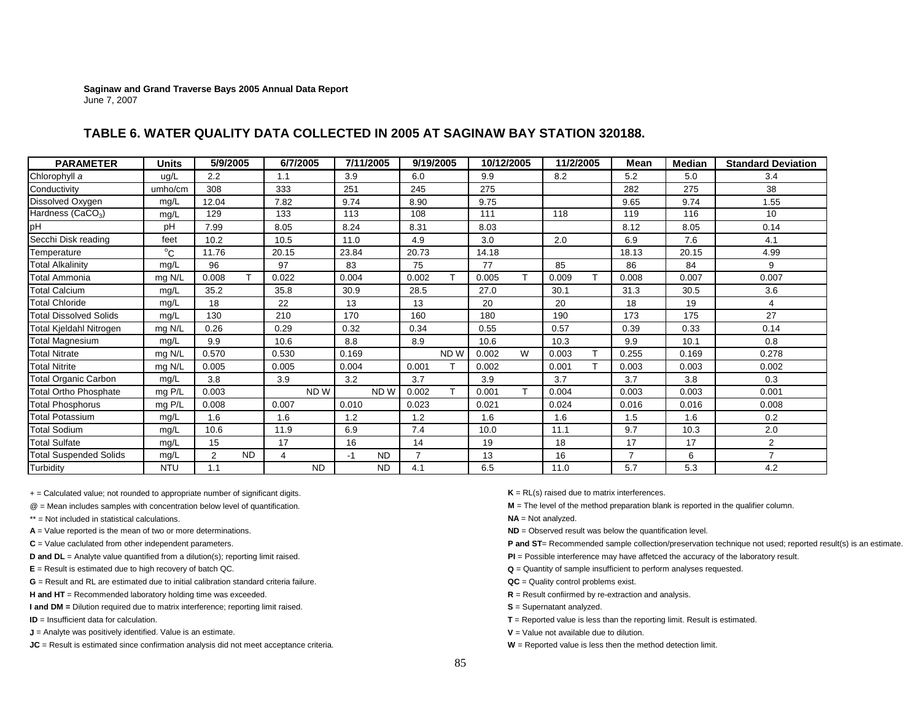**Saginaw and Grand Traverse Bays 2005 Annual Data Report**
June 7, 2007

## TABLE 6. WATER QUALITY DATA COLLECTED IN 2005 AT SAGINAW BAY STATION 320188.

| PARAMETER | Units | 5/9/2005 | | 6/7/2005 | | 7/11/2005 | | 9/19/2005 | | 10/12/2005 | | 11/2/2005 | | Mean | Median | Standard Deviation |
|---|---|---|---|---|---|---|---|---|---|---|---|---|---|---|---|---|
| Chlorophyll *a* | ug/L | 2.2 | | 1.1 | | 3.9 | | 6.0 | | 9.9 | | 8.2 | | 5.2 | 5.0 | 3.4 |
| Conductivity | umho/cm | 308 | | 333 | | 251 | | 245 | | 275 | | | | 282 | 275 | 38 |
| Dissolved Oxygen | mg/L | 12.04 | | 7.82 | | 9.74 | | 8.90 | | 9.75 | | | | 9.65 | 9.74 | 1.55 |
| Hardness ($CaCO_3$) | mg/L | 129 | | 133 | | 113 | | 108 | | 111 | | 118 | | 119 | 116 | 10 |
| pH | pH | 7.99 | | 8.05 | | 8.24 | | 8.31 | | 8.03 | | | | 8.12 | 8.05 | 0.14 |
| Secchi Disk reading | feet | 10.2 | | 10.5 | | 11.0 | | 4.9 | | 3.0 | | 2.0 | | 6.9 | 7.6 | 4.1 |
| Temperature | $^oC$ | 11.76 | | 20.15 | | 23.84 | | 20.73 | | 14.18 | | | | 18.13 | 20.15 | 4.99 |
| Total Alkalinity | mg/L | 96 | | 97 | | 83 | | 75 | | 77 | | 85 | | 86 | 84 | 9 |
| Total Ammonia | mg N/L | 0.008 | T | 0.022 | | 0.004 | | 0.002 | T | 0.005 | T | 0.009 | T | 0.008 | 0.007 | 0.007 |
| Total Calcium | mg/L | 35.2 | | 35.8 | | 30.9 | | 28.5 | | 27.0 | | 30.1 | | 31.3 | 30.5 | 3.6 |
| Total Chloride | mg/L | 18 | | 22 | | 13 | | 13 | | 20 | | 20 | | 18 | 19 | 4 |
| Total Dissolved Solids | mg/L | 130 | | 210 | | 170 | | 160 | | 180 | | 190 | | 173 | 175 | 27 |
| Total Kjeldahl Nitrogen | mg N/L | 0.26 | | 0.29 | | 0.32 | | 0.34 | | 0.55 | | 0.57 | | 0.39 | 0.33 | 0.14 |
| Total Magnesium | mg/L | 9.9 | | 10.6 | | 8.8 | | 8.9 | | 10.6 | | 10.3 | | 9.9 | 10.1 | 0.8 |
| Total Nitrate | mg N/L | 0.570 | | 0.530 | | 0.169 | | | ND W | 0.002 | W | 0.003 | T | 0.255 | 0.169 | 0.278 |
| Total Nitrite | mg N/L | 0.005 | | 0.005 | | 0.004 | | 0.001 | T | 0.002 | | 0.001 | T | 0.003 | 0.003 | 0.002 |
| Total Organic Carbon | mg/L | 3.8 | | 3.9 | | 3.2 | | 3.7 | | 3.9 | | 3.7 | | 3.7 | 3.8 | 0.3 |
| Total Ortho Phosphate | mg P/L | 0.003 | | | ND W | | ND W | 0.002 | T | 0.001 | T | 0.004 | | 0.003 | 0.003 | 0.001 |
| Total Phosphorus | mg P/L | 0.008 | | 0.007 | | 0.010 | | 0.023 | | 0.021 | | 0.024 | | 0.016 | 0.016 | 0.008 |
| Total Potassium | mg/L | 1.6 | | 1.6 | | 1.2 | | 1.2 | | 1.6 | | 1.6 | | 1.5 | 1.6 | 0.2 |
| Total Sodium | mg/L | 10.6 | | 11.9 | | 6.9 | | 7.4 | | 10.0 | | 11.1 | | 9.7 | 10.3 | 2.0 |
| Total Sulfate | mg/L | 15 | | 17 | | 16 | | 14 | | 19 | | 18 | | 17 | 17 | 2 |
| Total Suspended Solids | mg/L | 2 | ND | 4 | | -1 | ND | 7 | | 13 | | 16 | | 7 | 6 | 7 |
| Turbidity | NTU | 1.1 | | | ND | | ND | 4.1 | | 6.5 | | 11.0 | | 5.7 | 5.3 | 4.2 |

\+ = Calculated value; not rounded to appropriate number of significant digits.
@ = Mean includes samples with concentration below level of quantification.
** = Not included in statistical calculations.
**A** = Value reported is the mean of two or more determinations.
**C** = Value caclulated from other independent parameters.
**D and DL** = Analyte value quantified from a dilution(s); reporting limit raised.
**E** = Result is estimated due to high recovery of batch QC.
**G** = Result and RL are estimated due to initial calibration standard criteria failure.
**H and HT** = Recommended laboratory holding time was exceeded.
**I and DM =** Dilution required due to matrix interference; reporting limit raised.
**ID** = Insufficient data for calculation.
**J** = Analyte was positively identified. Value is an estimate.
**JC** = Result is estimated since confirmation analysis did not meet acceptance criteria.
**K** = RL(s) raised due to matrix interferences.
**M** = The level of the method preparation blank is reported in the qualifier column.
**NA** = Not analyzed.
**ND** = Observed result was below the quantification level.
**P and ST**= Recommended sample collection/preservation technique not used; reported result(s) is an estimate.
**PI** = Possible interference may have affetced the accuracy of the laboratory result.
**Q** = Quantity of sample insufficient to perform analyses requested.
**QC** = Quality control problems exist.
**R** = Result confiirmed by re-extraction and analysis.
**S** = Supernatant analyzed.
**T** = Reported value is less than the reporting limit. Result is estimated.
**V** = Value not available due to dilution.
**W** = Reported value is less then the method detection limit.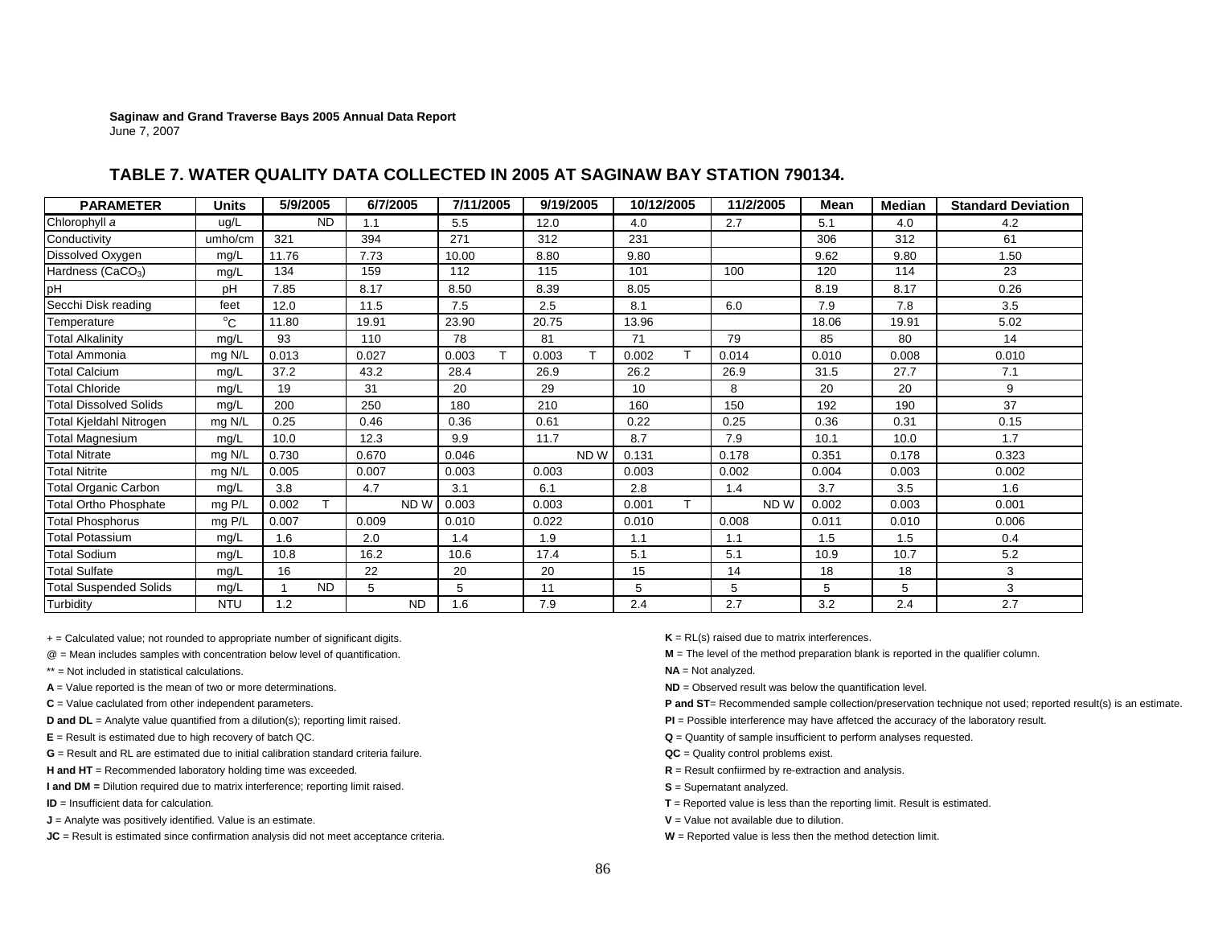**Saginaw and Grand Traverse Bays 2005 Annual Data Report**
June 7, 2007

## TABLE 7. WATER QUALITY DATA COLLECTED IN 2005 AT SAGINAW BAY STATION 790134.

| PARAMETER | Units | 5/9/2005 | 6/7/2005 | 7/11/2005 | 9/19/2005 | 10/12/2005 | 11/2/2005 | Mean | Median | Standard Deviation |
|---|---|---|---|---|---|---|---|---|---|---|
| Chlorophyll *a* | ug/L | ND | 1.1 | 5.5 | 12.0 | 4.0 | 2.7 | 5.1 | 4.0 | 4.2 |
| Conductivity | umho/cm | 321 | 394 | 271 | 312 | 231 | | 306 | 312 | 61 |
| Dissolved Oxygen | mg/L | 11.76 | 7.73 | 10.00 | 8.80 | 9.80 | | 9.62 | 9.80 | 1.50 |
| Hardness ($CaCO_3$) | mg/L | 134 | 159 | 112 | 115 | 101 | 100 | 120 | 114 | 23 |
| pH | pH | 7.85 | 8.17 | 8.50 | 8.39 | 8.05 | | 8.19 | 8.17 | 0.26 |
| Secchi Disk reading | feet | 12.0 | 11.5 | 7.5 | 2.5 | 8.1 | 6.0 | 7.9 | 7.8 | 3.5 |
| Temperature | °C | 11.80 | 19.91 | 23.90 | 20.75 | 13.96 | | 18.06 | 19.91 | 5.02 |
| Total Alkalinity | mg/L | 93 | 110 | 78 | 81 | 71 | 79 | 85 | 80 | 14 |
| Total Ammonia | mg N/L | 0.013 | 0.027 | 0.003 T | 0.003 T | 0.002 T | 0.014 | 0.010 | 0.008 | 0.010 |
| Total Calcium | mg/L | 37.2 | 43.2 | 28.4 | 26.9 | 26.2 | 26.9 | 31.5 | 27.7 | 7.1 |
| Total Chloride | mg/L | 19 | 31 | 20 | 29 | 10 | 8 | 20 | 20 | 9 |
| Total Dissolved Solids | mg/L | 200 | 250 | 180 | 210 | 160 | 150 | 192 | 190 | 37 |
| Total Kjeldahl Nitrogen | mg N/L | 0.25 | 0.46 | 0.36 | 0.61 | 0.22 | 0.25 | 0.36 | 0.31 | 0.15 |
| Total Magnesium | mg/L | 10.0 | 12.3 | 9.9 | 11.7 | 8.7 | 7.9 | 10.1 | 10.0 | 1.7 |
| Total Nitrate | mg N/L | 0.730 | 0.670 | 0.046 | ND W | 0.131 | 0.178 | 0.351 | 0.178 | 0.323 |
| Total Nitrite | mg N/L | 0.005 | 0.007 | 0.003 | 0.003 | 0.003 | 0.002 | 0.004 | 0.003 | 0.002 |
| Total Organic Carbon | mg/L | 3.8 | 4.7 | 3.1 | 6.1 | 2.8 | 1.4 | 3.7 | 3.5 | 1.6 |
| Total Ortho Phosphate | mg P/L | 0.002 T | ND W | 0.003 | 0.003 | 0.001 T | ND W | 0.002 | 0.003 | 0.001 |
| Total Phosphorus | mg P/L | 0.007 | 0.009 | 0.010 | 0.022 | 0.010 | 0.008 | 0.011 | 0.010 | 0.006 |
| Total Potassium | mg/L | 1.6 | 2.0 | 1.4 | 1.9 | 1.1 | 1.1 | 1.5 | 1.5 | 0.4 |
| Total Sodium | mg/L | 10.8 | 16.2 | 10.6 | 17.4 | 5.1 | 5.1 | 10.9 | 10.7 | 5.2 |
| Total Sulfate | mg/L | 16 | 22 | 20 | 20 | 15 | 14 | 18 | 18 | 3 |
| Total Suspended Solids | mg/L | 1 ND | 5 | 5 | 11 | 5 | 5 | 5 | 5 | 3 |
| Turbidity | NTU | 1.2 | ND | 1.6 | 7.9 | 2.4 | 2.7 | 3.2 | 2.4 | 2.7 |

+ = Calculated value; not rounded to appropriate number of significant digits.

@ = Mean includes samples with concentration below level of quantification.

** = Not included in statistical calculations.

**A** = Value reported is the mean of two or more determinations.

**C** = Value caclulated from other independent parameters.

**D and DL** = Analyte value quantified from a dilution(s); reporting limit raised.

**E** = Result is estimated due to high recovery of batch QC.

**G** = Result and RL are estimated due to initial calibration standard criteria failure.

**H and HT** = Recommended laboratory holding time was exceeded.

**I and DM =** Dilution required due to matrix interference; reporting limit raised.

**ID** = Insufficient data for calculation.

**J** = Analyte was positively identified. Value is an estimate.

**JC** = Result is estimated since confirmation analysis did not meet acceptance criteria.

**K** = RL(s) raised due to matrix interferences.

**M** = The level of the method preparation blank is reported in the qualifier column.

**NA** = Not analyzed.

**ND** = Observed result was below the quantification level.

**P and ST**= Recommended sample collection/preservation technique not used; reported result(s) is an estimate.

**PI** = Possible interference may have affetced the accuracy of the laboratory result.

**Q** = Quantity of sample insufficient to perform analyses requested.

**QC** = Quality control problems exist.

**R** = Result confiirmed by re-extraction and analysis.

**S** = Supernatant analyzed.

**T** = Reported value is less than the reporting limit. Result is estimated.

**V** = Value not available due to dilution.

**W** = Reported value is less then the method detection limit.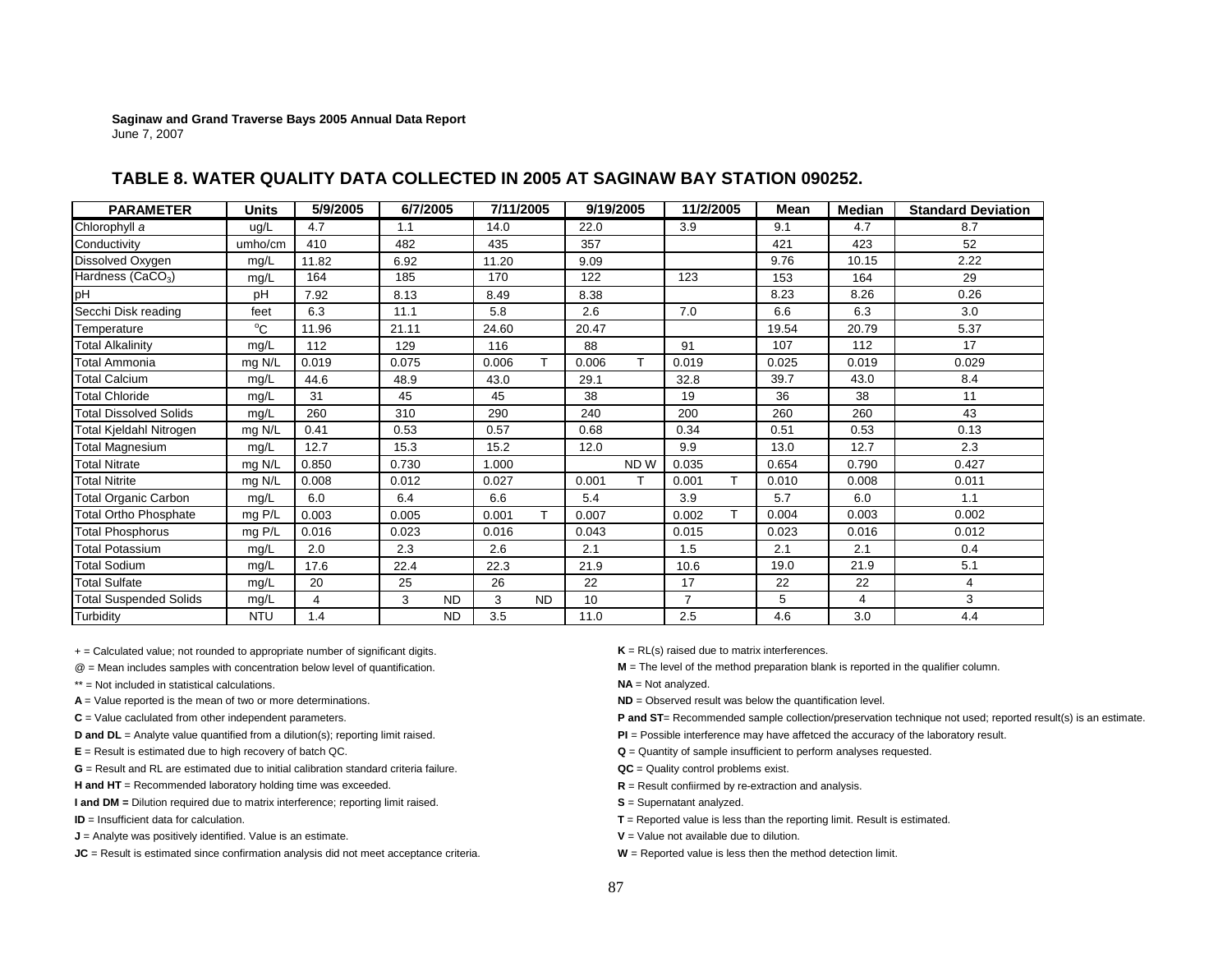**Saginaw and Grand Traverse Bays 2005 Annual Data Report**
June 7, 2007

## TABLE 8. WATER QUALITY DATA COLLECTED IN 2005 AT SAGINAW BAY STATION 090252.

| PARAMETER | Units | 5/9/2005 | | 6/7/2005 | | 7/11/2005 | | 9/19/2005 | | 11/2/2005 | | Mean | Median | Standard Deviation |
|---|---|---|---|---|---|---|---|---|---|---|---|---|---|---|
| Chlorophyll *a* | ug/L | 4.7 | | 1.1 | | 14.0 | | 22.0 | | 3.9 | | 9.1 | 4.7 | 8.7 |
| Conductivity | umho/cm | 410 | | 482 | | 435 | | 357 | | | | 421 | 423 | 52 |
| Dissolved Oxygen | mg/L | 11.82 | | 6.92 | | 11.20 | | 9.09 | | | | 9.76 | 10.15 | 2.22 |
| Hardness ($CaCO_3$) | mg/L | 164 | | 185 | | 170 | | 122 | | 123 | | 153 | 164 | 29 |
| pH | pH | 7.92 | | 8.13 | | 8.49 | | 8.38 | | | | 8.23 | 8.26 | 0.26 |
| Secchi Disk reading | feet | 6.3 | | 11.1 | | 5.8 | | 2.6 | | 7.0 | | 6.6 | 6.3 | 3.0 |
| Temperature | $^oC$ | 11.96 | | 21.11 | | 24.60 | | 20.47 | | | | 19.54 | 20.79 | 5.37 |
| Total Alkalinity | mg/L | 112 | | 129 | | 116 | | 88 | | 91 | | 107 | 112 | 17 |
| Total Ammonia | mg N/L | 0.019 | | 0.075 | | 0.006 | T | 0.006 | T | 0.019 | | 0.025 | 0.019 | 0.029 |
| Total Calcium | mg/L | 44.6 | | 48.9 | | 43.0 | | 29.1 | | 32.8 | | 39.7 | 43.0 | 8.4 |
| Total Chloride | mg/L | 31 | | 45 | | 45 | | 38 | | 19 | | 36 | 38 | 11 |
| Total Dissolved Solids | mg/L | 260 | | 310 | | 290 | | 240 | | 200 | | 260 | 260 | 43 |
| Total Kjeldahl Nitrogen | mg N/L | 0.41 | | 0.53 | | 0.57 | | 0.68 | | 0.34 | | 0.51 | 0.53 | 0.13 |
| Total Magnesium | mg/L | 12.7 | | 15.3 | | 15.2 | | 12.0 | | 9.9 | | 13.0 | 12.7 | 2.3 |
| Total Nitrate | mg N/L | 0.850 | | 0.730 | | 1.000 | | | ND W | 0.035 | | 0.654 | 0.790 | 0.427 |
| Total Nitrite | mg N/L | 0.008 | | 0.012 | | 0.027 | | 0.001 | T | 0.001 | T | 0.010 | 0.008 | 0.011 |
| Total Organic Carbon | mg/L | 6.0 | | 6.4 | | 6.6 | | 5.4 | | 3.9 | | 5.7 | 6.0 | 1.1 |
| Total Ortho Phosphate | mg P/L | 0.003 | | 0.005 | | 0.001 | T | 0.007 | | 0.002 | T | 0.004 | 0.003 | 0.002 |
| Total Phosphorus | mg P/L | 0.016 | | 0.023 | | 0.016 | | 0.043 | | 0.015 | | 0.023 | 0.016 | 0.012 |
| Total Potassium | mg/L | 2.0 | | 2.3 | | 2.6 | | 2.1 | | 1.5 | | 2.1 | 2.1 | 0.4 |
| Total Sodium | mg/L | 17.6 | | 22.4 | | 22.3 | | 21.9 | | 10.6 | | 19.0 | 21.9 | 5.1 |
| Total Sulfate | mg/L | 20 | | 25 | | 26 | | 22 | | 17 | | 22 | 22 | 4 |
| Total Suspended Solids | mg/L | 4 | | 3 | ND | 3 | ND | 10 | | 7 | | 5 | 4 | 3 |
| Turbidity | NTU | 1.4 | | | ND | 3.5 | | 11.0 | | 2.5 | | 4.6 | 3.0 | 4.4 |

+ = Calculated value; not rounded to appropriate number of significant digits.
@ = Mean includes samples with concentration below level of quantification.
** = Not included in statistical calculations.
**A** = Value reported is the mean of two or more determinations.
**C** = Value caclulated from other independent parameters.
**D and DL** = Analyte value quantified from a dilution(s); reporting limit raised.
**E** = Result is estimated due to high recovery of batch QC.
**G** = Result and RL are estimated due to initial calibration standard criteria failure.
**H and HT** = Recommended laboratory holding time was exceeded.
**I and DM =** Dilution required due to matrix interference; reporting limit raised.
**ID** = Insufficient data for calculation.
**J** = Analyte was positively identified. Value is an estimate.
**JC** = Result is estimated since confirmation analysis did not meet acceptance criteria.
**K** = RL(s) raised due to matrix interferences.
**M** = The level of the method preparation blank is reported in the qualifier column.
**NA** = Not analyzed.
**ND** = Observed result was below the quantification level.
**P and ST**= Recommended sample collection/preservation technique not used; reported result(s) is an estimate.
**PI** = Possible interference may have affetced the accuracy of the laboratory result.
**Q** = Quantity of sample insufficient to perform analyses requested.
**QC** = Quality control problems exist.
**R** = Result confiirmed by re-extraction and analysis.
**S** = Supernatant analyzed.
**T** = Reported value is less than the reporting limit. Result is estimated.
**V** = Value not available due to dilution.
**W** = Reported value is less then the method detection limit.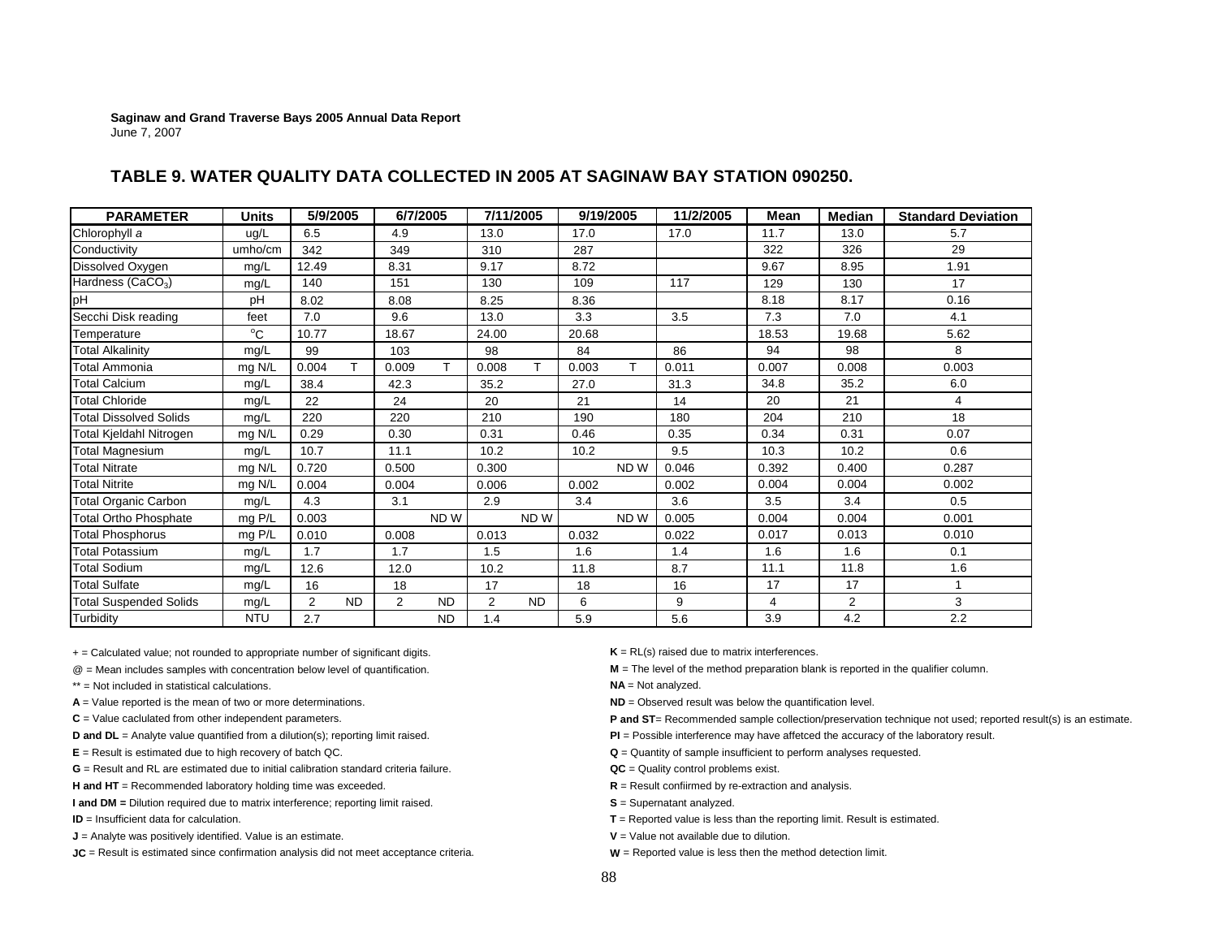**Saginaw and Grand Traverse Bays 2005 Annual Data Report**
June 7, 2007

## TABLE 9. WATER QUALITY DATA COLLECTED IN 2005 AT SAGINAW BAY STATION 090250.

| PARAMETER | Units | 5/9/2005 | | 6/7/2005 | | 7/11/2005 | | 9/19/2005 | | 11/2/2005 | Mean | Median | Standard Deviation |
|---|---|---|---|---|---|---|---|---|---|---|---|---|---|
| Chlorophyll *a* | ug/L | 6.5 | | 4.9 | | 13.0 | | 17.0 | | 17.0 | 11.7 | 13.0 | 5.7 |
| Conductivity | umho/cm | 342 | | 349 | | 310 | | 287 | | | 322 | 326 | 29 |
| Dissolved Oxygen | mg/L | 12.49 | | 8.31 | | 9.17 | | 8.72 | | | 9.67 | 8.95 | 1.91 |
| Hardness ($CaCO_3$) | mg/L | 140 | | 151 | | 130 | | 109 | | 117 | 129 | 130 | 17 |
| pH | pH | 8.02 | | 8.08 | | 8.25 | | 8.36 | | | 8.18 | 8.17 | 0.16 |
| Secchi Disk reading | feet | 7.0 | | 9.6 | | 13.0 | | 3.3 | | 3.5 | 7.3 | 7.0 | 4.1 |
| Temperature | $^oC$ | 10.77 | | 18.67 | | 24.00 | | 20.68 | | | 18.53 | 19.68 | 5.62 |
| Total Alkalinity | mg/L | 99 | | 103 | | 98 | | 84 | | 86 | 94 | 98 | 8 |
| Total Ammonia | mg N/L | 0.004 | T | 0.009 | T | 0.008 | T | 0.003 | T | 0.011 | 0.007 | 0.008 | 0.003 |
| Total Calcium | mg/L | 38.4 | | 42.3 | | 35.2 | | 27.0 | | 31.3 | 34.8 | 35.2 | 6.0 |
| Total Chloride | mg/L | 22 | | 24 | | 20 | | 21 | | 14 | 20 | 21 | 4 |
| Total Dissolved Solids | mg/L | 220 | | 220 | | 210 | | 190 | | 180 | 204 | 210 | 18 |
| Total Kjeldahl Nitrogen | mg N/L | 0.29 | | 0.30 | | 0.31 | | 0.46 | | 0.35 | 0.34 | 0.31 | 0.07 |
| Total Magnesium | mg/L | 10.7 | | 11.1 | | 10.2 | | 10.2 | | 9.5 | 10.3 | 10.2 | 0.6 |
| Total Nitrate | mg N/L | 0.720 | | 0.500 | | 0.300 | | | ND W | 0.046 | 0.392 | 0.400 | 0.287 |
| Total Nitrite | mg N/L | 0.004 | | 0.004 | | 0.006 | | 0.002 | | 0.002 | 0.004 | 0.004 | 0.002 |
| Total Organic Carbon | mg/L | 4.3 | | 3.1 | | 2.9 | | 3.4 | | 3.6 | 3.5 | 3.4 | 0.5 |
| Total Ortho Phosphate | mg P/L | 0.003 | | | ND W | | ND W | | ND W | 0.005 | 0.004 | 0.004 | 0.001 |
| Total Phosphorus | mg P/L | 0.010 | | 0.008 | | 0.013 | | 0.032 | | 0.022 | 0.017 | 0.013 | 0.010 |
| Total Potassium | mg/L | 1.7 | | 1.7 | | 1.5 | | 1.6 | | 1.4 | 1.6 | 1.6 | 0.1 |
| Total Sodium | mg/L | 12.6 | | 12.0 | | 10.2 | | 11.8 | | 8.7 | 11.1 | 11.8 | 1.6 |
| Total Sulfate | mg/L | 16 | | 18 | | 17 | | 18 | | 16 | 17 | 17 | 1 |
| Total Suspended Solids | mg/L | 2 | ND | 2 | ND | 2 | ND | 6 | | 9 | 4 | 2 | 3 |
| Turbidity | NTU | 2.7 | | | ND | 1.4 | | 5.9 | | 5.6 | 3.9 | 4.2 | 2.2 |

\+ = Calculated value; not rounded to appropriate number of significant digits.
@ = Mean includes samples with concentration below level of quantification.
** = Not included in statistical calculations.
**A** = Value reported is the mean of two or more determinations.
**C** = Value caclulated from other independent parameters.
**D and DL** = Analyte value quantified from a dilution(s); reporting limit raised.
**E** = Result is estimated due to high recovery of batch QC.
**G** = Result and RL are estimated due to initial calibration standard criteria failure.
**H and HT** = Recommended laboratory holding time was exceeded.
**I and DM =** Dilution required due to matrix interference; reporting limit raised.
**ID** = Insufficient data for calculation.
**J** = Analyte was positively identified. Value is an estimate.
**JC** = Result is estimated since confirmation analysis did not meet acceptance criteria.
**K** = RL(s) raised due to matrix interferences.
**M** = The level of the method preparation blank is reported in the qualifier column.
**NA** = Not analyzed.
**ND** = Observed result was below the quantification level.
**P and ST**= Recommended sample collection/preservation technique not used; reported result(s) is an estimate.
**PI** = Possible interference may have affetced the accuracy of the laboratory result.
**Q** = Quantity of sample insufficient to perform analyses requested.
**QC** = Quality control problems exist.
**R** = Result confiirmed by re-extraction and analysis.
**S** = Supernatant analyzed.
**T** = Reported value is less than the reporting limit. Result is estimated.
**V** = Value not available due to dilution.
**W** = Reported value is less then the method detection limit.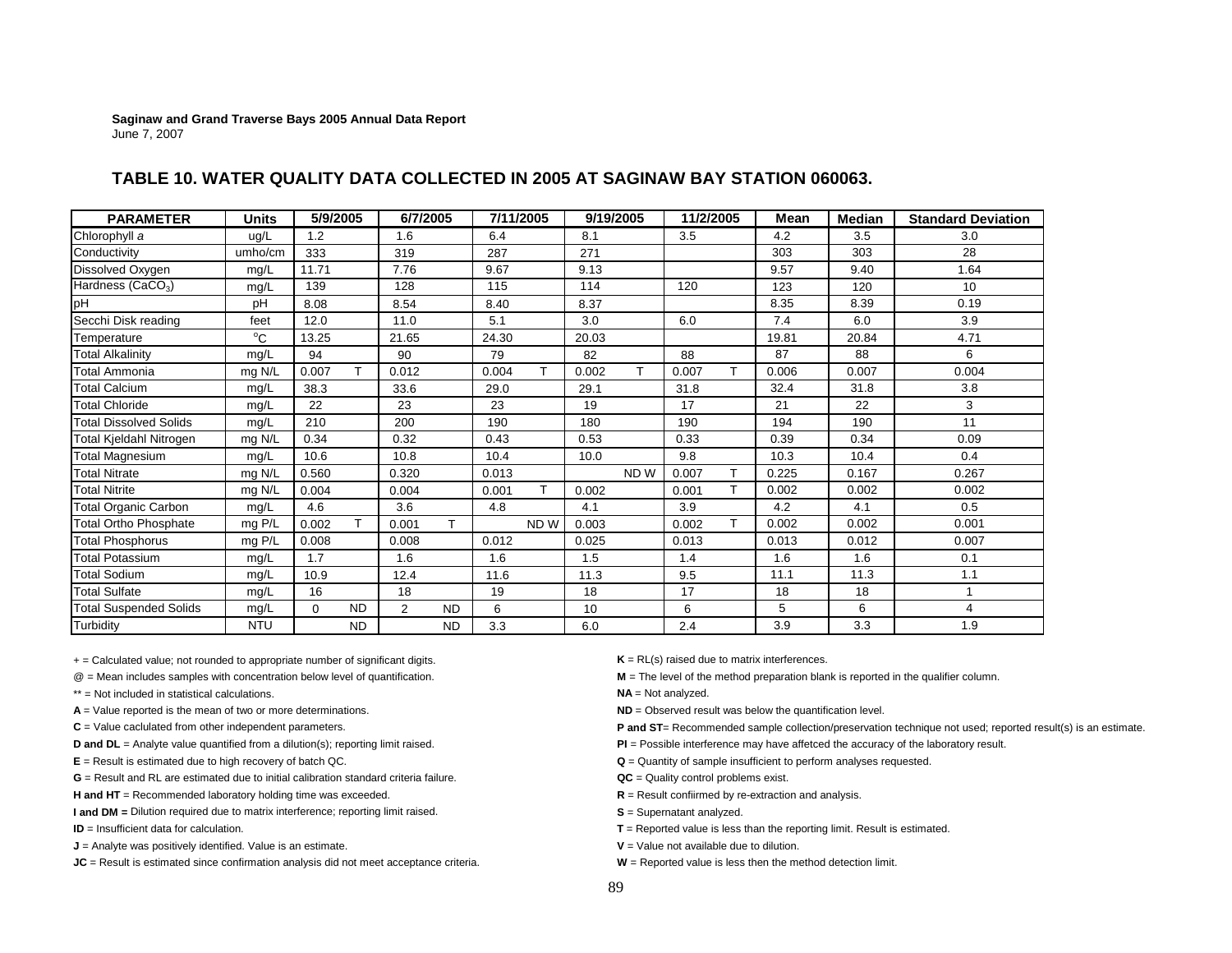**Saginaw and Grand Traverse Bays 2005 Annual Data Report**
June 7, 2007

## TABLE 10. WATER QUALITY DATA COLLECTED IN 2005 AT SAGINAW BAY STATION 060063.

| PARAMETER | Units | 5/9/2005 | | 6/7/2005 | | 7/11/2005 | | 9/19/2005 | | 11/2/2005 | | Mean | Median | Standard Deviation |
|---|---|---|---|---|---|---|---|---|---|---|---|---|---|---|
| Chlorophyll *a* | ug/L | 1.2 | | 1.6 | | 6.4 | | 8.1 | | 3.5 | | 4.2 | 3.5 | 3.0 |
| Conductivity | umho/cm | 333 | | 319 | | 287 | | 271 | | | | 303 | 303 | 28 |
| Dissolved Oxygen | mg/L | 11.71 | | 7.76 | | 9.67 | | 9.13 | | | | 9.57 | 9.40 | 1.64 |
| Hardness ($CaCO_3$) | mg/L | 139 | | 128 | | 115 | | 114 | | 120 | | 123 | 120 | 10 |
| pH | pH | 8.08 | | 8.54 | | 8.40 | | 8.37 | | | | 8.35 | 8.39 | 0.19 |
| Secchi Disk reading | feet | 12.0 | | 11.0 | | 5.1 | | 3.0 | | 6.0 | | 7.4 | 6.0 | 3.9 |
| Temperature | °C | 13.25 | | 21.65 | | 24.30 | | 20.03 | | | | 19.81 | 20.84 | 4.71 |
| Total Alkalinity | mg/L | 94 | | 90 | | 79 | | 82 | | 88 | | 87 | 88 | 6 |
| Total Ammonia | mg N/L | 0.007 | T | 0.012 | | 0.004 | T | 0.002 | T | 0.007 | T | 0.006 | 0.007 | 0.004 |
| Total Calcium | mg/L | 38.3 | | 33.6 | | 29.0 | | 29.1 | | 31.8 | | 32.4 | 31.8 | 3.8 |
| Total Chloride | mg/L | 22 | | 23 | | 23 | | 19 | | 17 | | 21 | 22 | 3 |
| Total Dissolved Solids | mg/L | 210 | | 200 | | 190 | | 180 | | 190 | | 194 | 190 | 11 |
| Total Kjeldahl Nitrogen | mg N/L | 0.34 | | 0.32 | | 0.43 | | 0.53 | | 0.33 | | 0.39 | 0.34 | 0.09 |
| Total Magnesium | mg/L | 10.6 | | 10.8 | | 10.4 | | 10.0 | | 9.8 | | 10.3 | 10.4 | 0.4 |
| Total Nitrate | mg N/L | 0.560 | | 0.320 | | 0.013 | | | ND W | 0.007 | T | 0.225 | 0.167 | 0.267 |
| Total Nitrite | mg N/L | 0.004 | | 0.004 | | 0.001 | T | 0.002 | | 0.001 | T | 0.002 | 0.002 | 0.002 |
| Total Organic Carbon | mg/L | 4.6 | | 3.6 | | 4.8 | | 4.1 | | 3.9 | | 4.2 | 4.1 | 0.5 |
| Total Ortho Phosphate | mg P/L | 0.002 | T | 0.001 | T | | ND W | 0.003 | | 0.002 | T | 0.002 | 0.002 | 0.001 |
| Total Phosphorus | mg P/L | 0.008 | | 0.008 | | 0.012 | | 0.025 | | 0.013 | | 0.013 | 0.012 | 0.007 |
| Total Potassium | mg/L | 1.7 | | 1.6 | | 1.6 | | 1.5 | | 1.4 | | 1.6 | 1.6 | 0.1 |
| Total Sodium | mg/L | 10.9 | | 12.4 | | 11.6 | | 11.3 | | 9.5 | | 11.1 | 11.3 | 1.1 |
| Total Sulfate | mg/L | 16 | | 18 | | 19 | | 18 | | 17 | | 18 | 18 | 1 |
| Total Suspended Solids | mg/L | 0 | ND | 2 | ND | 6 | | 10 | | 6 | | 5 | 6 | 4 |
| Turbidity | NTU | | ND | | ND | 3.3 | | 6.0 | | 2.4 | | 3.9 | 3.3 | 1.9 |

+ = Calculated value; not rounded to appropriate number of significant digits.
@ = Mean includes samples with concentration below level of quantification.
** = Not included in statistical calculations.
**A** = Value reported is the mean of two or more determinations.
**C** = Value caclulated from other independent parameters.
**D and DL** = Analyte value quantified from a dilution(s); reporting limit raised.
**E** = Result is estimated due to high recovery of batch QC.
**G** = Result and RL are estimated due to initial calibration standard criteria failure.
**H and HT** = Recommended laboratory holding time was exceeded.
**I and DM =** Dilution required due to matrix interference; reporting limit raised.
**ID** = Insufficient data for calculation.
**J** = Analyte was positively identified. Value is an estimate.
**JC** = Result is estimated since confirmation analysis did not meet acceptance criteria.
**K** = RL(s) raised due to matrix interferences.
**M** = The level of the method preparation blank is reported in the qualifier column.
**NA** = Not analyzed.
**ND** = Observed result was below the quantification level.
**P and ST**= Recommended sample collection/preservation technique not used; reported result(s) is an estimate.
**PI** = Possible interference may have affetced the accuracy of the laboratory result.
**Q** = Quantity of sample insufficient to perform analyses requested.
**QC** = Quality control problems exist.
**R** = Result confiirmed by re-extraction and analysis.
**S** = Supernatant analyzed.
**T** = Reported value is less than the reporting limit. Result is estimated.
**V** = Value not available due to dilution.
**W** = Reported value is less then the method detection limit.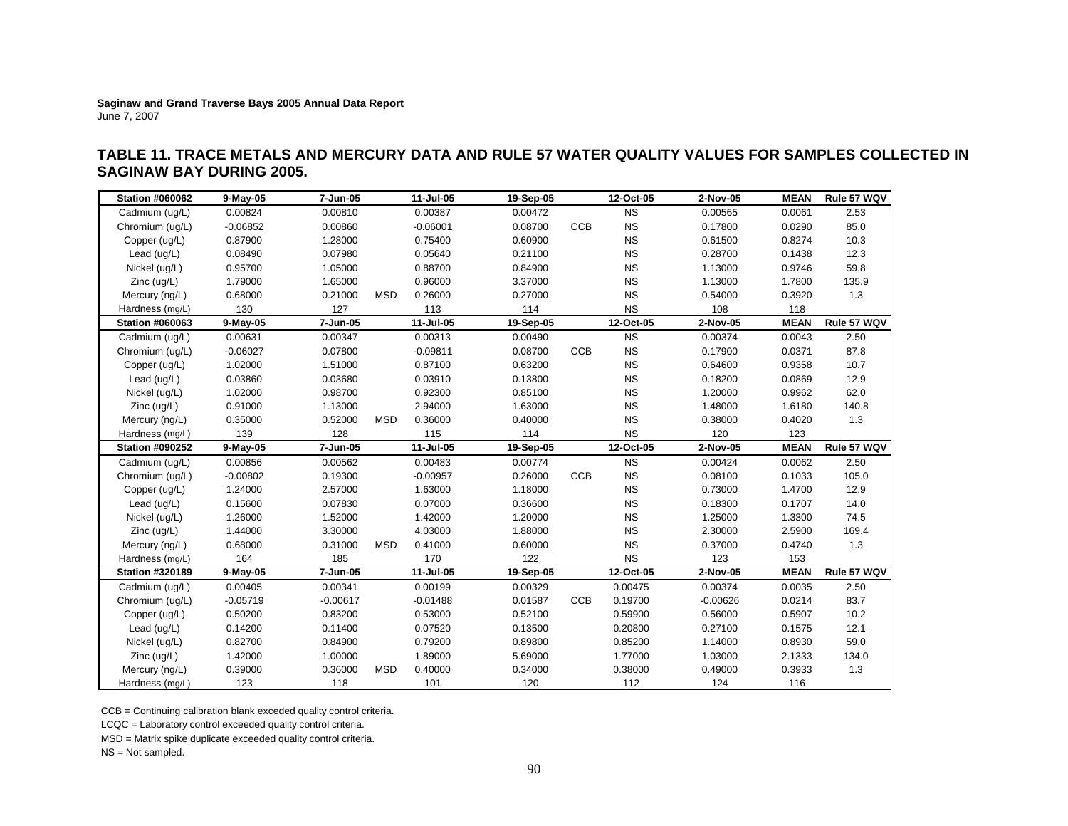**Saginaw and Grand Traverse Bays 2005 Annual Data Report**
June 7, 2007

## TABLE 11. TRACE METALS AND MERCURY DATA AND RULE 57 WATER QUALITY VALUES FOR SAMPLES COLLECTED IN SAGINAW BAY DURING 2005.

| Station #060062 | 9-May-05 | 7-Jun-05 | | 11-Jul-05 | 19-Sep-05 | | 12-Oct-05 | 2-Nov-05 | MEAN | Rule 57 WQV |
|---|---|---|---|---|---|---|---|---|---|---|
| Cadmium (ug/L) | 0.00824 | 0.00810 | | 0.00387 | 0.00472 | | NS | 0.00565 | 0.0061 | 2.53 |
| Chromium (ug/L) | -0.06852 | 0.00860 | | -0.06001 | 0.08700 | CCB | NS | 0.17800 | 0.0290 | 85.0 |
| Copper (ug/L) | 0.87900 | 1.28000 | | 0.75400 | 0.60900 | | NS | 0.61500 | 0.8274 | 10.3 |
| Lead (ug/L) | 0.08490 | 0.07980 | | 0.05640 | 0.21100 | | NS | 0.28700 | 0.1438 | 12.3 |
| Nickel (ug/L) | 0.95700 | 1.05000 | | 0.88700 | 0.84900 | | NS | 1.13000 | 0.9746 | 59.8 |
| Zinc (ug/L) | 1.79000 | 1.65000 | | 0.96000 | 3.37000 | | NS | 1.13000 | 1.7800 | 135.9 |
| Mercury (ng/L) | 0.68000 | 0.21000 | MSD | 0.26000 | 0.27000 | | NS | 0.54000 | 0.3920 | 1.3 |
| Hardness (mg/L) | 130 | 127 | | 113 | 114 | | NS | 108 | 118 | |
| **Station #060063** | **9-May-05** | **7-Jun-05** | | **11-Jul-05** | **19-Sep-05** | | **12-Oct-05** | **2-Nov-05** | **MEAN** | **Rule 57 WQV** |
| Cadmium (ug/L) | 0.00631 | 0.00347 | | 0.00313 | 0.00490 | | NS | 0.00374 | 0.0043 | 2.50 |
| Chromium (ug/L) | -0.06027 | 0.07800 | | -0.09811 | 0.08700 | CCB | NS | 0.17900 | 0.0371 | 87.8 |
| Copper (ug/L) | 1.02000 | 1.51000 | | 0.87100 | 0.63200 | | NS | 0.64600 | 0.9358 | 10.7 |
| Lead (ug/L) | 0.03860 | 0.03680 | | 0.03910 | 0.13800 | | NS | 0.18200 | 0.0869 | 12.9 |
| Nickel (ug/L) | 1.02000 | 0.98700 | | 0.92300 | 0.85100 | | NS | 1.20000 | 0.9962 | 62.0 |
| Zinc (ug/L) | 0.91000 | 1.13000 | | 2.94000 | 1.63000 | | NS | 1.48000 | 1.6180 | 140.8 |
| Mercury (ng/L) | 0.35000 | 0.52000 | MSD | 0.36000 | 0.40000 | | NS | 0.38000 | 0.4020 | 1.3 |
| Hardness (mg/L) | 139 | 128 | | 115 | 114 | | NS | 120 | 123 | |
| **Station #090252** | **9-May-05** | **7-Jun-05** | | **11-Jul-05** | **19-Sep-05** | | **12-Oct-05** | **2-Nov-05** | **MEAN** | **Rule 57 WQV** |
| Cadmium (ug/L) | 0.00856 | 0.00562 | | 0.00483 | 0.00774 | | NS | 0.00424 | 0.0062 | 2.50 |
| Chromium (ug/L) | -0.00802 | 0.19300 | | -0.00957 | 0.26000 | CCB | NS | 0.08100 | 0.1033 | 105.0 |
| Copper (ug/L) | 1.24000 | 2.57000 | | 1.63000 | 1.18000 | | NS | 0.73000 | 1.4700 | 12.9 |
| Lead (ug/L) | 0.15600 | 0.07830 | | 0.07000 | 0.36600 | | NS | 0.18300 | 0.1707 | 14.0 |
| Nickel (ug/L) | 1.26000 | 1.52000 | | 1.42000 | 1.20000 | | NS | 1.25000 | 1.3300 | 74.5 |
| Zinc (ug/L) | 1.44000 | 3.30000 | | 4.03000 | 1.88000 | | NS | 2.30000 | 2.5900 | 169.4 |
| Mercury (ng/L) | 0.68000 | 0.31000 | MSD | 0.41000 | 0.60000 | | NS | 0.37000 | 0.4740 | 1.3 |
| Hardness (mg/L) | 164 | 185 | | 170 | 122 | | NS | 123 | 153 | |
| **Station #320189** | **9-May-05** | **7-Jun-05** | | **11-Jul-05** | **19-Sep-05** | | **12-Oct-05** | **2-Nov-05** | **MEAN** | **Rule 57 WQV** |
| Cadmium (ug/L) | 0.00405 | 0.00341 | | 0.00199 | 0.00329 | | 0.00475 | 0.00374 | 0.0035 | 2.50 |
| Chromium (ug/L) | -0.05719 | -0.00617 | | -0.01488 | 0.01587 | CCB | 0.19700 | -0.00626 | 0.0214 | 83.7 |
| Copper (ug/L) | 0.50200 | 0.83200 | | 0.53000 | 0.52100 | | 0.59900 | 0.56000 | 0.5907 | 10.2 |
| Lead (ug/L) | 0.14200 | 0.11400 | | 0.07520 | 0.13500 | | 0.20800 | 0.27100 | 0.1575 | 12.1 |
| Nickel (ug/L) | 0.82700 | 0.84900 | | 0.79200 | 0.89800 | | 0.85200 | 1.14000 | 0.8930 | 59.0 |
| Zinc (ug/L) | 1.42000 | 1.00000 | | 1.89000 | 5.69000 | | 1.77000 | 1.03000 | 2.1333 | 134.0 |
| Mercury (ng/L) | 0.39000 | 0.36000 | MSD | 0.40000 | 0.34000 | | 0.38000 | 0.49000 | 0.3933 | 1.3 |
| Hardness (mg/L) | 123 | 118 | | 101 | 120 | | 112 | 124 | 116 | |

CCB = Continuing calibration blank exceded quality control criteria.

LCQC = Laboratory control exceeded quality control criteria.

MSD = Matrix spike duplicate exceeded quality control criteria.

NS = Not sampled.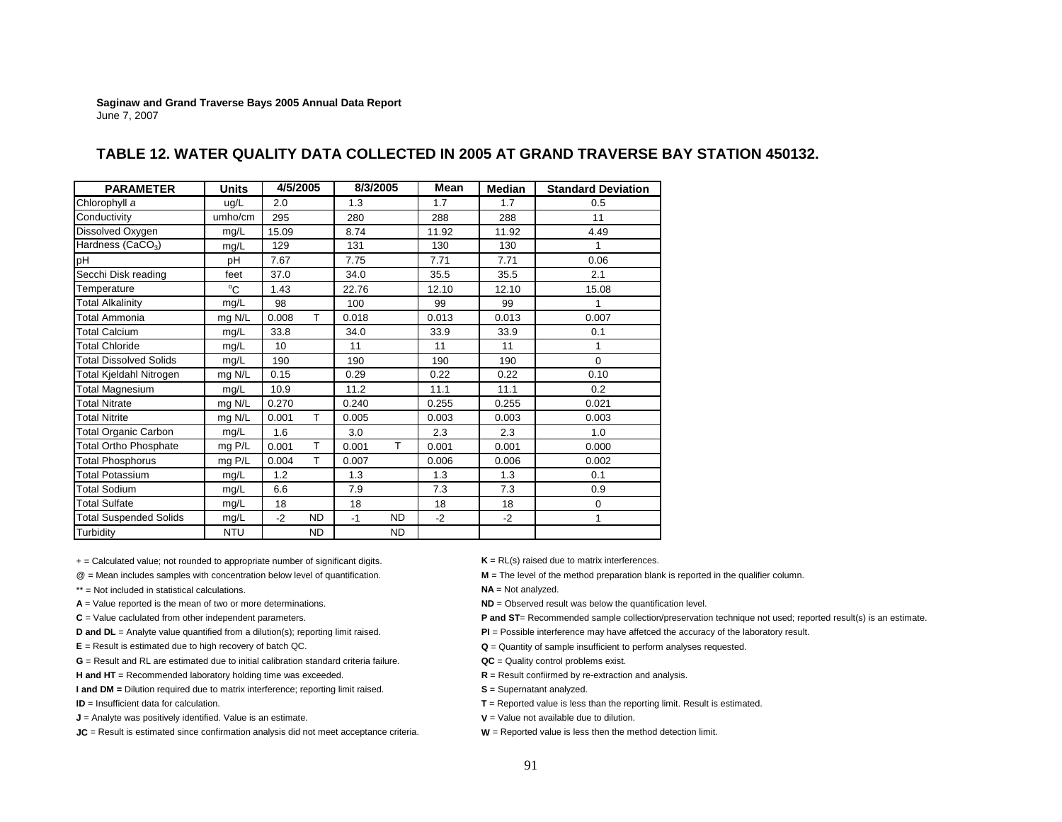**Saginaw and Grand Traverse Bays 2005 Annual Data Report**
June 7, 2007

## TABLE 12. WATER QUALITY DATA COLLECTED IN 2005 AT GRAND TRAVERSE BAY STATION 450132.

| PARAMETER | Units | 4/5/2005 | | 8/3/2005 | | Mean | Median | Standard Deviation |
|---|---|---|---|---|---|---|---|---|
| Chlorophyll *a* | ug/L | 2.0 | | 1.3 | | 1.7 | 1.7 | 0.5 |
| Conductivity | umho/cm | 295 | | 280 | | 288 | 288 | 11 |
| Dissolved Oxygen | mg/L | 15.09 | | 8.74 | | 11.92 | 11.92 | 4.49 |
| Hardness ($CaCO_3$) | mg/L | 129 | | 131 | | 130 | 130 | 1 |
| pH | pH | 7.67 | | 7.75 | | 7.71 | 7.71 | 0.06 |
| Secchi Disk reading | feet | 37.0 | | 34.0 | | 35.5 | 35.5 | 2.1 |
| Temperature | $^{o}C$ | 1.43 | | 22.76 | | 12.10 | 12.10 | 15.08 |
| Total Alkalinity | mg/L | 98 | | 100 | | 99 | 99 | 1 |
| Total Ammonia | mg N/L | 0.008 | T | 0.018 | | 0.013 | 0.013 | 0.007 |
| Total Calcium | mg/L | 33.8 | | 34.0 | | 33.9 | 33.9 | 0.1 |
| Total Chloride | mg/L | 10 | | 11 | | 11 | 11 | 1 |
| Total Dissolved Solids | mg/L | 190 | | 190 | | 190 | 190 | 0 |
| Total Kjeldahl Nitrogen | mg N/L | 0.15 | | 0.29 | | 0.22 | 0.22 | 0.10 |
| Total Magnesium | mg/L | 10.9 | | 11.2 | | 11.1 | 11.1 | 0.2 |
| Total Nitrate | mg N/L | 0.270 | | 0.240 | | 0.255 | 0.255 | 0.021 |
| Total Nitrite | mg N/L | 0.001 | T | 0.005 | | 0.003 | 0.003 | 0.003 |
| Total Organic Carbon | mg/L | 1.6 | | 3.0 | | 2.3 | 2.3 | 1.0 |
| Total Ortho Phosphate | mg P/L | 0.001 | T | 0.001 | T | 0.001 | 0.001 | 0.000 |
| Total Phosphorus | mg P/L | 0.004 | T | 0.007 | | 0.006 | 0.006 | 0.002 |
| Total Potassium | mg/L | 1.2 | | 1.3 | | 1.3 | 1.3 | 0.1 |
| Total Sodium | mg/L | 6.6 | | 7.9 | | 7.3 | 7.3 | 0.9 |
| Total Sulfate | mg/L | 18 | | 18 | | 18 | 18 | 0 |
| Total Suspended Solids | mg/L | -2 | ND | -1 | ND | -2 | -2 | 1 |
| Turbidity | NTU | | ND | | ND | | | |

+ = Calculated value; not rounded to appropriate number of significant digits.
@ = Mean includes samples with concentration below level of quantification.
** = Not included in statistical calculations.
**A** = Value reported is the mean of two or more determinations.
**C** = Value caclulated from other independent parameters.
**D and DL** = Analyte value quantified from a dilution(s); reporting limit raised.
**E** = Result is estimated due to high recovery of batch QC.
**G** = Result and RL are estimated due to initial calibration standard criteria failure.
**H and HT** = Recommended laboratory holding time was exceeded.
**I and DM =** Dilution required due to matrix interference; reporting limit raised.
**ID** = Insufficient data for calculation.
**J** = Analyte was positively identified. Value is an estimate.
**JC** = Result is estimated since confirmation analysis did not meet acceptance criteria.
**K** = RL(s) raised due to matrix interferences.
**M** = The level of the method preparation blank is reported in the qualifier column.
**NA** = Not analyzed.
**ND** = Observed result was below the quantification level.
**P and ST**= Recommended sample collection/preservation technique not used; reported result(s) is an estimate.
**PI** = Possible interference may have affetced the accuracy of the laboratory result.
**Q** = Quantity of sample insufficient to perform analyses requested.
**QC** = Quality control problems exist.
**R** = Result confiirmed by re-extraction and analysis.
**S** = Supernatant analyzed.
**T** = Reported value is less than the reporting limit. Result is estimated.
**V** = Value not available due to dilution.
**W** = Reported value is less then the method detection limit.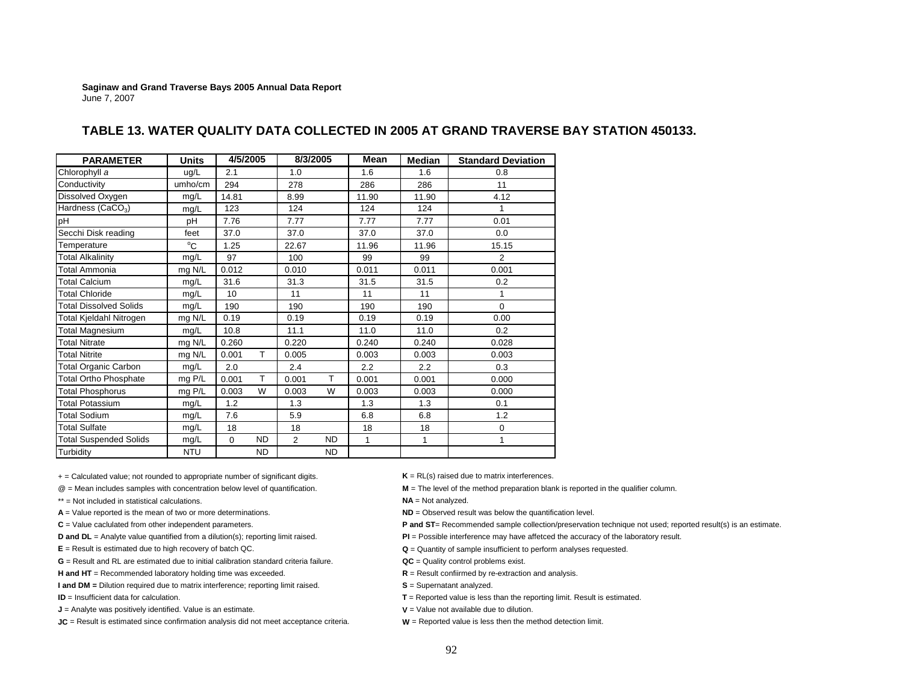**Saginaw and Grand Traverse Bays 2005 Annual Data Report**
June 7, 2007

## TABLE 13. WATER QUALITY DATA COLLECTED IN 2005 AT GRAND TRAVERSE BAY STATION 450133.

| PARAMETER | Units | 4/5/2005 | | 8/3/2005 | | Mean | Median | Standard Deviation |
|---|---|---|---|---|---|---|---|---|
| Chlorophyll *a* | ug/L | 2.1 | | 1.0 | | 1.6 | 1.6 | 0.8 |
| Conductivity | umho/cm | 294 | | 278 | | 286 | 286 | 11 |
| Dissolved Oxygen | mg/L | 14.81 | | 8.99 | | 11.90 | 11.90 | 4.12 |
| Hardness ($CaCO_3$) | mg/L | 123 | | 124 | | 124 | 124 | 1 |
| pH | pH | 7.76 | | 7.77 | | 7.77 | 7.77 | 0.01 |
| Secchi Disk reading | feet | 37.0 | | 37.0 | | 37.0 | 37.0 | 0.0 |
| Temperature | $^oC$ | 1.25 | | 22.67 | | 11.96 | 11.96 | 15.15 |
| Total Alkalinity | mg/L | 97 | | 100 | | 99 | 99 | 2 |
| Total Ammonia | mg N/L | 0.012 | | 0.010 | | 0.011 | 0.011 | 0.001 |
| Total Calcium | mg/L | 31.6 | | 31.3 | | 31.5 | 31.5 | 0.2 |
| Total Chloride | mg/L | 10 | | 11 | | 11 | 11 | 1 |
| Total Dissolved Solids | mg/L | 190 | | 190 | | 190 | 190 | 0 |
| Total Kjeldahl Nitrogen | mg N/L | 0.19 | | 0.19 | | 0.19 | 0.19 | 0.00 |
| Total Magnesium | mg/L | 10.8 | | 11.1 | | 11.0 | 11.0 | 0.2 |
| Total Nitrate | mg N/L | 0.260 | | 0.220 | | 0.240 | 0.240 | 0.028 |
| Total Nitrite | mg N/L | 0.001 | T | 0.005 | | 0.003 | 0.003 | 0.003 |
| Total Organic Carbon | mg/L | 2.0 | | 2.4 | | 2.2 | 2.2 | 0.3 |
| Total Ortho Phosphate | mg P/L | 0.001 | T | 0.001 | T | 0.001 | 0.001 | 0.000 |
| Total Phosphorus | mg P/L | 0.003 | W | 0.003 | W | 0.003 | 0.003 | 0.000 |
| Total Potassium | mg/L | 1.2 | | 1.3 | | 1.3 | 1.3 | 0.1 |
| Total Sodium | mg/L | 7.6 | | 5.9 | | 6.8 | 6.8 | 1.2 |
| Total Sulfate | mg/L | 18 | | 18 | | 18 | 18 | 0 |
| Total Suspended Solids | mg/L | 0 | ND | 2 | ND | 1 | 1 | 1 |
| Turbidity | NTU | | ND | | ND | | | |

+ = Calculated value; not rounded to appropriate number of significant digits.

@ = Mean includes samples with concentration below level of quantification.

** = Not included in statistical calculations.

**A** = Value reported is the mean of two or more determinations.

**C** = Value caclulated from other independent parameters.

**D and DL** = Analyte value quantified from a dilution(s); reporting limit raised.

**E** = Result is estimated due to high recovery of batch QC.

**G** = Result and RL are estimated due to initial calibration standard criteria failure.

**H and HT** = Recommended laboratory holding time was exceeded.

**I and DM =** Dilution required due to matrix interference; reporting limit raised.

**ID** = Insufficient data for calculation.

**J** = Analyte was positively identified. Value is an estimate.

**JC** = Result is estimated since confirmation analysis did not meet acceptance criteria.

**K** = RL(s) raised due to matrix interferences.

**M** = The level of the method preparation blank is reported in the qualifier column.

**NA** = Not analyzed.

**ND** = Observed result was below the quantification level.

**P and ST**= Recommended sample collection/preservation technique not used; reported result(s) is an estimate.

**PI** = Possible interference may have affetced the accuracy of the laboratory result.

**Q** = Quantity of sample insufficient to perform analyses requested.

**QC** = Quality control problems exist.

**R** = Result confiirmed by re-extraction and analysis.

**S** = Supernatant analyzed.

**T** = Reported value is less than the reporting limit. Result is estimated.

**V** = Value not available due to dilution.

**W** = Reported value is less then the method detection limit.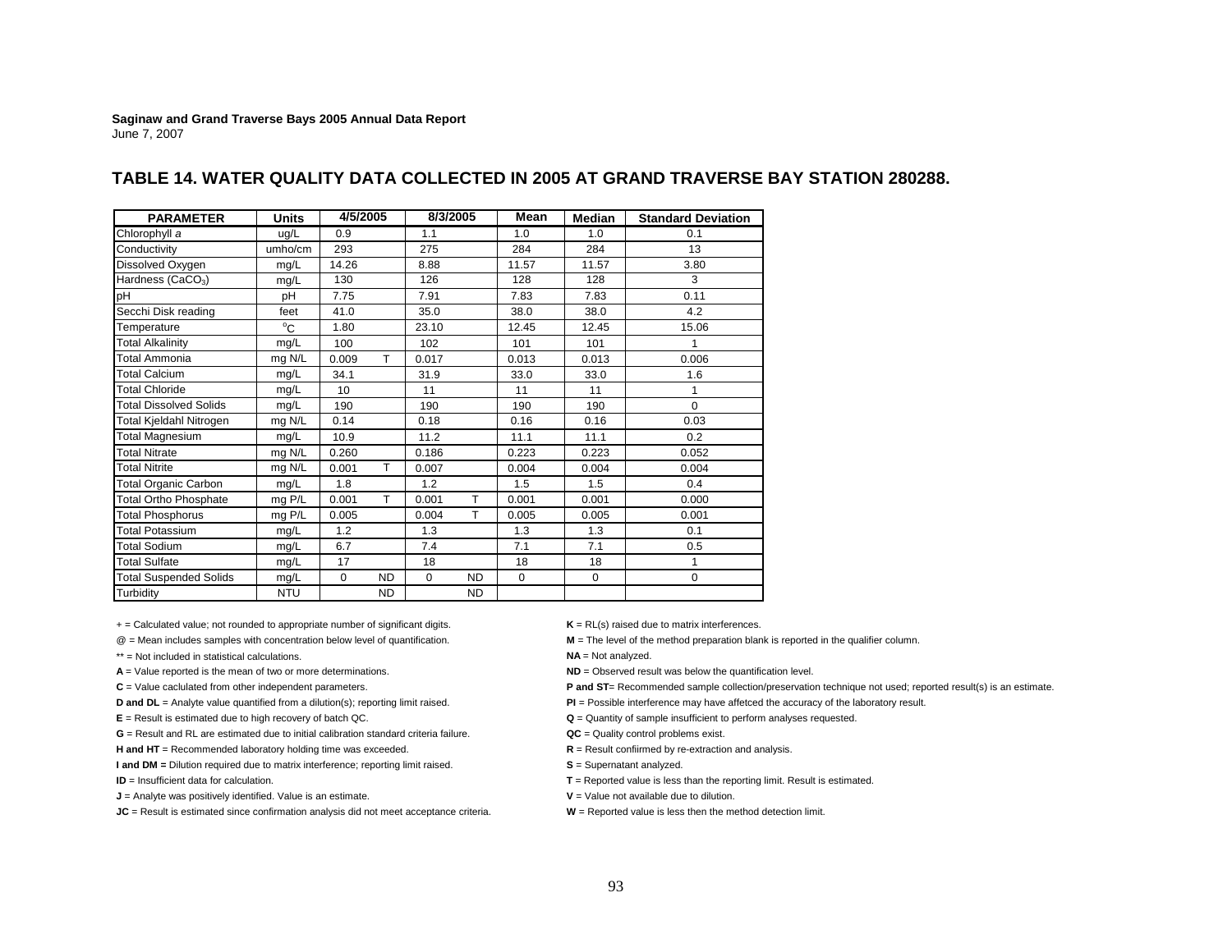**Saginaw and Grand Traverse Bays 2005 Annual Data Report**
June 7, 2007

## TABLE 14. WATER QUALITY DATA COLLECTED IN 2005 AT GRAND TRAVERSE BAY STATION 280288.

| PARAMETER | Units | 4/5/2005 | | 8/3/2005 | | Mean | Median | Standard Deviation |
|---|---|---|---|---|---|---|---|---|
| Chlorophyll *a* | ug/L | 0.9 | | 1.1 | | 1.0 | 1.0 | 0.1 |
| Conductivity | umho/cm | 293 | | 275 | | 284 | 284 | 13 |
| Dissolved Oxygen | mg/L | 14.26 | | 8.88 | | 11.57 | 11.57 | 3.80 |
| Hardness ($CaCO_3$) | mg/L | 130 | | 126 | | 128 | 128 | 3 |
| pH | pH | 7.75 | | 7.91 | | 7.83 | 7.83 | 0.11 |
| Secchi Disk reading | feet | 41.0 | | 35.0 | | 38.0 | 38.0 | 4.2 |
| Temperature | $^oC$ | 1.80 | | 23.10 | | 12.45 | 12.45 | 15.06 |
| Total Alkalinity | mg/L | 100 | | 102 | | 101 | 101 | 1 |
| Total Ammonia | mg N/L | 0.009 | T | 0.017 | | 0.013 | 0.013 | 0.006 |
| Total Calcium | mg/L | 34.1 | | 31.9 | | 33.0 | 33.0 | 1.6 |
| Total Chloride | mg/L | 10 | | 11 | | 11 | 11 | 1 |
| Total Dissolved Solids | mg/L | 190 | | 190 | | 190 | 190 | 0 |
| Total Kjeldahl Nitrogen | mg N/L | 0.14 | | 0.18 | | 0.16 | 0.16 | 0.03 |
| Total Magnesium | mg/L | 10.9 | | 11.2 | | 11.1 | 11.1 | 0.2 |
| Total Nitrate | mg N/L | 0.260 | | 0.186 | | 0.223 | 0.223 | 0.052 |
| Total Nitrite | mg N/L | 0.001 | T | 0.007 | | 0.004 | 0.004 | 0.004 |
| Total Organic Carbon | mg/L | 1.8 | | 1.2 | | 1.5 | 1.5 | 0.4 |
| Total Ortho Phosphate | mg P/L | 0.001 | T | 0.001 | T | 0.001 | 0.001 | 0.000 |
| Total Phosphorus | mg P/L | 0.005 | | 0.004 | T | 0.005 | 0.005 | 0.001 |
| Total Potassium | mg/L | 1.2 | | 1.3 | | 1.3 | 1.3 | 0.1 |
| Total Sodium | mg/L | 6.7 | | 7.4 | | 7.1 | 7.1 | 0.5 |
| Total Sulfate | mg/L | 17 | | 18 | | 18 | 18 | 1 |
| Total Suspended Solids | mg/L | 0 | ND | 0 | ND | 0 | 0 | 0 |
| Turbidity | NTU | | ND | | ND | | | |

+ = Calculated value; not rounded to appropriate number of significant digits.
@ = Mean includes samples with concentration below level of quantification.
** = Not included in statistical calculations.
**A** = Value reported is the mean of two or more determinations.
**C** = Value caclulated from other independent parameters.
**D and DL** = Analyte value quantified from a dilution(s); reporting limit raised.
**E** = Result is estimated due to high recovery of batch QC.
**G** = Result and RL are estimated due to initial calibration standard criteria failure.
**H and HT** = Recommended laboratory holding time was exceeded.
**I and DM =** Dilution required due to matrix interference; reporting limit raised.
**ID** = Insufficient data for calculation.
**J** = Analyte was positively identified. Value is an estimate.
**JC** = Result is estimated since confirmation analysis did not meet acceptance criteria.
**K** = RL(s) raised due to matrix interferences.
**M** = The level of the method preparation blank is reported in the qualifier column.
**NA** = Not analyzed.
**ND** = Observed result was below the quantification level.
**P and ST**= Recommended sample collection/preservation technique not used; reported result(s) is an estimate.
**PI** = Possible interference may have affetced the accuracy of the laboratory result.
**Q** = Quantity of sample insufficient to perform analyses requested.
**QC** = Quality control problems exist.
**R** = Result confiirmed by re-extraction and analysis.
**S** = Supernatant analyzed.
**T** = Reported value is less than the reporting limit. Result is estimated.
**V** = Value not available due to dilution.
**W** = Reported value is less then the method detection limit.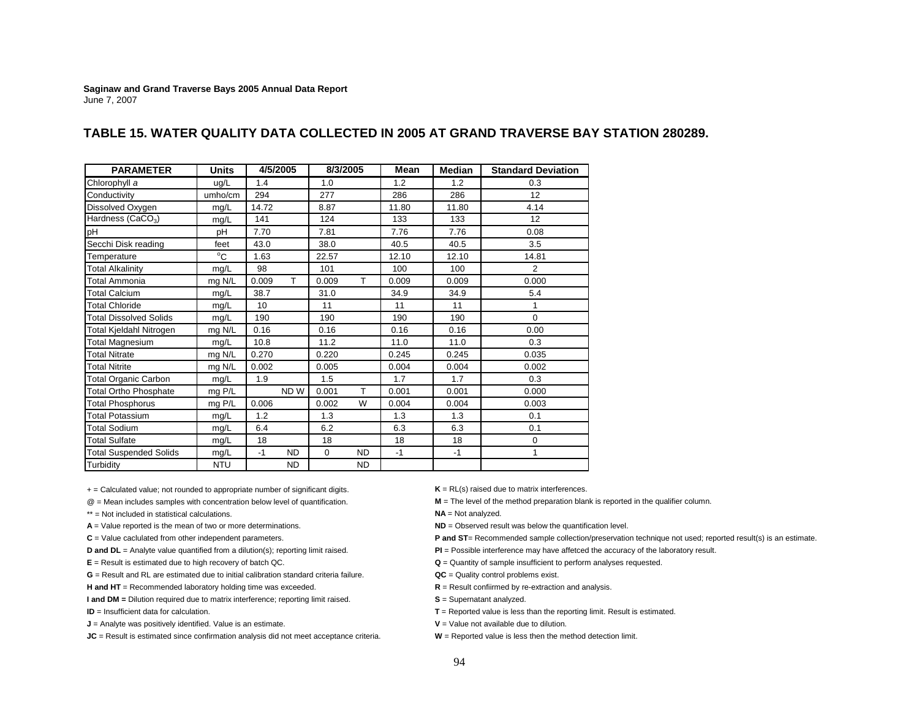**Saginaw and Grand Traverse Bays 2005 Annual Data Report**
June 7, 2007

## TABLE 15. WATER QUALITY DATA COLLECTED IN 2005 AT GRAND TRAVERSE BAY STATION 280289.

| PARAMETER | Units | 4/5/2005 | | 8/3/2005 | | Mean | Median | Standard Deviation |
|---|---|---|---|---|---|---|---|---|
| Chlorophyll *a* | ug/L | 1.4 | | 1.0 | | 1.2 | 1.2 | 0.3 |
| Conductivity | umho/cm | 294 | | 277 | | 286 | 286 | 12 |
| Dissolved Oxygen | mg/L | 14.72 | | 8.87 | | 11.80 | 11.80 | 4.14 |
| Hardness ($CaCO_3$) | mg/L | 141 | | 124 | | 133 | 133 | 12 |
| pH | pH | 7.70 | | 7.81 | | 7.76 | 7.76 | 0.08 |
| Secchi Disk reading | feet | 43.0 | | 38.0 | | 40.5 | 40.5 | 3.5 |
| Temperature | $^oC$ | 1.63 | | 22.57 | | 12.10 | 12.10 | 14.81 |
| Total Alkalinity | mg/L | 98 | | 101 | | 100 | 100 | 2 |
| Total Ammonia | mg N/L | 0.009 | T | 0.009 | T | 0.009 | 0.009 | 0.000 |
| Total Calcium | mg/L | 38.7 | | 31.0 | | 34.9 | 34.9 | 5.4 |
| Total Chloride | mg/L | 10 | | 11 | | 11 | 11 | 1 |
| Total Dissolved Solids | mg/L | 190 | | 190 | | 190 | 190 | 0 |
| Total Kjeldahl Nitrogen | mg N/L | 0.16 | | 0.16 | | 0.16 | 0.16 | 0.00 |
| Total Magnesium | mg/L | 10.8 | | 11.2 | | 11.0 | 11.0 | 0.3 |
| Total Nitrate | mg N/L | 0.270 | | 0.220 | | 0.245 | 0.245 | 0.035 |
| Total Nitrite | mg N/L | 0.002 | | 0.005 | | 0.004 | 0.004 | 0.002 |
| Total Organic Carbon | mg/L | 1.9 | | 1.5 | | 1.7 | 1.7 | 0.3 |
| Total Ortho Phosphate | mg P/L | | ND W | 0.001 | T | 0.001 | 0.001 | 0.000 |
| Total Phosphorus | mg P/L | 0.006 | | 0.002 | W | 0.004 | 0.004 | 0.003 |
| Total Potassium | mg/L | 1.2 | | 1.3 | | 1.3 | 1.3 | 0.1 |
| Total Sodium | mg/L | 6.4 | | 6.2 | | 6.3 | 6.3 | 0.1 |
| Total Sulfate | mg/L | 18 | | 18 | | 18 | 18 | 0 |
| Total Suspended Solids | mg/L | -1 | ND | 0 | ND | -1 | -1 | 1 |
| Turbidity | NTU | | ND | | ND | | | |

+ = Calculated value; not rounded to appropriate number of significant digits.

@ = Mean includes samples with concentration below level of quantification.

** = Not included in statistical calculations.

**A** = Value reported is the mean of two or more determinations.

**C** = Value caclulated from other independent parameters.

**D and DL** = Analyte value quantified from a dilution(s); reporting limit raised.

**E** = Result is estimated due to high recovery of batch QC.

**G** = Result and RL are estimated due to initial calibration standard criteria failure.

**H and HT** = Recommended laboratory holding time was exceeded.

**I and DM =** Dilution required due to matrix interference; reporting limit raised.

**ID** = Insufficient data for calculation.

**J** = Analyte was positively identified. Value is an estimate.

**JC** = Result is estimated since confirmation analysis did not meet acceptance criteria.

**K** = RL(s) raised due to matrix interferences.

**M** = The level of the method preparation blank is reported in the qualifier column.

**NA** = Not analyzed.

**ND** = Observed result was below the quantification level.

**P and ST**= Recommended sample collection/preservation technique not used; reported result(s) is an estimate.

**PI** = Possible interference may have affetced the accuracy of the laboratory result.

**Q** = Quantity of sample insufficient to perform analyses requested.

**QC** = Quality control problems exist.

**R** = Result confiirmed by re-extraction and analysis.

**S** = Supernatant analyzed.

**T** = Reported value is less than the reporting limit. Result is estimated.

**V** = Value not available due to dilution.

**W** = Reported value is less then the method detection limit.